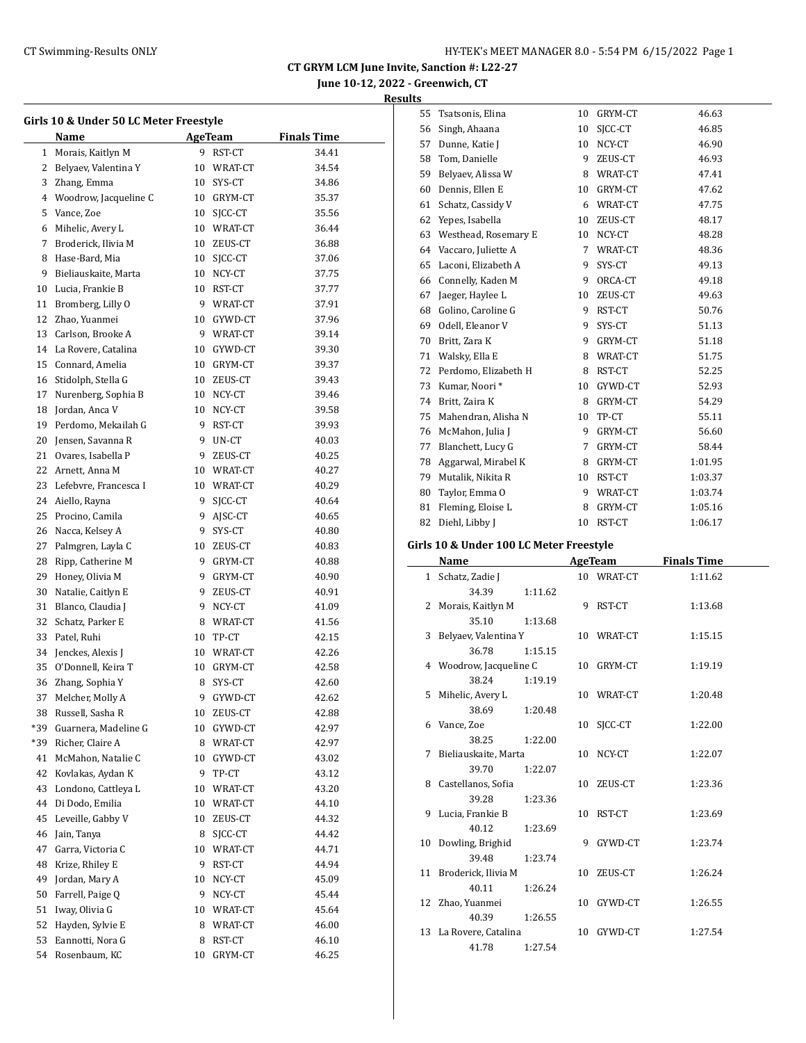**CT GRYM LCM June Invite, Sanction #: L22-27**
**June 10-12, 2022 - Greenwich, CT**
**Results**

### Girls 10 & Under 50 LC Meter Freestyle

| | Name | Age | Team | Finals Time |
|---|---|---|---|---|
| 1 | Morais, Kaitlyn M | 9 | RST-CT | 34.41 |
| 2 | Belyaev, Valentina Y | 10 | WRAT-CT | 34.54 |
| 3 | Zhang, Emma | 10 | SYS-CT | 34.86 |
| 4 | Woodrow, Jacqueline C | 10 | GRYM-CT | 35.37 |
| 5 | Vance, Zoe | 10 | SJCC-CT | 35.56 |
| 6 | Mihelic, Avery L | 10 | WRAT-CT | 36.44 |
| 7 | Broderick, Ilivia M | 10 | ZEUS-CT | 36.88 |
| 8 | Hase-Bard, Mia | 10 | SJCC-CT | 37.06 |
| 9 | Bieliauskaite, Marta | 10 | NCY-CT | 37.75 |
| 10 | Lucia, Frankie B | 10 | RST-CT | 37.77 |
| 11 | Bromberg, Lilly O | 9 | WRAT-CT | 37.91 |
| 12 | Zhao, Yuanmei | 10 | GYWD-CT | 37.96 |
| 13 | Carlson, Brooke A | 9 | WRAT-CT | 39.14 |
| 14 | La Rovere, Catalina | 10 | GYWD-CT | 39.30 |
| 15 | Connard, Amelia | 10 | GRYM-CT | 39.37 |
| 16 | Stidolph, Stella G | 10 | ZEUS-CT | 39.43 |
| 17 | Nurenberg, Sophia B | 10 | NCY-CT | 39.46 |
| 18 | Jordan, Anca V | 10 | NCY-CT | 39.58 |
| 19 | Perdomo, Mekailah G | 9 | RST-CT | 39.93 |
| 20 | Jensen, Savanna R | 9 | UN-CT | 40.03 |
| 21 | Ovares, Isabella P | 9 | ZEUS-CT | 40.25 |
| 22 | Arnett, Anna M | 10 | WRAT-CT | 40.27 |
| 23 | Lefebvre, Francesca I | 10 | WRAT-CT | 40.29 |
| 24 | Aiello, Rayna | 9 | SJCC-CT | 40.64 |
| 25 | Procino, Camila | 9 | AJSC-CT | 40.65 |
| 26 | Nacca, Kelsey A | 9 | SYS-CT | 40.80 |
| 27 | Palmgren, Layla C | 10 | ZEUS-CT | 40.83 |
| 28 | Ripp, Catherine M | 9 | GRYM-CT | 40.88 |
| 29 | Honey, Olivia M | 9 | GRYM-CT | 40.90 |
| 30 | Natalie, Caitlyn E | 9 | ZEUS-CT | 40.91 |
| 31 | Blanco, Claudia J | 9 | NCY-CT | 41.09 |
| 32 | Schatz, Parker E | 8 | WRAT-CT | 41.56 |
| 33 | Patel, Ruhi | 10 | TP-CT | 42.15 |
| 34 | Jenckes, Alexis J | 10 | WRAT-CT | 42.26 |
| 35 | O'Donnell, Keira T | 10 | GRYM-CT | 42.58 |
| 36 | Zhang, Sophia Y | 8 | SYS-CT | 42.60 |
| 37 | Melcher, Molly A | 9 | GYWD-CT | 42.62 |
| 38 | Russell, Sasha R | 10 | ZEUS-CT | 42.88 |
| *39 | Guarnera, Madeline G | 10 | GYWD-CT | 42.97 |
| *39 | Richer, Claire A | 8 | WRAT-CT | 42.97 |
| 41 | McMahon, Natalie C | 10 | GYWD-CT | 43.02 |
| 42 | Kovlakas, Aydan K | 9 | TP-CT | 43.12 |
| 43 | Londono, Cattleya L | 10 | WRAT-CT | 43.20 |
| 44 | Di Dodo, Emilia | 10 | WRAT-CT | 44.10 |
| 45 | Leveille, Gabby V | 10 | ZEUS-CT | 44.32 |
| 46 | Jain, Tanya | 8 | SJCC-CT | 44.42 |
| 47 | Garra, Victoria C | 10 | WRAT-CT | 44.71 |
| 48 | Krize, Rhiley E | 9 | RST-CT | 44.94 |
| 49 | Jordan, Mary A | 10 | NCY-CT | 45.09 |
| 50 | Farrell, Paige Q | 9 | NCY-CT | 45.44 |
| 51 | Iway, Olivia G | 10 | WRAT-CT | 45.64 |
| 52 | Hayden, Sylvie E | 8 | WRAT-CT | 46.00 |
| 53 | Eannotti, Nora G | 8 | RST-CT | 46.10 |
| 54 | Rosenbaum, KC | 10 | GRYM-CT | 46.25 |
| 55 | Tsatsonis, Elina | 10 | GRYM-CT | 46.63 |
| 56 | Singh, Ahaana | 10 | SJCC-CT | 46.85 |
| 57 | Dunne, Katie J | 10 | NCY-CT | 46.90 |
| 58 | Tom, Danielle | 9 | ZEUS-CT | 46.93 |
| 59 | Belyaev, Alissa W | 8 | WRAT-CT | 47.41 |
| 60 | Dennis, Ellen E | 10 | GRYM-CT | 47.62 |
| 61 | Schatz, Cassidy V | 6 | WRAT-CT | 47.75 |
| 62 | Yepes, Isabella | 10 | ZEUS-CT | 48.17 |
| 63 | Westhead, Rosemary E | 10 | NCY-CT | 48.28 |
| 64 | Vaccaro, Juliette A | 7 | WRAT-CT | 48.36 |
| 65 | Laconi, Elizabeth A | 9 | SYS-CT | 49.13 |
| 66 | Connelly, Kaden M | 9 | ORCA-CT | 49.18 |
| 67 | Jaeger, Haylee L | 10 | ZEUS-CT | 49.63 |
| 68 | Golino, Caroline G | 9 | RST-CT | 50.76 |
| 69 | Odell, Eleanor V | 9 | SYS-CT | 51.13 |
| 70 | Britt, Zara K | 9 | GRYM-CT | 51.18 |
| 71 | Walsky, Ella E | 8 | WRAT-CT | 51.75 |
| 72 | Perdomo, Elizabeth H | 8 | RST-CT | 52.25 |
| 73 | Kumar, Noori * | 10 | GYWD-CT | 52.93 |
| 74 | Britt, Zaira K | 8 | GRYM-CT | 54.29 |
| 75 | Mahendran, Alisha N | 10 | TP-CT | 55.11 |
| 76 | McMahon, Julia J | 9 | GRYM-CT | 56.60 |
| 77 | Blanchett, Lucy G | 7 | GRYM-CT | 58.44 |
| 78 | Aggarwal, Mirabel K | 8 | GRYM-CT | 1:01.95 |
| 79 | Mutalik, Nikita R | 10 | RST-CT | 1:03.37 |
| 80 | Taylor, Emma O | 9 | WRAT-CT | 1:03.74 |
| 81 | Fleming, Eloise L | 8 | GRYM-CT | 1:05.16 |
| 82 | Diehl, Libby J | 10 | RST-CT | 1:06.17 |

### Girls 10 & Under 100 LC Meter Freestyle

| | Name | Age | Team | Finals Time |
|---|---|---|---|---|
| 1 | Schatz, Zadie J | 10 | WRAT-CT | 1:11.62 |
| | 34.39 1:11.62 | | | |
| 2 | Morais, Kaitlyn M | 9 | RST-CT | 1:13.68 |
| | 35.10 1:13.68 | | | |
| 3 | Belyaev, Valentina Y | 10 | WRAT-CT | 1:15.15 |
| | 36.78 1:15.15 | | | |
| 4 | Woodrow, Jacqueline C | 10 | GRYM-CT | 1:19.19 |
| | 38.24 1:19.19 | | | |
| 5 | Mihelic, Avery L | 10 | WRAT-CT | 1:20.48 |
| | 38.69 1:20.48 | | | |
| 6 | Vance, Zoe | 10 | SJCC-CT | 1:22.00 |
| | 38.25 1:22.00 | | | |
| 7 | Bieliauskaite, Marta | 10 | NCY-CT | 1:22.07 |
| | 39.70 1:22.07 | | | |
| 8 | Castellanos, Sofia | 10 | ZEUS-CT | 1:23.36 |
| | 39.28 1:23.36 | | | |
| 9 | Lucia, Frankie B | 10 | RST-CT | 1:23.69 |
| | 40.12 1:23.69 | | | |
| 10 | Dowling, Brighid | 9 | GYWD-CT | 1:23.74 |
| | 39.48 1:23.74 | | | |
| 11 | Broderick, Ilivia M | 10 | ZEUS-CT | 1:26.24 |
| | 40.11 1:26.24 | | | |
| 12 | Zhao, Yuanmei | 10 | GYWD-CT | 1:26.55 |
| | 40.39 1:26.55 | | | |
| 13 | La Rovere, Catalina | 10 | GYWD-CT | 1:27.54 |
| | 41.78 1:27.54 | | | |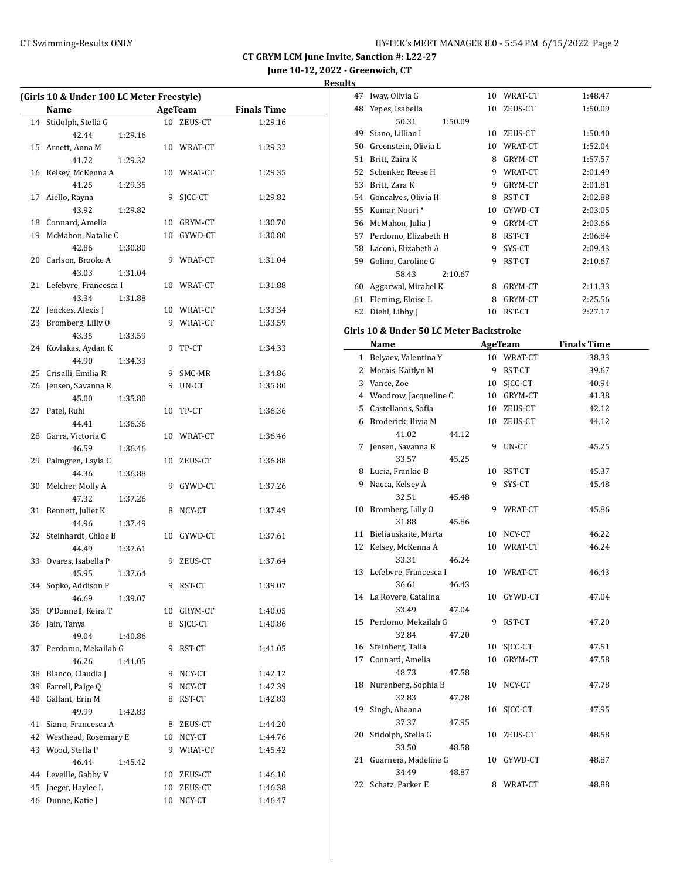# CT GRYM LCM June Invite, Sanction #: L22-27

**June 10-12, 2022 - Greenwich, CT**

**Results**

### (Girls 10 & Under 100 LC Meter Freestyle)

| | Name | Age | Team | Finals Time |
|---|---|---|---|---|
| 14 | Stidolph, Stella G | 10 | ZEUS-CT | 1:29.16 |
| | 42.44 1:29.16 | | | |
| 15 | Arnett, Anna M | 10 | WRAT-CT | 1:29.32 |
| | 41.72 1:29.32 | | | |
| 16 | Kelsey, McKenna A | 10 | WRAT-CT | 1:29.35 |
| | 41.25 1:29.35 | | | |
| 17 | Aiello, Rayna | 9 | SJCC-CT | 1:29.82 |
| | 43.92 1:29.82 | | | |
| 18 | Connard, Amelia | 10 | GRYM-CT | 1:30.70 |
| 19 | McMahon, Natalie C | 10 | GYWD-CT | 1:30.80 |
| | 42.86 1:30.80 | | | |
| 20 | Carlson, Brooke A | 9 | WRAT-CT | 1:31.04 |
| | 43.03 1:31.04 | | | |
| 21 | Lefebvre, Francesca I | 10 | WRAT-CT | 1:31.88 |
| | 43.34 1:31.88 | | | |
| 22 | Jenckes, Alexis J | 10 | WRAT-CT | 1:33.34 |
| 23 | Bromberg, Lilly O | 9 | WRAT-CT | 1:33.59 |
| | 43.35 1:33.59 | | | |
| 24 | Kovlakas, Aydan K | 9 | TP-CT | 1:34.33 |
| | 44.90 1:34.33 | | | |
| 25 | Crisalli, Emilia R | 9 | SMC-MR | 1:34.86 |
| 26 | Jensen, Savanna R | 9 | UN-CT | 1:35.80 |
| | 45.00 1:35.80 | | | |
| 27 | Patel, Ruhi | 10 | TP-CT | 1:36.36 |
| | 44.41 1:36.36 | | | |
| 28 | Garra, Victoria C | 10 | WRAT-CT | 1:36.46 |
| | 46.59 1:36.46 | | | |
| 29 | Palmgren, Layla C | 10 | ZEUS-CT | 1:36.88 |
| | 44.36 1:36.88 | | | |
| 30 | Melcher, Molly A | 9 | GYWD-CT | 1:37.26 |
| | 47.32 1:37.26 | | | |
| 31 | Bennett, Juliet K | 8 | NCY-CT | 1:37.49 |
| | 44.96 1:37.49 | | | |
| 32 | Steinhardt, Chloe B | 10 | GYWD-CT | 1:37.61 |
| | 44.49 1:37.61 | | | |
| 33 | Ovares, Isabella P | 9 | ZEUS-CT | 1:37.64 |
| | 45.95 1:37.64 | | | |
| 34 | Sopko, Addison P | 9 | RST-CT | 1:39.07 |
| | 46.69 1:39.07 | | | |
| 35 | O'Donnell, Keira T | 10 | GRYM-CT | 1:40.05 |
| 36 | Jain, Tanya | 8 | SJCC-CT | 1:40.86 |
| | 49.04 1:40.86 | | | |
| 37 | Perdomo, Mekailah G | 9 | RST-CT | 1:41.05 |
| | 46.26 1:41.05 | | | |
| 38 | Blanco, Claudia J | 9 | NCY-CT | 1:42.12 |
| 39 | Farrell, Paige Q | 9 | NCY-CT | 1:42.39 |
| 40 | Gallant, Erin M | 8 | RST-CT | 1:42.83 |
| | 49.99 1:42.83 | | | |
| 41 | Siano, Francesca A | 8 | ZEUS-CT | 1:44.20 |
| 42 | Westhead, Rosemary E | 10 | NCY-CT | 1:44.76 |
| 43 | Wood, Stella P | 9 | WRAT-CT | 1:45.42 |
| | 46.44 1:45.42 | | | |
| 44 | Leveille, Gabby V | 10 | ZEUS-CT | 1:46.10 |
| 45 | Jaeger, Haylee L | 10 | ZEUS-CT | 1:46.38 |
| 46 | Dunne, Katie J | 10 | NCY-CT | 1:46.47 |
| 47 | Iway, Olivia G | 10 | WRAT-CT | 1:48.47 |
| 48 | Yepes, Isabella | 10 | ZEUS-CT | 1:50.09 |
| | 50.31 1:50.09 | | | |
| 49 | Siano, Lillian I | 10 | ZEUS-CT | 1:50.40 |
| 50 | Greenstein, Olivia L | 10 | WRAT-CT | 1:52.04 |
| 51 | Britt, Zaira K | 8 | GRYM-CT | 1:57.57 |
| 52 | Schenker, Reese H | 9 | WRAT-CT | 2:01.49 |
| 53 | Britt, Zara K | 9 | GRYM-CT | 2:01.81 |
| 54 | Goncalves, Olivia H | 8 | RST-CT | 2:02.88 |
| 55 | Kumar, Noori * | 10 | GYWD-CT | 2:03.05 |
| 56 | McMahon, Julia J | 9 | GRYM-CT | 2:03.66 |
| 57 | Perdomo, Elizabeth H | 8 | RST-CT | 2:06.84 |
| 58 | Laconi, Elizabeth A | 9 | SYS-CT | 2:09.43 |
| 59 | Golino, Caroline G | 9 | RST-CT | 2:10.67 |
| | 58.43 2:10.67 | | | |
| 60 | Aggarwal, Mirabel K | 8 | GRYM-CT | 2:11.33 |
| 61 | Fleming, Eloise L | 8 | GRYM-CT | 2:25.56 |
| 62 | Diehl, Libby J | 10 | RST-CT | 2:27.17 |

### Girls 10 & Under 50 LC Meter Backstroke

| | Name | Age | Team | Finals Time |
|---|---|---|---|---|
| 1 | Belyaev, Valentina Y | 10 | WRAT-CT | 38.33 |
| 2 | Morais, Kaitlyn M | 9 | RST-CT | 39.67 |
| 3 | Vance, Zoe | 10 | SJCC-CT | 40.94 |
| 4 | Woodrow, Jacqueline C | 10 | GRYM-CT | 41.38 |
| 5 | Castellanos, Sofia | 10 | ZEUS-CT | 42.12 |
| 6 | Broderick, Ilivia M | 10 | ZEUS-CT | 44.12 |
| | 41.02 44.12 | | | |
| 7 | Jensen, Savanna R | 9 | UN-CT | 45.25 |
| | 33.57 45.25 | | | |
| 8 | Lucia, Frankie B | 10 | RST-CT | 45.37 |
| 9 | Nacca, Kelsey A | 9 | SYS-CT | 45.48 |
| | 32.51 45.48 | | | |
| 10 | Bromberg, Lilly O | 9 | WRAT-CT | 45.86 |
| | 31.88 45.86 | | | |
| 11 | Bieliauskaite, Marta | 10 | NCY-CT | 46.22 |
| 12 | Kelsey, McKenna A | 10 | WRAT-CT | 46.24 |
| | 33.31 46.24 | | | |
| 13 | Lefebvre, Francesca I | 10 | WRAT-CT | 46.43 |
| | 36.61 46.43 | | | |
| 14 | La Rovere, Catalina | 10 | GYWD-CT | 47.04 |
| | 33.49 47.04 | | | |
| 15 | Perdomo, Mekailah G | 9 | RST-CT | 47.20 |
| | 32.84 47.20 | | | |
| 16 | Steinberg, Talia | 10 | SJCC-CT | 47.51 |
| 17 | Connard, Amelia | 10 | GRYM-CT | 47.58 |
| | 48.73 47.58 | | | |
| 18 | Nurenberg, Sophia B | 10 | NCY-CT | 47.78 |
| | 32.83 47.78 | | | |
| 19 | Singh, Ahaana | 10 | SJCC-CT | 47.95 |
| | 37.37 47.95 | | | |
| 20 | Stidolph, Stella G | 10 | ZEUS-CT | 48.58 |
| | 33.50 48.58 | | | |
| 21 | Guarnera, Madeline G | 10 | GYWD-CT | 48.87 |
| | 34.49 48.87 | | | |
| 22 | Schatz, Parker E | 8 | WRAT-CT | 48.88 |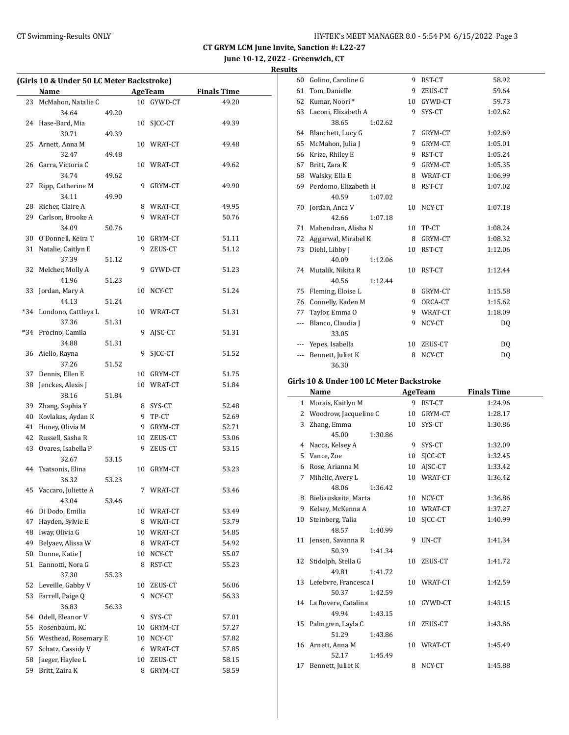CT Swimming-Results ONLY

**CT GRYM LCM June Invite, Sanction #: L22-27**

**June 10-12, 2022 - Greenwich, CT**

**Results**

### (Girls 10 & Under 50 LC Meter Backstroke)

| | Name | Age | Team | Finals Time |
|---|---|---|---|---|
| 23 | McMahon, Natalie C | 10 | GYWD-CT | 49.20 |
| | 34.64 49.20 | | | |
| 24 | Hase-Bard, Mia | 10 | SJCC-CT | 49.39 |
| | 30.71 49.39 | | | |
| 25 | Arnett, Anna M | 10 | WRAT-CT | 49.48 |
| | 32.47 49.48 | | | |
| 26 | Garra, Victoria C | 10 | WRAT-CT | 49.62 |
| | 34.74 49.62 | | | |
| 27 | Ripp, Catherine M | 9 | GRYM-CT | 49.90 |
| | 34.11 49.90 | | | |
| 28 | Richer, Claire A | 8 | WRAT-CT | 49.95 |
| 29 | Carlson, Brooke A | 9 | WRAT-CT | 50.76 |
| | 34.09 50.76 | | | |
| 30 | O'Donnell, Keira T | 10 | GRYM-CT | 51.11 |
| 31 | Natalie, Caitlyn E | 9 | ZEUS-CT | 51.12 |
| | 37.39 51.12 | | | |
| 32 | Melcher, Molly A | 9 | GYWD-CT | 51.23 |
| | 41.96 51.23 | | | |
| 33 | Jordan, Mary A | 10 | NCY-CT | 51.24 |
| | 44.13 51.24 | | | |
| *34 | Londono, Cattleya L | 10 | WRAT-CT | 51.31 |
| | 37.36 51.31 | | | |
| *34 | Procino, Camila | 9 | AJSC-CT | 51.31 |
| | 34.88 51.31 | | | |
| 36 | Aiello, Rayna | 9 | SJCC-CT | 51.52 |
| | 37.26 51.52 | | | |
| 37 | Dennis, Ellen E | 10 | GRYM-CT | 51.75 |
| 38 | Jenckes, Alexis J | 10 | WRAT-CT | 51.84 |
| | 38.16 51.84 | | | |
| 39 | Zhang, Sophia Y | 8 | SYS-CT | 52.48 |
| 40 | Kovlakas, Aydan K | 9 | TP-CT | 52.69 |
| 41 | Honey, Olivia M | 9 | GRYM-CT | 52.71 |
| 42 | Russell, Sasha R | 10 | ZEUS-CT | 53.06 |
| 43 | Ovares, Isabella P | 9 | ZEUS-CT | 53.15 |
| | 32.67 53.15 | | | |
| 44 | Tsatsonis, Elina | 10 | GRYM-CT | 53.23 |
| | 36.32 53.23 | | | |
| 45 | Vaccaro, Juliette A | 7 | WRAT-CT | 53.46 |
| | 43.04 53.46 | | | |
| 46 | Di Dodo, Emilia | 10 | WRAT-CT | 53.49 |
| 47 | Hayden, Sylvie E | 8 | WRAT-CT | 53.79 |
| 48 | Iway, Olivia G | 10 | WRAT-CT | 54.85 |
| 49 | Belyaev, Alissa W | 8 | WRAT-CT | 54.92 |
| 50 | Dunne, Katie J | 10 | NCY-CT | 55.07 |
| 51 | Eannotti, Nora G | 8 | RST-CT | 55.23 |
| | 37.30 55.23 | | | |
| 52 | Leveille, Gabby V | 10 | ZEUS-CT | 56.06 |
| 53 | Farrell, Paige Q | 9 | NCY-CT | 56.33 |
| | 36.83 56.33 | | | |
| 54 | Odell, Eleanor V | 9 | SYS-CT | 57.01 |
| 55 | Rosenbaum, KC | 10 | GRYM-CT | 57.27 |
| 56 | Westhead, Rosemary E | 10 | NCY-CT | 57.82 |
| 57 | Schatz, Cassidy V | 6 | WRAT-CT | 57.85 |
| 58 | Jaeger, Haylee L | 10 | ZEUS-CT | 58.15 |
| 59 | Britt, Zaira K | 8 | GRYM-CT | 58.59 |
| 60 | Golino, Caroline G | 9 | RST-CT | 58.92 |
| 61 | Tom, Danielle | 9 | ZEUS-CT | 59.64 |
| 62 | Kumar, Noori * | 10 | GYWD-CT | 59.73 |
| 63 | Laconi, Elizabeth A | 9 | SYS-CT | 1:02.62 |
| | 38.65 1:02.62 | | | |
| 64 | Blanchett, Lucy G | 7 | GRYM-CT | 1:02.69 |
| 65 | McMahon, Julia J | 9 | GRYM-CT | 1:05.01 |
| 66 | Krize, Rhiley E | 9 | RST-CT | 1:05.24 |
| 67 | Britt, Zara K | 9 | GRYM-CT | 1:05.35 |
| 68 | Walsky, Ella E | 8 | WRAT-CT | 1:06.99 |
| 69 | Perdomo, Elizabeth H | 8 | RST-CT | 1:07.02 |
| | 40.59 1:07.02 | | | |
| 70 | Jordan, Anca V | 10 | NCY-CT | 1:07.18 |
| | 42.66 1:07.18 | | | |
| 71 | Mahendran, Alisha N | 10 | TP-CT | 1:08.24 |
| 72 | Aggarwal, Mirabel K | 8 | GRYM-CT | 1:08.32 |
| 73 | Diehl, Libby J | 10 | RST-CT | 1:12.06 |
| | 40.09 1:12.06 | | | |
| 74 | Mutalik, Nikita R | 10 | RST-CT | 1:12.44 |
| | 40.56 1:12.44 | | | |
| 75 | Fleming, Eloise L | 8 | GRYM-CT | 1:15.58 |
| 76 | Connelly, Kaden M | 9 | ORCA-CT | 1:15.62 |
| 77 | Taylor, Emma O | 9 | WRAT-CT | 1:18.09 |
| --- | Blanco, Claudia J | 9 | NCY-CT | DQ |
| | 33.05 | | | |
| --- | Yepes, Isabella | 10 | ZEUS-CT | DQ |
| --- | Bennett, Juliet K | 8 | NCY-CT | DQ |
| | 36.30 | | | |

### Girls 10 & Under 100 LC Meter Backstroke

| | Name | Age | Team | Finals Time |
|---|---|---|---|---|
| 1 | Morais, Kaitlyn M | 9 | RST-CT | 1:24.96 |
| 2 | Woodrow, Jacqueline C | 10 | GRYM-CT | 1:28.17 |
| 3 | Zhang, Emma | 10 | SYS-CT | 1:30.86 |
| | 45.00 1:30.86 | | | |
| 4 | Nacca, Kelsey A | 9 | SYS-CT | 1:32.09 |
| 5 | Vance, Zoe | 10 | SJCC-CT | 1:32.45 |
| 6 | Rose, Arianna M | 10 | AJSC-CT | 1:33.42 |
| 7 | Mihelic, Avery L | 10 | WRAT-CT | 1:36.42 |
| | 48.06 1:36.42 | | | |
| 8 | Bieliauskaite, Marta | 10 | NCY-CT | 1:36.86 |
| 9 | Kelsey, McKenna A | 10 | WRAT-CT | 1:37.27 |
| 10 | Steinberg, Talia | 10 | SJCC-CT | 1:40.99 |
| | 48.57 1:40.99 | | | |
| 11 | Jensen, Savanna R | 9 | UN-CT | 1:41.34 |
| | 50.39 1:41.34 | | | |
| 12 | Stidolph, Stella G | 10 | ZEUS-CT | 1:41.72 |
| | 49.81 1:41.72 | | | |
| 13 | Lefebvre, Francesca I | 10 | WRAT-CT | 1:42.59 |
| | 50.37 1:42.59 | | | |
| 14 | La Rovere, Catalina | 10 | GYWD-CT | 1:43.15 |
| | 49.94 1:43.15 | | | |
| 15 | Palmgren, Layla C | 10 | ZEUS-CT | 1:43.86 |
| | 51.29 1:43.86 | | | |
| 16 | Arnett, Anna M | 10 | WRAT-CT | 1:45.49 |
| | 52.17 1:45.49 | | | |
| 17 | Bennett, Juliet K | 8 | NCY-CT | 1:45.88 |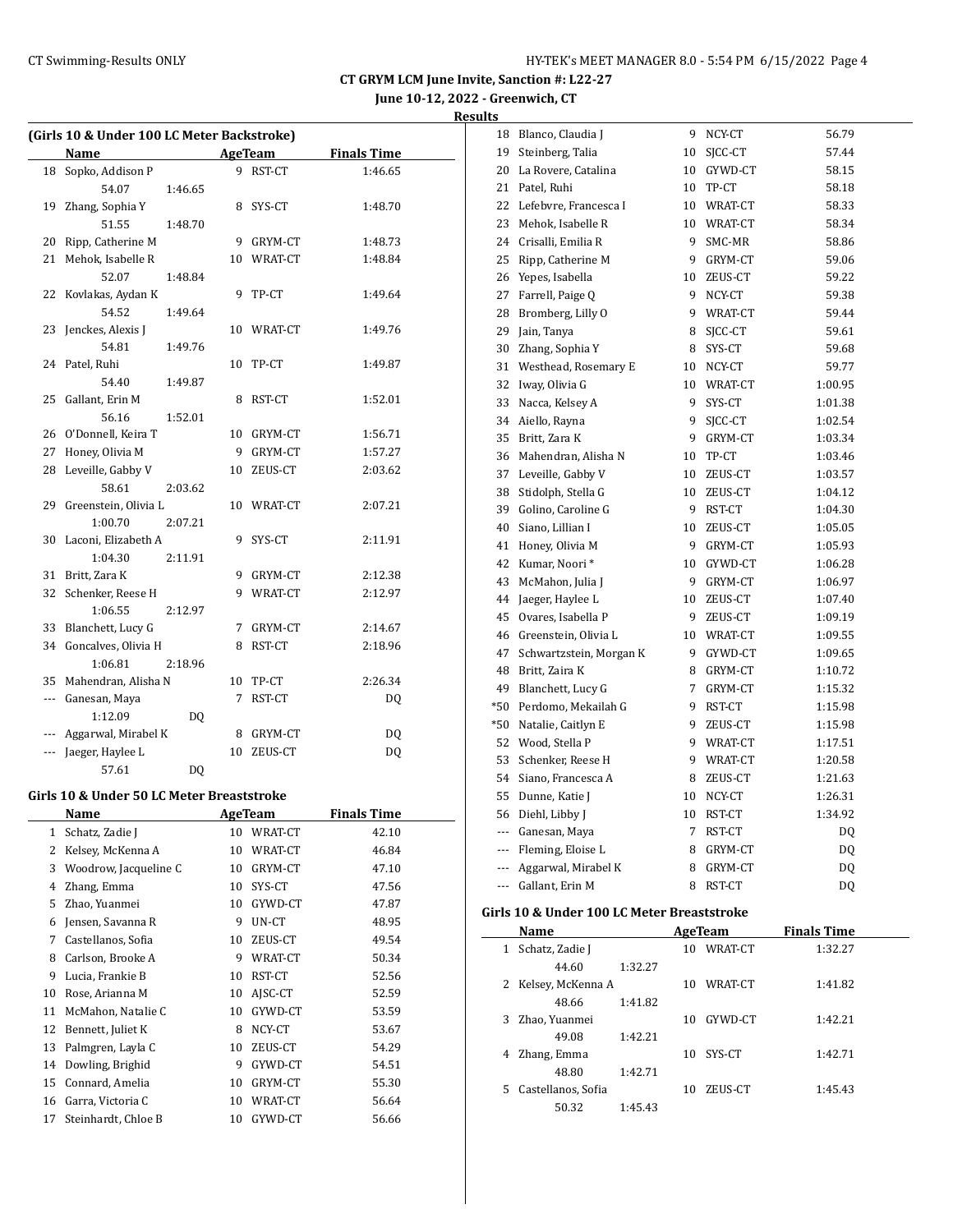CT GRYM LCM June Invite, Sanction #: L22-27

June 10-12, 2022 - Greenwich, CT

Results

**(Girls 10 & Under 100 LC Meter Backstroke)**

| | Name | Age | Team | Finals Time |
|---|---|---|---|---|
| 18 | Sopko, Addison P | 9 | RST-CT | 1:46.65 |
| | 54.07 1:46.65 | | | |
| 19 | Zhang, Sophia Y | 8 | SYS-CT | 1:48.70 |
| | 51.55 1:48.70 | | | |
| 20 | Ripp, Catherine M | 9 | GRYM-CT | 1:48.73 |
| 21 | Mehok, Isabelle R | 10 | WRAT-CT | 1:48.84 |
| | 52.07 1:48.84 | | | |
| 22 | Kovlakas, Aydan K | 9 | TP-CT | 1:49.64 |
| | 54.52 1:49.64 | | | |
| 23 | Jenckes, Alexis J | 10 | WRAT-CT | 1:49.76 |
| | 54.81 1:49.76 | | | |
| 24 | Patel, Ruhi | 10 | TP-CT | 1:49.87 |
| | 54.40 1:49.87 | | | |
| 25 | Gallant, Erin M | 8 | RST-CT | 1:52.01 |
| | 56.16 1:52.01 | | | |
| 26 | O'Donnell, Keira T | 10 | GRYM-CT | 1:56.71 |
| 27 | Honey, Olivia M | 9 | GRYM-CT | 1:57.27 |
| 28 | Leveille, Gabby V | 10 | ZEUS-CT | 2:03.62 |
| | 58.61 2:03.62 | | | |
| 29 | Greenstein, Olivia L | 10 | WRAT-CT | 2:07.21 |
| | 1:00.70 2:07.21 | | | |
| 30 | Laconi, Elizabeth A | 9 | SYS-CT | 2:11.91 |
| | 1:04.30 2:11.91 | | | |
| 31 | Britt, Zara K | 9 | GRYM-CT | 2:12.38 |
| 32 | Schenker, Reese H | 9 | WRAT-CT | 2:12.97 |
| | 1:06.55 2:12.97 | | | |
| 33 | Blanchett, Lucy G | 7 | GRYM-CT | 2:14.67 |
| 34 | Goncalves, Olivia H | 8 | RST-CT | 2:18.96 |
| | 1:06.81 2:18.96 | | | |
| 35 | Mahendran, Alisha N | 10 | TP-CT | 2:26.34 |
| --- | Ganesan, Maya | 7 | RST-CT | DQ |
| | 1:12.09 DQ | | | |
| --- | Aggarwal, Mirabel K | 8 | GRYM-CT | DQ |
| --- | Jaeger, Haylee L | 10 | ZEUS-CT | DQ |
| | 57.61 DQ | | | |

**Girls 10 & Under 50 LC Meter Breaststroke**

| | Name | Age | Team | Finals Time |
|---|---|---|---|---|
| 1 | Schatz, Zadie J | 10 | WRAT-CT | 42.10 |
| 2 | Kelsey, McKenna A | 10 | WRAT-CT | 46.84 |
| 3 | Woodrow, Jacqueline C | 10 | GRYM-CT | 47.10 |
| 4 | Zhang, Emma | 10 | SYS-CT | 47.56 |
| 5 | Zhao, Yuanmei | 10 | GYWD-CT | 47.87 |
| 6 | Jensen, Savanna R | 9 | UN-CT | 48.95 |
| 7 | Castellanos, Sofia | 10 | ZEUS-CT | 49.54 |
| 8 | Carlson, Brooke A | 9 | WRAT-CT | 50.34 |
| 9 | Lucia, Frankie B | 10 | RST-CT | 52.56 |
| 10 | Rose, Arianna M | 10 | AJSC-CT | 52.59 |
| 11 | McMahon, Natalie C | 10 | GYWD-CT | 53.59 |
| 12 | Bennett, Juliet K | 8 | NCY-CT | 53.67 |
| 13 | Palmgren, Layla C | 10 | ZEUS-CT | 54.29 |
| 14 | Dowling, Brighid | 9 | GYWD-CT | 54.51 |
| 15 | Connard, Amelia | 10 | GRYM-CT | 55.30 |
| 16 | Garra, Victoria C | 10 | WRAT-CT | 56.64 |
| 17 | Steinhardt, Chloe B | 10 | GYWD-CT | 56.66 |
| 18 | Blanco, Claudia J | 9 | NCY-CT | 56.79 |
| 19 | Steinberg, Talia | 10 | SJCC-CT | 57.44 |
| 20 | La Rovere, Catalina | 10 | GYWD-CT | 58.15 |
| 21 | Patel, Ruhi | 10 | TP-CT | 58.18 |
| 22 | Lefebvre, Francesca I | 10 | WRAT-CT | 58.33 |
| 23 | Mehok, Isabelle R | 10 | WRAT-CT | 58.34 |
| 24 | Crisalli, Emilia R | 9 | SMC-MR | 58.86 |
| 25 | Ripp, Catherine M | 9 | GRYM-CT | 59.06 |
| 26 | Yepes, Isabella | 10 | ZEUS-CT | 59.22 |
| 27 | Farrell, Paige Q | 9 | NCY-CT | 59.38 |
| 28 | Bromberg, Lilly O | 9 | WRAT-CT | 59.44 |
| 29 | Jain, Tanya | 8 | SJCC-CT | 59.61 |
| 30 | Zhang, Sophia Y | 8 | SYS-CT | 59.68 |
| 31 | Westhead, Rosemary E | 10 | NCY-CT | 59.77 |
| 32 | Iway, Olivia G | 10 | WRAT-CT | 1:00.95 |
| 33 | Nacca, Kelsey A | 9 | SYS-CT | 1:01.38 |
| 34 | Aiello, Rayna | 9 | SJCC-CT | 1:02.54 |
| 35 | Britt, Zara K | 9 | GRYM-CT | 1:03.34 |
| 36 | Mahendran, Alisha N | 10 | TP-CT | 1:03.46 |
| 37 | Leveille, Gabby V | 10 | ZEUS-CT | 1:03.57 |
| 38 | Stidolph, Stella G | 10 | ZEUS-CT | 1:04.12 |
| 39 | Golino, Caroline G | 9 | RST-CT | 1:04.30 |
| 40 | Siano, Lillian I | 10 | ZEUS-CT | 1:05.05 |
| 41 | Honey, Olivia M | 9 | GRYM-CT | 1:05.93 |
| 42 | Kumar, Noori * | 10 | GYWD-CT | 1:06.28 |
| 43 | McMahon, Julia J | 9 | GRYM-CT | 1:06.97 |
| 44 | Jaeger, Haylee L | 10 | ZEUS-CT | 1:07.40 |
| 45 | Ovares, Isabella P | 9 | ZEUS-CT | 1:09.19 |
| 46 | Greenstein, Olivia L | 10 | WRAT-CT | 1:09.55 |
| 47 | Schwartzstein, Morgan K | 9 | GYWD-CT | 1:09.65 |
| 48 | Britt, Zaira K | 8 | GRYM-CT | 1:10.72 |
| 49 | Blanchett, Lucy G | 7 | GRYM-CT | 1:15.32 |
| *50 | Perdomo, Mekailah G | 9 | RST-CT | 1:15.98 |
| *50 | Natalie, Caitlyn E | 9 | ZEUS-CT | 1:15.98 |
| 52 | Wood, Stella P | 9 | WRAT-CT | 1:17.51 |
| 53 | Schenker, Reese H | 9 | WRAT-CT | 1:20.58 |
| 54 | Siano, Francesca A | 8 | ZEUS-CT | 1:21.63 |
| 55 | Dunne, Katie J | 10 | NCY-CT | 1:26.31 |
| 56 | Diehl, Libby J | 10 | RST-CT | 1:34.92 |
| --- | Ganesan, Maya | 7 | RST-CT | DQ |
| --- | Fleming, Eloise L | 8 | GRYM-CT | DQ |
| --- | Aggarwal, Mirabel K | 8 | GRYM-CT | DQ |
| --- | Gallant, Erin M | 8 | RST-CT | DQ |

**Girls 10 & Under 100 LC Meter Breaststroke**

| | Name | Age | Team | Finals Time |
|---|---|---|---|---|
| 1 | Schatz, Zadie J | 10 | WRAT-CT | 1:32.27 |
| | 44.60 1:32.27 | | | |
| 2 | Kelsey, McKenna A | 10 | WRAT-CT | 1:41.82 |
| | 48.66 1:41.82 | | | |
| 3 | Zhao, Yuanmei | 10 | GYWD-CT | 1:42.21 |
| | 49.08 1:42.21 | | | |
| 4 | Zhang, Emma | 10 | SYS-CT | 1:42.71 |
| | 48.80 1:42.71 | | | |
| 5 | Castellanos, Sofia | 10 | ZEUS-CT | 1:45.43 |
| | 50.32 1:45.43 | | | |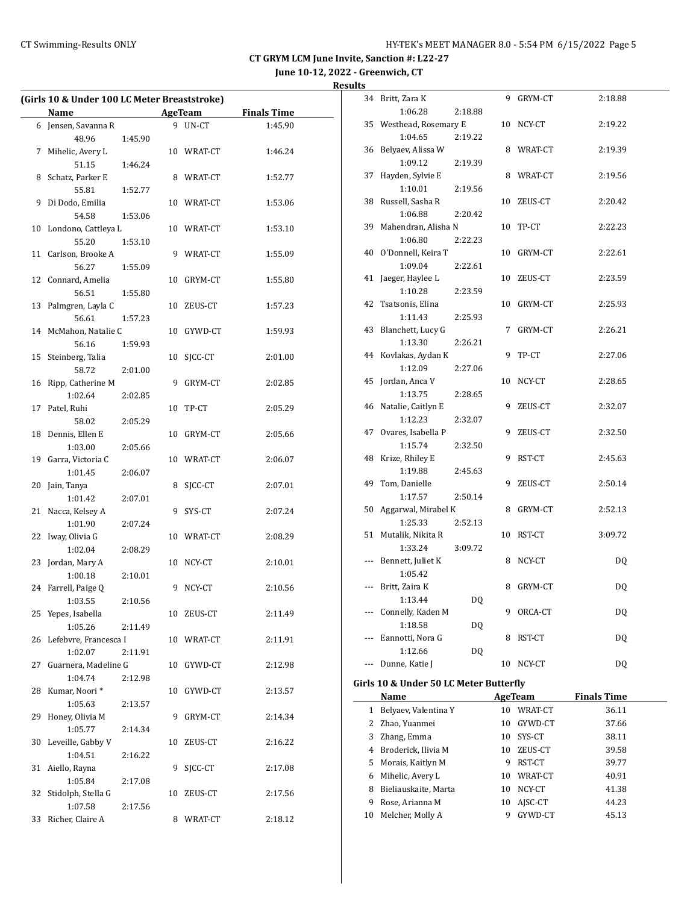CT GRYM LCM June Invite, Sanction #: L22-27

June 10-12, 2022 - Greenwich, CT

**Results**

### (Girls 10 & Under 100 LC Meter Breaststroke)

| | Name | Age | Team | Finals Time |
|---|---|---|---|---|
| 6 | Jensen, Savanna R | 9 | UN-CT | 1:45.90 |
| | 48.96 1:45.90 | | | |
| 7 | Mihelic, Avery L | 10 | WRAT-CT | 1:46.24 |
| | 51.15 1:46.24 | | | |
| 8 | Schatz, Parker E | 8 | WRAT-CT | 1:52.77 |
| | 55.81 1:52.77 | | | |
| 9 | Di Dodo, Emilia | 10 | WRAT-CT | 1:53.06 |
| | 54.58 1:53.06 | | | |
| 10 | Londono, Cattleya L | 10 | WRAT-CT | 1:53.10 |
| | 55.20 1:53.10 | | | |
| 11 | Carlson, Brooke A | 9 | WRAT-CT | 1:55.09 |
| | 56.27 1:55.09 | | | |
| 12 | Connard, Amelia | 10 | GRYM-CT | 1:55.80 |
| | 56.51 1:55.80 | | | |
| 13 | Palmgren, Layla C | 10 | ZEUS-CT | 1:57.23 |
| | 56.61 1:57.23 | | | |
| 14 | McMahon, Natalie C | 10 | GYWD-CT | 1:59.93 |
| | 56.16 1:59.93 | | | |
| 15 | Steinberg, Talia | 10 | SJCC-CT | 2:01.00 |
| | 58.72 2:01.00 | | | |
| 16 | Ripp, Catherine M | 9 | GRYM-CT | 2:02.85 |
| | 1:02.64 2:02.85 | | | |
| 17 | Patel, Ruhi | 10 | TP-CT | 2:05.29 |
| | 58.02 2:05.29 | | | |
| 18 | Dennis, Ellen E | 10 | GRYM-CT | 2:05.66 |
| | 1:03.00 2:05.66 | | | |
| 19 | Garra, Victoria C | 10 | WRAT-CT | 2:06.07 |
| | 1:01.45 2:06.07 | | | |
| 20 | Jain, Tanya | 8 | SJCC-CT | 2:07.01 |
| | 1:01.42 2:07.01 | | | |
| 21 | Nacca, Kelsey A | 9 | SYS-CT | 2:07.24 |
| | 1:01.90 2:07.24 | | | |
| 22 | Iway, Olivia G | 10 | WRAT-CT | 2:08.29 |
| | 1:02.04 2:08.29 | | | |
| 23 | Jordan, Mary A | 10 | NCY-CT | 2:10.01 |
| | 1:00.18 2:10.01 | | | |
| 24 | Farrell, Paige Q | 9 | NCY-CT | 2:10.56 |
| | 1:03.55 2:10.56 | | | |
| 25 | Yepes, Isabella | 10 | ZEUS-CT | 2:11.49 |
| | 1:05.26 2:11.49 | | | |
| 26 | Lefebvre, Francesca I | 10 | WRAT-CT | 2:11.91 |
| | 1:02.07 2:11.91 | | | |
| 27 | Guarnera, Madeline G | 10 | GYWD-CT | 2:12.98 |
| | 1:04.74 2:12.98 | | | |
| 28 | Kumar, Noori * | 10 | GYWD-CT | 2:13.57 |
| | 1:05.63 2:13.57 | | | |
| 29 | Honey, Olivia M | 9 | GRYM-CT | 2:14.34 |
| | 1:05.77 2:14.34 | | | |
| 30 | Leveille, Gabby V | 10 | ZEUS-CT | 2:16.22 |
| | 1:04.51 2:16.22 | | | |
| 31 | Aiello, Rayna | 9 | SJCC-CT | 2:17.08 |
| | 1:05.84 2:17.08 | | | |
| 32 | Stidolph, Stella G | 10 | ZEUS-CT | 2:17.56 |
| | 1:07.58 2:17.56 | | | |
| 33 | Richer, Claire A | 8 | WRAT-CT | 2:18.12 |
| 34 | Britt, Zara K | 9 | GRYM-CT | 2:18.88 |
| | 1:06.28 2:18.88 | | | |
| 35 | Westhead, Rosemary E | 10 | NCY-CT | 2:19.22 |
| | 1:04.65 2:19.22 | | | |
| 36 | Belyaev, Alissa W | 8 | WRAT-CT | 2:19.39 |
| | 1:09.12 2:19.39 | | | |
| 37 | Hayden, Sylvie E | 8 | WRAT-CT | 2:19.56 |
| | 1:10.01 2:19.56 | | | |
| 38 | Russell, Sasha R | 10 | ZEUS-CT | 2:20.42 |
| | 1:06.88 2:20.42 | | | |
| 39 | Mahendran, Alisha N | 10 | TP-CT | 2:22.23 |
| | 1:06.80 2:22.23 | | | |
| 40 | O'Donnell, Keira T | 10 | GRYM-CT | 2:22.61 |
| | 1:09.04 2:22.61 | | | |
| 41 | Jaeger, Haylee L | 10 | ZEUS-CT | 2:23.59 |
| | 1:10.28 2:23.59 | | | |
| 42 | Tsatsonis, Elina | 10 | GRYM-CT | 2:25.93 |
| | 1:11.43 2:25.93 | | | |
| 43 | Blanchett, Lucy G | 7 | GRYM-CT | 2:26.21 |
| | 1:13.30 2:26.21 | | | |
| 44 | Kovlakas, Aydan K | 9 | TP-CT | 2:27.06 |
| | 1:12.09 2:27.06 | | | |
| 45 | Jordan, Anca V | 10 | NCY-CT | 2:28.65 |
| | 1:13.75 2:28.65 | | | |
| 46 | Natalie, Caitlyn E | 9 | ZEUS-CT | 2:32.07 |
| | 1:12.23 2:32.07 | | | |
| 47 | Ovares, Isabella P | 9 | ZEUS-CT | 2:32.50 |
| | 1:15.74 2:32.50 | | | |
| 48 | Krize, Rhiley E | 9 | RST-CT | 2:45.63 |
| | 1:19.88 2:45.63 | | | |
| 49 | Tom, Danielle | 9 | ZEUS-CT | 2:50.14 |
| | 1:17.57 2:50.14 | | | |
| 50 | Aggarwal, Mirabel K | 8 | GRYM-CT | 2:52.13 |
| | 1:25.33 2:52.13 | | | |
| 51 | Mutalik, Nikita R | 10 | RST-CT | 3:09.72 |
| | 1:33.24 3:09.72 | | | |
| --- | Bennett, Juliet K | 8 | NCY-CT | DQ |
| | 1:05.42 | | | |
| --- | Britt, Zaira K | 8 | GRYM-CT | DQ |
| | 1:13.44 DQ | | | |
| --- | Connelly, Kaden M | 9 | ORCA-CT | DQ |
| | 1:18.58 DQ | | | |
| --- | Eannotti, Nora G | 8 | RST-CT | DQ |
| | 1:12.66 DQ | | | |
| --- | Dunne, Katie J | 10 | NCY-CT | DQ |

### Girls 10 & Under 50 LC Meter Butterfly

| | Name | Age | Team | Finals Time |
|---|---|---|---|---|
| 1 | Belyaev, Valentina Y | 10 | WRAT-CT | 36.11 |
| 2 | Zhao, Yuanmei | 10 | GYWD-CT | 37.66 |
| 3 | Zhang, Emma | 10 | SYS-CT | 38.11 |
| 4 | Broderick, Ilivia M | 10 | ZEUS-CT | 39.58 |
| 5 | Morais, Kaitlyn M | 9 | RST-CT | 39.77 |
| 6 | Mihelic, Avery L | 10 | WRAT-CT | 40.91 |
| 8 | Bieliauskaite, Marta | 10 | NCY-CT | 41.38 |
| 9 | Rose, Arianna M | 10 | AJSC-CT | 44.23 |
| 10 | Melcher, Molly A | 9 | GYWD-CT | 45.13 |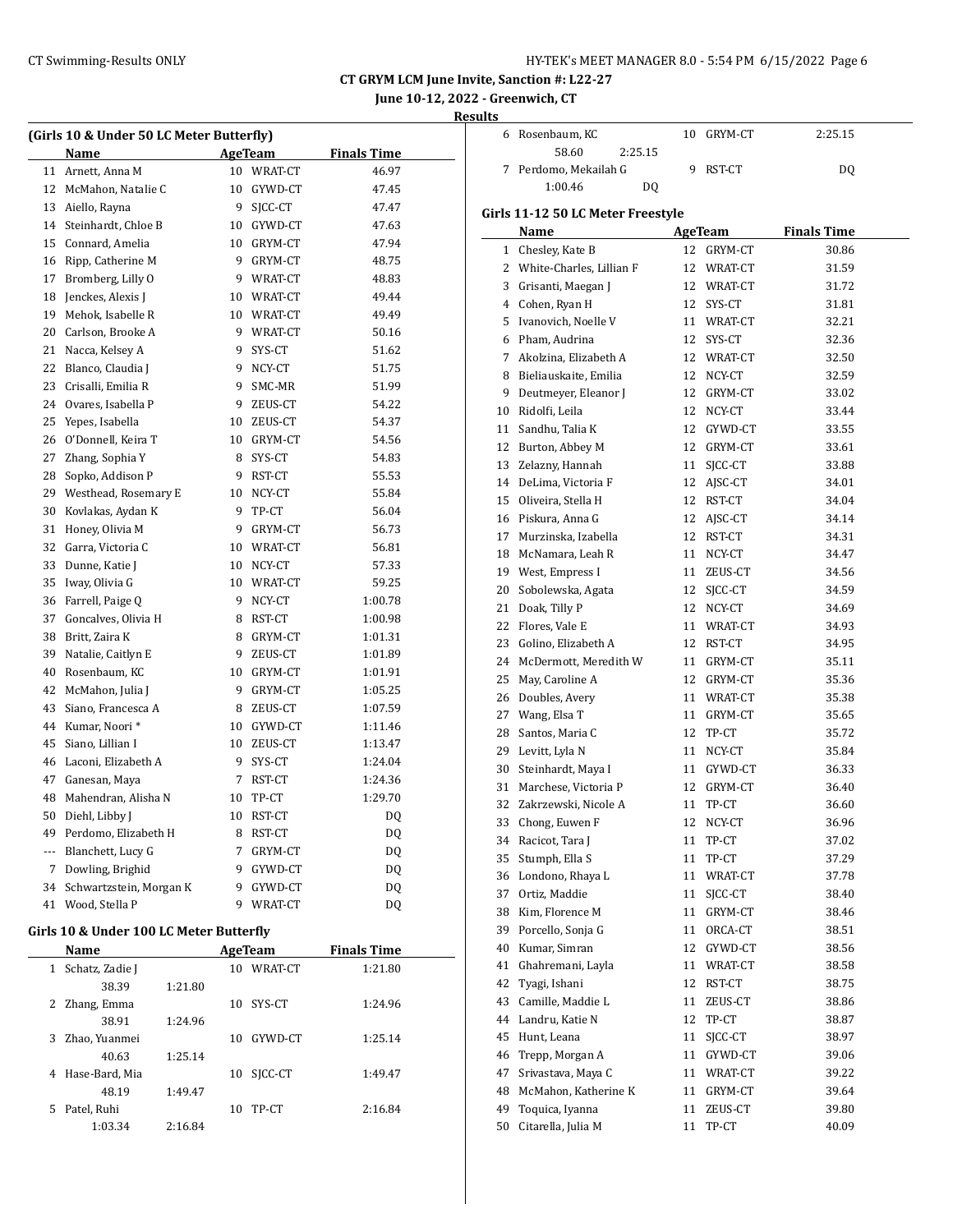# CT GRYM LCM June Invite, Sanction #: L22-27

## June 10-12, 2022 - Greenwich, CT

### Results

**(Girls 10 & Under 50 LC Meter Butterfly)**

| | Name | Age | Team | Finals Time |
|---|---|---|---|---|
| 11 | Arnett, Anna M | 10 | WRAT-CT | 46.97 |
| 12 | McMahon, Natalie C | 10 | GYWD-CT | 47.45 |
| 13 | Aiello, Rayna | 9 | SJCC-CT | 47.47 |
| 14 | Steinhardt, Chloe B | 10 | GYWD-CT | 47.63 |
| 15 | Connard, Amelia | 10 | GRYM-CT | 47.94 |
| 16 | Ripp, Catherine M | 9 | GRYM-CT | 48.75 |
| 17 | Bromberg, Lilly O | 9 | WRAT-CT | 48.83 |
| 18 | Jenckes, Alexis J | 10 | WRAT-CT | 49.44 |
| 19 | Mehok, Isabelle R | 10 | WRAT-CT | 49.49 |
| 20 | Carlson, Brooke A | 9 | WRAT-CT | 50.16 |
| 21 | Nacca, Kelsey A | 9 | SYS-CT | 51.62 |
| 22 | Blanco, Claudia J | 9 | NCY-CT | 51.75 |
| 23 | Crisalli, Emilia R | 9 | SMC-MR | 51.99 |
| 24 | Ovares, Isabella P | 9 | ZEUS-CT | 54.22 |
| 25 | Yepes, Isabella | 10 | ZEUS-CT | 54.37 |
| 26 | O'Donnell, Keira T | 10 | GRYM-CT | 54.56 |
| 27 | Zhang, Sophia Y | 8 | SYS-CT | 54.83 |
| 28 | Sopko, Addison P | 9 | RST-CT | 55.53 |
| 29 | Westhead, Rosemary E | 10 | NCY-CT | 55.84 |
| 30 | Kovlakas, Aydan K | 9 | TP-CT | 56.04 |
| 31 | Honey, Olivia M | 9 | GRYM-CT | 56.73 |
| 32 | Garra, Victoria C | 10 | WRAT-CT | 56.81 |
| 33 | Dunne, Katie J | 10 | NCY-CT | 57.33 |
| 35 | Iway, Olivia G | 10 | WRAT-CT | 59.25 |
| 36 | Farrell, Paige Q | 9 | NCY-CT | 1:00.78 |
| 37 | Goncalves, Olivia H | 8 | RST-CT | 1:00.98 |
| 38 | Britt, Zaira K | 8 | GRYM-CT | 1:01.31 |
| 39 | Natalie, Caitlyn E | 9 | ZEUS-CT | 1:01.89 |
| 40 | Rosenbaum, KC | 10 | GRYM-CT | 1:01.91 |
| 42 | McMahon, Julia J | 9 | GRYM-CT | 1:05.25 |
| 43 | Siano, Francesca A | 8 | ZEUS-CT | 1:07.59 |
| 44 | Kumar, Noori * | 10 | GYWD-CT | 1:11.46 |
| 45 | Siano, Lillian I | 10 | ZEUS-CT | 1:13.47 |
| 46 | Laconi, Elizabeth A | 9 | SYS-CT | 1:24.04 |
| 47 | Ganesan, Maya | 7 | RST-CT | 1:24.36 |
| 48 | Mahendran, Alisha N | 10 | TP-CT | 1:29.70 |
| 50 | Diehl, Libby J | 10 | RST-CT | DQ |
| 49 | Perdomo, Elizabeth H | 8 | RST-CT | DQ |
| --- | Blanchett, Lucy G | 7 | GRYM-CT | DQ |
| 7 | Dowling, Brighid | 9 | GYWD-CT | DQ |
| 34 | Schwartzstein, Morgan K | 9 | GYWD-CT | DQ |
| 41 | Wood, Stella P | 9 | WRAT-CT | DQ |

**Girls 10 & Under 100 LC Meter Butterfly**

| | Name | Age | Team | Finals Time |
|---|---|---|---|---|
| 1 | Schatz, Zadie J | 10 | WRAT-CT | 1:21.80 |
| | 38.39 1:21.80 | | | |
| 2 | Zhang, Emma | 10 | SYS-CT | 1:24.96 |
| | 38.91 1:24.96 | | | |
| 3 | Zhao, Yuanmei | 10 | GYWD-CT | 1:25.14 |
| | 40.63 1:25.14 | | | |
| 4 | Hase-Bard, Mia | 10 | SJCC-CT | 1:49.47 |
| | 48.19 1:49.47 | | | |
| 5 | Patel, Ruhi | 10 | TP-CT | 2:16.84 |
| | 1:03.34 2:16.84 | | | |
| 6 | Rosenbaum, KC | 10 | GRYM-CT | 2:25.15 |
| | 58.60 2:25.15 | | | |
| 7 | Perdomo, Mekailah G | 9 | RST-CT | DQ |
| | 1:00.46 DQ | | | |

**Girls 11-12 50 LC Meter Freestyle**

| | Name | Age | Team | Finals Time |
|---|---|---|---|---|
| 1 | Chesley, Kate B | 12 | GRYM-CT | 30.86 |
| 2 | White-Charles, Lillian F | 12 | WRAT-CT | 31.59 |
| 3 | Grisanti, Maegan J | 12 | WRAT-CT | 31.72 |
| 4 | Cohen, Ryan H | 12 | SYS-CT | 31.81 |
| 5 | Ivanovich, Noelle V | 11 | WRAT-CT | 32.21 |
| 6 | Pham, Audrina | 12 | SYS-CT | 32.36 |
| 7 | Akolzina, Elizabeth A | 12 | WRAT-CT | 32.50 |
| 8 | Bieliauskaite, Emilia | 12 | NCY-CT | 32.59 |
| 9 | Deutmeyer, Eleanor J | 12 | GRYM-CT | 33.02 |
| 10 | Ridolfi, Leila | 12 | NCY-CT | 33.44 |
| 11 | Sandhu, Talia K | 12 | GYWD-CT | 33.55 |
| 12 | Burton, Abbey M | 12 | GRYM-CT | 33.61 |
| 13 | Zelazny, Hannah | 11 | SJCC-CT | 33.88 |
| 14 | DeLima, Victoria F | 12 | AJSC-CT | 34.01 |
| 15 | Oliveira, Stella H | 12 | RST-CT | 34.04 |
| 16 | Piskura, Anna G | 12 | AJSC-CT | 34.14 |
| 17 | Murzinska, Izabella | 12 | RST-CT | 34.31 |
| 18 | McNamara, Leah R | 11 | NCY-CT | 34.47 |
| 19 | West, Empress I | 11 | ZEUS-CT | 34.56 |
| 20 | Sobolewska, Agata | 12 | SJCC-CT | 34.59 |
| 21 | Doak, Tilly P | 12 | NCY-CT | 34.69 |
| 22 | Flores, Vale E | 11 | WRAT-CT | 34.93 |
| 23 | Golino, Elizabeth A | 12 | RST-CT | 34.95 |
| 24 | McDermott, Meredith W | 11 | GRYM-CT | 35.11 |
| 25 | May, Caroline A | 12 | GRYM-CT | 35.36 |
| 26 | Doubles, Avery | 11 | WRAT-CT | 35.38 |
| 27 | Wang, Elsa T | 11 | GRYM-CT | 35.65 |
| 28 | Santos, Maria C | 12 | TP-CT | 35.72 |
| 29 | Levitt, Lyla N | 11 | NCY-CT | 35.84 |
| 30 | Steinhardt, Maya I | 11 | GYWD-CT | 36.33 |
| 31 | Marchese, Victoria P | 12 | GRYM-CT | 36.40 |
| 32 | Zakrzewski, Nicole A | 11 | TP-CT | 36.60 |
| 33 | Chong, Euwen F | 12 | NCY-CT | 36.96 |
| 34 | Racicot, Tara J | 11 | TP-CT | 37.02 |
| 35 | Stumph, Ella S | 11 | TP-CT | 37.29 |
| 36 | Londono, Rhaya L | 11 | WRAT-CT | 37.78 |
| 37 | Ortiz, Maddie | 11 | SJCC-CT | 38.40 |
| 38 | Kim, Florence M | 11 | GRYM-CT | 38.46 |
| 39 | Porcello, Sonja G | 11 | ORCA-CT | 38.51 |
| 40 | Kumar, Simran | 12 | GYWD-CT | 38.56 |
| 41 | Ghahremani, Layla | 11 | WRAT-CT | 38.58 |
| 42 | Tyagi, Ishani | 12 | RST-CT | 38.75 |
| 43 | Camille, Maddie L | 11 | ZEUS-CT | 38.86 |
| 44 | Landru, Katie N | 12 | TP-CT | 38.87 |
| 45 | Hunt, Leana | 11 | SJCC-CT | 38.97 |
| 46 | Trepp, Morgan A | 11 | GYWD-CT | 39.06 |
| 47 | Srivastava, Maya C | 11 | WRAT-CT | 39.22 |
| 48 | McMahon, Katherine K | 11 | GRYM-CT | 39.64 |
| 49 | Toquica, Iyanna | 11 | ZEUS-CT | 39.80 |
| 50 | Citarella, Julia M | 11 | TP-CT | 40.09 |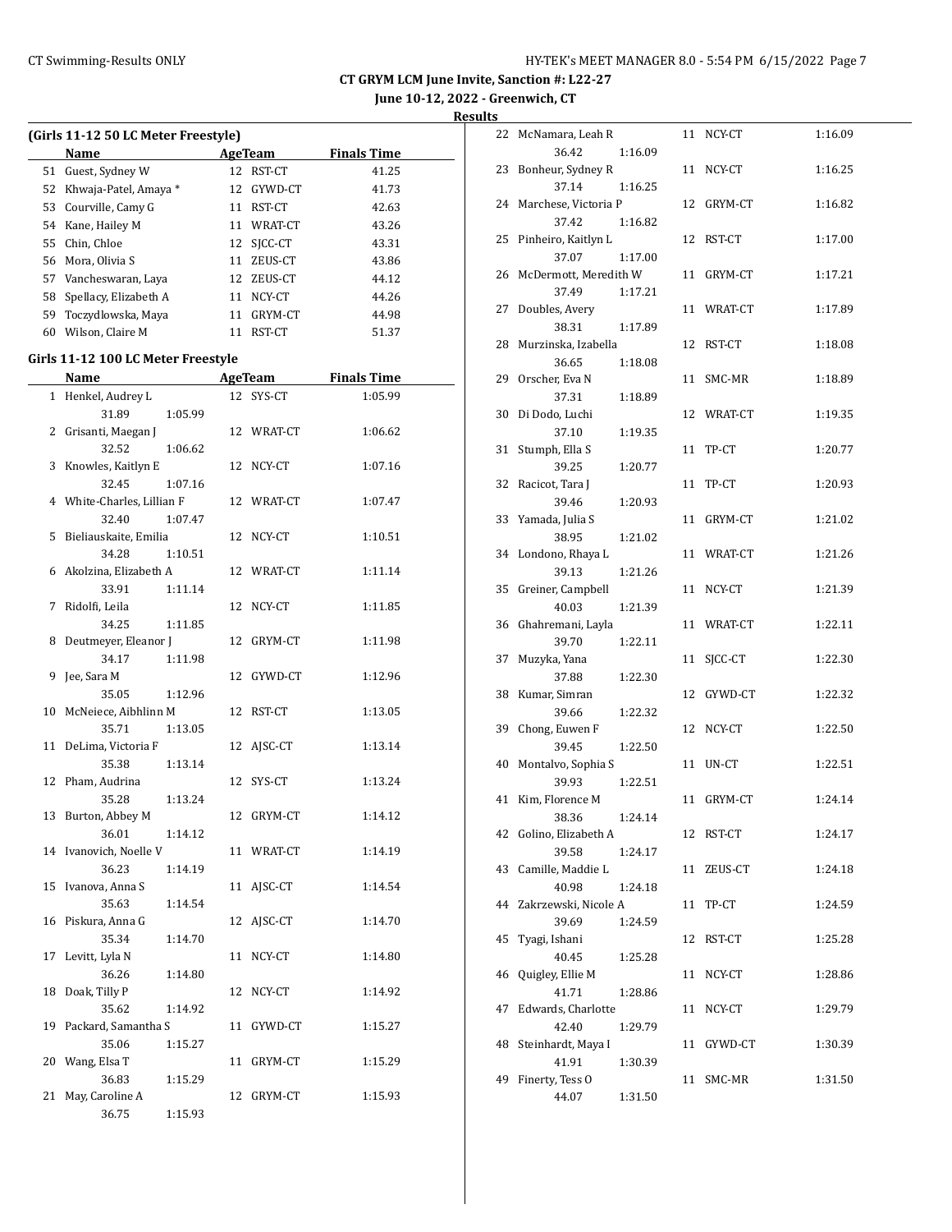CT Swimming-Results ONLY

## CT GRYM LCM June Invite, Sanction #: L22-27

**June 10-12, 2022 - Greenwich, CT**

**Results**

### (Girls 11-12 50 LC Meter Freestyle)

| | Name | Age | Team | Finals Time |
|---|---|---|---|---|
| 51 | Guest, Sydney W | 12 | RST-CT | 41.25 |
| 52 | Khwaja-Patel, Amaya * | 12 | GYWD-CT | 41.73 |
| 53 | Courville, Camy G | 11 | RST-CT | 42.63 |
| 54 | Kane, Hailey M | 11 | WRAT-CT | 43.26 |
| 55 | Chin, Chloe | 12 | SJCC-CT | 43.31 |
| 56 | Mora, Olivia S | 11 | ZEUS-CT | 43.86 |
| 57 | Vancheswaran, Laya | 12 | ZEUS-CT | 44.12 |
| 58 | Spellacy, Elizabeth A | 11 | NCY-CT | 44.26 |
| 59 | Toczydlowska, Maya | 11 | GRYM-CT | 44.98 |
| 60 | Wilson, Claire M | 11 | RST-CT | 51.37 |

### Girls 11-12 100 LC Meter Freestyle

| | Name | Age | Team | Finals Time |
|---|---|---|---|---|
| 1 | Henkel, Audrey L | 12 | SYS-CT | 1:05.99 |
| | 31.89 1:05.99 | | | |
| 2 | Grisanti, Maegan J | 12 | WRAT-CT | 1:06.62 |
| | 32.52 1:06.62 | | | |
| 3 | Knowles, Kaitlyn E | 12 | NCY-CT | 1:07.16 |
| | 32.45 1:07.16 | | | |
| 4 | White-Charles, Lillian F | 12 | WRAT-CT | 1:07.47 |
| | 32.40 1:07.47 | | | |
| 5 | Bieliauskaite, Emilia | 12 | NCY-CT | 1:10.51 |
| | 34.28 1:10.51 | | | |
| 6 | Akolzina, Elizabeth A | 12 | WRAT-CT | 1:11.14 |
| | 33.91 1:11.14 | | | |
| 7 | Ridolfi, Leila | 12 | NCY-CT | 1:11.85 |
| | 34.25 1:11.85 | | | |
| 8 | Deutmeyer, Eleanor J | 12 | GRYM-CT | 1:11.98 |
| | 34.17 1:11.98 | | | |
| 9 | Jee, Sara M | 12 | GYWD-CT | 1:12.96 |
| | 35.05 1:12.96 | | | |
| 10 | McNeiece, Aibhlinn M | 12 | RST-CT | 1:13.05 |
| | 35.71 1:13.05 | | | |
| 11 | DeLima, Victoria F | 12 | AJSC-CT | 1:13.14 |
| | 35.38 1:13.14 | | | |
| 12 | Pham, Audrina | 12 | SYS-CT | 1:13.24 |
| | 35.28 1:13.24 | | | |
| 13 | Burton, Abbey M | 12 | GRYM-CT | 1:14.12 |
| | 36.01 1:14.12 | | | |
| 14 | Ivanovich, Noelle V | 11 | WRAT-CT | 1:14.19 |
| | 36.23 1:14.19 | | | |
| 15 | Ivanova, Anna S | 11 | AJSC-CT | 1:14.54 |
| | 35.63 1:14.54 | | | |
| 16 | Piskura, Anna G | 12 | AJSC-CT | 1:14.70 |
| | 35.34 1:14.70 | | | |
| 17 | Levitt, Lyla N | 11 | NCY-CT | 1:14.80 |
| | 36.26 1:14.80 | | | |
| 18 | Doak, Tilly P | 12 | NCY-CT | 1:14.92 |
| | 35.62 1:14.92 | | | |
| 19 | Packard, Samantha S | 11 | GYWD-CT | 1:15.27 |
| | 35.06 1:15.27 | | | |
| 20 | Wang, Elsa T | 11 | GRYM-CT | 1:15.29 |
| | 36.83 1:15.29 | | | |
| 21 | May, Caroline A | 12 | GRYM-CT | 1:15.93 |
| | 36.75 1:15.93 | | | |
| 22 | McNamara, Leah R | 11 | NCY-CT | 1:16.09 |
| | 36.42 1:16.09 | | | |
| 23 | Bonheur, Sydney R | 11 | NCY-CT | 1:16.25 |
| | 37.14 1:16.25 | | | |
| 24 | Marchese, Victoria P | 12 | GRYM-CT | 1:16.82 |
| | 37.42 1:16.82 | | | |
| 25 | Pinheiro, Kaitlyn L | 12 | RST-CT | 1:17.00 |
| | 37.07 1:17.00 | | | |
| 26 | McDermott, Meredith W | 11 | GRYM-CT | 1:17.21 |
| | 37.49 1:17.21 | | | |
| 27 | Doubles, Avery | 11 | WRAT-CT | 1:17.89 |
| | 38.31 1:17.89 | | | |
| 28 | Murzinska, Izabella | 12 | RST-CT | 1:18.08 |
| | 36.65 1:18.08 | | | |
| 29 | Orscher, Eva N | 11 | SMC-MR | 1:18.89 |
| | 37.31 1:18.89 | | | |
| 30 | Di Dodo, Luchi | 12 | WRAT-CT | 1:19.35 |
| | 37.10 1:19.35 | | | |
| 31 | Stumph, Ella S | 11 | TP-CT | 1:20.77 |
| | 39.25 1:20.77 | | | |
| 32 | Racicot, Tara J | 11 | TP-CT | 1:20.93 |
| | 39.46 1:20.93 | | | |
| 33 | Yamada, Julia S | 11 | GRYM-CT | 1:21.02 |
| | 38.95 1:21.02 | | | |
| 34 | Londono, Rhaya L | 11 | WRAT-CT | 1:21.26 |
| | 39.13 1:21.26 | | | |
| 35 | Greiner, Campbell | 11 | NCY-CT | 1:21.39 |
| | 40.03 1:21.39 | | | |
| 36 | Ghahremani, Layla | 11 | WRAT-CT | 1:22.11 |
| | 39.70 1:22.11 | | | |
| 37 | Muzyka, Yana | 11 | SJCC-CT | 1:22.30 |
| | 37.88 1:22.30 | | | |
| 38 | Kumar, Simran | 12 | GYWD-CT | 1:22.32 |
| | 39.66 1:22.32 | | | |
| 39 | Chong, Euwen F | 12 | NCY-CT | 1:22.50 |
| | 39.45 1:22.50 | | | |
| 40 | Montalvo, Sophia S | 11 | UN-CT | 1:22.51 |
| | 39.93 1:22.51 | | | |
| 41 | Kim, Florence M | 11 | GRYM-CT | 1:24.14 |
| | 38.36 1:24.14 | | | |
| 42 | Golino, Elizabeth A | 12 | RST-CT | 1:24.17 |
| | 39.58 1:24.17 | | | |
| 43 | Camille, Maddie L | 11 | ZEUS-CT | 1:24.18 |
| | 40.98 1:24.18 | | | |
| 44 | Zakrzewski, Nicole A | 11 | TP-CT | 1:24.59 |
| | 39.69 1:24.59 | | | |
| 45 | Tyagi, Ishani | 12 | RST-CT | 1:25.28 |
| | 40.45 1:25.28 | | | |
| 46 | Quigley, Ellie M | 11 | NCY-CT | 1:28.86 |
| | 41.71 1:28.86 | | | |
| 47 | Edwards, Charlotte | 11 | NCY-CT | 1:29.79 |
| | 42.40 1:29.79 | | | |
| 48 | Steinhardt, Maya I | 11 | GYWD-CT | 1:30.39 |
| | 41.91 1:30.39 | | | |
| 49 | Finerty, Tess O | 11 | SMC-MR | 1:31.50 |
| | 44.07 1:31.50 | | | |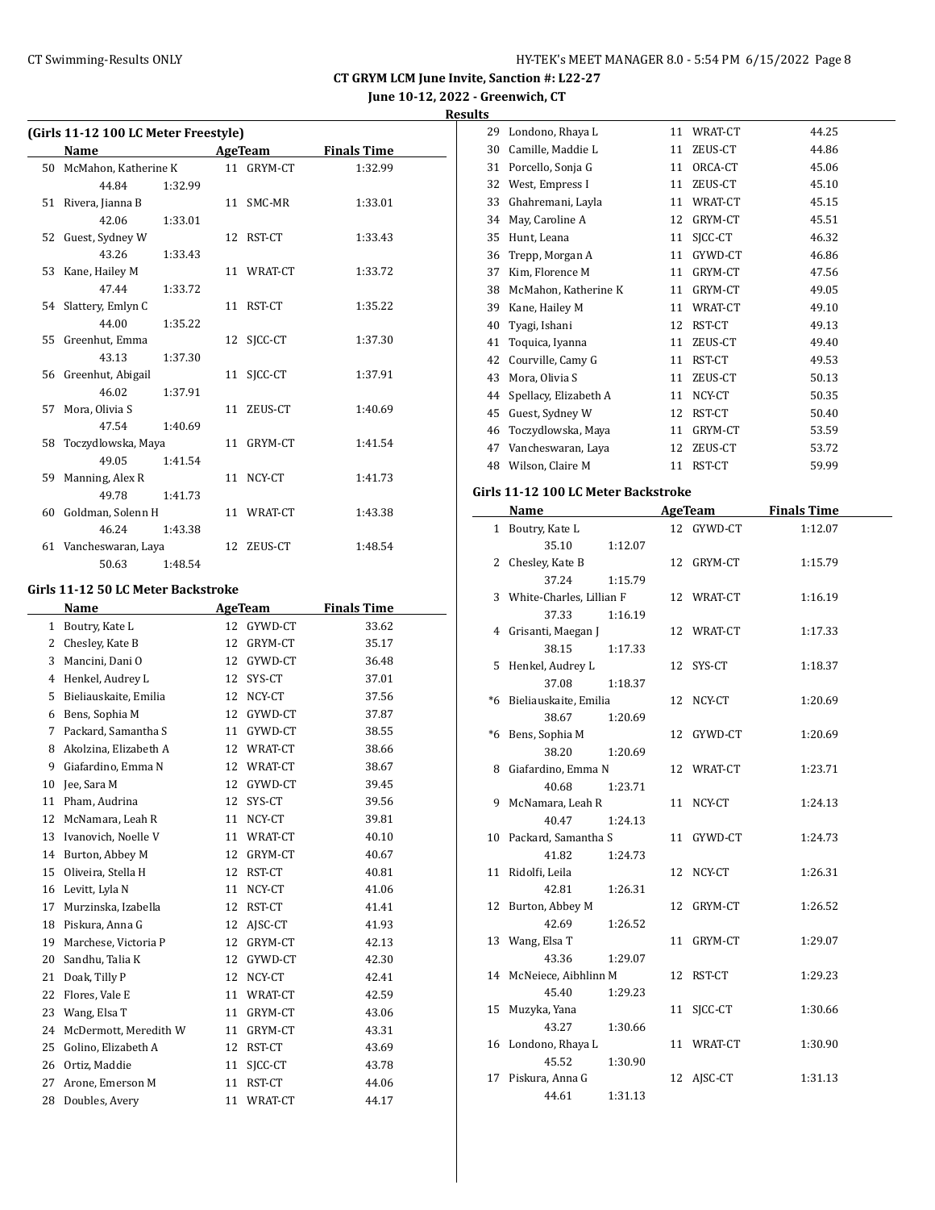**CT GRYM LCM June Invite, Sanction #: L22-27**
**June 10-12, 2022 - Greenwich, CT**
**Results**

### (Girls 11-12 100 LC Meter Freestyle)

| | Name | Age | Team | Finals Time |
|---|---|---|---|---|
| 50 | McMahon, Katherine K | 11 | GRYM-CT | 1:32.99 |
| | 44.84 1:32.99 | | | |
| 51 | Rivera, Jianna B | 11 | SMC-MR | 1:33.01 |
| | 42.06 1:33.01 | | | |
| 52 | Guest, Sydney W | 12 | RST-CT | 1:33.43 |
| | 43.26 1:33.43 | | | |
| 53 | Kane, Hailey M | 11 | WRAT-CT | 1:33.72 |
| | 47.44 1:33.72 | | | |
| 54 | Slattery, Emlyn C | 11 | RST-CT | 1:35.22 |
| | 44.00 1:35.22 | | | |
| 55 | Greenhut, Emma | 12 | SJCC-CT | 1:37.30 |
| | 43.13 1:37.30 | | | |
| 56 | Greenhut, Abigail | 11 | SJCC-CT | 1:37.91 |
| | 46.02 1:37.91 | | | |
| 57 | Mora, Olivia S | 11 | ZEUS-CT | 1:40.69 |
| | 47.54 1:40.69 | | | |
| 58 | Toczydlowska, Maya | 11 | GRYM-CT | 1:41.54 |
| | 49.05 1:41.54 | | | |
| 59 | Manning, Alex R | 11 | NCY-CT | 1:41.73 |
| | 49.78 1:41.73 | | | |
| 60 | Goldman, Solenn H | 11 | WRAT-CT | 1:43.38 |
| | 46.24 1:43.38 | | | |
| 61 | Vancheswaran, Laya | 12 | ZEUS-CT | 1:48.54 |
| | 50.63 1:48.54 | | | |

### Girls 11-12 50 LC Meter Backstroke

| | Name | Age | Team | Finals Time |
|---|---|---|---|---|
| 1 | Boutry, Kate L | 12 | GYWD-CT | 33.62 |
| 2 | Chesley, Kate B | 12 | GRYM-CT | 35.17 |
| 3 | Mancini, Dani O | 12 | GYWD-CT | 36.48 |
| 4 | Henkel, Audrey L | 12 | SYS-CT | 37.01 |
| 5 | Bieliauskaite, Emilia | 12 | NCY-CT | 37.56 |
| 6 | Bens, Sophia M | 12 | GYWD-CT | 37.87 |
| 7 | Packard, Samantha S | 11 | GYWD-CT | 38.55 |
| 8 | Akolzina, Elizabeth A | 12 | WRAT-CT | 38.66 |
| 9 | Giafardino, Emma N | 12 | WRAT-CT | 38.67 |
| 10 | Jee, Sara M | 12 | GYWD-CT | 39.45 |
| 11 | Pham, Audrina | 12 | SYS-CT | 39.56 |
| 12 | McNamara, Leah R | 11 | NCY-CT | 39.81 |
| 13 | Ivanovich, Noelle V | 11 | WRAT-CT | 40.10 |
| 14 | Burton, Abbey M | 12 | GRYM-CT | 40.67 |
| 15 | Oliveira, Stella H | 12 | RST-CT | 40.81 |
| 16 | Levitt, Lyla N | 11 | NCY-CT | 41.06 |
| 17 | Murzinska, Izabella | 12 | RST-CT | 41.41 |
| 18 | Piskura, Anna G | 12 | AJSC-CT | 41.93 |
| 19 | Marchese, Victoria P | 12 | GRYM-CT | 42.13 |
| 20 | Sandhu, Talia K | 12 | GYWD-CT | 42.30 |
| 21 | Doak, Tilly P | 12 | NCY-CT | 42.41 |
| 22 | Flores, Vale E | 11 | WRAT-CT | 42.59 |
| 23 | Wang, Elsa T | 11 | GRYM-CT | 43.06 |
| 24 | McDermott, Meredith W | 11 | GRYM-CT | 43.31 |
| 25 | Golino, Elizabeth A | 12 | RST-CT | 43.69 |
| 26 | Ortiz, Maddie | 11 | SJCC-CT | 43.78 |
| 27 | Arone, Emerson M | 11 | RST-CT | 44.06 |
| 28 | Doubles, Avery | 11 | WRAT-CT | 44.17 |
| 29 | Londono, Rhaya L | 11 | WRAT-CT | 44.25 |
| 30 | Camille, Maddie L | 11 | ZEUS-CT | 44.86 |
| 31 | Porcello, Sonja G | 11 | ORCA-CT | 45.06 |
| 32 | West, Empress I | 11 | ZEUS-CT | 45.10 |
| 33 | Ghahremani, Layla | 11 | WRAT-CT | 45.15 |
| 34 | May, Caroline A | 12 | GRYM-CT | 45.51 |
| 35 | Hunt, Leana | 11 | SJCC-CT | 46.32 |
| 36 | Trepp, Morgan A | 11 | GYWD-CT | 46.86 |
| 37 | Kim, Florence M | 11 | GRYM-CT | 47.56 |
| 38 | McMahon, Katherine K | 11 | GRYM-CT | 49.05 |
| 39 | Kane, Hailey M | 11 | WRAT-CT | 49.10 |
| 40 | Tyagi, Ishani | 12 | RST-CT | 49.13 |
| 41 | Toquica, Iyanna | 11 | ZEUS-CT | 49.40 |
| 42 | Courville, Camy G | 11 | RST-CT | 49.53 |
| 43 | Mora, Olivia S | 11 | ZEUS-CT | 50.13 |
| 44 | Spellacy, Elizabeth A | 11 | NCY-CT | 50.35 |
| 45 | Guest, Sydney W | 12 | RST-CT | 50.40 |
| 46 | Toczydlowska, Maya | 11 | GRYM-CT | 53.59 |
| 47 | Vancheswaran, Laya | 12 | ZEUS-CT | 53.72 |
| 48 | Wilson, Claire M | 11 | RST-CT | 59.99 |

### Girls 11-12 100 LC Meter Backstroke

| | Name | Age | Team | Finals Time |
|---|---|---|---|---|
| 1 | Boutry, Kate L | 12 | GYWD-CT | 1:12.07 |
| | 35.10 1:12.07 | | | |
| 2 | Chesley, Kate B | 12 | GRYM-CT | 1:15.79 |
| | 37.24 1:15.79 | | | |
| 3 | White-Charles, Lillian F | 12 | WRAT-CT | 1:16.19 |
| | 37.33 1:16.19 | | | |
| 4 | Grisanti, Maegan J | 12 | WRAT-CT | 1:17.33 |
| | 38.15 1:17.33 | | | |
| 5 | Henkel, Audrey L | 12 | SYS-CT | 1:18.37 |
| | 37.08 1:18.37 | | | |
| *6 | Bieliauskaite, Emilia | 12 | NCY-CT | 1:20.69 |
| | 38.67 1:20.69 | | | |
| *6 | Bens, Sophia M | 12 | GYWD-CT | 1:20.69 |
| | 38.20 1:20.69 | | | |
| 8 | Giafardino, Emma N | 12 | WRAT-CT | 1:23.71 |
| | 40.68 1:23.71 | | | |
| 9 | McNamara, Leah R | 11 | NCY-CT | 1:24.13 |
| | 40.47 1:24.13 | | | |
| 10 | Packard, Samantha S | 11 | GYWD-CT | 1:24.73 |
| | 41.82 1:24.73 | | | |
| 11 | Ridolfi, Leila | 12 | NCY-CT | 1:26.31 |
| | 42.81 1:26.31 | | | |
| 12 | Burton, Abbey M | 12 | GRYM-CT | 1:26.52 |
| | 42.69 1:26.52 | | | |
| 13 | Wang, Elsa T | 11 | GRYM-CT | 1:29.07 |
| | 43.36 1:29.07 | | | |
| 14 | McNeiece, Aibhlinn M | 12 | RST-CT | 1:29.23 |
| | 45.40 1:29.23 | | | |
| 15 | Muzyka, Yana | 11 | SJCC-CT | 1:30.66 |
| | 43.27 1:30.66 | | | |
| 16 | Londono, Rhaya L | 11 | WRAT-CT | 1:30.90 |
| | 45.52 1:30.90 | | | |
| 17 | Piskura, Anna G | 12 | AJSC-CT | 1:31.13 |
| | 44.61 1:31.13 | | | |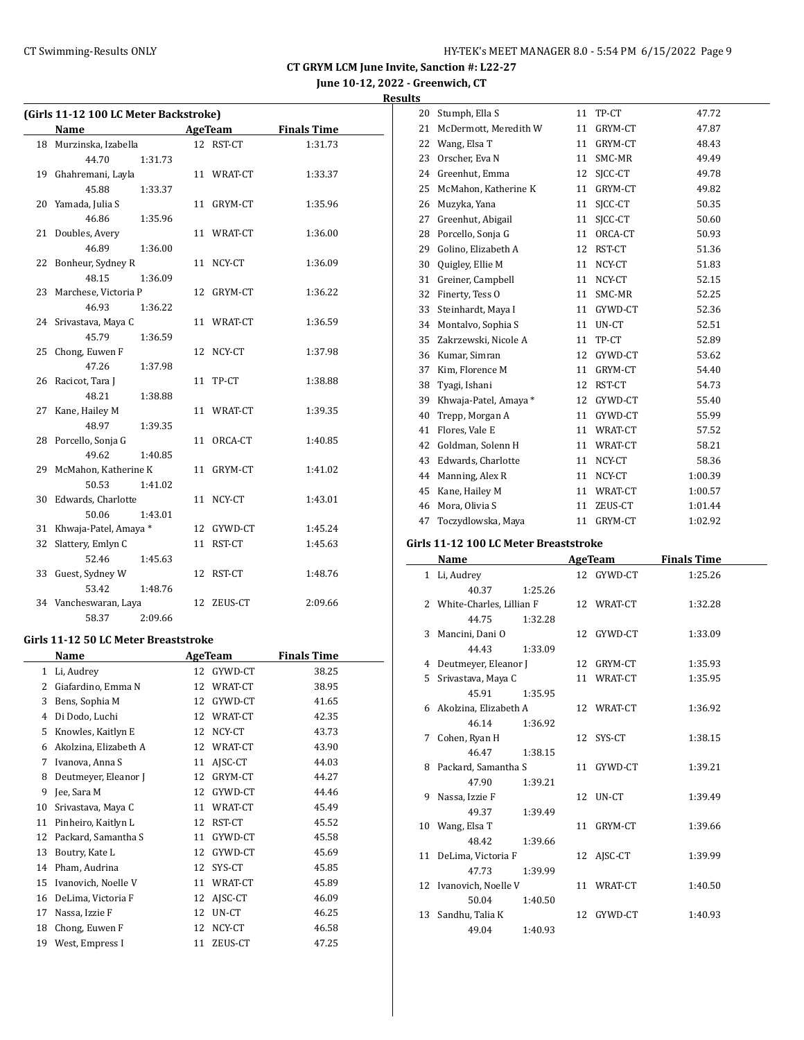**CT GRYM LCM June Invite, Sanction #: L22-27**

**June 10-12, 2022 - Greenwich, CT**

**Results**

### (Girls 11-12 100 LC Meter Backstroke)

| | Name | Age | Team | Finals Time |
|---|---|---|---|---|
| 18 | Murzinska, Izabella | 12 | RST-CT | 1:31.73 |
| | 44.70 1:31.73 | | | |
| 19 | Ghahremani, Layla | 11 | WRAT-CT | 1:33.37 |
| | 45.88 1:33.37 | | | |
| 20 | Yamada, Julia S | 11 | GRYM-CT | 1:35.96 |
| | 46.86 1:35.96 | | | |
| 21 | Doubles, Avery | 11 | WRAT-CT | 1:36.00 |
| | 46.89 1:36.00 | | | |
| 22 | Bonheur, Sydney R | 11 | NCY-CT | 1:36.09 |
| | 48.15 1:36.09 | | | |
| 23 | Marchese, Victoria P | 12 | GRYM-CT | 1:36.22 |
| | 46.93 1:36.22 | | | |
| 24 | Srivastava, Maya C | 11 | WRAT-CT | 1:36.59 |
| | 45.79 1:36.59 | | | |
| 25 | Chong, Euwen F | 12 | NCY-CT | 1:37.98 |
| | 47.26 1:37.98 | | | |
| 26 | Racicot, Tara J | 11 | TP-CT | 1:38.88 |
| | 48.21 1:38.88 | | | |
| 27 | Kane, Hailey M | 11 | WRAT-CT | 1:39.35 |
| | 48.97 1:39.35 | | | |
| 28 | Porcello, Sonja G | 11 | ORCA-CT | 1:40.85 |
| | 49.62 1:40.85 | | | |
| 29 | McMahon, Katherine K | 11 | GRYM-CT | 1:41.02 |
| | 50.53 1:41.02 | | | |
| 30 | Edwards, Charlotte | 11 | NCY-CT | 1:43.01 |
| | 50.06 1:43.01 | | | |
| 31 | Khwaja-Patel, Amaya * | 12 | GYWD-CT | 1:45.24 |
| 32 | Slattery, Emlyn C | 11 | RST-CT | 1:45.63 |
| | 52.46 1:45.63 | | | |
| 33 | Guest, Sydney W | 12 | RST-CT | 1:48.76 |
| | 53.42 1:48.76 | | | |
| 34 | Vancheswaran, Laya | 12 | ZEUS-CT | 2:09.66 |
| | 58.37 2:09.66 | | | |

### Girls 11-12 50 LC Meter Breaststroke

| | Name | Age | Team | Finals Time |
|---|---|---|---|---|
| 1 | Li, Audrey | 12 | GYWD-CT | 38.25 |
| 2 | Giafardino, Emma N | 12 | WRAT-CT | 38.95 |
| 3 | Bens, Sophia M | 12 | GYWD-CT | 41.65 |
| 4 | Di Dodo, Luchi | 12 | WRAT-CT | 42.35 |
| 5 | Knowles, Kaitlyn E | 12 | NCY-CT | 43.73 |
| 6 | Akolzina, Elizabeth A | 12 | WRAT-CT | 43.90 |
| 7 | Ivanova, Anna S | 11 | AJSC-CT | 44.03 |
| 8 | Deutmeyer, Eleanor J | 12 | GRYM-CT | 44.27 |
| 9 | Jee, Sara M | 12 | GYWD-CT | 44.46 |
| 10 | Srivastava, Maya C | 11 | WRAT-CT | 45.49 |
| 11 | Pinheiro, Kaitlyn L | 12 | RST-CT | 45.52 |
| 12 | Packard, Samantha S | 11 | GYWD-CT | 45.58 |
| 13 | Boutry, Kate L | 12 | GYWD-CT | 45.69 |
| 14 | Pham, Audrina | 12 | SYS-CT | 45.85 |
| 15 | Ivanovich, Noelle V | 11 | WRAT-CT | 45.89 |
| 16 | DeLima, Victoria F | 12 | AJSC-CT | 46.09 |
| 17 | Nassa, Izzie F | 12 | UN-CT | 46.25 |
| 18 | Chong, Euwen F | 12 | NCY-CT | 46.58 |
| 19 | West, Empress I | 11 | ZEUS-CT | 47.25 |
| 20 | Stumph, Ella S | 11 | TP-CT | 47.72 |
| 21 | McDermott, Meredith W | 11 | GRYM-CT | 47.87 |
| 22 | Wang, Elsa T | 11 | GRYM-CT | 48.43 |
| 23 | Orscher, Eva N | 11 | SMC-MR | 49.49 |
| 24 | Greenhut, Emma | 12 | SJCC-CT | 49.78 |
| 25 | McMahon, Katherine K | 11 | GRYM-CT | 49.82 |
| 26 | Muzyka, Yana | 11 | SJCC-CT | 50.35 |
| 27 | Greenhut, Abigail | 11 | SJCC-CT | 50.60 |
| 28 | Porcello, Sonja G | 11 | ORCA-CT | 50.93 |
| 29 | Golino, Elizabeth A | 12 | RST-CT | 51.36 |
| 30 | Quigley, Ellie M | 11 | NCY-CT | 51.83 |
| 31 | Greiner, Campbell | 11 | NCY-CT | 52.15 |
| 32 | Finerty, Tess O | 11 | SMC-MR | 52.25 |
| 33 | Steinhardt, Maya I | 11 | GYWD-CT | 52.36 |
| 34 | Montalvo, Sophia S | 11 | UN-CT | 52.51 |
| 35 | Zakrzewski, Nicole A | 11 | TP-CT | 52.89 |
| 36 | Kumar, Simran | 12 | GYWD-CT | 53.62 |
| 37 | Kim, Florence M | 11 | GRYM-CT | 54.40 |
| 38 | Tyagi, Ishani | 12 | RST-CT | 54.73 |
| 39 | Khwaja-Patel, Amaya * | 12 | GYWD-CT | 55.40 |
| 40 | Trepp, Morgan A | 11 | GYWD-CT | 55.99 |
| 41 | Flores, Vale E | 11 | WRAT-CT | 57.52 |
| 42 | Goldman, Solenn H | 11 | WRAT-CT | 58.21 |
| 43 | Edwards, Charlotte | 11 | NCY-CT | 58.36 |
| 44 | Manning, Alex R | 11 | NCY-CT | 1:00.39 |
| 45 | Kane, Hailey M | 11 | WRAT-CT | 1:00.57 |
| 46 | Mora, Olivia S | 11 | ZEUS-CT | 1:01.44 |
| 47 | Toczydlowska, Maya | 11 | GRYM-CT | 1:02.92 |

### Girls 11-12 100 LC Meter Breaststroke

| | Name | Age | Team | Finals Time |
|---|---|---|---|---|
| 1 | Li, Audrey | 12 | GYWD-CT | 1:25.26 |
| | 40.37 1:25.26 | | | |
| 2 | White-Charles, Lillian F | 12 | WRAT-CT | 1:32.28 |
| | 44.75 1:32.28 | | | |
| 3 | Mancini, Dani O | 12 | GYWD-CT | 1:33.09 |
| | 44.43 1:33.09 | | | |
| 4 | Deutmeyer, Eleanor J | 12 | GRYM-CT | 1:35.93 |
| 5 | Srivastava, Maya C | 11 | WRAT-CT | 1:35.95 |
| | 45.91 1:35.95 | | | |
| 6 | Akolzina, Elizabeth A | 12 | WRAT-CT | 1:36.92 |
| | 46.14 1:36.92 | | | |
| 7 | Cohen, Ryan H | 12 | SYS-CT | 1:38.15 |
| | 46.47 1:38.15 | | | |
| 8 | Packard, Samantha S | 11 | GYWD-CT | 1:39.21 |
| | 47.90 1:39.21 | | | |
| 9 | Nassa, Izzie F | 12 | UN-CT | 1:39.49 |
| | 49.37 1:39.49 | | | |
| 10 | Wang, Elsa T | 11 | GRYM-CT | 1:39.66 |
| | 48.42 1:39.66 | | | |
| 11 | DeLima, Victoria F | 12 | AJSC-CT | 1:39.99 |
| | 47.73 1:39.99 | | | |
| 12 | Ivanovich, Noelle V | 11 | WRAT-CT | 1:40.50 |
| | 50.04 1:40.50 | | | |
| 13 | Sandhu, Talia K | 12 | GYWD-CT | 1:40.93 |
| | 49.04 1:40.93 | | | |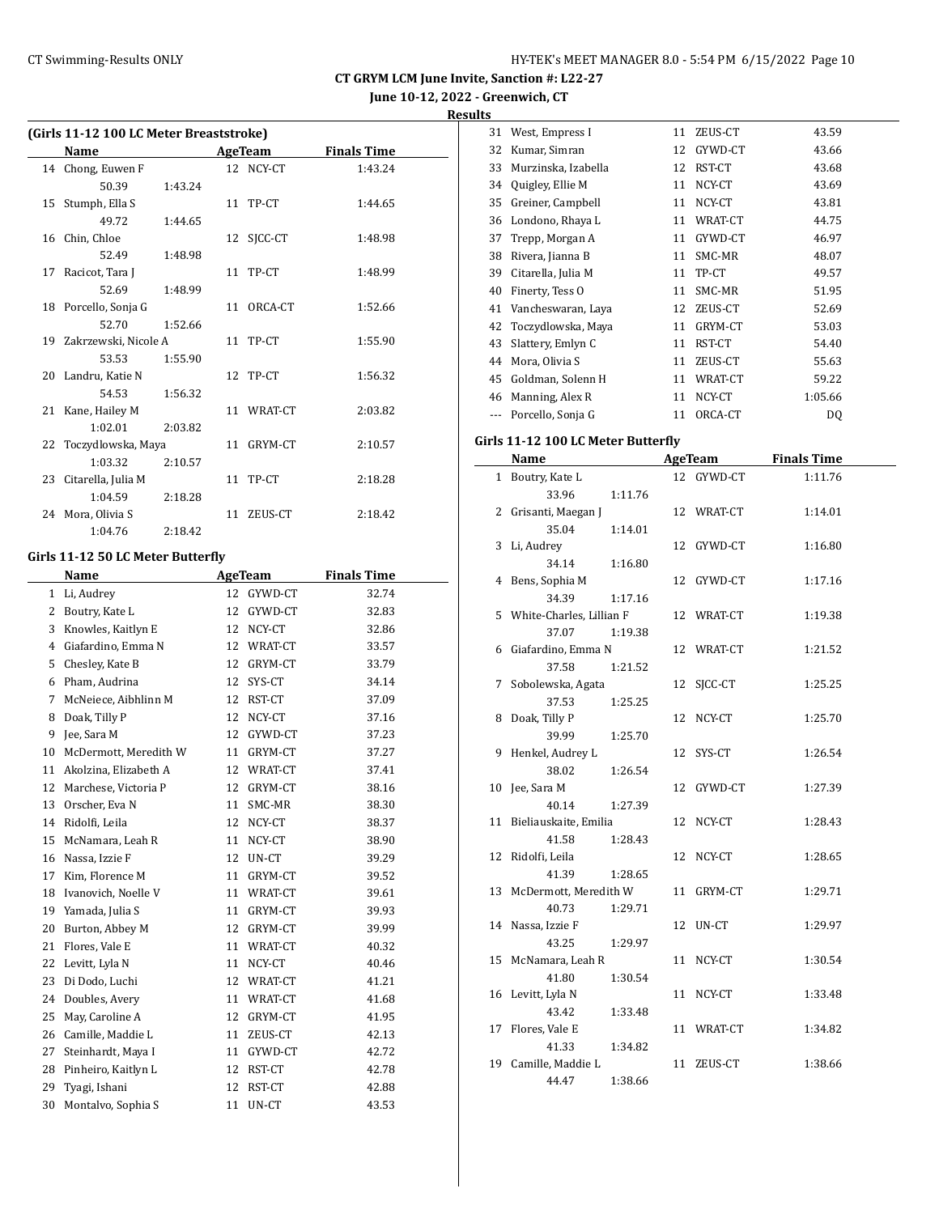## CT GRYM LCM June Invite, Sanction #: L22-27

**June 10-12, 2022 - Greenwich, CT**

**Results**

### (Girls 11-12 100 LC Meter Breaststroke)

| | Name | Age | Team | Finals Time |
|---|---|---|---|---|
| 14 | Chong, Euwen F | 12 | NCY-CT | 1:43.24 |
| | 50.39 1:43.24 | | | |
| 15 | Stumph, Ella S | 11 | TP-CT | 1:44.65 |
| | 49.72 1:44.65 | | | |
| 16 | Chin, Chloe | 12 | SJCC-CT | 1:48.98 |
| | 52.49 1:48.98 | | | |
| 17 | Racicot, Tara J | 11 | TP-CT | 1:48.99 |
| | 52.69 1:48.99 | | | |
| 18 | Porcello, Sonja G | 11 | ORCA-CT | 1:52.66 |
| | 52.70 1:52.66 | | | |
| 19 | Zakrzewski, Nicole A | 11 | TP-CT | 1:55.90 |
| | 53.53 1:55.90 | | | |
| 20 | Landru, Katie N | 12 | TP-CT | 1:56.32 |
| | 54.53 1:56.32 | | | |
| 21 | Kane, Hailey M | 11 | WRAT-CT | 2:03.82 |
| | 1:02.01 2:03.82 | | | |
| 22 | Toczydlowska, Maya | 11 | GRYM-CT | 2:10.57 |
| | 1:03.32 2:10.57 | | | |
| 23 | Citarella, Julia M | 11 | TP-CT | 2:18.28 |
| | 1:04.59 2:18.28 | | | |
| 24 | Mora, Olivia S | 11 | ZEUS-CT | 2:18.42 |
| | 1:04.76 2:18.42 | | | |

### Girls 11-12 50 LC Meter Butterfly

| | Name | Age | Team | Finals Time |
|---|---|---|---|---|
| 1 | Li, Audrey | 12 | GYWD-CT | 32.74 |
| 2 | Boutry, Kate L | 12 | GYWD-CT | 32.83 |
| 3 | Knowles, Kaitlyn E | 12 | NCY-CT | 32.86 |
| 4 | Giafardino, Emma N | 12 | WRAT-CT | 33.57 |
| 5 | Chesley, Kate B | 12 | GRYM-CT | 33.79 |
| 6 | Pham, Audrina | 12 | SYS-CT | 34.14 |
| 7 | McNeiece, Aibhlinn M | 12 | RST-CT | 37.09 |
| 8 | Doak, Tilly P | 12 | NCY-CT | 37.16 |
| 9 | Jee, Sara M | 12 | GYWD-CT | 37.23 |
| 10 | McDermott, Meredith W | 11 | GRYM-CT | 37.27 |
| 11 | Akolzina, Elizabeth A | 12 | WRAT-CT | 37.41 |
| 12 | Marchese, Victoria P | 12 | GRYM-CT | 38.16 |
| 13 | Orscher, Eva N | 11 | SMC-MR | 38.30 |
| 14 | Ridolfi, Leila | 12 | NCY-CT | 38.37 |
| 15 | McNamara, Leah R | 11 | NCY-CT | 38.90 |
| 16 | Nassa, Izzie F | 12 | UN-CT | 39.29 |
| 17 | Kim, Florence M | 11 | GRYM-CT | 39.52 |
| 18 | Ivanovich, Noelle V | 11 | WRAT-CT | 39.61 |
| 19 | Yamada, Julia S | 11 | GRYM-CT | 39.93 |
| 20 | Burton, Abbey M | 12 | GRYM-CT | 39.99 |
| 21 | Flores, Vale E | 11 | WRAT-CT | 40.32 |
| 22 | Levitt, Lyla N | 11 | NCY-CT | 40.46 |
| 23 | Di Dodo, Luchi | 12 | WRAT-CT | 41.21 |
| 24 | Doubles, Avery | 11 | WRAT-CT | 41.68 |
| 25 | May, Caroline A | 12 | GRYM-CT | 41.95 |
| 26 | Camille, Maddie L | 11 | ZEUS-CT | 42.13 |
| 27 | Steinhardt, Maya I | 11 | GYWD-CT | 42.72 |
| 28 | Pinheiro, Kaitlyn L | 12 | RST-CT | 42.78 |
| 29 | Tyagi, Ishani | 12 | RST-CT | 42.88 |
| 30 | Montalvo, Sophia S | 11 | UN-CT | 43.53 |
| 31 | West, Empress I | 11 | ZEUS-CT | 43.59 |
| 32 | Kumar, Simran | 12 | GYWD-CT | 43.66 |
| 33 | Murzinska, Izabella | 12 | RST-CT | 43.68 |
| 34 | Quigley, Ellie M | 11 | NCY-CT | 43.69 |
| 35 | Greiner, Campbell | 11 | NCY-CT | 43.81 |
| 36 | Londono, Rhaya L | 11 | WRAT-CT | 44.75 |
| 37 | Trepp, Morgan A | 11 | GYWD-CT | 46.97 |
| 38 | Rivera, Jianna B | 11 | SMC-MR | 48.07 |
| 39 | Citarella, Julia M | 11 | TP-CT | 49.57 |
| 40 | Finerty, Tess O | 11 | SMC-MR | 51.95 |
| 41 | Vancheswaran, Laya | 12 | ZEUS-CT | 52.69 |
| 42 | Toczydlowska, Maya | 11 | GRYM-CT | 53.03 |
| 43 | Slattery, Emlyn C | 11 | RST-CT | 54.40 |
| 44 | Mora, Olivia S | 11 | ZEUS-CT | 55.63 |
| 45 | Goldman, Solenn H | 11 | WRAT-CT | 59.22 |
| 46 | Manning, Alex R | 11 | NCY-CT | 1:05.66 |
| --- | Porcello, Sonja G | 11 | ORCA-CT | DQ |

### Girls 11-12 100 LC Meter Butterfly

| | Name | Age | Team | Finals Time |
|---|---|---|---|---|
| 1 | Boutry, Kate L | 12 | GYWD-CT | 1:11.76 |
| | 33.96 1:11.76 | | | |
| 2 | Grisanti, Maegan J | 12 | WRAT-CT | 1:14.01 |
| | 35.04 1:14.01 | | | |
| 3 | Li, Audrey | 12 | GYWD-CT | 1:16.80 |
| | 34.14 1:16.80 | | | |
| 4 | Bens, Sophia M | 12 | GYWD-CT | 1:17.16 |
| | 34.39 1:17.16 | | | |
| 5 | White-Charles, Lillian F | 12 | WRAT-CT | 1:19.38 |
| | 37.07 1:19.38 | | | |
| 6 | Giafardino, Emma N | 12 | WRAT-CT | 1:21.52 |
| | 37.58 1:21.52 | | | |
| 7 | Sobolewska, Agata | 12 | SJCC-CT | 1:25.25 |
| | 37.53 1:25.25 | | | |
| 8 | Doak, Tilly P | 12 | NCY-CT | 1:25.70 |
| | 39.99 1:25.70 | | | |
| 9 | Henkel, Audrey L | 12 | SYS-CT | 1:26.54 |
| | 38.02 1:26.54 | | | |
| 10 | Jee, Sara M | 12 | GYWD-CT | 1:27.39 |
| | 40.14 1:27.39 | | | |
| 11 | Bieliauskaite, Emilia | 12 | NCY-CT | 1:28.43 |
| | 41.58 1:28.43 | | | |
| 12 | Ridolfi, Leila | 12 | NCY-CT | 1:28.65 |
| | 41.39 1:28.65 | | | |
| 13 | McDermott, Meredith W | 11 | GRYM-CT | 1:29.71 |
| | 40.73 1:29.71 | | | |
| 14 | Nassa, Izzie F | 12 | UN-CT | 1:29.97 |
| | 43.25 1:29.97 | | | |
| 15 | McNamara, Leah R | 11 | NCY-CT | 1:30.54 |
| | 41.80 1:30.54 | | | |
| 16 | Levitt, Lyla N | 11 | NCY-CT | 1:33.48 |
| | 43.42 1:33.48 | | | |
| 17 | Flores, Vale E | 11 | WRAT-CT | 1:34.82 |
| | 41.33 1:34.82 | | | |
| 19 | Camille, Maddie L | 11 | ZEUS-CT | 1:38.66 |
| | 44.47 1:38.66 | | | |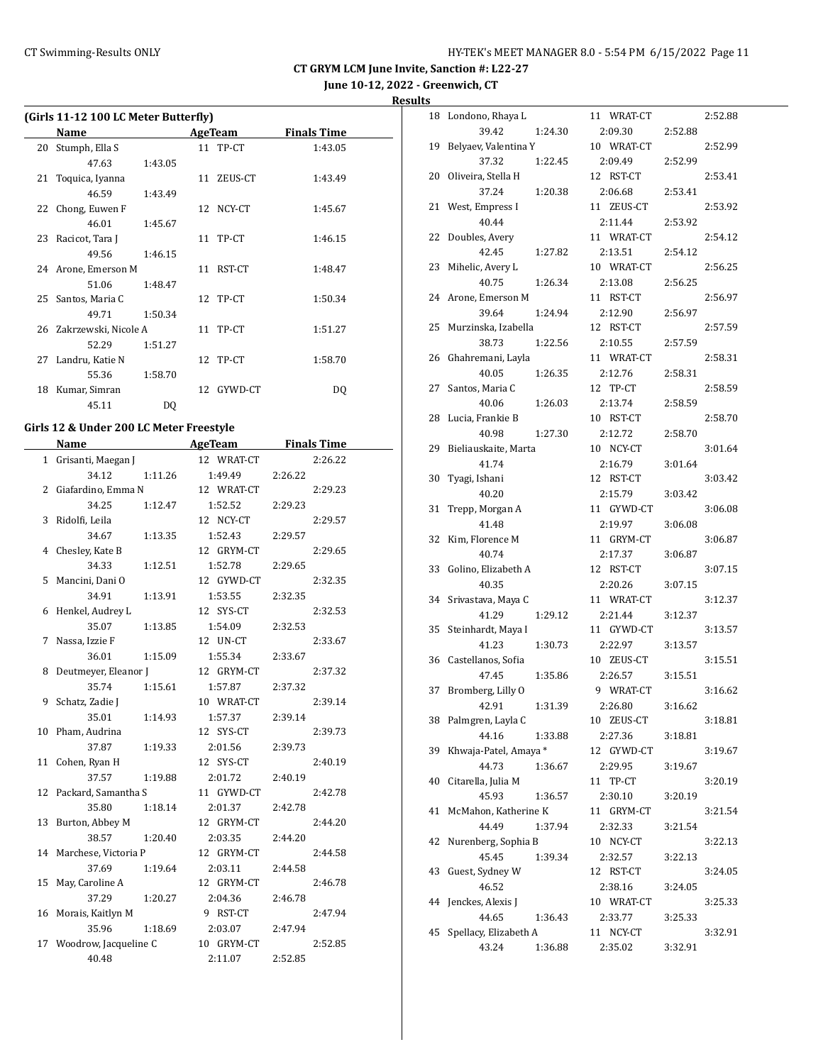## CT GRYM LCM June Invite, Sanction #: L22-27

### June 10-12, 2022 - Greenwich, CT

### Results

#### (Girls 11-12 100 LC Meter Butterfly)

| | Name | AgeTeam | Finals Time |
|---|---|---|---|
| 20 | Stumph, Ella S | 11 TP-CT | 1:43.05 |
| | 47.63 1:43.05 | | |
| 21 | Toquica, Iyanna | 11 ZEUS-CT | 1:43.49 |
| | 46.59 1:43.49 | | |
| 22 | Chong, Euwen F | 12 NCY-CT | 1:45.67 |
| | 46.01 1:45.67 | | |
| 23 | Racicot, Tara J | 11 TP-CT | 1:46.15 |
| | 49.56 1:46.15 | | |
| 24 | Arone, Emerson M | 11 RST-CT | 1:48.47 |
| | 51.06 1:48.47 | | |
| 25 | Santos, Maria C | 12 TP-CT | 1:50.34 |
| | 49.71 1:50.34 | | |
| 26 | Zakrzewski, Nicole A | 11 TP-CT | 1:51.27 |
| | 52.29 1:51.27 | | |
| 27 | Landru, Katie N | 12 TP-CT | 1:58.70 |
| | 55.36 1:58.70 | | |
| 18 | Kumar, Simran | 12 GYWD-CT | DQ |
| | 45.11 DQ | | |

#### Girls 12 & Under 200 LC Meter Freestyle

| | Name | AgeTeam | Finals Time |
|---|---|---|---|
| 1 | Grisanti, Maegan J | 12 WRAT-CT | 2:26.22 |
| | 34.12 1:11.26 1:49.49 2:26.22 | | |
| 2 | Giafardino, Emma N | 12 WRAT-CT | 2:29.23 |
| | 34.25 1:12.47 1:52.52 2:29.23 | | |
| 3 | Ridolfi, Leila | 12 NCY-CT | 2:29.57 |
| | 34.67 1:13.35 1:52.43 2:29.57 | | |
| 4 | Chesley, Kate B | 12 GRYM-CT | 2:29.65 |
| | 34.33 1:12.51 1:52.78 2:29.65 | | |
| 5 | Mancini, Dani O | 12 GYWD-CT | 2:32.35 |
| | 34.91 1:13.91 1:53.55 2:32.35 | | |
| 6 | Henkel, Audrey L | 12 SYS-CT | 2:32.53 |
| | 35.07 1:13.85 1:54.09 2:32.53 | | |
| 7 | Nassa, Izzie F | 12 UN-CT | 2:33.67 |
| | 36.01 1:15.09 1:55.34 2:33.67 | | |
| 8 | Deutmeyer, Eleanor J | 12 GRYM-CT | 2:37.32 |
| | 35.74 1:15.61 1:57.87 2:37.32 | | |
| 9 | Schatz, Zadie J | 10 WRAT-CT | 2:39.14 |
| | 35.01 1:14.93 1:57.37 2:39.14 | | |
| 10 | Pham, Audrina | 12 SYS-CT | 2:39.73 |
| | 37.87 1:19.33 2:01.56 2:39.73 | | |
| 11 | Cohen, Ryan H | 12 SYS-CT | 2:40.19 |
| | 37.57 1:19.88 2:01.72 2:40.19 | | |
| 12 | Packard, Samantha S | 11 GYWD-CT | 2:42.78 |
| | 35.80 1:18.14 2:01.37 2:42.78 | | |
| 13 | Burton, Abbey M | 12 GRYM-CT | 2:44.20 |
| | 38.57 1:20.40 2:03.35 2:44.20 | | |
| 14 | Marchese, Victoria P | 12 GRYM-CT | 2:44.58 |
| | 37.69 1:19.64 2:03.11 2:44.58 | | |
| 15 | May, Caroline A | 12 GRYM-CT | 2:46.78 |
| | 37.29 1:20.27 2:04.36 2:46.78 | | |
| 16 | Morais, Kaitlyn M | 9 RST-CT | 2:47.94 |
| | 35.96 1:18.69 2:03.07 2:47.94 | | |
| 17 | Woodrow, Jacqueline C | 10 GRYM-CT | 2:52.85 |
| | 40.48 2:11.07 2:52.85 | | |
| 18 | Londono, Rhaya L | 11 WRAT-CT | 2:52.88 |
| | 39.42 1:24.30 2:09.30 2:52.88 | | |
| 19 | Belyaev, Valentina Y | 10 WRAT-CT | 2:52.99 |
| | 37.32 1:22.45 2:09.49 2:52.99 | | |
| 20 | Oliveira, Stella H | 12 RST-CT | 2:53.41 |
| | 37.24 1:20.38 2:06.68 2:53.41 | | |
| 21 | West, Empress I | 11 ZEUS-CT | 2:53.92 |
| | 40.44 2:11.44 2:53.92 | | |
| 22 | Doubles, Avery | 11 WRAT-CT | 2:54.12 |
| | 42.45 1:27.82 2:13.51 2:54.12 | | |
| 23 | Mihelic, Avery L | 10 WRAT-CT | 2:56.25 |
| | 40.75 1:26.34 2:13.08 2:56.25 | | |
| 24 | Arone, Emerson M | 11 RST-CT | 2:56.97 |
| | 39.64 1:24.94 2:12.90 2:56.97 | | |
| 25 | Murzinska, Izabella | 12 RST-CT | 2:57.59 |
| | 38.73 1:22.56 2:10.55 2:57.59 | | |
| 26 | Ghahremani, Layla | 11 WRAT-CT | 2:58.31 |
| | 40.05 1:26.35 2:12.76 2:58.31 | | |
| 27 | Santos, Maria C | 12 TP-CT | 2:58.59 |
| | 40.06 1:26.03 2:13.74 2:58.59 | | |
| 28 | Lucia, Frankie B | 10 RST-CT | 2:58.70 |
| | 40.98 1:27.30 2:12.72 2:58.70 | | |
| 29 | Bieliauskaite, Marta | 10 NCY-CT | 3:01.64 |
| | 41.74 2:16.79 3:01.64 | | |
| 30 | Tyagi, Ishani | 12 RST-CT | 3:03.42 |
| | 40.20 2:15.79 3:03.42 | | |
| 31 | Trepp, Morgan A | 11 GYWD-CT | 3:06.08 |
| | 41.48 2:19.97 3:06.08 | | |
| 32 | Kim, Florence M | 11 GRYM-CT | 3:06.87 |
| | 40.74 2:17.37 3:06.87 | | |
| 33 | Golino, Elizabeth A | 12 RST-CT | 3:07.15 |
| | 40.35 2:20.26 3:07.15 | | |
| 34 | Srivastava, Maya C | 11 WRAT-CT | 3:12.37 |
| | 41.29 1:29.12 2:21.44 3:12.37 | | |
| 35 | Steinhardt, Maya I | 11 GYWD-CT | 3:13.57 |
| | 41.23 1:30.73 2:22.97 3:13.57 | | |
| 36 | Castellanos, Sofia | 10 ZEUS-CT | 3:15.51 |
| | 47.45 1:35.86 2:26.57 3:15.51 | | |
| 37 | Bromberg, Lilly O | 9 WRAT-CT | 3:16.62 |
| | 42.91 1:31.39 2:26.80 3:16.62 | | |
| 38 | Palmgren, Layla C | 10 ZEUS-CT | 3:18.81 |
| | 44.16 1:33.88 2:27.36 3:18.81 | | |
| 39 | Khwaja-Patel, Amaya * | 12 GYWD-CT | 3:19.67 |
| | 44.73 1:36.67 2:29.95 3:19.67 | | |
| 40 | Citarella, Julia M | 11 TP-CT | 3:20.19 |
| | 45.93 1:36.57 2:30.10 3:20.19 | | |
| 41 | McMahon, Katherine K | 11 GRYM-CT | 3:21.54 |
| | 44.49 1:37.94 2:32.33 3:21.54 | | |
| 42 | Nurenberg, Sophia B | 10 NCY-CT | 3:22.13 |
| | 45.45 1:39.34 2:32.57 3:22.13 | | |
| 43 | Guest, Sydney W | 12 RST-CT | 3:24.05 |
| | 46.52 2:38.16 3:24.05 | | |
| 44 | Jenckes, Alexis J | 10 WRAT-CT | 3:25.33 |
| | 44.65 1:36.43 2:33.77 3:25.33 | | |
| 45 | Spellacy, Elizabeth A | 11 NCY-CT | 3:32.91 |
| | 43.24 1:36.88 2:35.02 3:32.91 | | |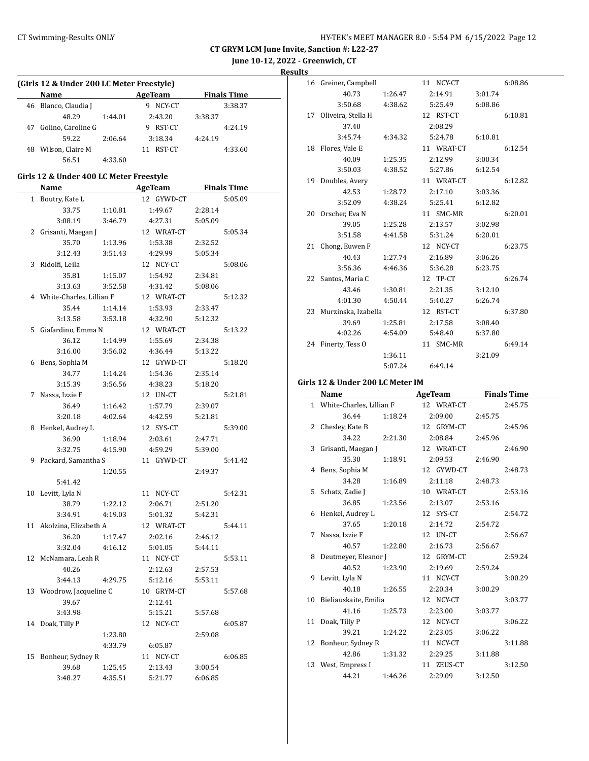CT GRYM LCM June Invite, Sanction #: L22-27

June 10-12, 2022 - Greenwich, CT

Results

### (Girls 12 & Under 200 LC Meter Freestyle)

| | Name | | AgeTeam | | Finals Time |
|---|---|---|---|---|---|
| 46 | Blanco, Claudia J | | 9 NCY-CT | | 3:38.37 |
| | 48.29 | 1:44.01 | 2:43.20 | 3:38.37 | |
| 47 | Golino, Caroline G | | 9 RST-CT | | 4:24.19 |
| | 59.22 | 2:06.64 | 3:18.34 | 4:24.19 | |
| 48 | Wilson, Claire M | | 11 RST-CT | | 4:33.60 |
| | 56.51 | 4:33.60 | | | |

### Girls 12 & Under 400 LC Meter Freestyle

| | Name | | AgeTeam | | Finals Time |
|---|---|---|---|---|---|
| 1 | Boutry, Kate L | | 12 GYWD-CT | | 5:05.09 |
| | 33.75 | 1:10.81 | 1:49.67 | 2:28.14 | |
| | 3:08.19 | 3:46.79 | 4:27.31 | 5:05.09 | |
| 2 | Grisanti, Maegan J | | 12 WRAT-CT | | 5:05.34 |
| | 35.70 | 1:13.96 | 1:53.38 | 2:32.52 | |
| | 3:12.43 | 3:51.43 | 4:29.99 | 5:05.34 | |
| 3 | Ridolfi, Leila | | 12 NCY-CT | | 5:08.06 |
| | 35.81 | 1:15.07 | 1:54.92 | 2:34.81 | |
| | 3:13.63 | 3:52.58 | 4:31.42 | 5:08.06 | |
| 4 | White-Charles, Lillian F | | 12 WRAT-CT | | 5:12.32 |
| | 35.44 | 1:14.14 | 1:53.93 | 2:33.47 | |
| | 3:13.58 | 3:53.18 | 4:32.90 | 5:12.32 | |
| 5 | Giafardino, Emma N | | 12 WRAT-CT | | 5:13.22 |
| | 36.12 | 1:14.99 | 1:55.69 | 2:34.38 | |
| | 3:16.00 | 3:56.02 | 4:36.44 | 5:13.22 | |
| 6 | Bens, Sophia M | | 12 GYWD-CT | | 5:18.20 |
| | 34.77 | 1:14.24 | 1:54.36 | 2:35.14 | |
| | 3:15.39 | 3:56.56 | 4:38.23 | 5:18.20 | |
| 7 | Nassa, Izzie F | | 12 UN-CT | | 5:21.81 |
| | 36.49 | 1:16.42 | 1:57.79 | 2:39.07 | |
| | 3:20.18 | 4:02.64 | 4:42.59 | 5:21.81 | |
| 8 | Henkel, Audrey L | | 12 SYS-CT | | 5:39.00 |
| | 36.90 | 1:18.94 | 2:03.61 | 2:47.71 | |
| | 3:32.75 | 4:15.90 | 4:59.29 | 5:39.00 | |
| 9 | Packard, Samantha S | | 11 GYWD-CT | | 5:41.42 |
| | | 1:20.55 | | 2:49.37 | |
| | 5:41.42 | | | | |
| 10 | Levitt, Lyla N | | 11 NCY-CT | | 5:42.31 |
| | 38.79 | 1:22.12 | 2:06.71 | 2:51.20 | |
| | 3:34.91 | 4:19.03 | 5:01.32 | 5:42.31 | |
| 11 | Akolzina, Elizabeth A | | 12 WRAT-CT | | 5:44.11 |
| | 36.20 | 1:17.47 | 2:02.16 | 2:46.12 | |
| | 3:32.04 | 4:16.12 | 5:01.05 | 5:44.11 | |
| 12 | McNamara, Leah R | | 11 NCY-CT | | 5:53.11 |
| | 40.26 | | 2:12.63 | 2:57.53 | |
| | 3:44.13 | 4:29.75 | 5:12.16 | 5:53.11 | |
| 13 | Woodrow, Jacqueline C | | 10 GRYM-CT | | 5:57.68 |
| | 39.67 | | 2:12.41 | | |
| | 3:43.98 | | 5:15.21 | 5:57.68 | |
| 14 | Doak, Tilly P | | 12 NCY-CT | | 6:05.87 |
| | | 1:23.80 | | 2:59.08 | |
| | | 4:33.79 | 6:05.87 | | |
| 15 | Bonheur, Sydney R | | 11 NCY-CT | | 6:06.85 |
| | 39.68 | 1:25.45 | 2:13.43 | 3:00.54 | |
| | 3:48.27 | 4:35.51 | 5:21.77 | 6:06.85 | |
| 16 | Greiner, Campbell | | 11 NCY-CT | | 6:08.86 |
| | 40.73 | 1:26.47 | 2:14.91 | 3:01.74 | |
| | 3:50.68 | 4:38.62 | 5:25.49 | 6:08.86 | |
| 17 | Oliveira, Stella H | | 12 RST-CT | | 6:10.81 |
| | 37.40 | | 2:08.29 | | |
| | 3:45.74 | 4:34.32 | 5:24.78 | 6:10.81 | |
| 18 | Flores, Vale E | | 11 WRAT-CT | | 6:12.54 |
| | 40.09 | 1:25.35 | 2:12.99 | 3:00.34 | |
| | 3:50.03 | 4:38.52 | 5:27.86 | 6:12.54 | |
| 19 | Doubles, Avery | | 11 WRAT-CT | | 6:12.82 |
| | 42.53 | 1:28.72 | 2:17.10 | 3:03.36 | |
| | 3:52.09 | 4:38.24 | 5:25.41 | 6:12.82 | |
| 20 | Orscher, Eva N | | 11 SMC-MR | | 6:20.01 |
| | 39.05 | 1:25.28 | 2:13.57 | 3:02.98 | |
| | 3:51.58 | 4:41.58 | 5:31.24 | 6:20.01 | |
| 21 | Chong, Euwen F | | 12 NCY-CT | | 6:23.75 |
| | 40.43 | 1:27.74 | 2:16.89 | 3:06.26 | |
| | 3:56.36 | 4:46.36 | 5:36.28 | 6:23.75 | |
| 22 | Santos, Maria C | | 12 TP-CT | | 6:26.74 |
| | 43.46 | 1:30.81 | 2:21.35 | 3:12.10 | |
| | 4:01.30 | 4:50.44 | 5:40.27 | 6:26.74 | |
| 23 | Murzinska, Izabella | | 12 RST-CT | | 6:37.80 |
| | 39.69 | 1:25.81 | 2:17.58 | 3:08.40 | |
| | 4:02.26 | 4:54.09 | 5:48.40 | 6:37.80 | |
| 24 | Finerty, Tess O | | 11 SMC-MR | | 6:49.14 |
| | | 1:36.11 | | 3:21.09 | |
| | | 5:07.24 | 6:49.14 | | |

### Girls 12 & Under 200 LC Meter IM

| | Name | | AgeTeam | | Finals Time |
|---|---|---|---|---|---|
| 1 | White-Charles, Lillian F | | 12 WRAT-CT | | 2:45.75 |
| | 36.44 | 1:18.24 | 2:09.00 | 2:45.75 | |
| 2 | Chesley, Kate B | | 12 GRYM-CT | | 2:45.96 |
| | 34.22 | 2:21.30 | 2:08.84 | 2:45.96 | |
| 3 | Grisanti, Maegan J | | 12 WRAT-CT | | 2:46.90 |
| | 35.30 | 1:18.91 | 2:09.53 | 2:46.90 | |
| 4 | Bens, Sophia M | | 12 GYWD-CT | | 2:48.73 |
| | 34.28 | 1:16.89 | 2:11.18 | 2:48.73 | |
| 5 | Schatz, Zadie J | | 10 WRAT-CT | | 2:53.16 |
| | 36.85 | 1:23.56 | 2:13.07 | 2:53.16 | |
| 6 | Henkel, Audrey L | | 12 SYS-CT | | 2:54.72 |
| | 37.65 | 1:20.18 | 2:14.72 | 2:54.72 | |
| 7 | Nassa, Izzie F | | 12 UN-CT | | 2:56.67 |
| | 40.57 | 1:22.80 | 2:16.73 | 2:56.67 | |
| 8 | Deutmeyer, Eleanor J | | 12 GRYM-CT | | 2:59.24 |
| | 40.52 | 1:23.90 | 2:19.69 | 2:59.24 | |
| 9 | Levitt, Lyla N | | 11 NCY-CT | | 3:00.29 |
| | 40.18 | 1:26.55 | 2:20.34 | 3:00.29 | |
| 10 | Bieliauskaite, Emilia | | 12 NCY-CT | | 3:03.77 |
| | 41.16 | 1:25.73 | 2:23.00 | 3:03.77 | |
| 11 | Doak, Tilly P | | 12 NCY-CT | | 3:06.22 |
| | 39.21 | 1:24.22 | 2:23.05 | 3:06.22 | |
| 12 | Bonheur, Sydney R | | 11 NCY-CT | | 3:11.88 |
| | 42.86 | 1:31.32 | 2:29.25 | 3:11.88 | |
| 13 | West, Empress I | | 11 ZEUS-CT | | 3:12.50 |
| | 44.21 | 1:46.26 | 2:29.09 | 3:12.50 | |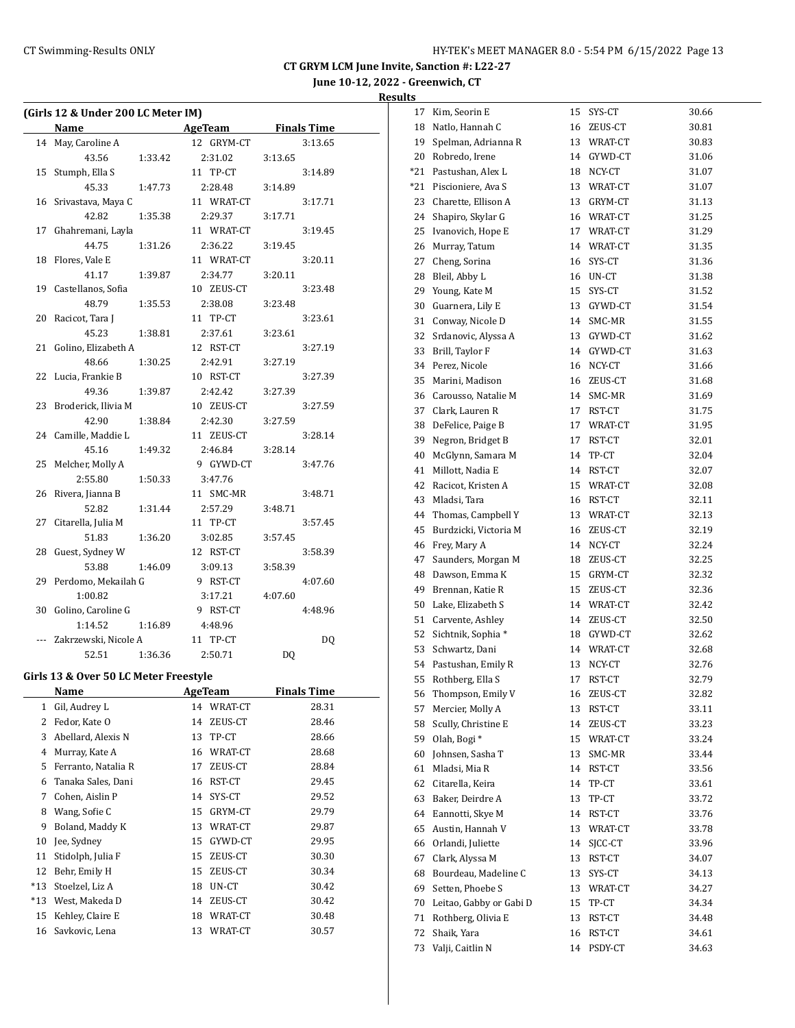**CT GRYM LCM June Invite, Sanction #: L22-27**

**June 10-12, 2022 - Greenwich, CT**

**Results**

### (Girls 12 & Under 200 LC Meter IM)

| | Name | Age | Team | Finals Time |
|---|---|---|---|---|
| 14 | May, Caroline A | 12 | GRYM-CT | 3:13.65 |
| | 43.56 1:33.42 2:31.02 3:13.65 | | | |
| 15 | Stumph, Ella S | 11 | TP-CT | 3:14.89 |
| | 45.33 1:47.73 2:28.48 3:14.89 | | | |
| 16 | Srivastava, Maya C | 11 | WRAT-CT | 3:17.71 |
| | 42.82 1:35.38 2:29.37 3:17.71 | | | |
| 17 | Ghahremani, Layla | 11 | WRAT-CT | 3:19.45 |
| | 44.75 1:31.26 2:36.22 3:19.45 | | | |
| 18 | Flores, Vale E | 11 | WRAT-CT | 3:20.11 |
| | 41.17 1:39.87 2:34.77 3:20.11 | | | |
| 19 | Castellanos, Sofia | 10 | ZEUS-CT | 3:23.48 |
| | 48.79 1:35.53 2:38.08 3:23.48 | | | |
| 20 | Racicot, Tara J | 11 | TP-CT | 3:23.61 |
| | 45.23 1:38.81 2:37.61 3:23.61 | | | |
| 21 | Golino, Elizabeth A | 12 | RST-CT | 3:27.19 |
| | 48.66 1:30.25 2:42.91 3:27.19 | | | |
| 22 | Lucia, Frankie B | 10 | RST-CT | 3:27.39 |
| | 49.36 1:39.87 2:42.42 3:27.39 | | | |
| 23 | Broderick, Ilivia M | 10 | ZEUS-CT | 3:27.59 |
| | 42.90 1:38.84 2:42.30 3:27.59 | | | |
| 24 | Camille, Maddie L | 11 | ZEUS-CT | 3:28.14 |
| | 45.16 1:49.32 2:46.84 3:28.14 | | | |
| 25 | Melcher, Molly A | 9 | GYWD-CT | 3:47.76 |
| | 2:55.80 1:50.33 3:47.76 | | | |
| 26 | Rivera, Jianna B | 11 | SMC-MR | 3:48.71 |
| | 52.82 1:31.44 2:57.29 3:48.71 | | | |
| 27 | Citarella, Julia M | 11 | TP-CT | 3:57.45 |
| | 51.83 1:36.20 3:02.85 3:57.45 | | | |
| 28 | Guest, Sydney W | 12 | RST-CT | 3:58.39 |
| | 53.88 1:46.09 3:09.13 3:58.39 | | | |
| 29 | Perdomo, Mekailah G | 9 | RST-CT | 4:07.60 |
| | 1:00.82 3:17.21 4:07.60 | | | |
| 30 | Golino, Caroline G | 9 | RST-CT | 4:48.96 |
| | 1:14.52 1:16.89 4:48.96 | | | |
| --- | Zakrzewski, Nicole A | 11 | TP-CT | DQ |
| | 52.51 1:36.36 2:50.71 DQ | | | |

### Girls 13 & Over 50 LC Meter Freestyle

| | Name | Age | Team | Finals Time |
|---|---|---|---|---|
| 1 | Gil, Audrey L | 14 | WRAT-CT | 28.31 |
| 2 | Fedor, Kate O | 14 | ZEUS-CT | 28.46 |
| 3 | Abellard, Alexis N | 13 | TP-CT | 28.66 |
| 4 | Murray, Kate A | 16 | WRAT-CT | 28.68 |
| 5 | Ferranto, Natalia R | 17 | ZEUS-CT | 28.84 |
| 6 | Tanaka Sales, Dani | 16 | RST-CT | 29.45 |
| 7 | Cohen, Aislin P | 14 | SYS-CT | 29.52 |
| 8 | Wang, Sofie C | 15 | GRYM-CT | 29.79 |
| 9 | Boland, Maddy K | 13 | WRAT-CT | 29.87 |
| 10 | Jee, Sydney | 15 | GYWD-CT | 29.95 |
| 11 | Stidolph, Julia F | 15 | ZEUS-CT | 30.30 |
| 12 | Behr, Emily H | 15 | ZEUS-CT | 30.34 |
| *13 | Stoelzel, Liz A | 18 | UN-CT | 30.42 |
| *13 | West, Makeda D | 14 | ZEUS-CT | 30.42 |
| 15 | Kehley, Claire E | 18 | WRAT-CT | 30.48 |
| 16 | Savkovic, Lena | 13 | WRAT-CT | 30.57 |
| 17 | Kim, Seorin E | 15 | SYS-CT | 30.66 |
| 18 | Natlo, Hannah C | 16 | ZEUS-CT | 30.81 |
| 19 | Spelman, Adrianna R | 13 | WRAT-CT | 30.83 |
| 20 | Robredo, Irene | 14 | GYWD-CT | 31.06 |
| *21 | Pastushan, Alex L | 18 | NCY-CT | 31.07 |
| *21 | Piscioniere, Ava S | 13 | WRAT-CT | 31.07 |
| 23 | Charette, Ellison A | 13 | GRYM-CT | 31.13 |
| 24 | Shapiro, Skylar G | 16 | WRAT-CT | 31.25 |
| 25 | Ivanovich, Hope E | 17 | WRAT-CT | 31.29 |
| 26 | Murray, Tatum | 14 | WRAT-CT | 31.35 |
| 27 | Cheng, Sorina | 16 | SYS-CT | 31.36 |
| 28 | Bleil, Abby L | 16 | UN-CT | 31.38 |
| 29 | Young, Kate M | 15 | SYS-CT | 31.52 |
| 30 | Guarnera, Lily E | 13 | GYWD-CT | 31.54 |
| 31 | Conway, Nicole D | 14 | SMC-MR | 31.55 |
| 32 | Srdanovic, Alyssa A | 13 | GYWD-CT | 31.62 |
| 33 | Brill, Taylor F | 14 | GYWD-CT | 31.63 |
| 34 | Perez, Nicole | 16 | NCY-CT | 31.66 |
| 35 | Marini, Madison | 16 | ZEUS-CT | 31.68 |
| 36 | Carousso, Natalie M | 14 | SMC-MR | 31.69 |
| 37 | Clark, Lauren R | 17 | RST-CT | 31.75 |
| 38 | DeFelice, Paige B | 17 | WRAT-CT | 31.95 |
| 39 | Negron, Bridget B | 17 | RST-CT | 32.01 |
| 40 | McGlynn, Samara M | 14 | TP-CT | 32.04 |
| 41 | Millott, Nadia E | 14 | RST-CT | 32.07 |
| 42 | Racicot, Kristen A | 15 | WRAT-CT | 32.08 |
| 43 | Mladsi, Tara | 16 | RST-CT | 32.11 |
| 44 | Thomas, Campbell Y | 13 | WRAT-CT | 32.13 |
| 45 | Burdzicki, Victoria M | 16 | ZEUS-CT | 32.19 |
| 46 | Frey, Mary A | 14 | NCY-CT | 32.24 |
| 47 | Saunders, Morgan M | 18 | ZEUS-CT | 32.25 |
| 48 | Dawson, Emma K | 15 | GRYM-CT | 32.32 |
| 49 | Brennan, Katie R | 15 | ZEUS-CT | 32.36 |
| 50 | Lake, Elizabeth S | 14 | WRAT-CT | 32.42 |
| 51 | Carvente, Ashley | 14 | ZEUS-CT | 32.50 |
| 52 | Sichtnik, Sophia * | 18 | GYWD-CT | 32.62 |
| 53 | Schwartz, Dani | 14 | WRAT-CT | 32.68 |
| 54 | Pastushan, Emily R | 13 | NCY-CT | 32.76 |
| 55 | Rothberg, Ella S | 17 | RST-CT | 32.79 |
| 56 | Thompson, Emily V | 16 | ZEUS-CT | 32.82 |
| 57 | Mercier, Molly A | 13 | RST-CT | 33.11 |
| 58 | Scully, Christine E | 14 | ZEUS-CT | 33.23 |
| 59 | Olah, Bogi * | 15 | WRAT-CT | 33.24 |
| 60 | Johnsen, Sasha T | 13 | SMC-MR | 33.44 |
| 61 | Mladsi, Mia R | 14 | RST-CT | 33.56 |
| 62 | Citarella, Keira | 14 | TP-CT | 33.61 |
| 63 | Baker, Deirdre A | 13 | TP-CT | 33.72 |
| 64 | Eannotti, Skye M | 14 | RST-CT | 33.76 |
| 65 | Austin, Hannah V | 13 | WRAT-CT | 33.78 |
| 66 | Orlandi, Juliette | 14 | SJCC-CT | 33.96 |
| 67 | Clark, Alyssa M | 13 | RST-CT | 34.07 |
| 68 | Bourdeau, Madeline C | 13 | SYS-CT | 34.13 |
| 69 | Setten, Phoebe S | 13 | WRAT-CT | 34.27 |
| 70 | Leitao, Gabby or Gabi D | 15 | TP-CT | 34.34 |
| 71 | Rothberg, Olivia E | 13 | RST-CT | 34.48 |
| 72 | Shaik, Yara | 16 | RST-CT | 34.61 |
| 73 | Valji, Caitlin N | 14 | PSDY-CT | 34.63 |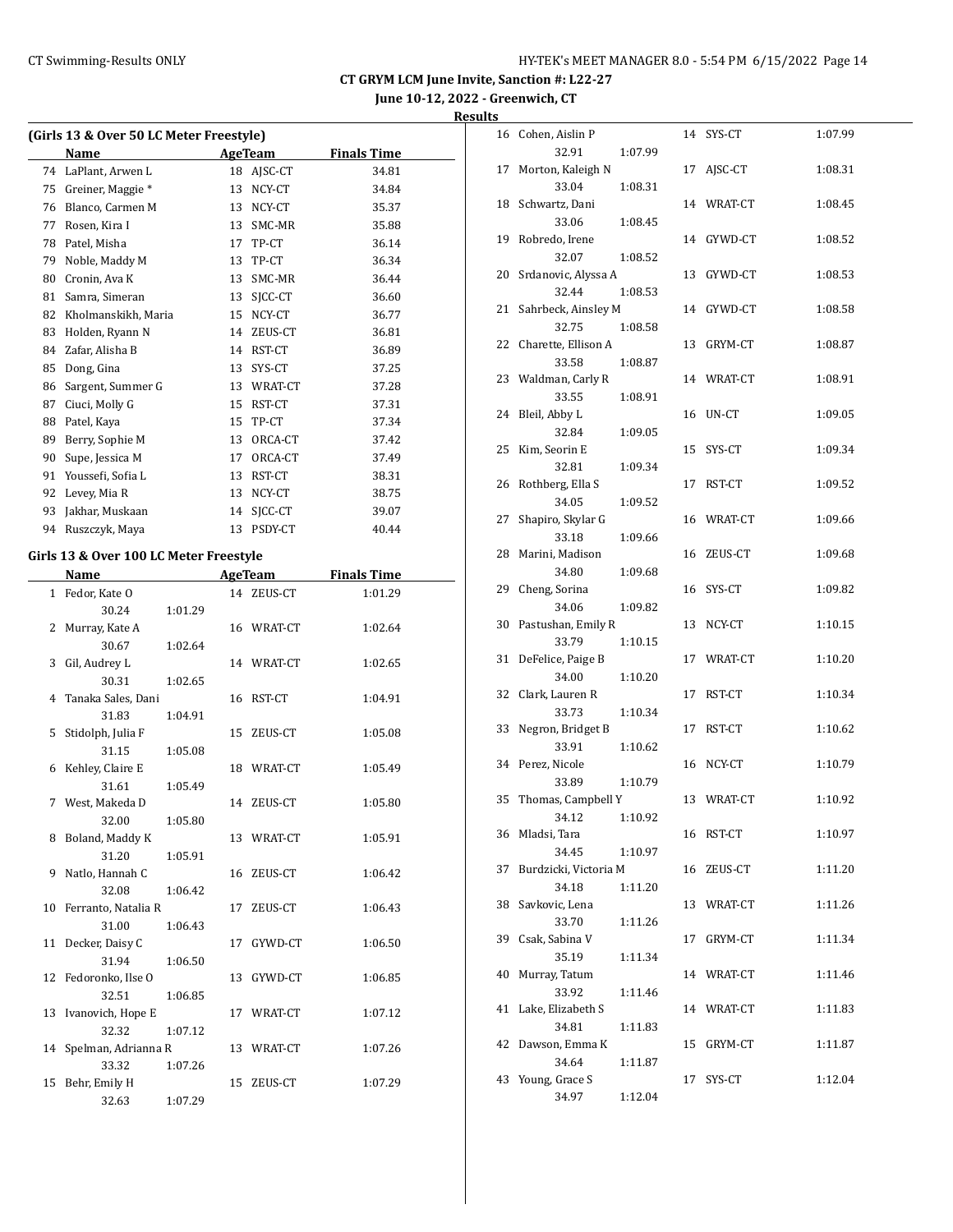# CT GRYM LCM June Invite, Sanction #: L22-27

**June 10-12, 2022 - Greenwich, CT**

**Results**

## (Girls 13 & Over 50 LC Meter Freestyle)

| | Name | Age | Team | Finals Time |
|---|---|---|---|---|
| 74 | LaPlant, Arwen L | 18 | AJSC-CT | 34.81 |
| 75 | Greiner, Maggie * | 13 | NCY-CT | 34.84 |
| 76 | Blanco, Carmen M | 13 | NCY-CT | 35.37 |
| 77 | Rosen, Kira I | 13 | SMC-MR | 35.88 |
| 78 | Patel, Misha | 17 | TP-CT | 36.14 |
| 79 | Noble, Maddy M | 13 | TP-CT | 36.34 |
| 80 | Cronin, Ava K | 13 | SMC-MR | 36.44 |
| 81 | Samra, Simeran | 13 | SJCC-CT | 36.60 |
| 82 | Kholmanskikh, Maria | 15 | NCY-CT | 36.77 |
| 83 | Holden, Ryann N | 14 | ZEUS-CT | 36.81 |
| 84 | Zafar, Alisha B | 14 | RST-CT | 36.89 |
| 85 | Dong, Gina | 13 | SYS-CT | 37.25 |
| 86 | Sargent, Summer G | 13 | WRAT-CT | 37.28 |
| 87 | Ciuci, Molly G | 15 | RST-CT | 37.31 |
| 88 | Patel, Kaya | 15 | TP-CT | 37.34 |
| 89 | Berry, Sophie M | 13 | ORCA-CT | 37.42 |
| 90 | Supe, Jessica M | 17 | ORCA-CT | 37.49 |
| 91 | Youssefi, Sofia L | 13 | RST-CT | 38.31 |
| 92 | Levey, Mia R | 13 | NCY-CT | 38.75 |
| 93 | Jakhar, Muskaan | 14 | SJCC-CT | 39.07 |
| 94 | Ruszczyk, Maya | 13 | PSDY-CT | 40.44 |

## Girls 13 & Over 100 LC Meter Freestyle

| | Name | Age | Team | Finals Time | Splits |
|---|---|---|---|---|---|
| 1 | Fedor, Kate O | 14 | ZEUS-CT | 1:01.29 | 30.24 / 1:01.29 |
| 2 | Murray, Kate A | 16 | WRAT-CT | 1:02.64 | 30.67 / 1:02.64 |
| 3 | Gil, Audrey L | 14 | WRAT-CT | 1:02.65 | 30.31 / 1:02.65 |
| 4 | Tanaka Sales, Dani | 16 | RST-CT | 1:04.91 | 31.83 / 1:04.91 |
| 5 | Stidolph, Julia F | 15 | ZEUS-CT | 1:05.08 | 31.15 / 1:05.08 |
| 6 | Kehley, Claire E | 18 | WRAT-CT | 1:05.49 | 31.61 / 1:05.49 |
| 7 | West, Makeda D | 14 | ZEUS-CT | 1:05.80 | 32.00 / 1:05.80 |
| 8 | Boland, Maddy K | 13 | WRAT-CT | 1:05.91 | 31.20 / 1:05.91 |
| 9 | Natlo, Hannah C | 16 | ZEUS-CT | 1:06.42 | 32.08 / 1:06.42 |
| 10 | Ferranto, Natalia R | 17 | ZEUS-CT | 1:06.43 | 31.00 / 1:06.43 |
| 11 | Decker, Daisy C | 17 | GYWD-CT | 1:06.50 | 31.94 / 1:06.50 |
| 12 | Fedoronko, Ilse O | 13 | GYWD-CT | 1:06.85 | 32.51 / 1:06.85 |
| 13 | Ivanovich, Hope E | 17 | WRAT-CT | 1:07.12 | 32.32 / 1:07.12 |
| 14 | Spelman, Adrianna R | 13 | WRAT-CT | 1:07.26 | 33.32 / 1:07.26 |
| 15 | Behr, Emily H | 15 | ZEUS-CT | 1:07.29 | 32.63 / 1:07.29 |
| 16 | Cohen, Aislin P | 14 | SYS-CT | 1:07.99 | 32.91 / 1:07.99 |
| 17 | Morton, Kaleigh N | 17 | AJSC-CT | 1:08.31 | 33.04 / 1:08.31 |
| 18 | Schwartz, Dani | 14 | WRAT-CT | 1:08.45 | 33.06 / 1:08.45 |
| 19 | Robredo, Irene | 14 | GYWD-CT | 1:08.52 | 32.07 / 1:08.52 |
| 20 | Srdanovic, Alyssa A | 13 | GYWD-CT | 1:08.53 | 32.44 / 1:08.53 |
| 21 | Sahrbeck, Ainsley M | 14 | GYWD-CT | 1:08.58 | 32.75 / 1:08.58 |
| 22 | Charette, Ellison A | 13 | GRYM-CT | 1:08.87 | 33.58 / 1:08.87 |
| 23 | Waldman, Carly R | 14 | WRAT-CT | 1:08.91 | 33.55 / 1:08.91 |
| 24 | Bleil, Abby L | 16 | UN-CT | 1:09.05 | 32.84 / 1:09.05 |
| 25 | Kim, Seorin E | 15 | SYS-CT | 1:09.34 | 32.81 / 1:09.34 |
| 26 | Rothberg, Ella S | 17 | RST-CT | 1:09.52 | 34.05 / 1:09.52 |
| 27 | Shapiro, Skylar G | 16 | WRAT-CT | 1:09.66 | 33.18 / 1:09.66 |
| 28 | Marini, Madison | 16 | ZEUS-CT | 1:09.68 | 34.80 / 1:09.68 |
| 29 | Cheng, Sorina | 16 | SYS-CT | 1:09.82 | 34.06 / 1:09.82 |
| 30 | Pastushan, Emily R | 13 | NCY-CT | 1:10.15 | 33.79 / 1:10.15 |
| 31 | DeFelice, Paige B | 17 | WRAT-CT | 1:10.20 | 34.00 / 1:10.20 |
| 32 | Clark, Lauren R | 17 | RST-CT | 1:10.34 | 33.73 / 1:10.34 |
| 33 | Negron, Bridget B | 17 | RST-CT | 1:10.62 | 33.91 / 1:10.62 |
| 34 | Perez, Nicole | 16 | NCY-CT | 1:10.79 | 33.89 / 1:10.79 |
| 35 | Thomas, Campbell Y | 13 | WRAT-CT | 1:10.92 | 34.12 / 1:10.92 |
| 36 | Mladsi, Tara | 16 | RST-CT | 1:10.97 | 34.45 / 1:10.97 |
| 37 | Burdzicki, Victoria M | 16 | ZEUS-CT | 1:11.20 | 34.18 / 1:11.20 |
| 38 | Savkovic, Lena | 13 | WRAT-CT | 1:11.26 | 33.70 / 1:11.26 |
| 39 | Csak, Sabina V | 17 | GRYM-CT | 1:11.34 | 35.19 / 1:11.34 |
| 40 | Murray, Tatum | 14 | WRAT-CT | 1:11.46 | 33.92 / 1:11.46 |
| 41 | Lake, Elizabeth S | 14 | WRAT-CT | 1:11.83 | 34.81 / 1:11.83 |
| 42 | Dawson, Emma K | 15 | GRYM-CT | 1:11.87 | 34.64 / 1:11.87 |
| 43 | Young, Grace S | 17 | SYS-CT | 1:12.04 | 34.97 / 1:12.04 |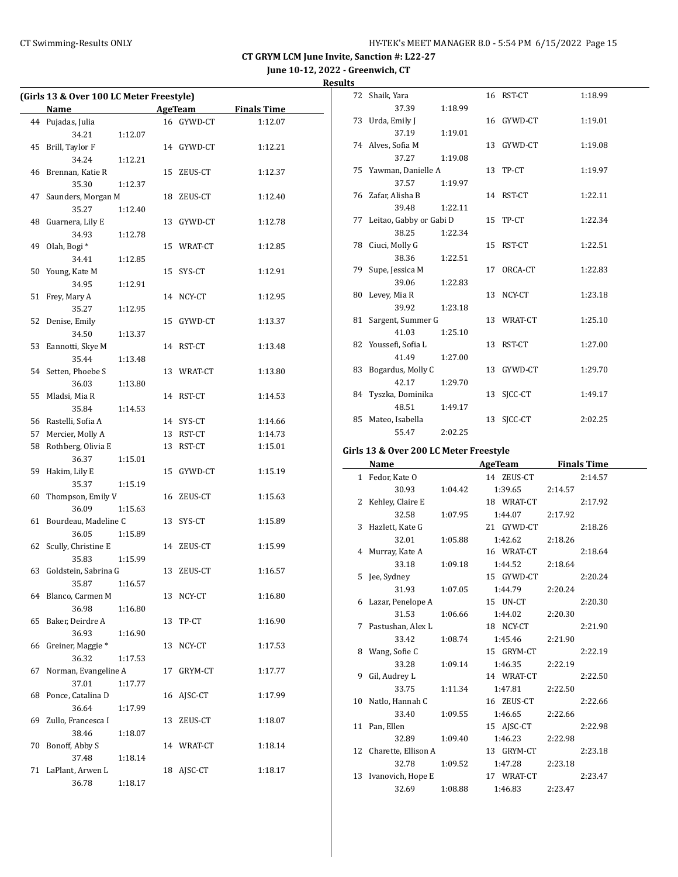## CT GRYM LCM June Invite, Sanction #: L22-27

**June 10-12, 2022 - Greenwich, CT**

**Results**

### (Girls 13 & Over 100 LC Meter Freestyle)

| | Name | Age | Team | Finals Time |
|---|---|---|---|---|
| 44 | Pujadas, Julia | 16 | GYWD-CT | 1:12.07 |
| | 34.21 | 1:12.07 | | |
| 45 | Brill, Taylor F | 14 | GYWD-CT | 1:12.21 |
| | 34.24 | 1:12.21 | | |
| 46 | Brennan, Katie R | 15 | ZEUS-CT | 1:12.37 |
| | 35.30 | 1:12.37 | | |
| 47 | Saunders, Morgan M | 18 | ZEUS-CT | 1:12.40 |
| | 35.27 | 1:12.40 | | |
| 48 | Guarnera, Lily E | 13 | GYWD-CT | 1:12.78 |
| | 34.93 | 1:12.78 | | |
| 49 | Olah, Bogi * | 15 | WRAT-CT | 1:12.85 |
| | 34.41 | 1:12.85 | | |
| 50 | Young, Kate M | 15 | SYS-CT | 1:12.91 |
| | 34.95 | 1:12.91 | | |
| 51 | Frey, Mary A | 14 | NCY-CT | 1:12.95 |
| | 35.27 | 1:12.95 | | |
| 52 | Denise, Emily | 15 | GYWD-CT | 1:13.37 |
| | 34.50 | 1:13.37 | | |
| 53 | Eannotti, Skye M | 14 | RST-CT | 1:13.48 |
| | 35.44 | 1:13.48 | | |
| 54 | Setten, Phoebe S | 13 | WRAT-CT | 1:13.80 |
| | 36.03 | 1:13.80 | | |
| 55 | Mladsi, Mia R | 14 | RST-CT | 1:14.53 |
| | 35.84 | 1:14.53 | | |
| 56 | Rastelli, Sofia A | 14 | SYS-CT | 1:14.66 |
| 57 | Mercier, Molly A | 13 | RST-CT | 1:14.73 |
| 58 | Rothberg, Olivia E | 13 | RST-CT | 1:15.01 |
| | 36.37 | 1:15.01 | | |
| 59 | Hakim, Lily E | 15 | GYWD-CT | 1:15.19 |
| | 35.37 | 1:15.19 | | |
| 60 | Thompson, Emily V | 16 | ZEUS-CT | 1:15.63 |
| | 36.09 | 1:15.63 | | |
| 61 | Bourdeau, Madeline C | 13 | SYS-CT | 1:15.89 |
| | 36.05 | 1:15.89 | | |
| 62 | Scully, Christine E | 14 | ZEUS-CT | 1:15.99 |
| | 35.83 | 1:15.99 | | |
| 63 | Goldstein, Sabrina G | 13 | ZEUS-CT | 1:16.57 |
| | 35.87 | 1:16.57 | | |
| 64 | Blanco, Carmen M | 13 | NCY-CT | 1:16.80 |
| | 36.98 | 1:16.80 | | |
| 65 | Baker, Deirdre A | 13 | TP-CT | 1:16.90 |
| | 36.93 | 1:16.90 | | |
| 66 | Greiner, Maggie * | 13 | NCY-CT | 1:17.53 |
| | 36.32 | 1:17.53 | | |
| 67 | Norman, Evangeline A | 17 | GRYM-CT | 1:17.77 |
| | 37.01 | 1:17.77 | | |
| 68 | Ponce, Catalina D | 16 | AJSC-CT | 1:17.99 |
| | 36.64 | 1:17.99 | | |
| 69 | Zullo, Francesca I | 13 | ZEUS-CT | 1:18.07 |
| | 38.46 | 1:18.07 | | |
| 70 | Bonoff, Abby S | 14 | WRAT-CT | 1:18.14 |
| | 37.48 | 1:18.14 | | |
| 71 | LaPlant, Arwen L | 18 | AJSC-CT | 1:18.17 |
| | 36.78 | 1:18.17 | | |
| 72 | Shaik, Yara | 16 | RST-CT | 1:18.99 |
| | 37.39 | 1:18.99 | | |
| 73 | Urda, Emily J | 16 | GYWD-CT | 1:19.01 |
| | 37.19 | 1:19.01 | | |
| 74 | Alves, Sofia M | 13 | GYWD-CT | 1:19.08 |
| | 37.27 | 1:19.08 | | |
| 75 | Yawman, Danielle A | 13 | TP-CT | 1:19.97 |
| | 37.57 | 1:19.97 | | |
| 76 | Zafar, Alisha B | 14 | RST-CT | 1:22.11 |
| | 39.48 | 1:22.11 | | |
| 77 | Leitao, Gabby or Gabi D | 15 | TP-CT | 1:22.34 |
| | 38.25 | 1:22.34 | | |
| 78 | Ciuci, Molly G | 15 | RST-CT | 1:22.51 |
| | 38.36 | 1:22.51 | | |
| 79 | Supe, Jessica M | 17 | ORCA-CT | 1:22.83 |
| | 39.06 | 1:22.83 | | |
| 80 | Levey, Mia R | 13 | NCY-CT | 1:23.18 |
| | 39.92 | 1:23.18 | | |
| 81 | Sargent, Summer G | 13 | WRAT-CT | 1:25.10 |
| | 41.03 | 1:25.10 | | |
| 82 | Youssefi, Sofia L | 13 | RST-CT | 1:27.00 |
| | 41.49 | 1:27.00 | | |
| 83 | Bogardus, Molly C | 13 | GYWD-CT | 1:29.70 |
| | 42.17 | 1:29.70 | | |
| 84 | Tyszka, Dominika | 13 | SJCC-CT | 1:49.17 |
| | 48.51 | 1:49.17 | | |
| 85 | Mateo, Isabella | 13 | SJCC-CT | 2:02.25 |
| | 55.47 | 2:02.25 | | |

### Girls 13 & Over 200 LC Meter Freestyle

| | Name | Age | Team | | Finals Time |
|---|---|---|---|---|---|
| 1 | Fedor, Kate O | 14 | ZEUS-CT | | 2:14.57 |
| | 30.93 | 1:04.42 | 1:39.65 | 2:14.57 | |
| 2 | Kehley, Claire E | 18 | WRAT-CT | | 2:17.92 |
| | 32.58 | 1:07.95 | 1:44.07 | 2:17.92 | |
| 3 | Hazlett, Kate G | 21 | GYWD-CT | | 2:18.26 |
| | 32.01 | 1:05.88 | 1:42.62 | 2:18.26 | |
| 4 | Murray, Kate A | 16 | WRAT-CT | | 2:18.64 |
| | 33.18 | 1:09.18 | 1:44.52 | 2:18.64 | |
| 5 | Jee, Sydney | 15 | GYWD-CT | | 2:20.24 |
| | 31.93 | 1:07.05 | 1:44.79 | 2:20.24 | |
| 6 | Lazar, Penelope A | 15 | UN-CT | | 2:20.30 |
| | 31.53 | 1:06.66 | 1:44.02 | 2:20.30 | |
| 7 | Pastushan, Alex L | 18 | NCY-CT | | 2:21.90 |
| | 33.42 | 1:08.74 | 1:45.46 | 2:21.90 | |
| 8 | Wang, Sofie C | 15 | GRYM-CT | | 2:22.19 |
| | 33.28 | 1:09.14 | 1:46.35 | 2:22.19 | |
| 9 | Gil, Audrey L | 14 | WRAT-CT | | 2:22.50 |
| | 33.75 | 1:11.34 | 1:47.81 | 2:22.50 | |
| 10 | Natlo, Hannah C | 16 | ZEUS-CT | | 2:22.66 |
| | 33.40 | 1:09.55 | 1:46.65 | 2:22.66 | |
| 11 | Pan, Ellen | 15 | AJSC-CT | | 2:22.98 |
| | 32.89 | 1:09.40 | 1:46.23 | 2:22.98 | |
| 12 | Charette, Ellison A | 13 | GRYM-CT | | 2:23.18 |
| | 32.78 | 1:09.52 | 1:47.28 | 2:23.18 | |
| 13 | Ivanovich, Hope E | 17 | WRAT-CT | | 2:23.47 |
| | 32.69 | 1:08.88 | 1:46.83 | 2:23.47 | |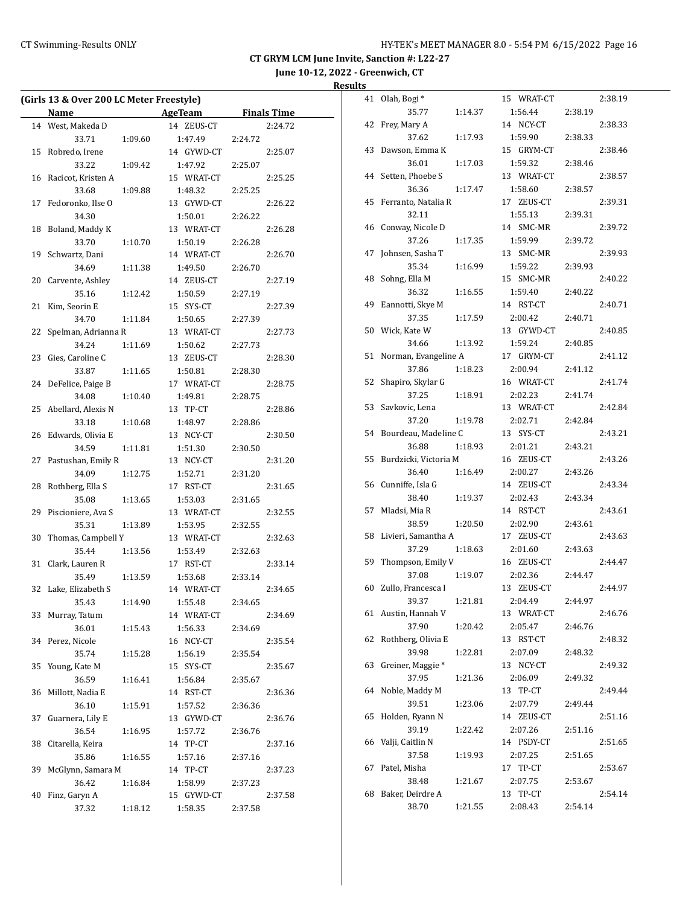**CT GRYM LCM June Invite, Sanction #: L22-27**

**June 10-12, 2022 - Greenwich, CT**

**Results**

### (Girls 13 & Over 200 LC Meter Freestyle)

| | Name | AgeTeam | | Finals Time |
|---|---|---|---|---|
| 14 | West, Makeda D | 14 ZEUS-CT | | 2:24.72 |
| | 33.71 | 1:09.60 | 1:47.49 | 2:24.72 |
| 15 | Robredo, Irene | 14 GYWD-CT | | 2:25.07 |
| | 33.22 | 1:09.42 | 1:47.92 | 2:25.07 |
| 16 | Racicot, Kristen A | 15 WRAT-CT | | 2:25.25 |
| | 33.68 | 1:09.88 | 1:48.32 | 2:25.25 |
| 17 | Fedoronko, Ilse O | 13 GYWD-CT | | 2:26.22 |
| | 34.30 | | 1:50.01 | 2:26.22 |
| 18 | Boland, Maddy K | 13 WRAT-CT | | 2:26.28 |
| | 33.70 | 1:10.70 | 1:50.19 | 2:26.28 |
| 19 | Schwartz, Dani | 14 WRAT-CT | | 2:26.70 |
| | 34.69 | 1:11.38 | 1:49.50 | 2:26.70 |
| 20 | Carvente, Ashley | 14 ZEUS-CT | | 2:27.19 |
| | 35.16 | 1:12.42 | 1:50.59 | 2:27.19 |
| 21 | Kim, Seorin E | 15 SYS-CT | | 2:27.39 |
| | 34.70 | 1:11.84 | 1:50.65 | 2:27.39 |
| 22 | Spelman, Adrianna R | 13 WRAT-CT | | 2:27.73 |
| | 34.24 | 1:11.69 | 1:50.62 | 2:27.73 |
| 23 | Gies, Caroline C | 13 ZEUS-CT | | 2:28.30 |
| | 33.87 | 1:11.65 | 1:50.81 | 2:28.30 |
| 24 | DeFelice, Paige B | 17 WRAT-CT | | 2:28.75 |
| | 34.08 | 1:10.40 | 1:49.81 | 2:28.75 |
| 25 | Abellard, Alexis N | 13 TP-CT | | 2:28.86 |
| | 33.18 | 1:10.68 | 1:48.97 | 2:28.86 |
| 26 | Edwards, Olivia E | 13 NCY-CT | | 2:30.50 |
| | 34.59 | 1:11.81 | 1:51.30 | 2:30.50 |
| 27 | Pastushan, Emily R | 13 NCY-CT | | 2:31.20 |
| | 34.09 | 1:12.75 | 1:52.71 | 2:31.20 |
| 28 | Rothberg, Ella S | 17 RST-CT | | 2:31.65 |
| | 35.08 | 1:13.65 | 1:53.03 | 2:31.65 |
| 29 | Piscioniere, Ava S | 13 WRAT-CT | | 2:32.55 |
| | 35.31 | 1:13.89 | 1:53.95 | 2:32.55 |
| 30 | Thomas, Campbell Y | 13 WRAT-CT | | 2:32.63 |
| | 35.44 | 1:13.56 | 1:53.49 | 2:32.63 |
| 31 | Clark, Lauren R | 17 RST-CT | | 2:33.14 |
| | 35.49 | 1:13.59 | 1:53.68 | 2:33.14 |
| 32 | Lake, Elizabeth S | 14 WRAT-CT | | 2:34.65 |
| | 35.43 | 1:14.90 | 1:55.48 | 2:34.65 |
| 33 | Murray, Tatum | 14 WRAT-CT | | 2:34.69 |
| | 36.01 | 1:15.43 | 1:56.33 | 2:34.69 |
| 34 | Perez, Nicole | 16 NCY-CT | | 2:35.54 |
| | 35.74 | 1:15.28 | 1:56.19 | 2:35.54 |
| 35 | Young, Kate M | 15 SYS-CT | | 2:35.67 |
| | 36.59 | 1:16.41 | 1:56.84 | 2:35.67 |
| 36 | Millott, Nadia E | 14 RST-CT | | 2:36.36 |
| | 36.10 | 1:15.91 | 1:57.52 | 2:36.36 |
| 37 | Guarnera, Lily E | 13 GYWD-CT | | 2:36.76 |
| | 36.54 | 1:16.95 | 1:57.72 | 2:36.76 |
| 38 | Citarella, Keira | 14 TP-CT | | 2:37.16 |
| | 35.86 | 1:16.55 | 1:57.16 | 2:37.16 |
| 39 | McGlynn, Samara M | 14 TP-CT | | 2:37.23 |
| | 36.42 | 1:16.84 | 1:58.99 | 2:37.23 |
| 40 | Finz, Garyn A | 15 GYWD-CT | | 2:37.58 |
| | 37.32 | 1:18.12 | 1:58.35 | 2:37.58 |
| 41 | Olah, Bogi * | 15 WRAT-CT | | 2:38.19 |
| | 35.77 | 1:14.37 | 1:56.44 | 2:38.19 |
| 42 | Frey, Mary A | 14 NCY-CT | | 2:38.33 |
| | 37.62 | 1:17.93 | 1:59.90 | 2:38.33 |
| 43 | Dawson, Emma K | 15 GRYM-CT | | 2:38.46 |
| | 36.01 | 1:17.03 | 1:59.32 | 2:38.46 |
| 44 | Setten, Phoebe S | 13 WRAT-CT | | 2:38.57 |
| | 36.36 | 1:17.47 | 1:58.60 | 2:38.57 |
| 45 | Ferranto, Natalia R | 17 ZEUS-CT | | 2:39.31 |
| | 32.11 | | 1:55.13 | 2:39.31 |
| 46 | Conway, Nicole D | 14 SMC-MR | | 2:39.72 |
| | 37.26 | 1:17.35 | 1:59.99 | 2:39.72 |
| 47 | Johnsen, Sasha T | 13 SMC-MR | | 2:39.93 |
| | 35.34 | 1:16.99 | 1:59.22 | 2:39.93 |
| 48 | Sohng, Ella M | 15 SMC-MR | | 2:40.22 |
| | 36.32 | 1:16.55 | 1:59.40 | 2:40.22 |
| 49 | Eannotti, Skye M | 14 RST-CT | | 2:40.71 |
| | 37.35 | 1:17.59 | 2:00.42 | 2:40.71 |
| 50 | Wick, Kate W | 13 GYWD-CT | | 2:40.85 |
| | 34.66 | 1:13.92 | 1:59.24 | 2:40.85 |
| 51 | Norman, Evangeline A | 17 GRYM-CT | | 2:41.12 |
| | 37.86 | 1:18.23 | 2:00.94 | 2:41.12 |
| 52 | Shapiro, Skylar G | 16 WRAT-CT | | 2:41.74 |
| | 37.25 | 1:18.91 | 2:02.23 | 2:41.74 |
| 53 | Savkovic, Lena | 13 WRAT-CT | | 2:42.84 |
| | 37.20 | 1:19.78 | 2:02.71 | 2:42.84 |
| 54 | Bourdeau, Madeline C | 13 SYS-CT | | 2:43.21 |
| | 36.88 | 1:18.93 | 2:01.21 | 2:43.21 |
| 55 | Burdzicki, Victoria M | 16 ZEUS-CT | | 2:43.26 |
| | 36.40 | 1:16.49 | 2:00.27 | 2:43.26 |
| 56 | Cunniffe, Isla G | 14 ZEUS-CT | | 2:43.34 |
| | 38.40 | 1:19.37 | 2:02.43 | 2:43.34 |
| 57 | Mladsi, Mia R | 14 RST-CT | | 2:43.61 |
| | 38.59 | 1:20.50 | 2:02.90 | 2:43.61 |
| 58 | Livieri, Samantha A | 17 ZEUS-CT | | 2:43.63 |
| | 37.29 | 1:18.63 | 2:01.60 | 2:43.63 |
| 59 | Thompson, Emily V | 16 ZEUS-CT | | 2:44.47 |
| | 37.08 | 1:19.07 | 2:02.36 | 2:44.47 |
| 60 | Zullo, Francesca I | 13 ZEUS-CT | | 2:44.97 |
| | 39.37 | 1:21.81 | 2:04.49 | 2:44.97 |
| 61 | Austin, Hannah V | 13 WRAT-CT | | 2:46.76 |
| | 37.90 | 1:20.42 | 2:05.47 | 2:46.76 |
| 62 | Rothberg, Olivia E | 13 RST-CT | | 2:48.32 |
| | 39.98 | 1:22.81 | 2:07.09 | 2:48.32 |
| 63 | Greiner, Maggie * | 13 NCY-CT | | 2:49.32 |
| | 37.95 | 1:21.36 | 2:06.09 | 2:49.32 |
| 64 | Noble, Maddy M | 13 TP-CT | | 2:49.44 |
| | 39.51 | 1:23.06 | 2:07.79 | 2:49.44 |
| 65 | Holden, Ryann N | 14 ZEUS-CT | | 2:51.16 |
| | 39.19 | 1:22.42 | 2:07.26 | 2:51.16 |
| 66 | Valji, Caitlin N | 14 PSDY-CT | | 2:51.65 |
| | 37.58 | 1:19.93 | 2:07.25 | 2:51.65 |
| 67 | Patel, Misha | 17 TP-CT | | 2:53.67 |
| | 38.48 | 1:21.67 | 2:07.75 | 2:53.67 |
| 68 | Baker, Deirdre A | 13 TP-CT | | 2:54.14 |
| | 38.70 | 1:21.55 | 2:08.43 | 2:54.14 |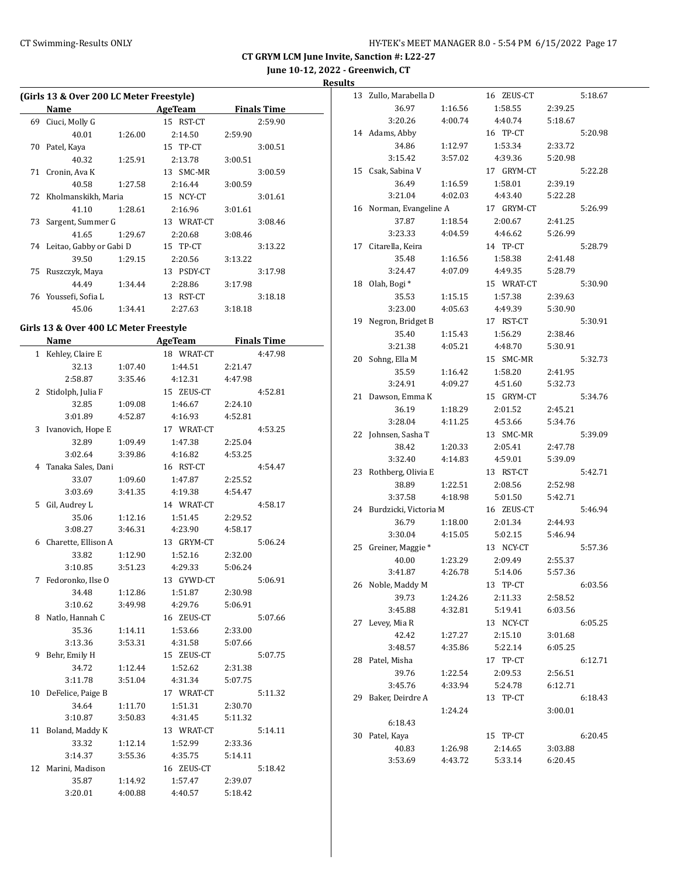CT GRYM LCM June Invite, Sanction #: L22-27

June 10-12, 2022 - Greenwich, CT

Results

## (Girls 13 & Over 200 LC Meter Freestyle)

| | Name | AgeTeam | | Finals Time |
|---|---|---|---|---|
| 69 | Ciuci, Molly G | 15 RST-CT | | 2:59.90 |
| | 40.01 | 1:26.00 | 2:14.50 | 2:59.90 |
| 70 | Patel, Kaya | 15 TP-CT | | 3:00.51 |
| | 40.32 | 1:25.91 | 2:13.78 | 3:00.51 |
| 71 | Cronin, Ava K | 13 SMC-MR | | 3:00.59 |
| | 40.58 | 1:27.58 | 2:16.44 | 3:00.59 |
| 72 | Kholmanskikh, Maria | 15 NCY-CT | | 3:01.61 |
| | 41.10 | 1:28.61 | 2:16.96 | 3:01.61 |
| 73 | Sargent, Summer G | 13 WRAT-CT | | 3:08.46 |
| | 41.65 | 1:29.67 | 2:20.68 | 3:08.46 |
| 74 | Leitao, Gabby or Gabi D | 15 TP-CT | | 3:13.22 |
| | 39.50 | 1:29.15 | 2:20.56 | 3:13.22 |
| 75 | Ruszczyk, Maya | 13 PSDY-CT | | 3:17.98 |
| | 44.49 | 1:34.44 | 2:28.86 | 3:17.98 |
| 76 | Youssefi, Sofia L | 13 RST-CT | | 3:18.18 |
| | 45.06 | 1:34.41 | 2:27.63 | 3:18.18 |

## Girls 13 & Over 400 LC Meter Freestyle

| | Name | AgeTeam | | Finals Time |
|---|---|---|---|---|
| 1 | Kehley, Claire E | 18 WRAT-CT | | 4:47.98 |
| | 32.13 | 1:07.40 | 1:44.51 | 2:21.47 |
| | 2:58.87 | 3:35.46 | 4:12.31 | 4:47.98 |
| 2 | Stidolph, Julia F | 15 ZEUS-CT | | 4:52.81 |
| | 32.85 | 1:09.08 | 1:46.67 | 2:24.10 |
| | 3:01.89 | 4:52.87 | 4:16.93 | 4:52.81 |
| 3 | Ivanovich, Hope E | 17 WRAT-CT | | 4:53.25 |
| | 32.89 | 1:09.49 | 1:47.38 | 2:25.04 |
| | 3:02.64 | 3:39.86 | 4:16.82 | 4:53.25 |
| 4 | Tanaka Sales, Dani | 16 RST-CT | | 4:54.47 |
| | 33.07 | 1:09.60 | 1:47.87 | 2:25.52 |
| | 3:03.69 | 3:41.35 | 4:19.38 | 4:54.47 |
| 5 | Gil, Audrey L | 14 WRAT-CT | | 4:58.17 |
| | 35.06 | 1:12.16 | 1:51.45 | 2:29.52 |
| | 3:08.27 | 3:46.31 | 4:23.90 | 4:58.17 |
| 6 | Charette, Ellison A | 13 GRYM-CT | | 5:06.24 |
| | 33.82 | 1:12.90 | 1:52.16 | 2:32.00 |
| | 3:10.85 | 3:51.23 | 4:29.33 | 5:06.24 |
| 7 | Fedoronko, Ilse O | 13 GYWD-CT | | 5:06.91 |
| | 34.48 | 1:12.86 | 1:51.87 | 2:30.98 |
| | 3:10.62 | 3:49.98 | 4:29.76 | 5:06.91 |
| 8 | Natlo, Hannah C | 16 ZEUS-CT | | 5:07.66 |
| | 35.36 | 1:14.11 | 1:53.66 | 2:33.00 |
| | 3:13.36 | 3:53.31 | 4:31.58 | 5:07.66 |
| 9 | Behr, Emily H | 15 ZEUS-CT | | 5:07.75 |
| | 34.72 | 1:12.44 | 1:52.62 | 2:31.38 |
| | 3:11.78 | 3:51.04 | 4:31.34 | 5:07.75 |
| 10 | DeFelice, Paige B | 17 WRAT-CT | | 5:11.32 |
| | 34.64 | 1:11.70 | 1:51.31 | 2:30.70 |
| | 3:10.87 | 3:50.83 | 4:31.45 | 5:11.32 |
| 11 | Boland, Maddy K | 13 WRAT-CT | | 5:14.11 |
| | 33.32 | 1:12.14 | 1:52.99 | 2:33.36 |
| | 3:14.37 | 3:55.36 | 4:35.75 | 5:14.11 |
| 12 | Marini, Madison | 16 ZEUS-CT | | 5:18.42 |
| | 35.87 | 1:14.92 | 1:57.47 | 2:39.07 |
| | 3:20.01 | 4:00.88 | 4:40.57 | 5:18.42 |
| 13 | Zullo, Marabella D | 16 ZEUS-CT | | 5:18.67 |
| | 36.97 | 1:16.56 | 1:58.55 | 2:39.25 |
| | 3:20.26 | 4:00.74 | 4:40.74 | 5:18.67 |
| 14 | Adams, Abby | 16 TP-CT | | 5:20.98 |
| | 34.86 | 1:12.97 | 1:53.34 | 2:33.72 |
| | 3:15.42 | 3:57.02 | 4:39.36 | 5:20.98 |
| 15 | Csak, Sabina V | 17 GRYM-CT | | 5:22.28 |
| | 36.49 | 1:16.59 | 1:58.01 | 2:39.19 |
| | 3:21.04 | 4:02.03 | 4:43.40 | 5:22.28 |
| 16 | Norman, Evangeline A | 17 GRYM-CT | | 5:26.99 |
| | 37.87 | 1:18.54 | 2:00.67 | 2:41.25 |
| | 3:23.33 | 4:04.59 | 4:46.62 | 5:26.99 |
| 17 | Citarella, Keira | 14 TP-CT | | 5:28.79 |
| | 35.48 | 1:16.56 | 1:58.38 | 2:41.48 |
| | 3:24.47 | 4:07.09 | 4:49.35 | 5:28.79 |
| 18 | Olah, Bogi * | 15 WRAT-CT | | 5:30.90 |
| | 35.53 | 1:15.15 | 1:57.38 | 2:39.63 |
| | 3:23.00 | 4:05.63 | 4:49.39 | 5:30.90 |
| 19 | Negron, Bridget B | 17 RST-CT | | 5:30.91 |
| | 35.40 | 1:15.43 | 1:56.29 | 2:38.46 |
| | 3:21.38 | 4:05.21 | 4:48.70 | 5:30.91 |
| 20 | Sohng, Ella M | 15 SMC-MR | | 5:32.73 |
| | 35.59 | 1:16.42 | 1:58.20 | 2:41.95 |
| | 3:24.91 | 4:09.27 | 4:51.60 | 5:32.73 |
| 21 | Dawson, Emma K | 15 GRYM-CT | | 5:34.76 |
| | 36.19 | 1:18.29 | 2:01.52 | 2:45.21 |
| | 3:28.04 | 4:11.25 | 4:53.66 | 5:34.76 |
| 22 | Johnsen, Sasha T | 13 SMC-MR | | 5:39.09 |
| | 38.42 | 1:20.33 | 2:05.41 | 2:47.78 |
| | 3:32.40 | 4:14.83 | 4:59.01 | 5:39.09 |
| 23 | Rothberg, Olivia E | 13 RST-CT | | 5:42.71 |
| | 38.89 | 1:22.51 | 2:08.56 | 2:52.98 |
| | 3:37.58 | 4:18.98 | 5:01.50 | 5:42.71 |
| 24 | Burdzicki, Victoria M | 16 ZEUS-CT | | 5:46.94 |
| | 36.79 | 1:18.00 | 2:01.34 | 2:44.93 |
| | 3:30.04 | 4:15.05 | 5:02.15 | 5:46.94 |
| 25 | Greiner, Maggie * | 13 NCY-CT | | 5:57.36 |
| | 40.00 | 1:23.29 | 2:09.49 | 2:55.37 |
| | 3:41.87 | 4:26.78 | 5:14.06 | 5:57.36 |
| 26 | Noble, Maddy M | 13 TP-CT | | 6:03.56 |
| | 39.73 | 1:24.26 | 2:11.33 | 2:58.52 |
| | 3:45.88 | 4:32.81 | 5:19.41 | 6:03.56 |
| 27 | Levey, Mia R | 13 NCY-CT | | 6:05.25 |
| | 42.42 | 1:27.27 | 2:15.10 | 3:01.68 |
| | 3:48.57 | 4:35.86 | 5:22.14 | 6:05.25 |
| 28 | Patel, Misha | 17 TP-CT | | 6:12.71 |
| | 39.76 | 1:22.54 | 2:09.53 | 2:56.51 |
| | 3:45.76 | 4:33.94 | 5:24.78 | 6:12.71 |
| 29 | Baker, Deirdre A | 13 TP-CT | | 6:18.43 |
| | | 1:24.24 | | 3:00.01 |
| | 6:18.43 | | | |
| 30 | Patel, Kaya | 15 TP-CT | | 6:20.45 |
| | 40.83 | 1:26.98 | 2:14.65 | 3:03.88 |
| | 3:53.69 | 4:43.72 | 5:33.14 | 6:20.45 |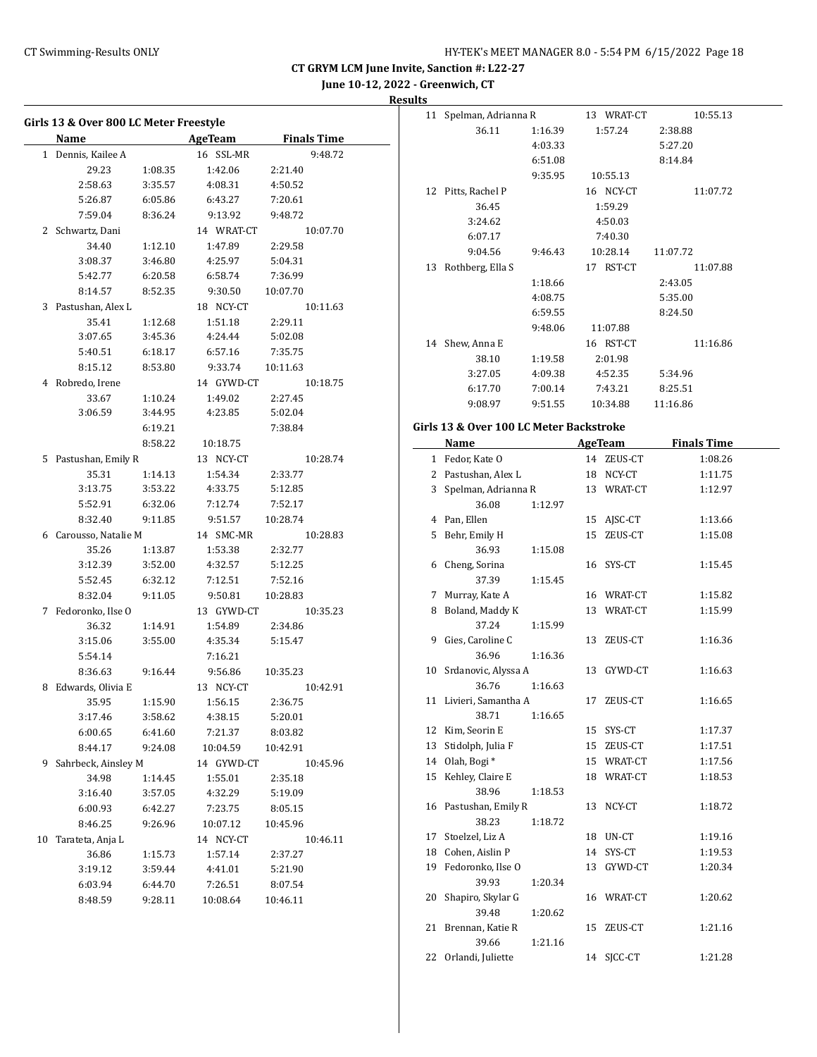CT GRYM LCM June Invite, Sanction #: L22-27

June 10-12, 2022 - Greenwich, CT

Results

## Girls 13 & Over 800 LC Meter Freestyle

| | Name | AgeTeam | | Finals Time |
|---|---|---|---|---|
| 1 | Dennis, Kailee A | 16 SSL-MR | | 9:48.72 |
| | 29.23 | 1:08.35 | 1:42.06 | 2:21.40 |
| | 2:58.63 | 3:35.57 | 4:08.31 | 4:50.52 |
| | 5:26.87 | 6:05.86 | 6:43.27 | 7:20.61 |
| | 7:59.04 | 8:36.24 | 9:13.92 | 9:48.72 |
| 2 | Schwartz, Dani | 14 WRAT-CT | | 10:07.70 |
| | 34.40 | 1:12.10 | 1:47.89 | 2:29.58 |
| | 3:08.37 | 3:46.80 | 4:25.97 | 5:04.31 |
| | 5:42.77 | 6:20.58 | 6:58.74 | 7:36.99 |
| | 8:14.57 | 8:52.35 | 9:30.50 | 10:07.70 |
| 3 | Pastushan, Alex L | 18 NCY-CT | | 10:11.63 |
| | 35.41 | 1:12.68 | 1:51.18 | 2:29.11 |
| | 3:07.65 | 3:45.36 | 4:24.44 | 5:02.08 |
| | 5:40.51 | 6:18.17 | 6:57.16 | 7:35.75 |
| | 8:15.12 | 8:53.80 | 9:33.74 | 10:11.63 |
| 4 | Robredo, Irene | 14 GYWD-CT | | 10:18.75 |
| | 33.67 | 1:10.24 | 1:49.02 | 2:27.45 |
| | 3:06.59 | 3:44.95 | 4:23.85 | 5:02.04 |
| | | 6:19.21 | | 7:38.84 |
| | | 8:58.22 | 10:18.75 | |
| 5 | Pastushan, Emily R | 13 NCY-CT | | 10:28.74 |
| | 35.31 | 1:14.13 | 1:54.34 | 2:33.77 |
| | 3:13.75 | 3:53.22 | 4:33.75 | 5:12.85 |
| | 5:52.91 | 6:32.06 | 7:12.74 | 7:52.17 |
| | 8:32.40 | 9:11.85 | 9:51.57 | 10:28.74 |
| 6 | Carousso, Natalie M | 14 SMC-MR | | 10:28.83 |
| | 35.26 | 1:13.87 | 1:53.38 | 2:32.77 |
| | 3:12.39 | 3:52.00 | 4:32.57 | 5:12.25 |
| | 5:52.45 | 6:32.12 | 7:12.51 | 7:52.16 |
| | 8:32.04 | 9:11.05 | 9:50.81 | 10:28.83 |
| 7 | Fedoronko, Ilse O | 13 GYWD-CT | | 10:35.23 |
| | 36.32 | 1:14.91 | 1:54.89 | 2:34.86 |
| | 3:15.06 | 3:55.00 | 4:35.34 | 5:15.47 |
| | 5:54.14 | | 7:16.21 | |
| | 8:36.63 | 9:16.44 | 9:56.86 | 10:35.23 |
| 8 | Edwards, Olivia E | 13 NCY-CT | | 10:42.91 |
| | 35.95 | 1:15.90 | 1:56.15 | 2:36.75 |
| | 3:17.46 | 3:58.62 | 4:38.15 | 5:20.01 |
| | 6:00.65 | 6:41.60 | 7:21.37 | 8:03.82 |
| | 8:44.17 | 9:24.08 | 10:04.59 | 10:42.91 |
| 9 | Sahrbeck, Ainsley M | 14 GYWD-CT | | 10:45.96 |
| | 34.98 | 1:14.45 | 1:55.01 | 2:35.18 |
| | 3:16.40 | 3:57.05 | 4:32.29 | 5:19.09 |
| | 6:00.93 | 6:42.27 | 7:23.75 | 8:05.15 |
| | 8:46.25 | 9:26.96 | 10:07.12 | 10:45.96 |
| 10 | Tarateta, Anja L | 14 NCY-CT | | 10:46.11 |
| | 36.86 | 1:15.73 | 1:57.14 | 2:37.27 |
| | 3:19.12 | 3:59.44 | 4:41.01 | 5:21.90 |
| | 6:03.94 | 6:44.70 | 7:26.51 | 8:07.54 |
| | 8:48.59 | 9:28.11 | 10:08.64 | 10:46.11 |
| 11 | Spelman, Adrianna R | 13 WRAT-CT | | 10:55.13 |
| | 36.11 | 1:16.39 | 1:57.24 | 2:38.88 |
| | | 4:03.33 | | 5:27.20 |
| | | 6:51.08 | | 8:14.84 |
| | | 9:35.95 | 10:55.13 | |
| 12 | Pitts, Rachel P | 16 NCY-CT | | 11:07.72 |
| | 36.45 | | 1:59.29 | |
| | 3:24.62 | | 4:50.03 | |
| | 6:07.17 | | 7:40.30 | |
| | 9:04.56 | 9:46.43 | 10:28.14 | 11:07.72 |
| 13 | Rothberg, Ella S | 17 RST-CT | | 11:07.88 |
| | | 1:18.66 | | 2:43.05 |
| | | 4:08.75 | | 5:35.00 |
| | | 6:59.55 | | 8:24.50 |
| | | 9:48.06 | 11:07.88 | |
| 14 | Shew, Anna E | 16 RST-CT | | 11:16.86 |
| | 38.10 | 1:19.58 | 2:01.98 | |
| | 3:27.05 | 4:09.38 | 4:52.35 | 5:34.96 |
| | 6:17.70 | 7:00.14 | 7:43.21 | 8:25.51 |
| | 9:08.97 | 9:51.55 | 10:34.88 | 11:16.86 |

## Girls 13 & Over 100 LC Meter Backstroke

| | Name | | AgeTeam | Finals Time |
|---|---|---|---|---|
| 1 | Fedor, Kate O | | 14 ZEUS-CT | 1:08.26 |
| 2 | Pastushan, Alex L | | 18 NCY-CT | 1:11.75 |
| 3 | Spelman, Adrianna R | | 13 WRAT-CT | 1:12.97 |
| | 36.08 | 1:12.97 | | |
| 4 | Pan, Ellen | | 15 AJSC-CT | 1:13.66 |
| 5 | Behr, Emily H | | 15 ZEUS-CT | 1:15.08 |
| | 36.93 | 1:15.08 | | |
| 6 | Cheng, Sorina | | 16 SYS-CT | 1:15.45 |
| | 37.39 | 1:15.45 | | |
| 7 | Murray, Kate A | | 16 WRAT-CT | 1:15.82 |
| 8 | Boland, Maddy K | | 13 WRAT-CT | 1:15.99 |
| | 37.24 | 1:15.99 | | |
| 9 | Gies, Caroline C | | 13 ZEUS-CT | 1:16.36 |
| | 36.96 | 1:16.36 | | |
| 10 | Srdanovic, Alyssa A | | 13 GYWD-CT | 1:16.63 |
| | 36.76 | 1:16.63 | | |
| 11 | Livieri, Samantha A | | 17 ZEUS-CT | 1:16.65 |
| | 38.71 | 1:16.65 | | |
| 12 | Kim, Seorin E | | 15 SYS-CT | 1:17.37 |
| 13 | Stidolph, Julia F | | 15 ZEUS-CT | 1:17.51 |
| 14 | Olah, Bogi * | | 15 WRAT-CT | 1:17.56 |
| 15 | Kehley, Claire E | | 18 WRAT-CT | 1:18.53 |
| | 38.96 | 1:18.53 | | |
| 16 | Pastushan, Emily R | | 13 NCY-CT | 1:18.72 |
| | 38.23 | 1:18.72 | | |
| 17 | Stoelzel, Liz A | | 18 UN-CT | 1:19.16 |
| 18 | Cohen, Aislin P | | 14 SYS-CT | 1:19.53 |
| 19 | Fedoronko, Ilse O | | 13 GYWD-CT | 1:20.34 |
| | 39.93 | 1:20.34 | | |
| 20 | Shapiro, Skylar G | | 16 WRAT-CT | 1:20.62 |
| | 39.48 | 1:20.62 | | |
| 21 | Brennan, Katie R | | 15 ZEUS-CT | 1:21.16 |
| | 39.66 | 1:21.16 | | |
| 22 | Orlandi, Juliette | | 14 SJCC-CT | 1:21.28 |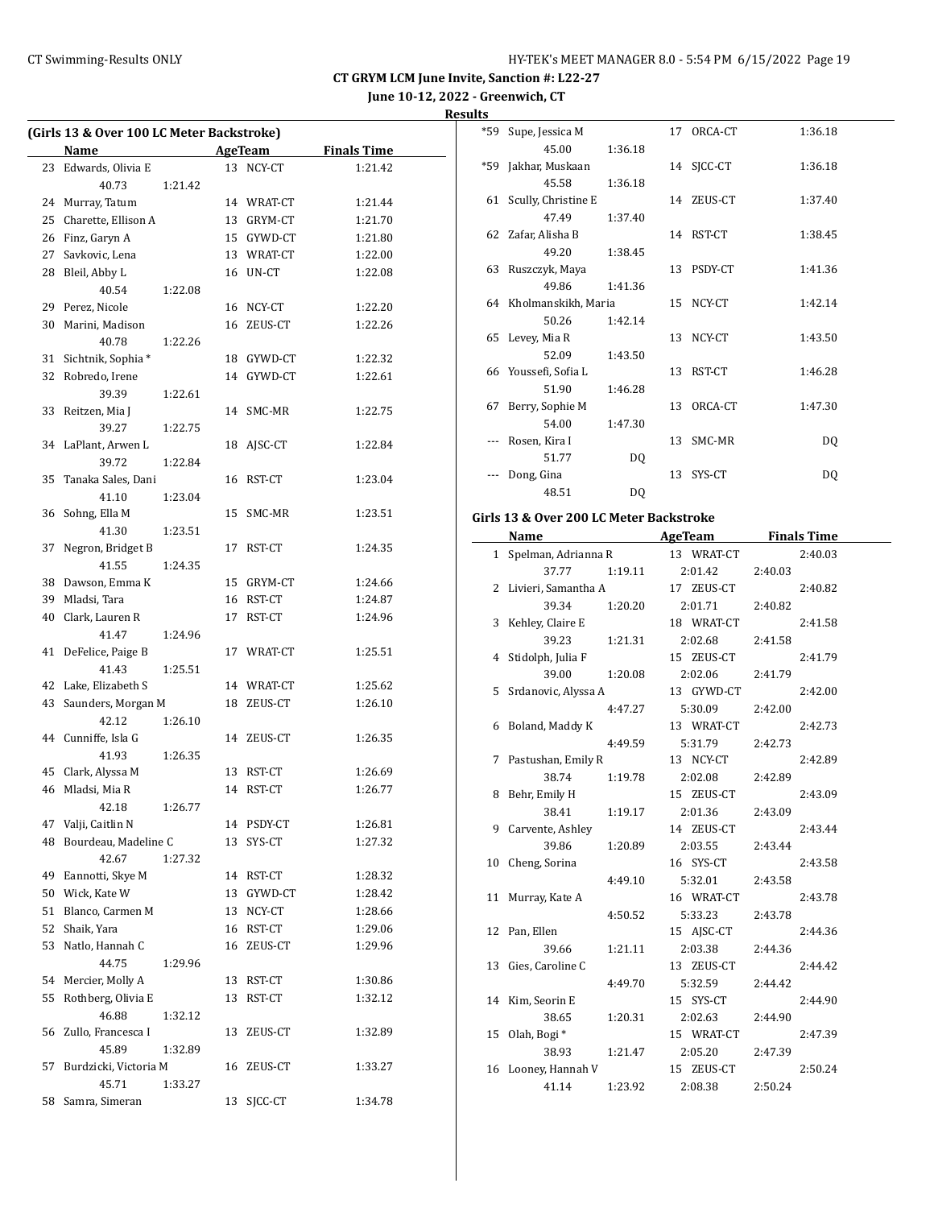**CT GRYM LCM June Invite, Sanction #: L22-27**

**June 10-12, 2022 - Greenwich, CT**

**Results**

### (Girls 13 & Over 100 LC Meter Backstroke)

| | Name | Age | Team | Finals Time |
|---|---|---|---|---|
| 23 | Edwards, Olivia E | 13 | NCY-CT | 1:21.42 |
| | 40.73 1:21.42 | | | |
| 24 | Murray, Tatum | 14 | WRAT-CT | 1:21.44 |
| 25 | Charette, Ellison A | 13 | GRYM-CT | 1:21.70 |
| 26 | Finz, Garyn A | 15 | GYWD-CT | 1:21.80 |
| 27 | Savkovic, Lena | 13 | WRAT-CT | 1:22.00 |
| 28 | Bleil, Abby L | 16 | UN-CT | 1:22.08 |
| | 40.54 1:22.08 | | | |
| 29 | Perez, Nicole | 16 | NCY-CT | 1:22.20 |
| 30 | Marini, Madison | 16 | ZEUS-CT | 1:22.26 |
| | 40.78 1:22.26 | | | |
| 31 | Sichtnik, Sophia * | 18 | GYWD-CT | 1:22.32 |
| 32 | Robredo, Irene | 14 | GYWD-CT | 1:22.61 |
| | 39.39 1:22.61 | | | |
| 33 | Reitzen, Mia J | 14 | SMC-MR | 1:22.75 |
| | 39.27 1:22.75 | | | |
| 34 | LaPlant, Arwen L | 18 | AJSC-CT | 1:22.84 |
| | 39.72 1:22.84 | | | |
| 35 | Tanaka Sales, Dani | 16 | RST-CT | 1:23.04 |
| | 41.10 1:23.04 | | | |
| 36 | Sohng, Ella M | 15 | SMC-MR | 1:23.51 |
| | 41.30 1:23.51 | | | |
| 37 | Negron, Bridget B | 17 | RST-CT | 1:24.35 |
| | 41.55 1:24.35 | | | |
| 38 | Dawson, Emma K | 15 | GRYM-CT | 1:24.66 |
| 39 | Mladsi, Tara | 16 | RST-CT | 1:24.87 |
| 40 | Clark, Lauren R | 17 | RST-CT | 1:24.96 |
| | 41.47 1:24.96 | | | |
| 41 | DeFelice, Paige B | 17 | WRAT-CT | 1:25.51 |
| | 41.43 1:25.51 | | | |
| 42 | Lake, Elizabeth S | 14 | WRAT-CT | 1:25.62 |
| 43 | Saunders, Morgan M | 18 | ZEUS-CT | 1:26.10 |
| | 42.12 1:26.10 | | | |
| 44 | Cunniffe, Isla G | 14 | ZEUS-CT | 1:26.35 |
| | 41.93 1:26.35 | | | |
| 45 | Clark, Alyssa M | 13 | RST-CT | 1:26.69 |
| 46 | Mladsi, Mia R | 14 | RST-CT | 1:26.77 |
| | 42.18 1:26.77 | | | |
| 47 | Valji, Caitlin N | 14 | PSDY-CT | 1:26.81 |
| 48 | Bourdeau, Madeline C | 13 | SYS-CT | 1:27.32 |
| | 42.67 1:27.32 | | | |
| 49 | Eannotti, Skye M | 14 | RST-CT | 1:28.32 |
| 50 | Wick, Kate W | 13 | GYWD-CT | 1:28.42 |
| 51 | Blanco, Carmen M | 13 | NCY-CT | 1:28.66 |
| 52 | Shaik, Yara | 16 | RST-CT | 1:29.06 |
| 53 | Natlo, Hannah C | 16 | ZEUS-CT | 1:29.96 |
| | 44.75 1:29.96 | | | |
| 54 | Mercier, Molly A | 13 | RST-CT | 1:30.86 |
| 55 | Rothberg, Olivia E | 13 | RST-CT | 1:32.12 |
| | 46.88 1:32.12 | | | |
| 56 | Zullo, Francesca I | 13 | ZEUS-CT | 1:32.89 |
| | 45.89 1:32.89 | | | |
| 57 | Burdzicki, Victoria M | 16 | ZEUS-CT | 1:33.27 |
| | 45.71 1:33.27 | | | |
| 58 | Samra, Simeran | 13 | SJCC-CT | 1:34.78 |
| *59 | Supe, Jessica M | 17 | ORCA-CT | 1:36.18 |
| | 45.00 1:36.18 | | | |
| *59 | Jakhar, Muskaan | 14 | SJCC-CT | 1:36.18 |
| | 45.58 1:36.18 | | | |
| 61 | Scully, Christine E | 14 | ZEUS-CT | 1:37.40 |
| | 47.49 1:37.40 | | | |
| 62 | Zafar, Alisha B | 14 | RST-CT | 1:38.45 |
| | 49.20 1:38.45 | | | |
| 63 | Ruszczyk, Maya | 13 | PSDY-CT | 1:41.36 |
| | 49.86 1:41.36 | | | |
| 64 | Kholmanskikh, Maria | 15 | NCY-CT | 1:42.14 |
| | 50.26 1:42.14 | | | |
| 65 | Levey, Mia R | 13 | NCY-CT | 1:43.50 |
| | 52.09 1:43.50 | | | |
| 66 | Youssefi, Sofia L | 13 | RST-CT | 1:46.28 |
| | 51.90 1:46.28 | | | |
| 67 | Berry, Sophie M | 13 | ORCA-CT | 1:47.30 |
| | 54.00 1:47.30 | | | |
| --- | Rosen, Kira I | 13 | SMC-MR | DQ |
| | 51.77 DQ | | | |
| --- | Dong, Gina | 13 | SYS-CT | DQ |
| | 48.51 DQ | | | |

### Girls 13 & Over 200 LC Meter Backstroke

| | Name | Age | Team | Finals Time |
|---|---|---|---|---|
| 1 | Spelman, Adrianna R | 13 | WRAT-CT | 2:40.03 |
| | 37.77 1:19.11 2:01.42 2:40.03 | | | |
| 2 | Livieri, Samantha A | 17 | ZEUS-CT | 2:40.82 |
| | 39.34 1:20.20 2:01.71 2:40.82 | | | |
| 3 | Kehley, Claire E | 18 | WRAT-CT | 2:41.58 |
| | 39.23 1:21.31 2:02.68 2:41.58 | | | |
| 4 | Stidolph, Julia F | 15 | ZEUS-CT | 2:41.79 |
| | 39.00 1:20.08 2:02.06 2:41.79 | | | |
| 5 | Srdanovic, Alyssa A | 13 | GYWD-CT | 2:42.00 |
| | 4:47.27 5:30.09 2:42.00 | | | |
| 6 | Boland, Maddy K | 13 | WRAT-CT | 2:42.73 |
| | 4:49.59 5:31.79 2:42.73 | | | |
| 7 | Pastushan, Emily R | 13 | NCY-CT | 2:42.89 |
| | 38.74 1:19.78 2:02.08 2:42.89 | | | |
| 8 | Behr, Emily H | 15 | ZEUS-CT | 2:43.09 |
| | 38.41 1:19.17 2:01.36 2:43.09 | | | |
| 9 | Carvente, Ashley | 14 | ZEUS-CT | 2:43.44 |
| | 39.86 1:20.89 2:03.55 2:43.44 | | | |
| 10 | Cheng, Sorina | 16 | SYS-CT | 2:43.58 |
| | 4:49.10 5:32.01 2:43.58 | | | |
| 11 | Murray, Kate A | 16 | WRAT-CT | 2:43.78 |
| | 4:50.52 5:33.23 2:43.78 | | | |
| 12 | Pan, Ellen | 15 | AJSC-CT | 2:44.36 |
| | 39.66 1:21.11 2:03.38 2:44.36 | | | |
| 13 | Gies, Caroline C | 13 | ZEUS-CT | 2:44.42 |
| | 4:49.70 5:32.59 2:44.42 | | | |
| 14 | Kim, Seorin E | 15 | SYS-CT | 2:44.90 |
| | 38.65 1:20.31 2:02.63 2:44.90 | | | |
| 15 | Olah, Bogi * | 15 | WRAT-CT | 2:47.39 |
| | 38.93 1:21.47 2:05.20 2:47.39 | | | |
| 16 | Looney, Hannah V | 15 | ZEUS-CT | 2:50.24 |
| | 41.14 1:23.92 2:08.38 2:50.24 | | | |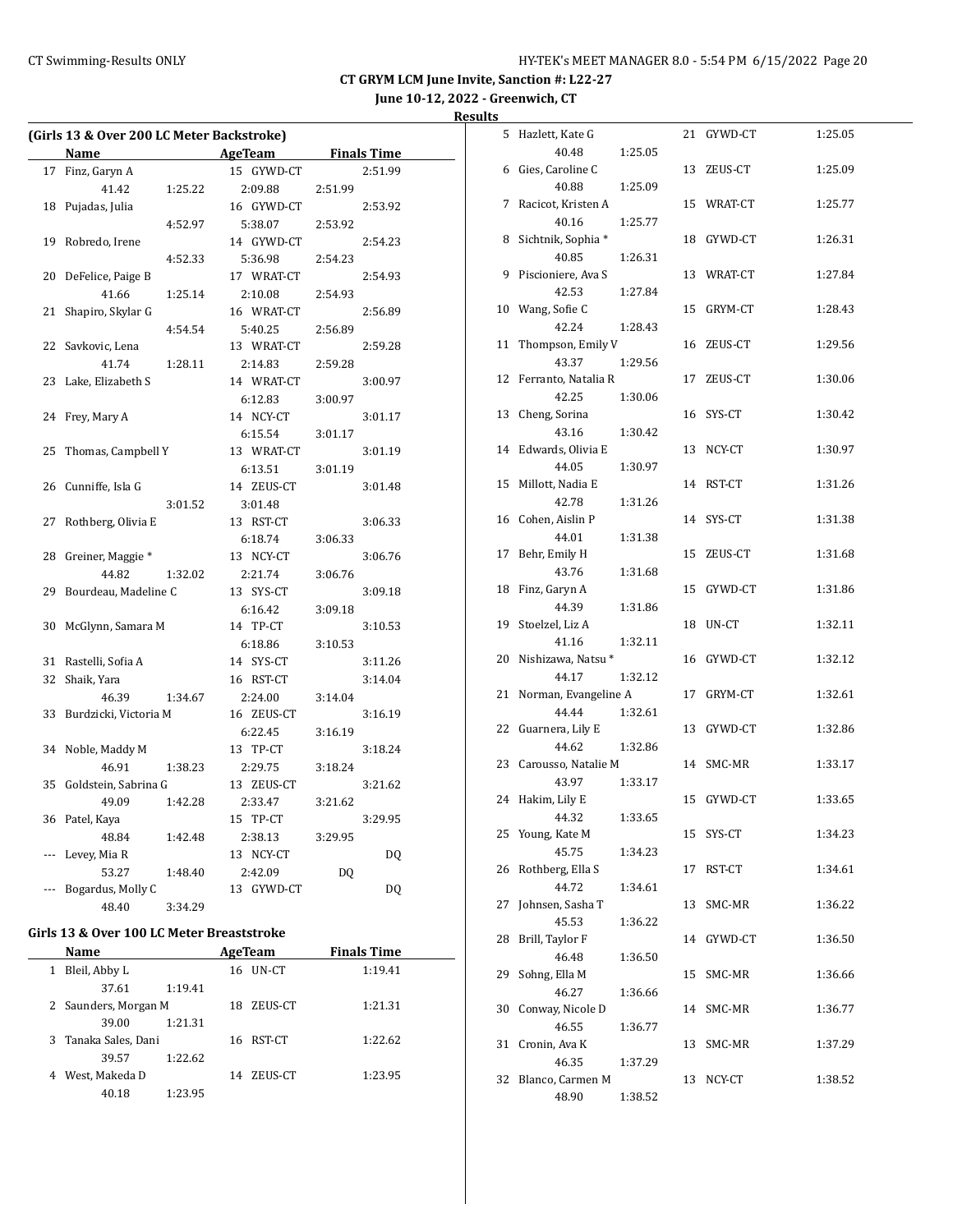CT GRYM LCM June Invite, Sanction #: L22-27

June 10-12, 2022 - Greenwich, CT

Results

## (Girls 13 & Over 200 LC Meter Backstroke)

| | Name | Age | Team | Finals Time |
|---|---|---|---|---|
| 17 | Finz, Garyn A | 15 | GYWD-CT | 2:51.99 |
| | 41.42 / 1:25.22 / 2:09.88 / 2:51.99 | | | |
| 18 | Pujadas, Julia | 16 | GYWD-CT | 2:53.92 |
| | 4:52.97 / 5:38.07 / 2:53.92 | | | |
| 19 | Robredo, Irene | 14 | GYWD-CT | 2:54.23 |
| | 4:52.33 / 5:36.98 / 2:54.23 | | | |
| 20 | DeFelice, Paige B | 17 | WRAT-CT | 2:54.93 |
| | 41.66 / 1:25.14 / 2:10.08 / 2:54.93 | | | |
| 21 | Shapiro, Skylar G | 16 | WRAT-CT | 2:56.89 |
| | 4:54.54 / 5:40.25 / 2:56.89 | | | |
| 22 | Savkovic, Lena | 13 | WRAT-CT | 2:59.28 |
| | 41.74 / 1:28.11 / 2:14.83 / 2:59.28 | | | |
| 23 | Lake, Elizabeth S | 14 | WRAT-CT | 3:00.97 |
| | 6:12.83 / 3:00.97 | | | |
| 24 | Frey, Mary A | 14 | NCY-CT | 3:01.17 |
| | 6:15.54 / 3:01.17 | | | |
| 25 | Thomas, Campbell Y | 13 | WRAT-CT | 3:01.19 |
| | 6:13.51 / 3:01.19 | | | |
| 26 | Cunniffe, Isla G | 14 | ZEUS-CT | 3:01.48 |
| | 3:01.52 / 3:01.48 | | | |
| 27 | Rothberg, Olivia E | 13 | RST-CT | 3:06.33 |
| | 6:18.74 / 3:06.33 | | | |
| 28 | Greiner, Maggie * | 13 | NCY-CT | 3:06.76 |
| | 44.82 / 1:32.02 / 2:21.74 / 3:06.76 | | | |
| 29 | Bourdeau, Madeline C | 13 | SYS-CT | 3:09.18 |
| | 6:16.42 / 3:09.18 | | | |
| 30 | McGlynn, Samara M | 14 | TP-CT | 3:10.53 |
| | 6:18.86 / 3:10.53 | | | |
| 31 | Rastelli, Sofia A | 14 | SYS-CT | 3:11.26 |
| 32 | Shaik, Yara | 16 | RST-CT | 3:14.04 |
| | 46.39 / 1:34.67 / 2:24.00 / 3:14.04 | | | |
| 33 | Burdzicki, Victoria M | 16 | ZEUS-CT | 3:16.19 |
| | 6:22.45 / 3:16.19 | | | |
| 34 | Noble, Maddy M | 13 | TP-CT | 3:18.24 |
| | 46.91 / 1:38.23 / 2:29.75 / 3:18.24 | | | |
| 35 | Goldstein, Sabrina G | 13 | ZEUS-CT | 3:21.62 |
| | 49.09 / 1:42.28 / 2:33.47 / 3:21.62 | | | |
| 36 | Patel, Kaya | 15 | TP-CT | 3:29.95 |
| | 48.84 / 1:42.48 / 2:38.13 / 3:29.95 | | | |
| --- | Levey, Mia R | 13 | NCY-CT | DQ |
| | 53.27 / 1:48.40 / 2:42.09 / DQ | | | |
| --- | Bogardus, Molly C | 13 | GYWD-CT | DQ |
| | 48.40 / 3:34.29 | | | |

## Girls 13 & Over 100 LC Meter Breaststroke

| | Name | Age | Team | Finals Time |
|---|---|---|---|---|
| 1 | Bleil, Abby L | 16 | UN-CT | 1:19.41 |
| | 37.61 / 1:19.41 | | | |
| 2 | Saunders, Morgan M | 18 | ZEUS-CT | 1:21.31 |
| | 39.00 / 1:21.31 | | | |
| 3 | Tanaka Sales, Dani | 16 | RST-CT | 1:22.62 |
| | 39.57 / 1:22.62 | | | |
| 4 | West, Makeda D | 14 | ZEUS-CT | 1:23.95 |
| | 40.18 / 1:23.95 | | | |
| 5 | Hazlett, Kate G | 21 | GYWD-CT | 1:25.05 |
| | 40.48 / 1:25.05 | | | |
| 6 | Gies, Caroline C | 13 | ZEUS-CT | 1:25.09 |
| | 40.88 / 1:25.09 | | | |
| 7 | Racicot, Kristen A | 15 | WRAT-CT | 1:25.77 |
| | 40.16 / 1:25.77 | | | |
| 8 | Sichtnik, Sophia * | 18 | GYWD-CT | 1:26.31 |
| | 40.85 / 1:26.31 | | | |
| 9 | Piscioniere, Ava S | 13 | WRAT-CT | 1:27.84 |
| | 42.53 / 1:27.84 | | | |
| 10 | Wang, Sofie C | 15 | GRYM-CT | 1:28.43 |
| | 42.24 / 1:28.43 | | | |
| 11 | Thompson, Emily V | 16 | ZEUS-CT | 1:29.56 |
| | 43.37 / 1:29.56 | | | |
| 12 | Ferranto, Natalia R | 17 | ZEUS-CT | 1:30.06 |
| | 42.25 / 1:30.06 | | | |
| 13 | Cheng, Sorina | 16 | SYS-CT | 1:30.42 |
| | 43.16 / 1:30.42 | | | |
| 14 | Edwards, Olivia E | 13 | NCY-CT | 1:30.97 |
| | 44.05 / 1:30.97 | | | |
| 15 | Millott, Nadia E | 14 | RST-CT | 1:31.26 |
| | 42.78 / 1:31.26 | | | |
| 16 | Cohen, Aislin P | 14 | SYS-CT | 1:31.38 |
| | 44.01 / 1:31.38 | | | |
| 17 | Behr, Emily H | 15 | ZEUS-CT | 1:31.68 |
| | 43.76 / 1:31.68 | | | |
| 18 | Finz, Garyn A | 15 | GYWD-CT | 1:31.86 |
| | 44.39 / 1:31.86 | | | |
| 19 | Stoelzel, Liz A | 18 | UN-CT | 1:32.11 |
| | 41.16 / 1:32.11 | | | |
| 20 | Nishizawa, Natsu * | 16 | GYWD-CT | 1:32.12 |
| | 44.17 / 1:32.12 | | | |
| 21 | Norman, Evangeline A | 17 | GRYM-CT | 1:32.61 |
| | 44.44 / 1:32.61 | | | |
| 22 | Guarnera, Lily E | 13 | GYWD-CT | 1:32.86 |
| | 44.62 / 1:32.86 | | | |
| 23 | Carousso, Natalie M | 14 | SMC-MR | 1:33.17 |
| | 43.97 / 1:33.17 | | | |
| 24 | Hakim, Lily E | 15 | GYWD-CT | 1:33.65 |
| | 44.32 / 1:33.65 | | | |
| 25 | Young, Kate M | 15 | SYS-CT | 1:34.23 |
| | 45.75 / 1:34.23 | | | |
| 26 | Rothberg, Ella S | 17 | RST-CT | 1:34.61 |
| | 44.72 / 1:34.61 | | | |
| 27 | Johnsen, Sasha T | 13 | SMC-MR | 1:36.22 |
| | 45.53 / 1:36.22 | | | |
| 28 | Brill, Taylor F | 14 | GYWD-CT | 1:36.50 |
| | 46.48 / 1:36.50 | | | |
| 29 | Sohng, Ella M | 15 | SMC-MR | 1:36.66 |
| | 46.27 / 1:36.66 | | | |
| 30 | Conway, Nicole D | 14 | SMC-MR | 1:36.77 |
| | 46.55 / 1:36.77 | | | |
| 31 | Cronin, Ava K | 13 | SMC-MR | 1:37.29 |
| | 46.35 / 1:37.29 | | | |
| 32 | Blanco, Carmen M | 13 | NCY-CT | 1:38.52 |
| | 48.90 / 1:38.52 | | | |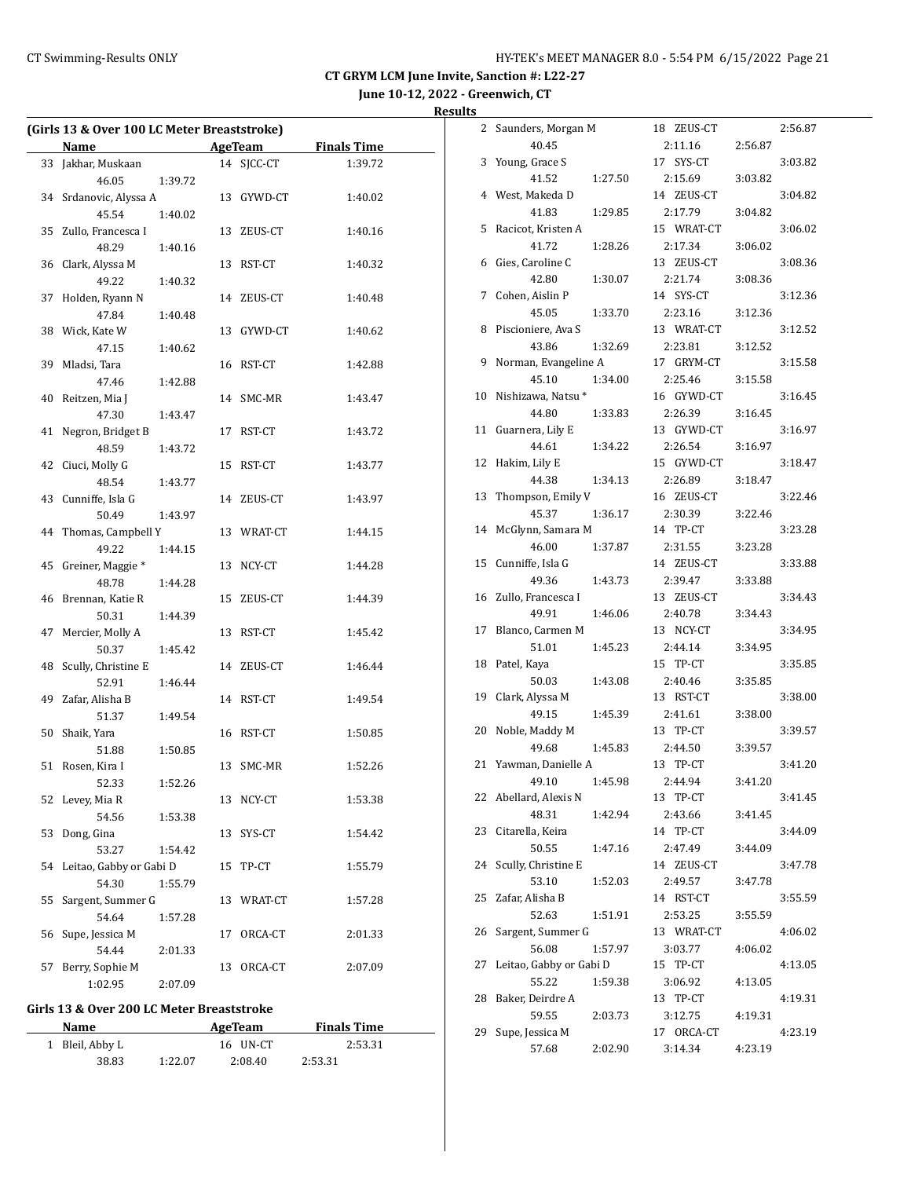**CT GRYM LCM June Invite, Sanction #: L22-27**

**June 10-12, 2022 - Greenwich, CT**

**Results**

### (Girls 13 & Over 100 LC Meter Breaststroke)

| | Name | AgeTeam | | Finals Time |
|---|---|---|---|---|
| 33 | Jakhar, Muskaan | 14 | SJCC-CT | 1:39.72 |
| | 46.05 1:39.72 | | | |
| 34 | Srdanovic, Alyssa A | 13 | GYWD-CT | 1:40.02 |
| | 45.54 1:40.02 | | | |
| 35 | Zullo, Francesca I | 13 | ZEUS-CT | 1:40.16 |
| | 48.29 1:40.16 | | | |
| 36 | Clark, Alyssa M | 13 | RST-CT | 1:40.32 |
| | 49.22 1:40.32 | | | |
| 37 | Holden, Ryann N | 14 | ZEUS-CT | 1:40.48 |
| | 47.84 1:40.48 | | | |
| 38 | Wick, Kate W | 13 | GYWD-CT | 1:40.62 |
| | 47.15 1:40.62 | | | |
| 39 | Mladsi, Tara | 16 | RST-CT | 1:42.88 |
| | 47.46 1:42.88 | | | |
| 40 | Reitzen, Mia J | 14 | SMC-MR | 1:43.47 |
| | 47.30 1:43.47 | | | |
| 41 | Negron, Bridget B | 17 | RST-CT | 1:43.72 |
| | 48.59 1:43.72 | | | |
| 42 | Ciuci, Molly G | 15 | RST-CT | 1:43.77 |
| | 48.54 1:43.77 | | | |
| 43 | Cunniffe, Isla G | 14 | ZEUS-CT | 1:43.97 |
| | 50.49 1:43.97 | | | |
| 44 | Thomas, Campbell Y | 13 | WRAT-CT | 1:44.15 |
| | 49.22 1:44.15 | | | |
| 45 | Greiner, Maggie * | 13 | NCY-CT | 1:44.28 |
| | 48.78 1:44.28 | | | |
| 46 | Brennan, Katie R | 15 | ZEUS-CT | 1:44.39 |
| | 50.31 1:44.39 | | | |
| 47 | Mercier, Molly A | 13 | RST-CT | 1:45.42 |
| | 50.37 1:45.42 | | | |
| 48 | Scully, Christine E | 14 | ZEUS-CT | 1:46.44 |
| | 52.91 1:46.44 | | | |
| 49 | Zafar, Alisha B | 14 | RST-CT | 1:49.54 |
| | 51.37 1:49.54 | | | |
| 50 | Shaik, Yara | 16 | RST-CT | 1:50.85 |
| | 51.88 1:50.85 | | | |
| 51 | Rosen, Kira I | 13 | SMC-MR | 1:52.26 |
| | 52.33 1:52.26 | | | |
| 52 | Levey, Mia R | 13 | NCY-CT | 1:53.38 |
| | 54.56 1:53.38 | | | |
| 53 | Dong, Gina | 13 | SYS-CT | 1:54.42 |
| | 53.27 1:54.42 | | | |
| 54 | Leitao, Gabby or Gabi D | 15 | TP-CT | 1:55.79 |
| | 54.30 1:55.79 | | | |
| 55 | Sargent, Summer G | 13 | WRAT-CT | 1:57.28 |
| | 54.64 1:57.28 | | | |
| 56 | Supe, Jessica M | 17 | ORCA-CT | 2:01.33 |
| | 54.44 2:01.33 | | | |
| 57 | Berry, Sophie M | 13 | ORCA-CT | 2:07.09 |
| | 1:02.95 2:07.09 | | | |

### Girls 13 & Over 200 LC Meter Breaststroke

| | Name | AgeTeam | | Finals Time |
|---|---|---|---|---|
| 1 | Bleil, Abby L | 16 | UN-CT | 2:53.31 |
| | 38.83 1:22.07 2:08.40 2:53.31 | | | |
| 2 | Saunders, Morgan M | 18 | ZEUS-CT | 2:56.87 |
| | 40.45 2:11.16 2:56.87 | | | |
| 3 | Young, Grace S | 17 | SYS-CT | 3:03.82 |
| | 41.52 1:27.50 2:15.69 3:03.82 | | | |
| 4 | West, Makeda D | 14 | ZEUS-CT | 3:04.82 |
| | 41.83 1:29.85 2:17.79 3:04.82 | | | |
| 5 | Racicot, Kristen A | 15 | WRAT-CT | 3:06.02 |
| | 41.72 1:28.26 2:17.34 3:06.02 | | | |
| 6 | Gies, Caroline C | 13 | ZEUS-CT | 3:08.36 |
| | 42.80 1:30.07 2:21.74 3:08.36 | | | |
| 7 | Cohen, Aislin P | 14 | SYS-CT | 3:12.36 |
| | 45.05 1:33.70 2:23.16 3:12.36 | | | |
| 8 | Piscioniere, Ava S | 13 | WRAT-CT | 3:12.52 |
| | 43.86 1:32.69 2:23.81 3:12.52 | | | |
| 9 | Norman, Evangeline A | 17 | GRYM-CT | 3:15.58 |
| | 45.10 1:34.00 2:25.46 3:15.58 | | | |
| 10 | Nishizawa, Natsu * | 16 | GYWD-CT | 3:16.45 |
| | 44.80 1:33.83 2:26.39 3:16.45 | | | |
| 11 | Guarnera, Lily E | 13 | GYWD-CT | 3:16.97 |
| | 44.61 1:34.22 2:26.54 3:16.97 | | | |
| 12 | Hakim, Lily E | 15 | GYWD-CT | 3:18.47 |
| | 44.38 1:34.13 2:26.89 3:18.47 | | | |
| 13 | Thompson, Emily V | 16 | ZEUS-CT | 3:22.46 |
| | 45.37 1:36.17 2:30.39 3:22.46 | | | |
| 14 | McGlynn, Samara M | 14 | TP-CT | 3:23.28 |
| | 46.00 1:37.87 2:31.55 3:23.28 | | | |
| 15 | Cunniffe, Isla G | 14 | ZEUS-CT | 3:33.88 |
| | 49.36 1:43.73 2:39.47 3:33.88 | | | |
| 16 | Zullo, Francesca I | 13 | ZEUS-CT | 3:34.43 |
| | 49.91 1:46.06 2:40.78 3:34.43 | | | |
| 17 | Blanco, Carmen M | 13 | NCY-CT | 3:34.95 |
| | 51.01 1:45.23 2:44.14 3:34.95 | | | |
| 18 | Patel, Kaya | 15 | TP-CT | 3:35.85 |
| | 50.03 1:43.08 2:40.46 3:35.85 | | | |
| 19 | Clark, Alyssa M | 13 | RST-CT | 3:38.00 |
| | 49.15 1:45.39 2:41.61 3:38.00 | | | |
| 20 | Noble, Maddy M | 13 | TP-CT | 3:39.57 |
| | 49.68 1:45.83 2:44.50 3:39.57 | | | |
| 21 | Yawman, Danielle A | 13 | TP-CT | 3:41.20 |
| | 49.10 1:45.98 2:44.94 3:41.20 | | | |
| 22 | Abellard, Alexis N | 13 | TP-CT | 3:41.45 |
| | 48.31 1:42.94 2:43.66 3:41.45 | | | |
| 23 | Citarella, Keira | 14 | TP-CT | 3:44.09 |
| | 50.55 1:47.16 2:47.49 3:44.09 | | | |
| 24 | Scully, Christine E | 14 | ZEUS-CT | 3:47.78 |
| | 53.10 1:52.03 2:49.57 3:47.78 | | | |
| 25 | Zafar, Alisha B | 14 | RST-CT | 3:55.59 |
| | 52.63 1:51.91 2:53.25 3:55.59 | | | |
| 26 | Sargent, Summer G | 13 | WRAT-CT | 4:06.02 |
| | 56.08 1:57.97 3:03.77 4:06.02 | | | |
| 27 | Leitao, Gabby or Gabi D | 15 | TP-CT | 4:13.05 |
| | 55.22 1:59.38 3:06.92 4:13.05 | | | |
| 28 | Baker, Deirdre A | 13 | TP-CT | 4:19.31 |
| | 59.55 2:03.73 3:12.75 4:19.31 | | | |
| 29 | Supe, Jessica M | 17 | ORCA-CT | 4:23.19 |
| | 57.68 2:02.90 3:14.34 4:23.19 | | | |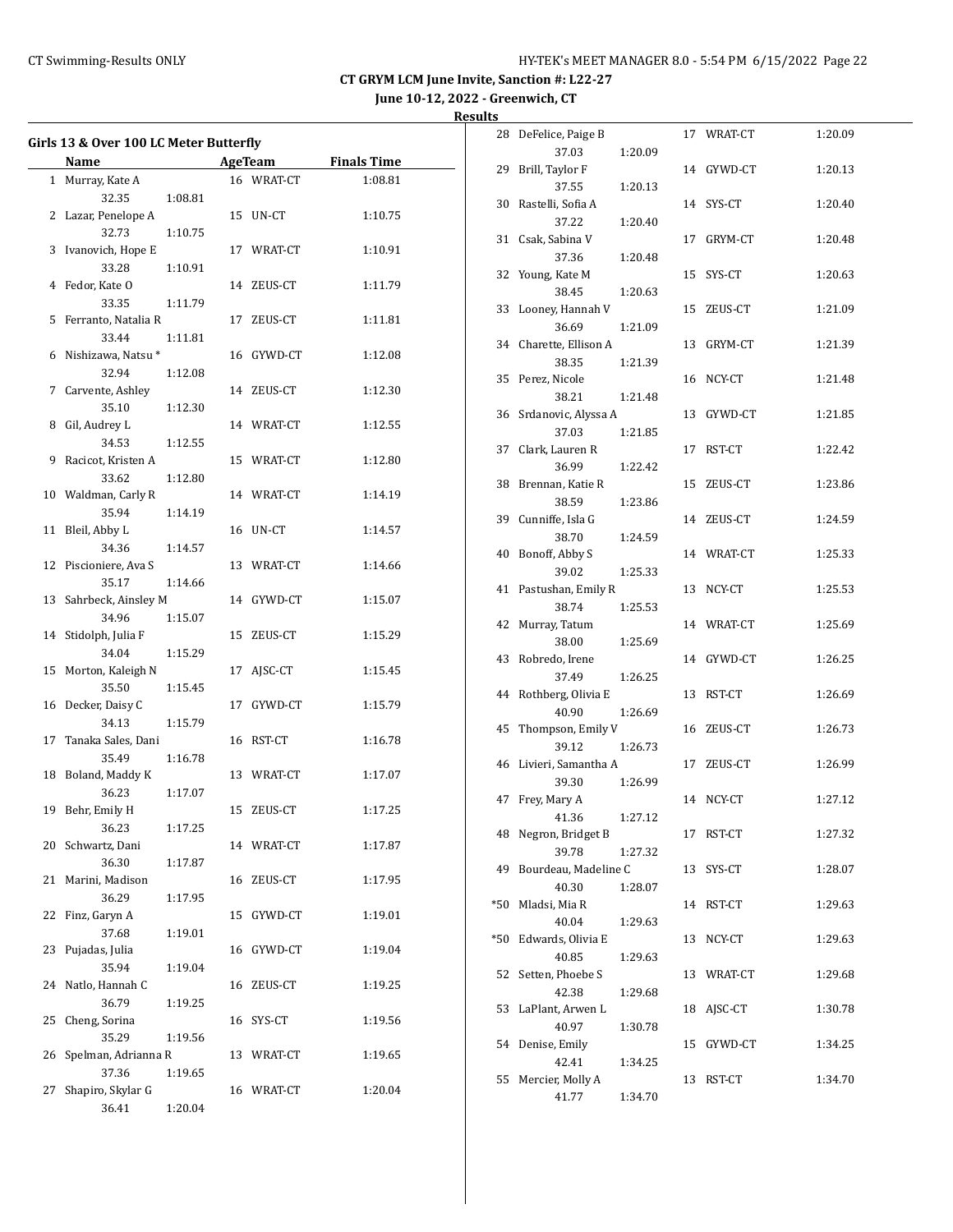CT GRYM LCM June Invite, Sanction #: L22-27

June 10-12, 2022 - Greenwich, CT

Results

### Girls 13 & Over 100 LC Meter Butterfly

| | Name | Age | Team | Finals Time | Split 1 | Split 2 |
|---|---|---|---|---|---|---|
| 1 | Murray, Kate A | 16 | WRAT-CT | 1:08.81 | 32.35 | 1:08.81 |
| 2 | Lazar, Penelope A | 15 | UN-CT | 1:10.75 | 32.73 | 1:10.75 |
| 3 | Ivanovich, Hope E | 17 | WRAT-CT | 1:10.91 | 33.28 | 1:10.91 |
| 4 | Fedor, Kate O | 14 | ZEUS-CT | 1:11.79 | 33.35 | 1:11.79 |
| 5 | Ferranto, Natalia R | 17 | ZEUS-CT | 1:11.81 | 33.44 | 1:11.81 |
| 6 | Nishizawa, Natsu * | 16 | GYWD-CT | 1:12.08 | 32.94 | 1:12.08 |
| 7 | Carvente, Ashley | 14 | ZEUS-CT | 1:12.30 | 35.10 | 1:12.30 |
| 8 | Gil, Audrey L | 14 | WRAT-CT | 1:12.55 | 34.53 | 1:12.55 |
| 9 | Racicot, Kristen A | 15 | WRAT-CT | 1:12.80 | 33.62 | 1:12.80 |
| 10 | Waldman, Carly R | 14 | WRAT-CT | 1:14.19 | 35.94 | 1:14.19 |
| 11 | Bleil, Abby L | 16 | UN-CT | 1:14.57 | 34.36 | 1:14.57 |
| 12 | Piscioniere, Ava S | 13 | WRAT-CT | 1:14.66 | 35.17 | 1:14.66 |
| 13 | Sahrbeck, Ainsley M | 14 | GYWD-CT | 1:15.07 | 34.96 | 1:15.07 |
| 14 | Stidolph, Julia F | 15 | ZEUS-CT | 1:15.29 | 34.04 | 1:15.29 |
| 15 | Morton, Kaleigh N | 17 | AJSC-CT | 1:15.45 | 35.50 | 1:15.45 |
| 16 | Decker, Daisy C | 17 | GYWD-CT | 1:15.79 | 34.13 | 1:15.79 |
| 17 | Tanaka Sales, Dani | 16 | RST-CT | 1:16.78 | 35.49 | 1:16.78 |
| 18 | Boland, Maddy K | 13 | WRAT-CT | 1:17.07 | 36.23 | 1:17.07 |
| 19 | Behr, Emily H | 15 | ZEUS-CT | 1:17.25 | 36.23 | 1:17.25 |
| 20 | Schwartz, Dani | 14 | WRAT-CT | 1:17.87 | 36.30 | 1:17.87 |
| 21 | Marini, Madison | 16 | ZEUS-CT | 1:17.95 | 36.29 | 1:17.95 |
| 22 | Finz, Garyn A | 15 | GYWD-CT | 1:19.01 | 37.68 | 1:19.01 |
| 23 | Pujadas, Julia | 16 | GYWD-CT | 1:19.04 | 35.94 | 1:19.04 |
| 24 | Natlo, Hannah C | 16 | ZEUS-CT | 1:19.25 | 36.79 | 1:19.25 |
| 25 | Cheng, Sorina | 16 | SYS-CT | 1:19.56 | 35.29 | 1:19.56 |
| 26 | Spelman, Adrianna R | 13 | WRAT-CT | 1:19.65 | 37.36 | 1:19.65 |
| 27 | Shapiro, Skylar G | 16 | WRAT-CT | 1:20.04 | 36.41 | 1:20.04 |
| 28 | DeFelice, Paige B | 17 | WRAT-CT | 1:20.09 | 37.03 | 1:20.09 |
| 29 | Brill, Taylor F | 14 | GYWD-CT | 1:20.13 | 37.55 | 1:20.13 |
| 30 | Rastelli, Sofia A | 14 | SYS-CT | 1:20.40 | 37.22 | 1:20.40 |
| 31 | Csak, Sabina V | 17 | GRYM-CT | 1:20.48 | 37.36 | 1:20.48 |
| 32 | Young, Kate M | 15 | SYS-CT | 1:20.63 | 38.45 | 1:20.63 |
| 33 | Looney, Hannah V | 15 | ZEUS-CT | 1:21.09 | 36.69 | 1:21.09 |
| 34 | Charette, Ellison A | 13 | GRYM-CT | 1:21.39 | 38.35 | 1:21.39 |
| 35 | Perez, Nicole | 16 | NCY-CT | 1:21.48 | 38.21 | 1:21.48 |
| 36 | Srdanovic, Alyssa A | 13 | GYWD-CT | 1:21.85 | 37.03 | 1:21.85 |
| 37 | Clark, Lauren R | 17 | RST-CT | 1:22.42 | 36.99 | 1:22.42 |
| 38 | Brennan, Katie R | 15 | ZEUS-CT | 1:23.86 | 38.59 | 1:23.86 |
| 39 | Cunniffe, Isla G | 14 | ZEUS-CT | 1:24.59 | 38.70 | 1:24.59 |
| 40 | Bonoff, Abby S | 14 | WRAT-CT | 1:25.33 | 39.02 | 1:25.33 |
| 41 | Pastushan, Emily R | 13 | NCY-CT | 1:25.53 | 38.74 | 1:25.53 |
| 42 | Murray, Tatum | 14 | WRAT-CT | 1:25.69 | 38.00 | 1:25.69 |
| 43 | Robredo, Irene | 14 | GYWD-CT | 1:26.25 | 37.49 | 1:26.25 |
| 44 | Rothberg, Olivia E | 13 | RST-CT | 1:26.69 | 40.90 | 1:26.69 |
| 45 | Thompson, Emily V | 16 | ZEUS-CT | 1:26.73 | 39.12 | 1:26.73 |
| 46 | Livieri, Samantha A | 17 | ZEUS-CT | 1:26.99 | 39.30 | 1:26.99 |
| 47 | Frey, Mary A | 14 | NCY-CT | 1:27.12 | 41.36 | 1:27.12 |
| 48 | Negron, Bridget B | 17 | RST-CT | 1:27.32 | 39.78 | 1:27.32 |
| 49 | Bourdeau, Madeline C | 13 | SYS-CT | 1:28.07 | 40.30 | 1:28.07 |
| *50 | Mladsi, Mia R | 14 | RST-CT | 1:29.63 | 40.04 | 1:29.63 |
| *50 | Edwards, Olivia E | 13 | NCY-CT | 1:29.63 | 40.85 | 1:29.63 |
| 52 | Setten, Phoebe S | 13 | WRAT-CT | 1:29.68 | 42.38 | 1:29.68 |
| 53 | LaPlant, Arwen L | 18 | AJSC-CT | 1:30.78 | 40.97 | 1:30.78 |
| 54 | Denise, Emily | 15 | GYWD-CT | 1:34.25 | 42.41 | 1:34.25 |
| 55 | Mercier, Molly A | 13 | RST-CT | 1:34.70 | 41.77 | 1:34.70 |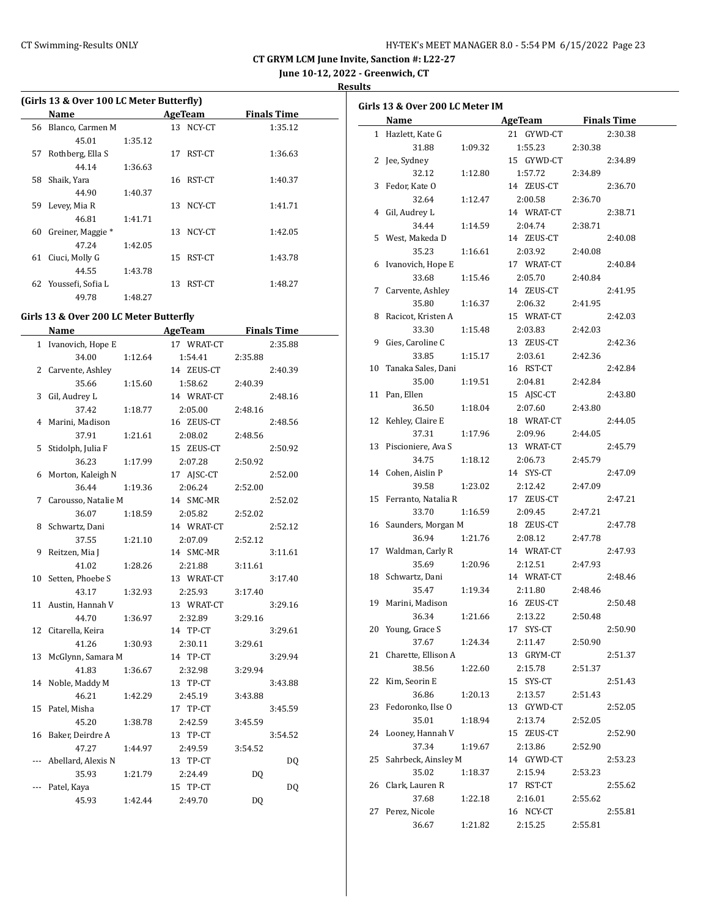## CT GRYM LCM June Invite, Sanction #: L22-27

**June 10-12, 2022 - Greenwich, CT**

**Results**

### (Girls 13 & Over 100 LC Meter Butterfly)

| | Name | | AgeTeam | Finals Time |
|---|---|---|---|---|
| 56 | Blanco, Carmen M | | 13 NCY-CT | 1:35.12 |
| | 45.01 | 1:35.12 | | |
| 57 | Rothberg, Ella S | | 17 RST-CT | 1:36.63 |
| | 44.14 | 1:36.63 | | |
| 58 | Shaik, Yara | | 16 RST-CT | 1:40.37 |
| | 44.90 | 1:40.37 | | |
| 59 | Levey, Mia R | | 13 NCY-CT | 1:41.71 |
| | 46.81 | 1:41.71 | | |
| 60 | Greiner, Maggie * | | 13 NCY-CT | 1:42.05 |
| | 47.24 | 1:42.05 | | |
| 61 | Ciuci, Molly G | | 15 RST-CT | 1:43.78 |
| | 44.55 | 1:43.78 | | |
| 62 | Youssefi, Sofia L | | 13 RST-CT | 1:48.27 |
| | 49.78 | 1:48.27 | | |

### Girls 13 & Over 200 LC Meter Butterfly

| | Name | | AgeTeam | | Finals Time |
|---|---|---|---|---|---|
| 1 | Ivanovich, Hope E | | 17 WRAT-CT | | 2:35.88 |
| | 34.00 | 1:12.64 | 1:54.41 | 2:35.88 | |
| 2 | Carvente, Ashley | | 14 ZEUS-CT | | 2:40.39 |
| | 35.66 | 1:15.60 | 1:58.62 | 2:40.39 | |
| 3 | Gil, Audrey L | | 14 WRAT-CT | | 2:48.16 |
| | 37.42 | 1:18.77 | 2:05.00 | 2:48.16 | |
| 4 | Marini, Madison | | 16 ZEUS-CT | | 2:48.56 |
| | 37.91 | 1:21.61 | 2:08.02 | 2:48.56 | |
| 5 | Stidolph, Julia F | | 15 ZEUS-CT | | 2:50.92 |
| | 36.23 | 1:17.99 | 2:07.28 | 2:50.92 | |
| 6 | Morton, Kaleigh N | | 17 AJSC-CT | | 2:52.00 |
| | 36.44 | 1:19.36 | 2:06.24 | 2:52.00 | |
| 7 | Carousso, Natalie M | | 14 SMC-MR | | 2:52.02 |
| | 36.07 | 1:18.59 | 2:05.82 | 2:52.02 | |
| 8 | Schwartz, Dani | | 14 WRAT-CT | | 2:52.12 |
| | 37.55 | 1:21.10 | 2:07.09 | 2:52.12 | |
| 9 | Reitzen, Mia J | | 14 SMC-MR | | 3:11.61 |
| | 41.02 | 1:28.26 | 2:21.88 | 3:11.61 | |
| 10 | Setten, Phoebe S | | 13 WRAT-CT | | 3:17.40 |
| | 43.17 | 1:32.93 | 2:25.93 | 3:17.40 | |
| 11 | Austin, Hannah V | | 13 WRAT-CT | | 3:29.16 |
| | 44.70 | 1:36.97 | 2:32.89 | 3:29.16 | |
| 12 | Citarella, Keira | | 14 TP-CT | | 3:29.61 |
| | 41.26 | 1:30.93 | 2:30.11 | 3:29.61 | |
| 13 | McGlynn, Samara M | | 14 TP-CT | | 3:29.94 |
| | 41.83 | 1:36.67 | 2:32.98 | 3:29.94 | |
| 14 | Noble, Maddy M | | 13 TP-CT | | 3:43.88 |
| | 46.21 | 1:42.29 | 2:45.19 | 3:43.88 | |
| 15 | Patel, Misha | | 17 TP-CT | | 3:45.59 |
| | 45.20 | 1:38.78 | 2:42.59 | 3:45.59 | |
| 16 | Baker, Deirdre A | | 13 TP-CT | | 3:54.52 |
| | 47.27 | 1:44.97 | 2:49.59 | 3:54.52 | |
| --- | Abellard, Alexis N | | 13 TP-CT | | DQ |
| | 35.93 | 1:21.79 | 2:24.49 | DQ | |
| --- | Patel, Kaya | | 15 TP-CT | | DQ |
| | 45.93 | 1:42.44 | 2:49.70 | DQ | |

### Girls 13 & Over 200 LC Meter IM

| | Name | | AgeTeam | | Finals Time |
|---|---|---|---|---|---|
| 1 | Hazlett, Kate G | | 21 GYWD-CT | | 2:30.38 |
| | 31.88 | 1:09.32 | 1:55.23 | 2:30.38 | |
| 2 | Jee, Sydney | | 15 GYWD-CT | | 2:34.89 |
| | 32.12 | 1:12.80 | 1:57.72 | 2:34.89 | |
| 3 | Fedor, Kate O | | 14 ZEUS-CT | | 2:36.70 |
| | 32.64 | 1:12.47 | 2:00.58 | 2:36.70 | |
| 4 | Gil, Audrey L | | 14 WRAT-CT | | 2:38.71 |
| | 34.44 | 1:14.59 | 2:04.74 | 2:38.71 | |
| 5 | West, Makeda D | | 14 ZEUS-CT | | 2:40.08 |
| | 35.23 | 1:16.61 | 2:03.92 | 2:40.08 | |
| 6 | Ivanovich, Hope E | | 17 WRAT-CT | | 2:40.84 |
| | 33.68 | 1:15.46 | 2:05.70 | 2:40.84 | |
| 7 | Carvente, Ashley | | 14 ZEUS-CT | | 2:41.95 |
| | 35.80 | 1:16.37 | 2:06.32 | 2:41.95 | |
| 8 | Racicot, Kristen A | | 15 WRAT-CT | | 2:42.03 |
| | 33.30 | 1:15.48 | 2:03.83 | 2:42.03 | |
| 9 | Gies, Caroline C | | 13 ZEUS-CT | | 2:42.36 |
| | 33.85 | 1:15.17 | 2:03.61 | 2:42.36 | |
| 10 | Tanaka Sales, Dani | | 16 RST-CT | | 2:42.84 |
| | 35.00 | 1:19.51 | 2:04.81 | 2:42.84 | |
| 11 | Pan, Ellen | | 15 AJSC-CT | | 2:43.80 |
| | 36.50 | 1:18.04 | 2:07.60 | 2:43.80 | |
| 12 | Kehley, Claire E | | 18 WRAT-CT | | 2:44.05 |
| | 37.31 | 1:17.96 | 2:09.96 | 2:44.05 | |
| 13 | Piscioniere, Ava S | | 13 WRAT-CT | | 2:45.79 |
| | 34.75 | 1:18.12 | 2:06.73 | 2:45.79 | |
| 14 | Cohen, Aislin P | | 14 SYS-CT | | 2:47.09 |
| | 39.58 | 1:23.02 | 2:12.42 | 2:47.09 | |
| 15 | Ferranto, Natalia R | | 17 ZEUS-CT | | 2:47.21 |
| | 33.70 | 1:16.59 | 2:09.45 | 2:47.21 | |
| 16 | Saunders, Morgan M | | 18 ZEUS-CT | | 2:47.78 |
| | 36.94 | 1:21.76 | 2:08.12 | 2:47.78 | |
| 17 | Waldman, Carly R | | 14 WRAT-CT | | 2:47.93 |
| | 35.69 | 1:20.96 | 2:12.51 | 2:47.93 | |
| 18 | Schwartz, Dani | | 14 WRAT-CT | | 2:48.46 |
| | 35.47 | 1:19.34 | 2:11.80 | 2:48.46 | |
| 19 | Marini, Madison | | 16 ZEUS-CT | | 2:50.48 |
| | 36.34 | 1:21.66 | 2:13.22 | 2:50.48 | |
| 20 | Young, Grace S | | 17 SYS-CT | | 2:50.90 |
| | 37.67 | 1:24.34 | 2:11.47 | 2:50.90 | |
| 21 | Charette, Ellison A | | 13 GRYM-CT | | 2:51.37 |
| | 38.56 | 1:22.60 | 2:15.78 | 2:51.37 | |
| 22 | Kim, Seorin E | | 15 SYS-CT | | 2:51.43 |
| | 36.86 | 1:20.13 | 2:13.57 | 2:51.43 | |
| 23 | Fedoronko, Ilse O | | 13 GYWD-CT | | 2:52.05 |
| | 35.01 | 1:18.94 | 2:13.74 | 2:52.05 | |
| 24 | Looney, Hannah V | | 15 ZEUS-CT | | 2:52.90 |
| | 37.34 | 1:19.67 | 2:13.86 | 2:52.90 | |
| 25 | Sahrbeck, Ainsley M | | 14 GYWD-CT | | 2:53.23 |
| | 35.02 | 1:18.37 | 2:15.94 | 2:53.23 | |
| 26 | Clark, Lauren R | | 17 RST-CT | | 2:55.62 |
| | 37.68 | 1:22.18 | 2:16.01 | 2:55.62 | |
| 27 | Perez, Nicole | | 16 NCY-CT | | 2:55.81 |
| | 36.67 | 1:21.82 | 2:15.25 | 2:55.81 | |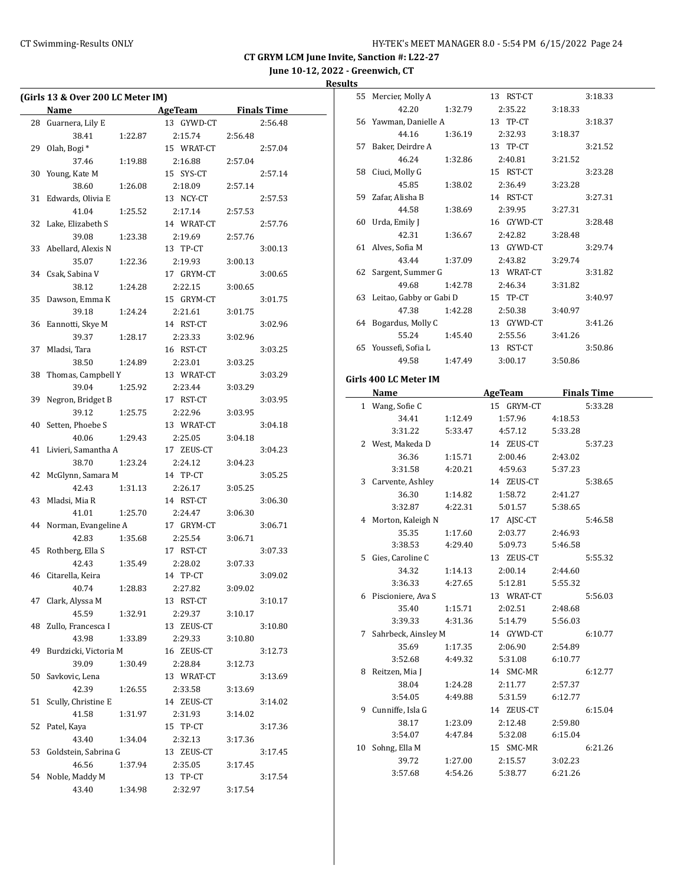**CT GRYM LCM June Invite, Sanction #: L22-27**

**June 10-12, 2022 - Greenwich, CT**

**Results**

### (Girls 13 & Over 200 LC Meter IM)

| | Name | AgeTeam | | Finals Time |
|---|---|---|---|---|
| 28 | Guarnera, Lily E | 13 | GYWD-CT | 2:56.48 |
| | 38.41 1:22.87 2:15.74 2:56.48 | | | |
| 29 | Olah, Bogi * | 15 | WRAT-CT | 2:57.04 |
| | 37.46 1:19.88 2:16.88 2:57.04 | | | |
| 30 | Young, Kate M | 15 | SYS-CT | 2:57.14 |
| | 38.60 1:26.08 2:18.09 2:57.14 | | | |
| 31 | Edwards, Olivia E | 13 | NCY-CT | 2:57.53 |
| | 41.04 1:25.52 2:17.14 2:57.53 | | | |
| 32 | Lake, Elizabeth S | 14 | WRAT-CT | 2:57.76 |
| | 39.08 1:23.38 2:19.69 2:57.76 | | | |
| 33 | Abellard, Alexis N | 13 | TP-CT | 3:00.13 |
| | 35.07 1:22.36 2:19.93 3:00.13 | | | |
| 34 | Csak, Sabina V | 17 | GRYM-CT | 3:00.65 |
| | 38.12 1:24.28 2:22.15 3:00.65 | | | |
| 35 | Dawson, Emma K | 15 | GRYM-CT | 3:01.75 |
| | 39.18 1:24.24 2:21.61 3:01.75 | | | |
| 36 | Eannotti, Skye M | 14 | RST-CT | 3:02.96 |
| | 39.37 1:28.17 2:23.33 3:02.96 | | | |
| 37 | Mladsi, Tara | 16 | RST-CT | 3:03.25 |
| | 38.50 1:24.89 2:23.01 3:03.25 | | | |
| 38 | Thomas, Campbell Y | 13 | WRAT-CT | 3:03.29 |
| | 39.04 1:25.92 2:23.44 3:03.29 | | | |
| 39 | Negron, Bridget B | 17 | RST-CT | 3:03.95 |
| | 39.12 1:25.75 2:22.96 3:03.95 | | | |
| 40 | Setten, Phoebe S | 13 | WRAT-CT | 3:04.18 |
| | 40.06 1:29.43 2:25.05 3:04.18 | | | |
| 41 | Livieri, Samantha A | 17 | ZEUS-CT | 3:04.23 |
| | 38.70 1:23.24 2:24.12 3:04.23 | | | |
| 42 | McGlynn, Samara M | 14 | TP-CT | 3:05.25 |
| | 42.43 1:31.13 2:26.17 3:05.25 | | | |
| 43 | Mladsi, Mia R | 14 | RST-CT | 3:06.30 |
| | 41.01 1:25.70 2:24.47 3:06.30 | | | |
| 44 | Norman, Evangeline A | 17 | GRYM-CT | 3:06.71 |
| | 42.83 1:35.68 2:25.54 3:06.71 | | | |
| 45 | Rothberg, Ella S | 17 | RST-CT | 3:07.33 |
| | 42.43 1:35.49 2:28.02 3:07.33 | | | |
| 46 | Citarella, Keira | 14 | TP-CT | 3:09.02 |
| | 40.74 1:28.83 2:27.82 3:09.02 | | | |
| 47 | Clark, Alyssa M | 13 | RST-CT | 3:10.17 |
| | 45.59 1:32.91 2:29.37 3:10.17 | | | |
| 48 | Zullo, Francesca I | 13 | ZEUS-CT | 3:10.80 |
| | 43.98 1:33.89 2:29.33 3:10.80 | | | |
| 49 | Burdzicki, Victoria M | 16 | ZEUS-CT | 3:12.73 |
| | 39.09 1:30.49 2:28.84 3:12.73 | | | |
| 50 | Savkovic, Lena | 13 | WRAT-CT | 3:13.69 |
| | 42.39 1:26.55 2:33.58 3:13.69 | | | |
| 51 | Scully, Christine E | 14 | ZEUS-CT | 3:14.02 |
| | 41.58 1:31.97 2:31.93 3:14.02 | | | |
| 52 | Patel, Kaya | 15 | TP-CT | 3:17.36 |
| | 43.40 1:34.04 2:32.13 3:17.36 | | | |
| 53 | Goldstein, Sabrina G | 13 | ZEUS-CT | 3:17.45 |
| | 46.56 1:37.94 2:35.05 3:17.45 | | | |
| 54 | Noble, Maddy M | 13 | TP-CT | 3:17.54 |
| | 43.40 1:34.98 2:32.97 3:17.54 | | | |
| 55 | Mercier, Molly A | 13 | RST-CT | 3:18.33 |
| | 42.20 1:32.79 2:35.22 3:18.33 | | | |
| 56 | Yawman, Danielle A | 13 | TP-CT | 3:18.37 |
| | 44.16 1:36.19 2:32.93 3:18.37 | | | |
| 57 | Baker, Deirdre A | 13 | TP-CT | 3:21.52 |
| | 46.24 1:32.86 2:40.81 3:21.52 | | | |
| 58 | Ciuci, Molly G | 15 | RST-CT | 3:23.28 |
| | 45.85 1:38.02 2:36.49 3:23.28 | | | |
| 59 | Zafar, Alisha B | 14 | RST-CT | 3:27.31 |
| | 44.58 1:38.69 2:39.95 3:27.31 | | | |
| 60 | Urda, Emily J | 16 | GYWD-CT | 3:28.48 |
| | 42.31 1:36.67 2:42.82 3:28.48 | | | |
| 61 | Alves, Sofia M | 13 | GYWD-CT | 3:29.74 |
| | 43.44 1:37.09 2:43.82 3:29.74 | | | |
| 62 | Sargent, Summer G | 13 | WRAT-CT | 3:31.82 |
| | 49.68 1:42.78 2:46.34 3:31.82 | | | |
| 63 | Leitao, Gabby or Gabi D | 15 | TP-CT | 3:40.97 |
| | 47.38 1:42.28 2:50.38 3:40.97 | | | |
| 64 | Bogardus, Molly C | 13 | GYWD-CT | 3:41.26 |
| | 55.24 1:45.40 2:55.56 3:41.26 | | | |
| 65 | Youssefi, Sofia L | 13 | RST-CT | 3:50.86 |
| | 49.58 1:47.49 3:00.17 3:50.86 | | | |

### Girls 400 LC Meter IM

| | Name | AgeTeam | | Finals Time |
|---|---|---|---|---|
| 1 | Wang, Sofie C | 15 | GRYM-CT | 5:33.28 |
| | 34.41 1:12.49 1:57.96 4:18.53 | | | |
| | 3:31.22 5:33.47 4:57.12 5:33.28 | | | |
| 2 | West, Makeda D | 14 | ZEUS-CT | 5:37.23 |
| | 36.36 1:15.71 2:00.46 2:43.02 | | | |
| | 3:31.58 4:20.21 4:59.63 5:37.23 | | | |
| 3 | Carvente, Ashley | 14 | ZEUS-CT | 5:38.65 |
| | 36.30 1:14.82 1:58.72 2:41.27 | | | |
| | 3:32.87 4:22.31 5:01.57 5:38.65 | | | |
| 4 | Morton, Kaleigh N | 17 | AJSC-CT | 5:46.58 |
| | 35.35 1:17.60 2:03.77 2:46.93 | | | |
| | 3:38.53 4:29.40 5:09.73 5:46.58 | | | |
| 5 | Gies, Caroline C | 13 | ZEUS-CT | 5:55.32 |
| | 34.32 1:14.13 2:00.14 2:44.60 | | | |
| | 3:36.33 4:27.65 5:12.81 5:55.32 | | | |
| 6 | Piscioniere, Ava S | 13 | WRAT-CT | 5:56.03 |
| | 35.40 1:15.71 2:02.51 2:48.68 | | | |
| | 3:39.33 4:31.36 5:14.79 5:56.03 | | | |
| 7 | Sahrbeck, Ainsley M | 14 | GYWD-CT | 6:10.77 |
| | 35.69 1:17.35 2:06.90 2:54.89 | | | |
| | 3:52.68 4:49.32 5:31.08 6:10.77 | | | |
| 8 | Reitzen, Mia J | 14 | SMC-MR | 6:12.77 |
| | 38.04 1:24.28 2:11.77 2:57.37 | | | |
| | 3:54.05 4:49.88 5:31.59 6:12.77 | | | |
| 9 | Cunniffe, Isla G | 14 | ZEUS-CT | 6:15.04 |
| | 38.17 1:23.09 2:12.48 2:59.80 | | | |
| | 3:54.07 4:47.84 5:32.08 6:15.04 | | | |
| 10 | Sohng, Ella M | 15 | SMC-MR | 6:21.26 |
| | 39.72 1:27.00 2:15.57 3:02.23 | | | |
| | 3:57.68 4:54.26 5:38.77 6:21.26 | | | |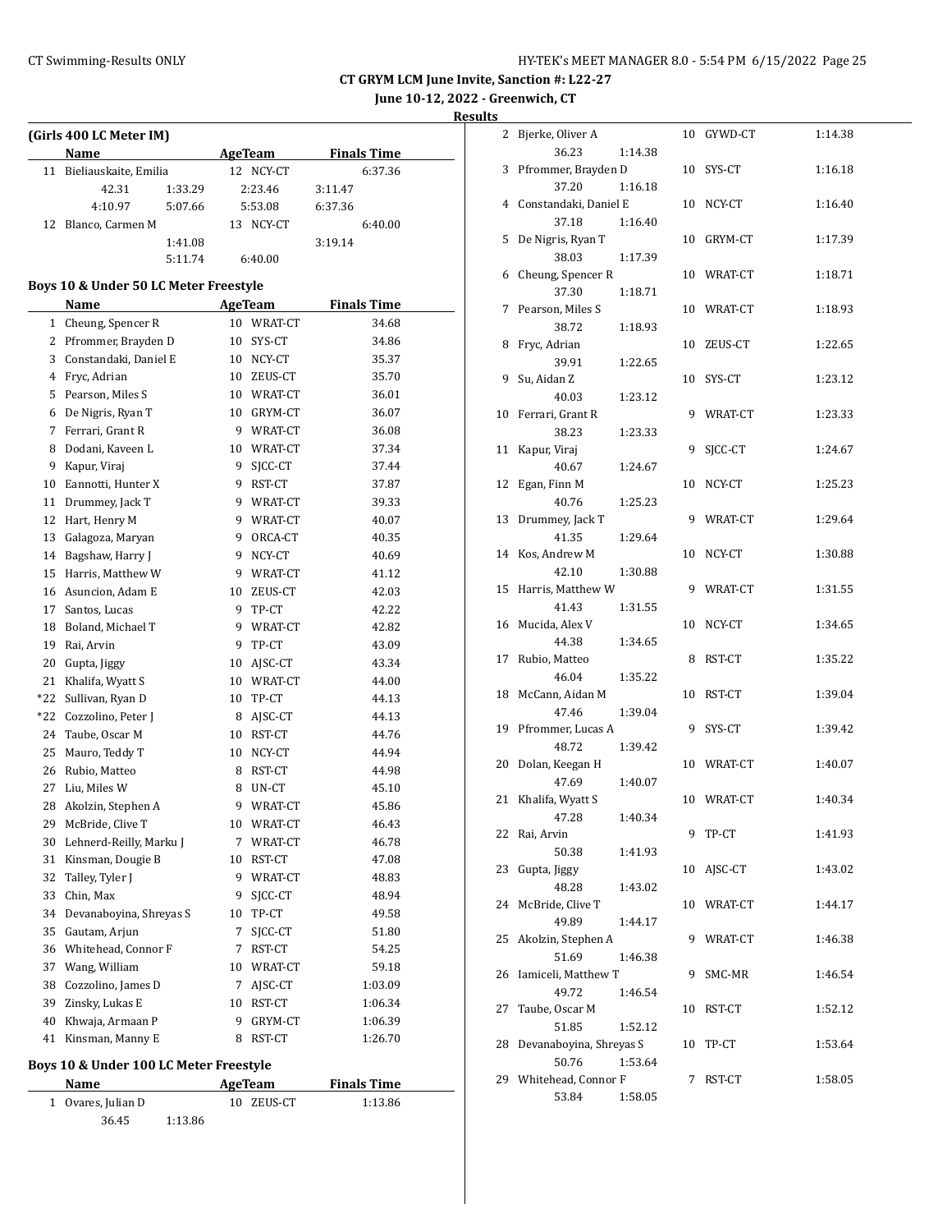**CT GRYM LCM June Invite, Sanction #: L22-27**

**June 10-12, 2022 - Greenwich, CT**

**Results**

### (Girls 400 LC Meter IM)

| | Name | Age | Team | Finals Time |
|---|---|---|---|---|
| 11 | Bieliauskaite, Emilia | 12 | NCY-CT | 6:37.36 |
| | 42.31 1:33.29 2:23.46 3:11.47 | | | |
| | 4:10.97 5:07.66 5:53.08 6:37.36 | | | |
| 12 | Blanco, Carmen M | 13 | NCY-CT | 6:40.00 |
| | 1:41.08 3:19.14 | | | |
| | 5:11.74 6:40.00 | | | |

### Boys 10 & Under 50 LC Meter Freestyle

| | Name | Age | Team | Finals Time |
|---|---|---|---|---|
| 1 | Cheung, Spencer R | 10 | WRAT-CT | 34.68 |
| 2 | Pfrommer, Brayden D | 10 | SYS-CT | 34.86 |
| 3 | Constandaki, Daniel E | 10 | NCY-CT | 35.37 |
| 4 | Fryc, Adrian | 10 | ZEUS-CT | 35.70 |
| 5 | Pearson, Miles S | 10 | WRAT-CT | 36.01 |
| 6 | De Nigris, Ryan T | 10 | GRYM-CT | 36.07 |
| 7 | Ferrari, Grant R | 9 | WRAT-CT | 36.08 |
| 8 | Dodani, Kaveen L | 10 | WRAT-CT | 37.34 |
| 9 | Kapur, Viraj | 9 | SJCC-CT | 37.44 |
| 10 | Eannotti, Hunter X | 9 | RST-CT | 37.87 |
| 11 | Drummey, Jack T | 9 | WRAT-CT | 39.33 |
| 12 | Hart, Henry M | 9 | WRAT-CT | 40.07 |
| 13 | Galagoza, Maryan | 9 | ORCA-CT | 40.35 |
| 14 | Bagshaw, Harry J | 9 | NCY-CT | 40.69 |
| 15 | Harris, Matthew W | 9 | WRAT-CT | 41.12 |
| 16 | Asuncion, Adam E | 10 | ZEUS-CT | 42.03 |
| 17 | Santos, Lucas | 9 | TP-CT | 42.22 |
| 18 | Boland, Michael T | 9 | WRAT-CT | 42.82 |
| 19 | Rai, Arvin | 9 | TP-CT | 43.09 |
| 20 | Gupta, Jiggy | 10 | AJSC-CT | 43.34 |
| 21 | Khalifa, Wyatt S | 10 | WRAT-CT | 44.00 |
| *22 | Sullivan, Ryan D | 10 | TP-CT | 44.13 |
| *22 | Cozzolino, Peter J | 8 | AJSC-CT | 44.13 |
| 24 | Taube, Oscar M | 10 | RST-CT | 44.76 |
| 25 | Mauro, Teddy T | 10 | NCY-CT | 44.94 |
| 26 | Rubio, Matteo | 8 | RST-CT | 44.98 |
| 27 | Liu, Miles W | 8 | UN-CT | 45.10 |
| 28 | Akolzin, Stephen A | 9 | WRAT-CT | 45.86 |
| 29 | McBride, Clive T | 10 | WRAT-CT | 46.43 |
| 30 | Lehnerd-Reilly, Marku J | 7 | WRAT-CT | 46.78 |
| 31 | Kinsman, Dougie B | 10 | RST-CT | 47.08 |
| 32 | Talley, Tyler J | 9 | WRAT-CT | 48.83 |
| 33 | Chin, Max | 9 | SJCC-CT | 48.94 |
| 34 | Devanaboyina, Shreyas S | 10 | TP-CT | 49.58 |
| 35 | Gautam, Arjun | 7 | SJCC-CT | 51.80 |
| 36 | Whitehead, Connor F | 7 | RST-CT | 54.25 |
| 37 | Wang, William | 10 | WRAT-CT | 59.18 |
| 38 | Cozzolino, James D | 7 | AJSC-CT | 1:03.09 |
| 39 | Zinsky, Lukas E | 10 | RST-CT | 1:06.34 |
| 40 | Khwaja, Armaan P | 9 | GRYM-CT | 1:06.39 |
| 41 | Kinsman, Manny E | 8 | RST-CT | 1:26.70 |

### Boys 10 & Under 100 LC Meter Freestyle

| | Name | Age | Team | Finals Time |
|---|---|---|---|---|
| 1 | Ovares, Julian D | 10 | ZEUS-CT | 1:13.86 |
| | 36.45 1:13.86 | | | |
| 2 | Bjerke, Oliver A | 10 | GYWD-CT | 1:14.38 |
| | 36.23 1:14.38 | | | |
| 3 | Pfrommer, Brayden D | 10 | SYS-CT | 1:16.18 |
| | 37.20 1:16.18 | | | |
| 4 | Constandaki, Daniel E | 10 | NCY-CT | 1:16.40 |
| | 37.18 1:16.40 | | | |
| 5 | De Nigris, Ryan T | 10 | GRYM-CT | 1:17.39 |
| | 38.03 1:17.39 | | | |
| 6 | Cheung, Spencer R | 10 | WRAT-CT | 1:18.71 |
| | 37.30 1:18.71 | | | |
| 7 | Pearson, Miles S | 10 | WRAT-CT | 1:18.93 |
| | 38.72 1:18.93 | | | |
| 8 | Fryc, Adrian | 10 | ZEUS-CT | 1:22.65 |
| | 39.91 1:22.65 | | | |
| 9 | Su, Aidan Z | 10 | SYS-CT | 1:23.12 |
| | 40.03 1:23.12 | | | |
| 10 | Ferrari, Grant R | 9 | WRAT-CT | 1:23.33 |
| | 38.23 1:23.33 | | | |
| 11 | Kapur, Viraj | 9 | SJCC-CT | 1:24.67 |
| | 40.67 1:24.67 | | | |
| 12 | Egan, Finn M | 10 | NCY-CT | 1:25.23 |
| | 40.76 1:25.23 | | | |
| 13 | Drummey, Jack T | 9 | WRAT-CT | 1:29.64 |
| | 41.35 1:29.64 | | | |
| 14 | Kos, Andrew M | 10 | NCY-CT | 1:30.88 |
| | 42.10 1:30.88 | | | |
| 15 | Harris, Matthew W | 9 | WRAT-CT | 1:31.55 |
| | 41.43 1:31.55 | | | |
| 16 | Mucida, Alex V | 10 | NCY-CT | 1:34.65 |
| | 44.38 1:34.65 | | | |
| 17 | Rubio, Matteo | 8 | RST-CT | 1:35.22 |
| | 46.04 1:35.22 | | | |
| 18 | McCann, Aidan M | 10 | RST-CT | 1:39.04 |
| | 47.46 1:39.04 | | | |
| 19 | Pfrommer, Lucas A | 9 | SYS-CT | 1:39.42 |
| | 48.72 1:39.42 | | | |
| 20 | Dolan, Keegan H | 10 | WRAT-CT | 1:40.07 |
| | 47.69 1:40.07 | | | |
| 21 | Khalifa, Wyatt S | 10 | WRAT-CT | 1:40.34 |
| | 47.28 1:40.34 | | | |
| 22 | Rai, Arvin | 9 | TP-CT | 1:41.93 |
| | 50.38 1:41.93 | | | |
| 23 | Gupta, Jiggy | 10 | AJSC-CT | 1:43.02 |
| | 48.28 1:43.02 | | | |
| 24 | McBride, Clive T | 10 | WRAT-CT | 1:44.17 |
| | 49.89 1:44.17 | | | |
| 25 | Akolzin, Stephen A | 9 | WRAT-CT | 1:46.38 |
| | 51.69 1:46.38 | | | |
| 26 | Iamiceli, Matthew T | 9 | SMC-MR | 1:46.54 |
| | 49.72 1:46.54 | | | |
| 27 | Taube, Oscar M | 10 | RST-CT | 1:52.12 |
| | 51.85 1:52.12 | | | |
| 28 | Devanaboyina, Shreyas S | 10 | TP-CT | 1:53.64 |
| | 50.76 1:53.64 | | | |
| 29 | Whitehead, Connor F | 7 | RST-CT | 1:58.05 |
| | 53.84 1:58.05 | | | |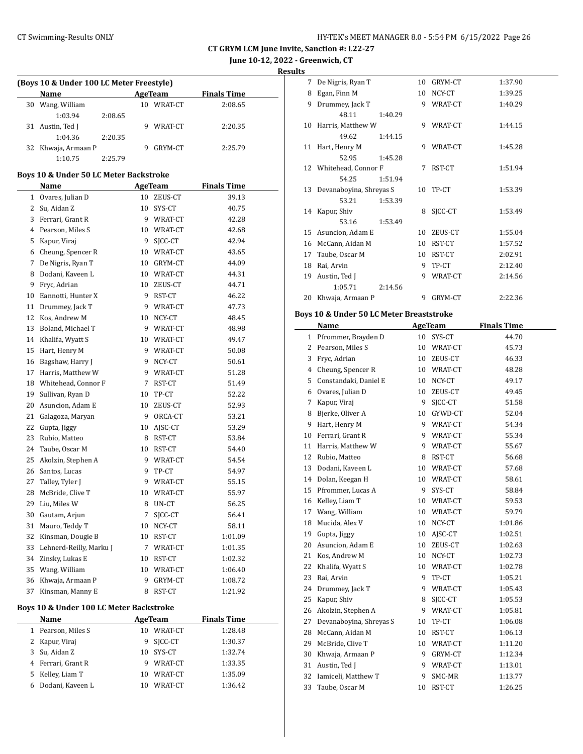CT GRYM LCM June Invite, Sanction #: L22-27

June 10-12, 2022 - Greenwich, CT

Results

### (Boys 10 & Under 100 LC Meter Freestyle)

| | Name | Age | Team | Finals Time |
|---|---|---|---|---|
| 30 | Wang, William | 10 | WRAT-CT | 2:08.65 |
| | 1:03.94 2:08.65 | | | |
| 31 | Austin, Ted J | 9 | WRAT-CT | 2:20.35 |
| | 1:04.36 2:20.35 | | | |
| 32 | Khwaja, Armaan P | 9 | GRYM-CT | 2:25.79 |
| | 1:10.75 2:25.79 | | | |

### Boys 10 & Under 50 LC Meter Backstroke

| | Name | Age | Team | Finals Time |
|---|---|---|---|---|
| 1 | Ovares, Julian D | 10 | ZEUS-CT | 39.13 |
| 2 | Su, Aidan Z | 10 | SYS-CT | 40.75 |
| 3 | Ferrari, Grant R | 9 | WRAT-CT | 42.28 |
| 4 | Pearson, Miles S | 10 | WRAT-CT | 42.68 |
| 5 | Kapur, Viraj | 9 | SJCC-CT | 42.94 |
| 6 | Cheung, Spencer R | 10 | WRAT-CT | 43.65 |
| 7 | De Nigris, Ryan T | 10 | GRYM-CT | 44.09 |
| 8 | Dodani, Kaveen L | 10 | WRAT-CT | 44.31 |
| 9 | Fryc, Adrian | 10 | ZEUS-CT | 44.71 |
| 10 | Eannotti, Hunter X | 9 | RST-CT | 46.22 |
| 11 | Drummey, Jack T | 9 | WRAT-CT | 47.73 |
| 12 | Kos, Andrew M | 10 | NCY-CT | 48.45 |
| 13 | Boland, Michael T | 9 | WRAT-CT | 48.98 |
| 14 | Khalifa, Wyatt S | 10 | WRAT-CT | 49.47 |
| 15 | Hart, Henry M | 9 | WRAT-CT | 50.08 |
| 16 | Bagshaw, Harry J | 9 | NCY-CT | 50.61 |
| 17 | Harris, Matthew W | 9 | WRAT-CT | 51.28 |
| 18 | Whitehead, Connor F | 7 | RST-CT | 51.49 |
| 19 | Sullivan, Ryan D | 10 | TP-CT | 52.22 |
| 20 | Asuncion, Adam E | 10 | ZEUS-CT | 52.93 |
| 21 | Galagoza, Maryan | 9 | ORCA-CT | 53.21 |
| 22 | Gupta, Jiggy | 10 | AJSC-CT | 53.29 |
| 23 | Rubio, Matteo | 8 | RST-CT | 53.84 |
| 24 | Taube, Oscar M | 10 | RST-CT | 54.40 |
| 25 | Akolzin, Stephen A | 9 | WRAT-CT | 54.54 |
| 26 | Santos, Lucas | 9 | TP-CT | 54.97 |
| 27 | Talley, Tyler J | 9 | WRAT-CT | 55.15 |
| 28 | McBride, Clive T | 10 | WRAT-CT | 55.97 |
| 29 | Liu, Miles W | 8 | UN-CT | 56.25 |
| 30 | Gautam, Arjun | 7 | SJCC-CT | 56.41 |
| 31 | Mauro, Teddy T | 10 | NCY-CT | 58.11 |
| 32 | Kinsman, Dougie B | 10 | RST-CT | 1:01.09 |
| 33 | Lehnerd-Reilly, Marku J | 7 | WRAT-CT | 1:01.35 |
| 34 | Zinsky, Lukas E | 10 | RST-CT | 1:02.32 |
| 35 | Wang, William | 10 | WRAT-CT | 1:06.40 |
| 36 | Khwaja, Armaan P | 9 | GRYM-CT | 1:08.72 |
| 37 | Kinsman, Manny E | 8 | RST-CT | 1:21.92 |

### Boys 10 & Under 100 LC Meter Backstroke

| | Name | Age | Team | Finals Time |
|---|---|---|---|---|
| 1 | Pearson, Miles S | 10 | WRAT-CT | 1:28.48 |
| 2 | Kapur, Viraj | 9 | SJCC-CT | 1:30.37 |
| 3 | Su, Aidan Z | 10 | SYS-CT | 1:32.74 |
| 4 | Ferrari, Grant R | 9 | WRAT-CT | 1:33.35 |
| 5 | Kelley, Liam T | 10 | WRAT-CT | 1:35.09 |
| 6 | Dodani, Kaveen L | 10 | WRAT-CT | 1:36.42 |
| 7 | De Nigris, Ryan T | 10 | GRYM-CT | 1:37.90 |
| 8 | Egan, Finn M | 10 | NCY-CT | 1:39.25 |
| 9 | Drummey, Jack T | 9 | WRAT-CT | 1:40.29 |
| | 48.11 1:40.29 | | | |
| 10 | Harris, Matthew W | 9 | WRAT-CT | 1:44.15 |
| | 49.62 1:44.15 | | | |
| 11 | Hart, Henry M | 9 | WRAT-CT | 1:45.28 |
| | 52.95 1:45.28 | | | |
| 12 | Whitehead, Connor F | 7 | RST-CT | 1:51.94 |
| | 54.25 1:51.94 | | | |
| 13 | Devanaboyina, Shreyas S | 10 | TP-CT | 1:53.39 |
| | 53.21 1:53.39 | | | |
| 14 | Kapur, Shiv | 8 | SJCC-CT | 1:53.49 |
| | 53.16 1:53.49 | | | |
| 15 | Asuncion, Adam E | 10 | ZEUS-CT | 1:55.04 |
| 16 | McCann, Aidan M | 10 | RST-CT | 1:57.52 |
| 17 | Taube, Oscar M | 10 | RST-CT | 2:02.91 |
| 18 | Rai, Arvin | 9 | TP-CT | 2:12.40 |
| 19 | Austin, Ted J | 9 | WRAT-CT | 2:14.56 |
| | 1:05.71 2:14.56 | | | |
| 20 | Khwaja, Armaan P | 9 | GRYM-CT | 2:22.36 |

### Boys 10 & Under 50 LC Meter Breaststroke

| | Name | Age | Team | Finals Time |
|---|---|---|---|---|
| 1 | Pfrommer, Brayden D | 10 | SYS-CT | 44.70 |
| 2 | Pearson, Miles S | 10 | WRAT-CT | 45.73 |
| 3 | Fryc, Adrian | 10 | ZEUS-CT | 46.33 |
| 4 | Cheung, Spencer R | 10 | WRAT-CT | 48.28 |
| 5 | Constandaki, Daniel E | 10 | NCY-CT | 49.17 |
| 6 | Ovares, Julian D | 10 | ZEUS-CT | 49.45 |
| 7 | Kapur, Viraj | 9 | SJCC-CT | 51.58 |
| 8 | Bjerke, Oliver A | 10 | GYWD-CT | 52.04 |
| 9 | Hart, Henry M | 9 | WRAT-CT | 54.34 |
| 10 | Ferrari, Grant R | 9 | WRAT-CT | 55.34 |
| 11 | Harris, Matthew W | 9 | WRAT-CT | 55.67 |
| 12 | Rubio, Matteo | 8 | RST-CT | 56.68 |
| 13 | Dodani, Kaveen L | 10 | WRAT-CT | 57.68 |
| 14 | Dolan, Keegan H | 10 | WRAT-CT | 58.61 |
| 15 | Pfrommer, Lucas A | 9 | SYS-CT | 58.84 |
| 16 | Kelley, Liam T | 10 | WRAT-CT | 59.53 |
| 17 | Wang, William | 10 | WRAT-CT | 59.79 |
| 18 | Mucida, Alex V | 10 | NCY-CT | 1:01.86 |
| 19 | Gupta, Jiggy | 10 | AJSC-CT | 1:02.51 |
| 20 | Asuncion, Adam E | 10 | ZEUS-CT | 1:02.63 |
| 21 | Kos, Andrew M | 10 | NCY-CT | 1:02.73 |
| 22 | Khalifa, Wyatt S | 10 | WRAT-CT | 1:02.78 |
| 23 | Rai, Arvin | 9 | TP-CT | 1:05.21 |
| 24 | Drummey, Jack T | 9 | WRAT-CT | 1:05.43 |
| 25 | Kapur, Shiv | 8 | SJCC-CT | 1:05.53 |
| 26 | Akolzin, Stephen A | 9 | WRAT-CT | 1:05.81 |
| 27 | Devanaboyina, Shreyas S | 10 | TP-CT | 1:06.08 |
| 28 | McCann, Aidan M | 10 | RST-CT | 1:06.13 |
| 29 | McBride, Clive T | 10 | WRAT-CT | 1:11.20 |
| 30 | Khwaja, Armaan P | 9 | GRYM-CT | 1:12.34 |
| 31 | Austin, Ted J | 9 | WRAT-CT | 1:13.01 |
| 32 | Iamiceli, Matthew T | 9 | SMC-MR | 1:13.77 |
| 33 | Taube, Oscar M | 10 | RST-CT | 1:26.25 |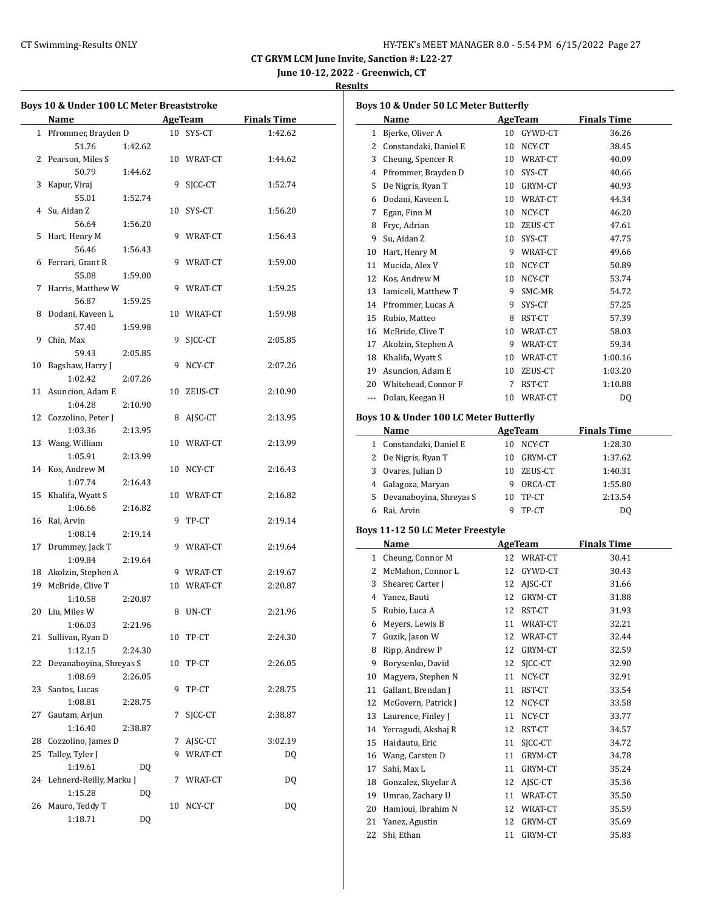## CT GRYM LCM June Invite, Sanction #: L22-27

**June 10-12, 2022 - Greenwich, CT**

**Results**

### Boys 10 & Under 100 LC Meter Breaststroke

| | Name | Age | Team | Finals Time |
|---|---|---|---|---|
| 1 | Pfrommer, Brayden D | 10 | SYS-CT | 1:42.62 |
| | 51.76 1:42.62 | | | |
| 2 | Pearson, Miles S | 10 | WRAT-CT | 1:44.62 |
| | 50.79 1:44.62 | | | |
| 3 | Kapur, Viraj | 9 | SJCC-CT | 1:52.74 |
| | 55.01 1:52.74 | | | |
| 4 | Su, Aidan Z | 10 | SYS-CT | 1:56.20 |
| | 56.64 1:56.20 | | | |
| 5 | Hart, Henry M | 9 | WRAT-CT | 1:56.43 |
| | 56.46 1:56.43 | | | |
| 6 | Ferrari, Grant R | 9 | WRAT-CT | 1:59.00 |
| | 55.08 1:59.00 | | | |
| 7 | Harris, Matthew W | 9 | WRAT-CT | 1:59.25 |
| | 56.87 1:59.25 | | | |
| 8 | Dodani, Kaveen L | 10 | WRAT-CT | 1:59.98 |
| | 57.40 1:59.98 | | | |
| 9 | Chin, Max | 9 | SJCC-CT | 2:05.85 |
| | 59.43 2:05.85 | | | |
| 10 | Bagshaw, Harry J | 9 | NCY-CT | 2:07.26 |
| | 1:02.42 2:07.26 | | | |
| 11 | Asuncion, Adam E | 10 | ZEUS-CT | 2:10.90 |
| | 1:04.28 2:10.90 | | | |
| 12 | Cozzolino, Peter J | 8 | AJSC-CT | 2:13.95 |
| | 1:03.36 2:13.95 | | | |
| 13 | Wang, William | 10 | WRAT-CT | 2:13.99 |
| | 1:05.91 2:13.99 | | | |
| 14 | Kos, Andrew M | 10 | NCY-CT | 2:16.43 |
| | 1:07.74 2:16.43 | | | |
| 15 | Khalifa, Wyatt S | 10 | WRAT-CT | 2:16.82 |
| | 1:06.66 2:16.82 | | | |
| 16 | Rai, Arvin | 9 | TP-CT | 2:19.14 |
| | 1:08.14 2:19.14 | | | |
| 17 | Drummey, Jack T | 9 | WRAT-CT | 2:19.64 |
| | 1:09.84 2:19.64 | | | |
| 18 | Akolzin, Stephen A | 9 | WRAT-CT | 2:19.67 |
| 19 | McBride, Clive T | 10 | WRAT-CT | 2:20.87 |
| | 1:10.58 2:20.87 | | | |
| 20 | Liu, Miles W | 8 | UN-CT | 2:21.96 |
| | 1:06.03 2:21.96 | | | |
| 21 | Sullivan, Ryan D | 10 | TP-CT | 2:24.30 |
| | 1:12.15 2:24.30 | | | |
| 22 | Devanaboyina, Shreyas S | 10 | TP-CT | 2:26.05 |
| | 1:08.69 2:26.05 | | | |
| 23 | Santos, Lucas | 9 | TP-CT | 2:28.75 |
| | 1:08.81 2:28.75 | | | |
| 27 | Gautam, Arjun | 7 | SJCC-CT | 2:38.87 |
| | 1:16.40 2:38.87 | | | |
| 28 | Cozzolino, James D | 7 | AJSC-CT | 3:02.19 |
| 25 | Talley, Tyler J | 9 | WRAT-CT | DQ |
| | 1:19.61 DQ | | | |
| 24 | Lehnerd-Reilly, Marku J | 7 | WRAT-CT | DQ |
| | 1:15.28 DQ | | | |
| 26 | Mauro, Teddy T | 10 | NCY-CT | DQ |
| | 1:18.71 DQ | | | |

### Boys 10 & Under 50 LC Meter Butterfly

| | Name | Age | Team | Finals Time |
|---|---|---|---|---|
| 1 | Bjerke, Oliver A | 10 | GYWD-CT | 36.26 |
| 2 | Constandaki, Daniel E | 10 | NCY-CT | 38.45 |
| 3 | Cheung, Spencer R | 10 | WRAT-CT | 40.09 |
| 4 | Pfrommer, Brayden D | 10 | SYS-CT | 40.66 |
| 5 | De Nigris, Ryan T | 10 | GRYM-CT | 40.93 |
| 6 | Dodani, Kaveen L | 10 | WRAT-CT | 44.34 |
| 7 | Egan, Finn M | 10 | NCY-CT | 46.20 |
| 8 | Fryc, Adrian | 10 | ZEUS-CT | 47.61 |
| 9 | Su, Aidan Z | 10 | SYS-CT | 47.75 |
| 10 | Hart, Henry M | 9 | WRAT-CT | 49.66 |
| 11 | Mucida, Alex V | 10 | NCY-CT | 50.89 |
| 12 | Kos, Andrew M | 10 | NCY-CT | 53.74 |
| 13 | Iamiceli, Matthew T | 9 | SMC-MR | 54.72 |
| 14 | Pfrommer, Lucas A | 9 | SYS-CT | 57.25 |
| 15 | Rubio, Matteo | 8 | RST-CT | 57.39 |
| 16 | McBride, Clive T | 10 | WRAT-CT | 58.03 |
| 17 | Akolzin, Stephen A | 9 | WRAT-CT | 59.34 |
| 18 | Khalifa, Wyatt S | 10 | WRAT-CT | 1:00.16 |
| 19 | Asuncion, Adam E | 10 | ZEUS-CT | 1:03.20 |
| 20 | Whitehead, Connor F | 7 | RST-CT | 1:10.88 |
| --- | Dolan, Keegan H | 10 | WRAT-CT | DQ |

### Boys 10 & Under 100 LC Meter Butterfly

| | Name | Age | Team | Finals Time |
|---|---|---|---|---|
| 1 | Constandaki, Daniel E | 10 | NCY-CT | 1:28.30 |
| 2 | De Nigris, Ryan T | 10 | GRYM-CT | 1:37.62 |
| 3 | Ovares, Julian D | 10 | ZEUS-CT | 1:40.31 |
| 4 | Galagoza, Maryan | 9 | ORCA-CT | 1:55.80 |
| 5 | Devanaboyina, Shreyas S | 10 | TP-CT | 2:13.54 |
| 6 | Rai, Arvin | 9 | TP-CT | DQ |

### Boys 11-12 50 LC Meter Freestyle

| | Name | Age | Team | Finals Time |
|---|---|---|---|---|
| 1 | Cheung, Connor M | 12 | WRAT-CT | 30.41 |
| 2 | McMahon, Connor L | 12 | GYWD-CT | 30.43 |
| 3 | Shearer, Carter J | 12 | AJSC-CT | 31.66 |
| 4 | Yanez, Bauti | 12 | GRYM-CT | 31.88 |
| 5 | Rubio, Luca A | 12 | RST-CT | 31.93 |
| 6 | Meyers, Lewis B | 11 | WRAT-CT | 32.21 |
| 7 | Guzik, Jason W | 12 | WRAT-CT | 32.44 |
| 8 | Ripp, Andrew P | 12 | GRYM-CT | 32.59 |
| 9 | Borysenko, David | 12 | SJCC-CT | 32.90 |
| 10 | Magyera, Stephen N | 11 | NCY-CT | 32.91 |
| 11 | Gallant, Brendan J | 11 | RST-CT | 33.54 |
| 12 | McGovern, Patrick J | 12 | NCY-CT | 33.58 |
| 13 | Laurence, Finley J | 11 | NCY-CT | 33.77 |
| 14 | Yerragudi, Akshaj R | 12 | RST-CT | 34.57 |
| 15 | Haidautu, Eric | 11 | SJCC-CT | 34.72 |
| 16 | Wang, Carsten D | 11 | GRYM-CT | 34.78 |
| 17 | Sahi, Max L | 11 | GRYM-CT | 35.24 |
| 18 | Gonzalez, Skyelar A | 12 | AJSC-CT | 35.36 |
| 19 | Umrao, Zachary U | 11 | WRAT-CT | 35.50 |
| 20 | Hamioui, Ibrahim N | 12 | WRAT-CT | 35.59 |
| 21 | Yanez, Agustin | 12 | GRYM-CT | 35.69 |
| 22 | Shi, Ethan | 11 | GRYM-CT | 35.83 |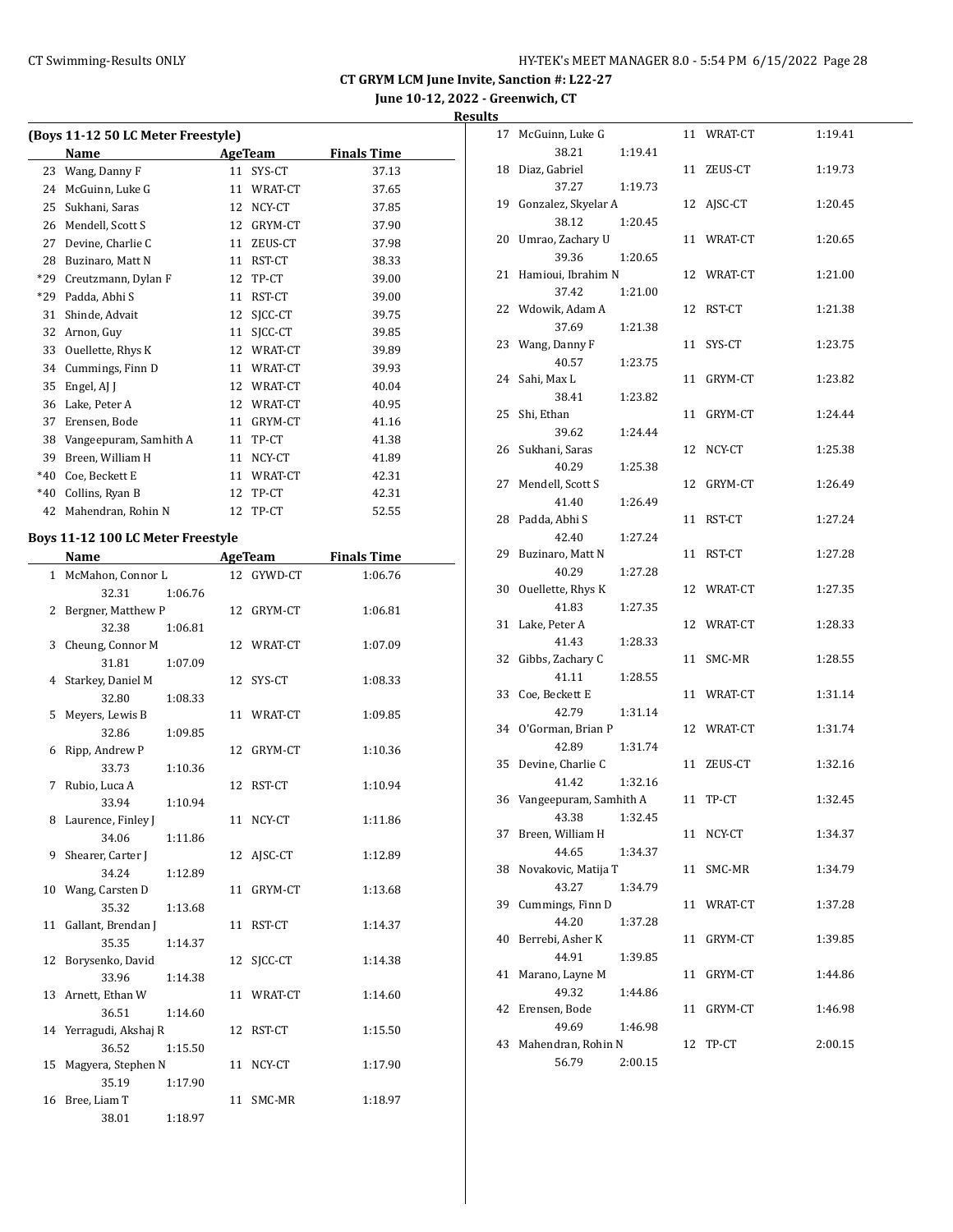CT GRYM LCM June Invite, Sanction #: L22-27

June 10-12, 2022 - Greenwich, CT

Results

## (Boys 11-12 50 LC Meter Freestyle)

| | Name | Age | Team | Finals Time |
|---|---|---|---|---|
| 23 | Wang, Danny F | 11 | SYS-CT | 37.13 |
| 24 | McGuinn, Luke G | 11 | WRAT-CT | 37.65 |
| 25 | Sukhani, Saras | 12 | NCY-CT | 37.85 |
| 26 | Mendell, Scott S | 12 | GRYM-CT | 37.90 |
| 27 | Devine, Charlie C | 11 | ZEUS-CT | 37.98 |
| 28 | Buzinaro, Matt N | 11 | RST-CT | 38.33 |
| *29 | Creutzmann, Dylan F | 12 | TP-CT | 39.00 |
| *29 | Padda, Abhi S | 11 | RST-CT | 39.00 |
| 31 | Shinde, Advait | 12 | SJCC-CT | 39.75 |
| 32 | Arnon, Guy | 11 | SJCC-CT | 39.85 |
| 33 | Ouellette, Rhys K | 12 | WRAT-CT | 39.89 |
| 34 | Cummings, Finn D | 11 | WRAT-CT | 39.93 |
| 35 | Engel, AJ J | 12 | WRAT-CT | 40.04 |
| 36 | Lake, Peter A | 12 | WRAT-CT | 40.95 |
| 37 | Erensen, Bode | 11 | GRYM-CT | 41.16 |
| 38 | Vangeepuram, Samhith A | 11 | TP-CT | 41.38 |
| 39 | Breen, William H | 11 | NCY-CT | 41.89 |
| *40 | Coe, Beckett E | 11 | WRAT-CT | 42.31 |
| *40 | Collins, Ryan B | 12 | TP-CT | 42.31 |
| 42 | Mahendran, Rohin N | 12 | TP-CT | 52.55 |

## Boys 11-12 100 LC Meter Freestyle

| | Name | Age | Team | Finals Time | Splits |
|---|---|---|---|---|---|
| 1 | McMahon, Connor L | 12 | GYWD-CT | 1:06.76 | 32.31, 1:06.76 |
| 2 | Bergner, Matthew P | 12 | GRYM-CT | 1:06.81 | 32.38, 1:06.81 |
| 3 | Cheung, Connor M | 12 | WRAT-CT | 1:07.09 | 31.81, 1:07.09 |
| 4 | Starkey, Daniel M | 12 | SYS-CT | 1:08.33 | 32.80, 1:08.33 |
| 5 | Meyers, Lewis B | 11 | WRAT-CT | 1:09.85 | 32.86, 1:09.85 |
| 6 | Ripp, Andrew P | 12 | GRYM-CT | 1:10.36 | 33.73, 1:10.36 |
| 7 | Rubio, Luca A | 12 | RST-CT | 1:10.94 | 33.94, 1:10.94 |
| 8 | Laurence, Finley J | 11 | NCY-CT | 1:11.86 | 34.06, 1:11.86 |
| 9 | Shearer, Carter J | 12 | AJSC-CT | 1:12.89 | 34.24, 1:12.89 |
| 10 | Wang, Carsten D | 11 | GRYM-CT | 1:13.68 | 35.32, 1:13.68 |
| 11 | Gallant, Brendan J | 11 | RST-CT | 1:14.37 | 35.35, 1:14.37 |
| 12 | Borysenko, David | 12 | SJCC-CT | 1:14.38 | 33.96, 1:14.38 |
| 13 | Arnett, Ethan W | 11 | WRAT-CT | 1:14.60 | 36.51, 1:14.60 |
| 14 | Yerragudi, Akshaj R | 12 | RST-CT | 1:15.50 | 36.52, 1:15.50 |
| 15 | Magyera, Stephen N | 11 | NCY-CT | 1:17.90 | 35.19, 1:17.90 |
| 16 | Bree, Liam T | 11 | SMC-MR | 1:18.97 | 38.01, 1:18.97 |
| 17 | McGuinn, Luke G | 11 | WRAT-CT | 1:19.41 | 38.21, 1:19.41 |
| 18 | Diaz, Gabriel | 11 | ZEUS-CT | 1:19.73 | 37.27, 1:19.73 |
| 19 | Gonzalez, Skyelar A | 12 | AJSC-CT | 1:20.45 | 38.12, 1:20.45 |
| 20 | Umrao, Zachary U | 11 | WRAT-CT | 1:20.65 | 39.36, 1:20.65 |
| 21 | Hamioui, Ibrahim N | 12 | WRAT-CT | 1:21.00 | 37.42, 1:21.00 |
| 22 | Wdowik, Adam A | 12 | RST-CT | 1:21.38 | 37.69, 1:21.38 |
| 23 | Wang, Danny F | 11 | SYS-CT | 1:23.75 | 40.57, 1:23.75 |
| 24 | Sahi, Max L | 11 | GRYM-CT | 1:23.82 | 38.41, 1:23.82 |
| 25 | Shi, Ethan | 11 | GRYM-CT | 1:24.44 | 39.62, 1:24.44 |
| 26 | Sukhani, Saras | 12 | NCY-CT | 1:25.38 | 40.29, 1:25.38 |
| 27 | Mendell, Scott S | 12 | GRYM-CT | 1:26.49 | 41.40, 1:26.49 |
| 28 | Padda, Abhi S | 11 | RST-CT | 1:27.24 | 42.40, 1:27.24 |
| 29 | Buzinaro, Matt N | 11 | RST-CT | 1:27.28 | 40.29, 1:27.28 |
| 30 | Ouellette, Rhys K | 12 | WRAT-CT | 1:27.35 | 41.83, 1:27.35 |
| 31 | Lake, Peter A | 12 | WRAT-CT | 1:28.33 | 41.43, 1:28.33 |
| 32 | Gibbs, Zachary C | 11 | SMC-MR | 1:28.55 | 41.11, 1:28.55 |
| 33 | Coe, Beckett E | 11 | WRAT-CT | 1:31.14 | 42.79, 1:31.14 |
| 34 | O'Gorman, Brian P | 12 | WRAT-CT | 1:31.74 | 42.89, 1:31.74 |
| 35 | Devine, Charlie C | 11 | ZEUS-CT | 1:32.16 | 41.42, 1:32.16 |
| 36 | Vangeepuram, Samhith A | 11 | TP-CT | 1:32.45 | 43.38, 1:32.45 |
| 37 | Breen, William H | 11 | NCY-CT | 1:34.37 | 44.65, 1:34.37 |
| 38 | Novakovic, Matija T | 11 | SMC-MR | 1:34.79 | 43.27, 1:34.79 |
| 39 | Cummings, Finn D | 11 | WRAT-CT | 1:37.28 | 44.20, 1:37.28 |
| 40 | Berrebi, Asher K | 11 | GRYM-CT | 1:39.85 | 44.91, 1:39.85 |
| 41 | Marano, Layne M | 11 | GRYM-CT | 1:44.86 | 49.32, 1:44.86 |
| 42 | Erensen, Bode | 11 | GRYM-CT | 1:46.98 | 49.69, 1:46.98 |
| 43 | Mahendran, Rohin N | 12 | TP-CT | 2:00.15 | 56.79, 2:00.15 |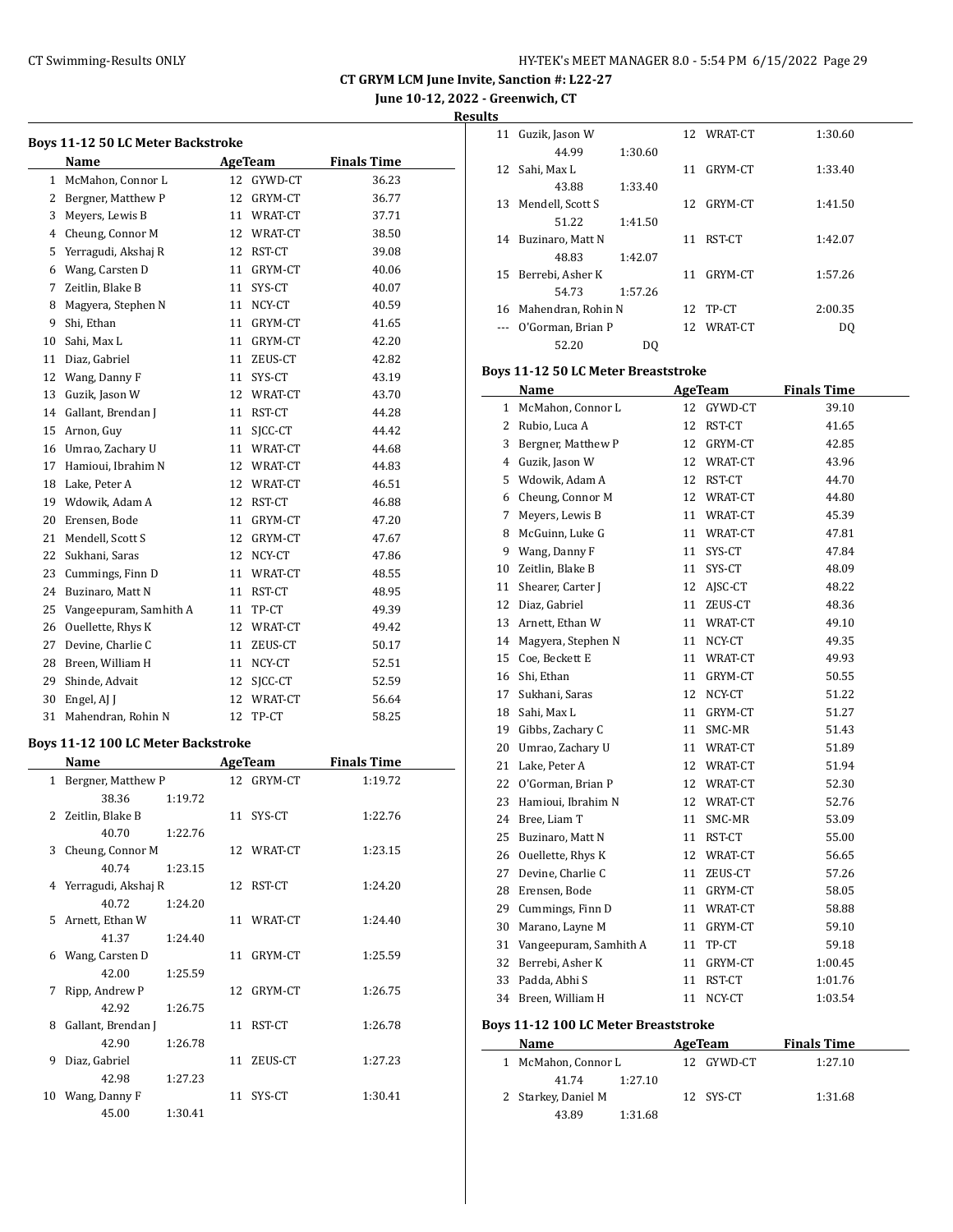# CT GRYM LCM June Invite, Sanction #: L22-27

**June 10-12, 2022 - Greenwich, CT**

**Results**

### Boys 11-12 50 LC Meter Backstroke

| | Name | Age | Team | Finals Time |
|---|---|---|---|---|
| 1 | McMahon, Connor L | 12 | GYWD-CT | 36.23 |
| 2 | Bergner, Matthew P | 12 | GRYM-CT | 36.77 |
| 3 | Meyers, Lewis B | 11 | WRAT-CT | 37.71 |
| 4 | Cheung, Connor M | 12 | WRAT-CT | 38.50 |
| 5 | Yerragudi, Akshaj R | 12 | RST-CT | 39.08 |
| 6 | Wang, Carsten D | 11 | GRYM-CT | 40.06 |
| 7 | Zeitlin, Blake B | 11 | SYS-CT | 40.07 |
| 8 | Magyera, Stephen N | 11 | NCY-CT | 40.59 |
| 9 | Shi, Ethan | 11 | GRYM-CT | 41.65 |
| 10 | Sahi, Max L | 11 | GRYM-CT | 42.20 |
| 11 | Diaz, Gabriel | 11 | ZEUS-CT | 42.82 |
| 12 | Wang, Danny F | 11 | SYS-CT | 43.19 |
| 13 | Guzik, Jason W | 12 | WRAT-CT | 43.70 |
| 14 | Gallant, Brendan J | 11 | RST-CT | 44.28 |
| 15 | Arnon, Guy | 11 | SJCC-CT | 44.42 |
| 16 | Umrao, Zachary U | 11 | WRAT-CT | 44.68 |
| 17 | Hamioui, Ibrahim N | 12 | WRAT-CT | 44.83 |
| 18 | Lake, Peter A | 12 | WRAT-CT | 46.51 |
| 19 | Wdowik, Adam A | 12 | RST-CT | 46.88 |
| 20 | Erensen, Bode | 11 | GRYM-CT | 47.20 |
| 21 | Mendell, Scott S | 12 | GRYM-CT | 47.67 |
| 22 | Sukhani, Saras | 12 | NCY-CT | 47.86 |
| 23 | Cummings, Finn D | 11 | WRAT-CT | 48.55 |
| 24 | Buzinaro, Matt N | 11 | RST-CT | 48.95 |
| 25 | Vangeepuram, Samhith A | 11 | TP-CT | 49.39 |
| 26 | Ouellette, Rhys K | 12 | WRAT-CT | 49.42 |
| 27 | Devine, Charlie C | 11 | ZEUS-CT | 50.17 |
| 28 | Breen, William H | 11 | NCY-CT | 52.51 |
| 29 | Shinde, Advait | 12 | SJCC-CT | 52.59 |
| 30 | Engel, AJ J | 12 | WRAT-CT | 56.64 |
| 31 | Mahendran, Rohin N | 12 | TP-CT | 58.25 |

### Boys 11-12 100 LC Meter Backstroke

| | Name | Age | Team | Finals Time |
|---|---|---|---|---|
| 1 | Bergner, Matthew P | 12 | GRYM-CT | 1:19.72 |
| | 38.36 1:19.72 | | | |
| 2 | Zeitlin, Blake B | 11 | SYS-CT | 1:22.76 |
| | 40.70 1:22.76 | | | |
| 3 | Cheung, Connor M | 12 | WRAT-CT | 1:23.15 |
| | 40.74 1:23.15 | | | |
| 4 | Yerragudi, Akshaj R | 12 | RST-CT | 1:24.20 |
| | 40.72 1:24.20 | | | |
| 5 | Arnett, Ethan W | 11 | WRAT-CT | 1:24.40 |
| | 41.37 1:24.40 | | | |
| 6 | Wang, Carsten D | 11 | GRYM-CT | 1:25.59 |
| | 42.00 1:25.59 | | | |
| 7 | Ripp, Andrew P | 12 | GRYM-CT | 1:26.75 |
| | 42.92 1:26.75 | | | |
| 8 | Gallant, Brendan J | 11 | RST-CT | 1:26.78 |
| | 42.90 1:26.78 | | | |
| 9 | Diaz, Gabriel | 11 | ZEUS-CT | 1:27.23 |
| | 42.98 1:27.23 | | | |
| 10 | Wang, Danny F | 11 | SYS-CT | 1:30.41 |
| | 45.00 1:30.41 | | | |
| 11 | Guzik, Jason W | 12 | WRAT-CT | 1:30.60 |
| | 44.99 1:30.60 | | | |
| 12 | Sahi, Max L | 11 | GRYM-CT | 1:33.40 |
| | 43.88 1:33.40 | | | |
| 13 | Mendell, Scott S | 12 | GRYM-CT | 1:41.50 |
| | 51.22 1:41.50 | | | |
| 14 | Buzinaro, Matt N | 11 | RST-CT | 1:42.07 |
| | 48.83 1:42.07 | | | |
| 15 | Berrebi, Asher K | 11 | GRYM-CT | 1:57.26 |
| | 54.73 1:57.26 | | | |
| 16 | Mahendran, Rohin N | 12 | TP-CT | 2:00.35 |
| --- | O'Gorman, Brian P | 12 | WRAT-CT | DQ |
| | 52.20 DQ | | | |

### Boys 11-12 50 LC Meter Breaststroke

| | Name | Age | Team | Finals Time |
|---|---|---|---|---|
| 1 | McMahon, Connor L | 12 | GYWD-CT | 39.10 |
| 2 | Rubio, Luca A | 12 | RST-CT | 41.65 |
| 3 | Bergner, Matthew P | 12 | GRYM-CT | 42.85 |
| 4 | Guzik, Jason W | 12 | WRAT-CT | 43.96 |
| 5 | Wdowik, Adam A | 12 | RST-CT | 44.70 |
| 6 | Cheung, Connor M | 12 | WRAT-CT | 44.80 |
| 7 | Meyers, Lewis B | 11 | WRAT-CT | 45.39 |
| 8 | McGuinn, Luke G | 11 | WRAT-CT | 47.81 |
| 9 | Wang, Danny F | 11 | SYS-CT | 47.84 |
| 10 | Zeitlin, Blake B | 11 | SYS-CT | 48.09 |
| 11 | Shearer, Carter J | 12 | AJSC-CT | 48.22 |
| 12 | Diaz, Gabriel | 11 | ZEUS-CT | 48.36 |
| 13 | Arnett, Ethan W | 11 | WRAT-CT | 49.10 |
| 14 | Magyera, Stephen N | 11 | NCY-CT | 49.35 |
| 15 | Coe, Beckett E | 11 | WRAT-CT | 49.93 |
| 16 | Shi, Ethan | 11 | GRYM-CT | 50.55 |
| 17 | Sukhani, Saras | 12 | NCY-CT | 51.22 |
| 18 | Sahi, Max L | 11 | GRYM-CT | 51.27 |
| 19 | Gibbs, Zachary C | 11 | SMC-MR | 51.43 |
| 20 | Umrao, Zachary U | 11 | WRAT-CT | 51.89 |
| 21 | Lake, Peter A | 12 | WRAT-CT | 51.94 |
| 22 | O'Gorman, Brian P | 12 | WRAT-CT | 52.30 |
| 23 | Hamioui, Ibrahim N | 12 | WRAT-CT | 52.76 |
| 24 | Bree, Liam T | 11 | SMC-MR | 53.09 |
| 25 | Buzinaro, Matt N | 11 | RST-CT | 55.00 |
| 26 | Ouellette, Rhys K | 12 | WRAT-CT | 56.65 |
| 27 | Devine, Charlie C | 11 | ZEUS-CT | 57.26 |
| 28 | Erensen, Bode | 11 | GRYM-CT | 58.05 |
| 29 | Cummings, Finn D | 11 | WRAT-CT | 58.88 |
| 30 | Marano, Layne M | 11 | GRYM-CT | 59.10 |
| 31 | Vangeepuram, Samhith A | 11 | TP-CT | 59.18 |
| 32 | Berrebi, Asher K | 11 | GRYM-CT | 1:00.45 |
| 33 | Padda, Abhi S | 11 | RST-CT | 1:01.76 |
| 34 | Breen, William H | 11 | NCY-CT | 1:03.54 |

### Boys 11-12 100 LC Meter Breaststroke

| | Name | Age | Team | Finals Time |
|---|---|---|---|---|
| 1 | McMahon, Connor L | 12 | GYWD-CT | 1:27.10 |
| | 41.74 1:27.10 | | | |
| 2 | Starkey, Daniel M | 12 | SYS-CT | 1:31.68 |
| | 43.89 1:31.68 | | | |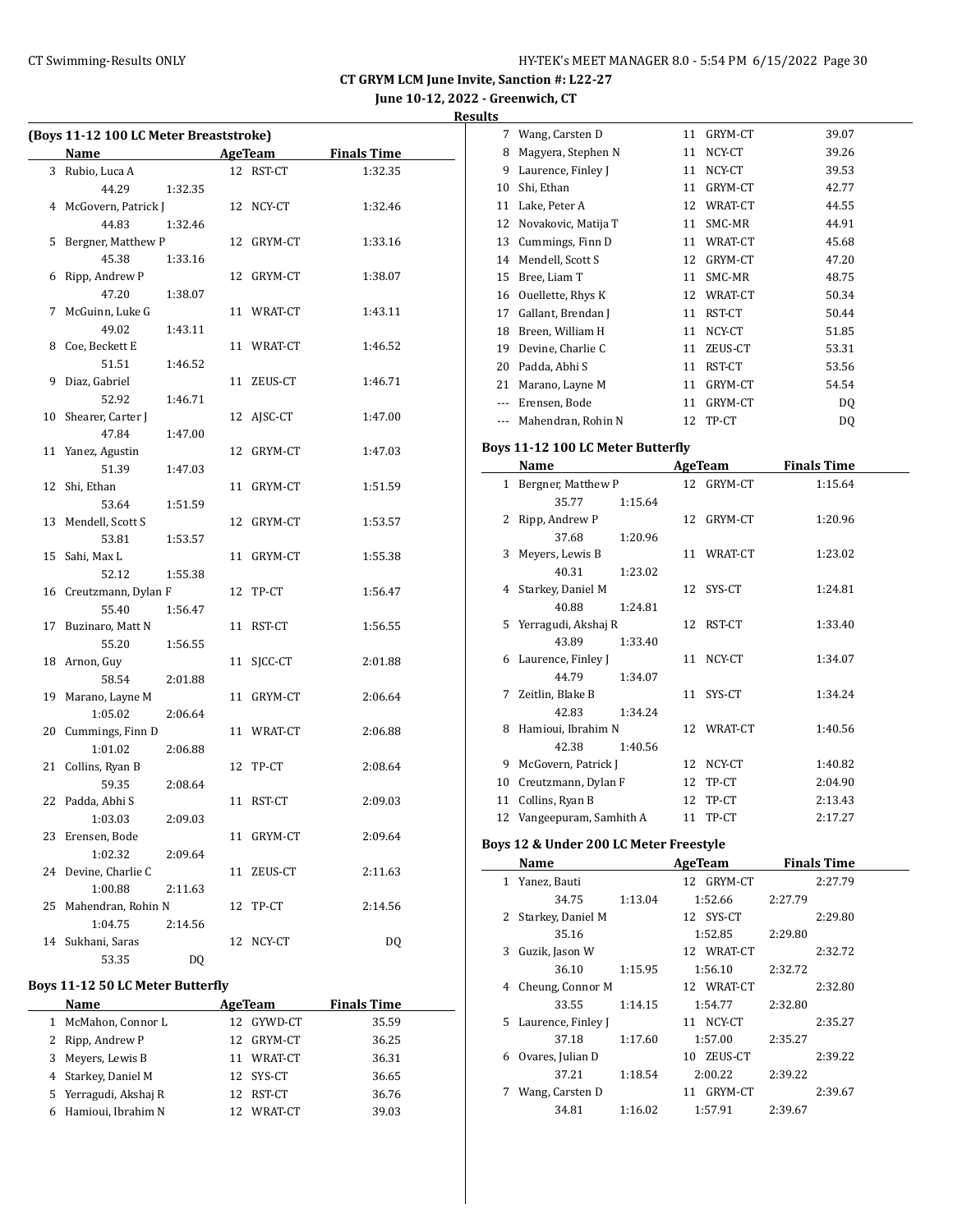**CT GRYM LCM June Invite, Sanction #: L22-27**
**June 10-12, 2022 - Greenwich, CT**
**Results**

### (Boys 11-12 100 LC Meter Breaststroke)

| | Name | Age | Team | Finals Time |
|---|---|---|---|---|
| 3 | Rubio, Luca A | 12 | RST-CT | 1:32.35 |
| | 44.29 1:32.35 | | | |
| 4 | McGovern, Patrick J | 12 | NCY-CT | 1:32.46 |
| | 44.83 1:32.46 | | | |
| 5 | Bergner, Matthew P | 12 | GRYM-CT | 1:33.16 |
| | 45.38 1:33.16 | | | |
| 6 | Ripp, Andrew P | 12 | GRYM-CT | 1:38.07 |
| | 47.20 1:38.07 | | | |
| 7 | McGuinn, Luke G | 11 | WRAT-CT | 1:43.11 |
| | 49.02 1:43.11 | | | |
| 8 | Coe, Beckett E | 11 | WRAT-CT | 1:46.52 |
| | 51.51 1:46.52 | | | |
| 9 | Diaz, Gabriel | 11 | ZEUS-CT | 1:46.71 |
| | 52.92 1:46.71 | | | |
| 10 | Shearer, Carter J | 12 | AJSC-CT | 1:47.00 |
| | 47.84 1:47.00 | | | |
| 11 | Yanez, Agustin | 12 | GRYM-CT | 1:47.03 |
| | 51.39 1:47.03 | | | |
| 12 | Shi, Ethan | 11 | GRYM-CT | 1:51.59 |
| | 53.64 1:51.59 | | | |
| 13 | Mendell, Scott S | 12 | GRYM-CT | 1:53.57 |
| | 53.81 1:53.57 | | | |
| 15 | Sahi, Max L | 11 | GRYM-CT | 1:55.38 |
| | 52.12 1:55.38 | | | |
| 16 | Creutzmann, Dylan F | 12 | TP-CT | 1:56.47 |
| | 55.40 1:56.47 | | | |
| 17 | Buzinaro, Matt N | 11 | RST-CT | 1:56.55 |
| | 55.20 1:56.55 | | | |
| 18 | Arnon, Guy | 11 | SJCC-CT | 2:01.88 |
| | 58.54 2:01.88 | | | |
| 19 | Marano, Layne M | 11 | GRYM-CT | 2:06.64 |
| | 1:05.02 2:06.64 | | | |
| 20 | Cummings, Finn D | 11 | WRAT-CT | 2:06.88 |
| | 1:01.02 2:06.88 | | | |
| 21 | Collins, Ryan B | 12 | TP-CT | 2:08.64 |
| | 59.35 2:08.64 | | | |
| 22 | Padda, Abhi S | 11 | RST-CT | 2:09.03 |
| | 1:03.03 2:09.03 | | | |
| 23 | Erensen, Bode | 11 | GRYM-CT | 2:09.64 |
| | 1:02.32 2:09.64 | | | |
| 24 | Devine, Charlie C | 11 | ZEUS-CT | 2:11.63 |
| | 1:00.88 2:11.63 | | | |
| 25 | Mahendran, Rohin N | 12 | TP-CT | 2:14.56 |
| | 1:04.75 2:14.56 | | | |
| 14 | Sukhani, Saras | 12 | NCY-CT | DQ |
| | 53.35 DQ | | | |

### Boys 11-12 50 LC Meter Butterfly

| | Name | Age | Team | Finals Time |
|---|---|---|---|---|
| 1 | McMahon, Connor L | 12 | GYWD-CT | 35.59 |
| 2 | Ripp, Andrew P | 12 | GRYM-CT | 36.25 |
| 3 | Meyers, Lewis B | 11 | WRAT-CT | 36.31 |
| 4 | Starkey, Daniel M | 12 | SYS-CT | 36.65 |
| 5 | Yerragudi, Akshaj R | 12 | RST-CT | 36.76 |
| 6 | Hamioui, Ibrahim N | 12 | WRAT-CT | 39.03 |
| 7 | Wang, Carsten D | 11 | GRYM-CT | 39.07 |
| 8 | Magyera, Stephen N | 11 | NCY-CT | 39.26 |
| 9 | Laurence, Finley J | 11 | NCY-CT | 39.53 |
| 10 | Shi, Ethan | 11 | GRYM-CT | 42.77 |
| 11 | Lake, Peter A | 12 | WRAT-CT | 44.55 |
| 12 | Novakovic, Matija T | 11 | SMC-MR | 44.91 |
| 13 | Cummings, Finn D | 11 | WRAT-CT | 45.68 |
| 14 | Mendell, Scott S | 12 | GRYM-CT | 47.20 |
| 15 | Bree, Liam T | 11 | SMC-MR | 48.75 |
| 16 | Ouellette, Rhys K | 12 | WRAT-CT | 50.34 |
| 17 | Gallant, Brendan J | 11 | RST-CT | 50.44 |
| 18 | Breen, William H | 11 | NCY-CT | 51.85 |
| 19 | Devine, Charlie C | 11 | ZEUS-CT | 53.31 |
| 20 | Padda, Abhi S | 11 | RST-CT | 53.56 |
| 21 | Marano, Layne M | 11 | GRYM-CT | 54.54 |
| --- | Erensen, Bode | 11 | GRYM-CT | DQ |
| --- | Mahendran, Rohin N | 12 | TP-CT | DQ |

### Boys 11-12 100 LC Meter Butterfly

| | Name | Age | Team | Finals Time |
|---|---|---|---|---|
| 1 | Bergner, Matthew P | 12 | GRYM-CT | 1:15.64 |
| | 35.77 1:15.64 | | | |
| 2 | Ripp, Andrew P | 12 | GRYM-CT | 1:20.96 |
| | 37.68 1:20.96 | | | |
| 3 | Meyers, Lewis B | 11 | WRAT-CT | 1:23.02 |
| | 40.31 1:23.02 | | | |
| 4 | Starkey, Daniel M | 12 | SYS-CT | 1:24.81 |
| | 40.88 1:24.81 | | | |
| 5 | Yerragudi, Akshaj R | 12 | RST-CT | 1:33.40 |
| | 43.89 1:33.40 | | | |
| 6 | Laurence, Finley J | 11 | NCY-CT | 1:34.07 |
| | 44.79 1:34.07 | | | |
| 7 | Zeitlin, Blake B | 11 | SYS-CT | 1:34.24 |
| | 42.83 1:34.24 | | | |
| 8 | Hamioui, Ibrahim N | 12 | WRAT-CT | 1:40.56 |
| | 42.38 1:40.56 | | | |
| 9 | McGovern, Patrick J | 12 | NCY-CT | 1:40.82 |
| 10 | Creutzmann, Dylan F | 12 | TP-CT | 2:04.90 |
| 11 | Collins, Ryan B | 12 | TP-CT | 2:13.43 |
| 12 | Vangeepuram, Samhith A | 11 | TP-CT | 2:17.27 |

### Boys 12 & Under 200 LC Meter Freestyle

| | Name | Age | Team | Finals Time |
|---|---|---|---|---|
| 1 | Yanez, Bauti | 12 | GRYM-CT | 2:27.79 |
| | 34.75 1:13.04 1:52.66 2:27.79 | | | |
| 2 | Starkey, Daniel M | 12 | SYS-CT | 2:29.80 |
| | 35.16 1:52.85 2:29.80 | | | |
| 3 | Guzik, Jason W | 12 | WRAT-CT | 2:32.72 |
| | 36.10 1:15.95 1:56.10 2:32.72 | | | |
| 4 | Cheung, Connor M | 12 | WRAT-CT | 2:32.80 |
| | 33.55 1:14.15 1:54.77 2:32.80 | | | |
| 5 | Laurence, Finley J | 11 | NCY-CT | 2:35.27 |
| | 37.18 1:17.60 1:57.00 2:35.27 | | | |
| 6 | Ovares, Julian D | 10 | ZEUS-CT | 2:39.22 |
| | 37.21 1:18.54 2:00.22 2:39.22 | | | |
| 7 | Wang, Carsten D | 11 | GRYM-CT | 2:39.67 |
| | 34.81 1:16.02 1:57.91 2:39.67 | | | |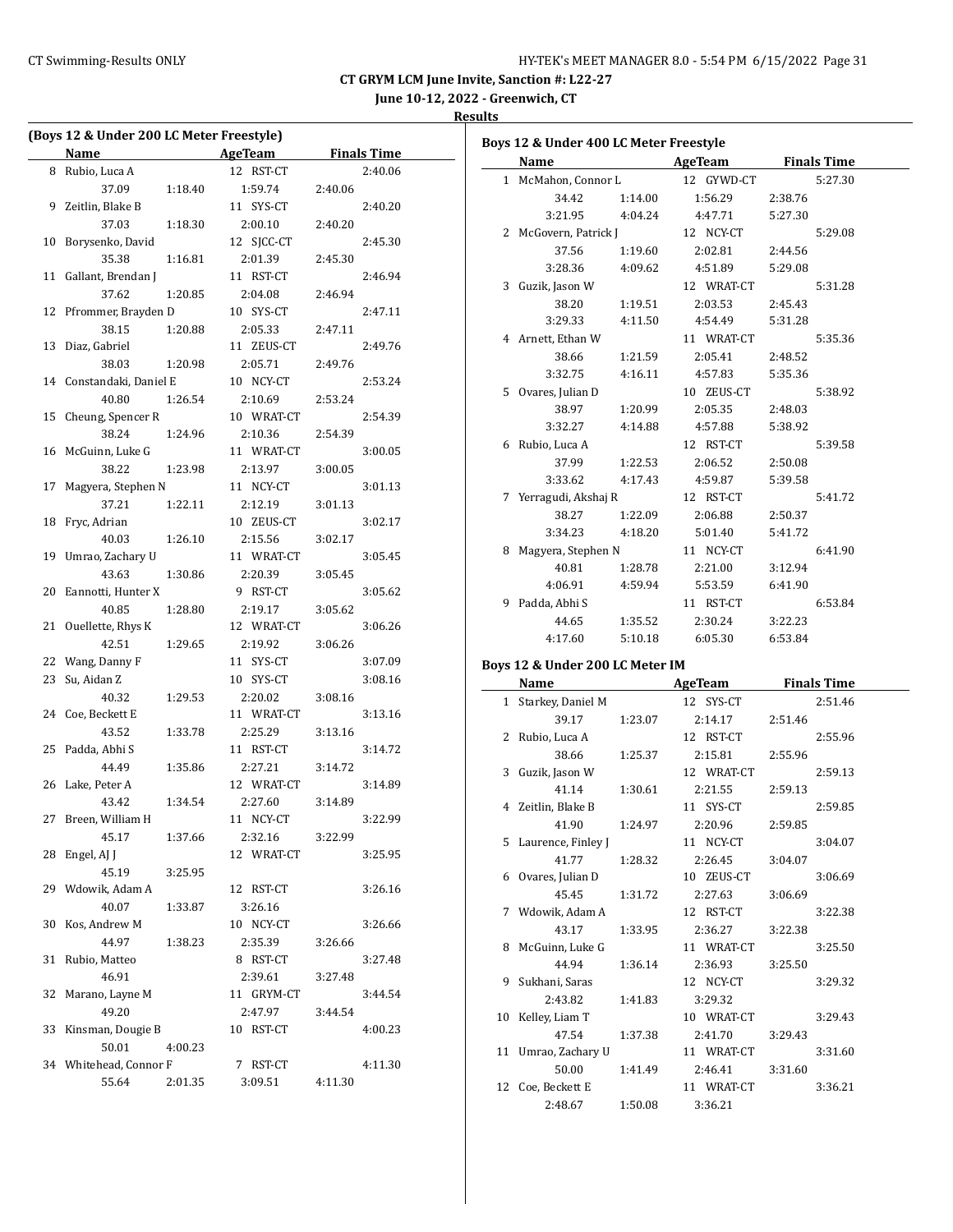**CT GRYM LCM June Invite, Sanction #: L22-27**

**June 10-12, 2022 - Greenwich, CT**

**Results**

### (Boys 12 & Under 200 LC Meter Freestyle)

| | Name | AgeTeam | Finals Time |
|---|---|---|---|
| 8 | Rubio, Luca A | 12 RST-CT | 2:40.06 |
| | 37.09 / 1:18.40 / 1:59.74 / 2:40.06 | | |
| 9 | Zeitlin, Blake B | 11 SYS-CT | 2:40.20 |
| | 37.03 / 1:18.30 / 2:00.10 / 2:40.20 | | |
| 10 | Borysenko, David | 12 SJCC-CT | 2:45.30 |
| | 35.38 / 1:16.81 / 2:01.39 / 2:45.30 | | |
| 11 | Gallant, Brendan J | 11 RST-CT | 2:46.94 |
| | 37.62 / 1:20.85 / 2:04.08 / 2:46.94 | | |
| 12 | Pfrommer, Brayden D | 10 SYS-CT | 2:47.11 |
| | 38.15 / 1:20.88 / 2:05.33 / 2:47.11 | | |
| 13 | Diaz, Gabriel | 11 ZEUS-CT | 2:49.76 |
| | 38.03 / 1:20.98 / 2:05.71 / 2:49.76 | | |
| 14 | Constandaki, Daniel E | 10 NCY-CT | 2:53.24 |
| | 40.80 / 1:26.54 / 2:10.69 / 2:53.24 | | |
| 15 | Cheung, Spencer R | 10 WRAT-CT | 2:54.39 |
| | 38.24 / 1:24.96 / 2:10.36 / 2:54.39 | | |
| 16 | McGuinn, Luke G | 11 WRAT-CT | 3:00.05 |
| | 38.22 / 1:23.98 / 2:13.97 / 3:00.05 | | |
| 17 | Magyera, Stephen N | 11 NCY-CT | 3:01.13 |
| | 37.21 / 1:22.11 / 2:12.19 / 3:01.13 | | |
| 18 | Fryc, Adrian | 10 ZEUS-CT | 3:02.17 |
| | 40.03 / 1:26.10 / 2:15.56 / 3:02.17 | | |
| 19 | Umrao, Zachary U | 11 WRAT-CT | 3:05.45 |
| | 43.63 / 1:30.86 / 2:20.39 / 3:05.45 | | |
| 20 | Eannotti, Hunter X | 9 RST-CT | 3:05.62 |
| | 40.85 / 1:28.80 / 2:19.17 / 3:05.62 | | |
| 21 | Ouellette, Rhys K | 12 WRAT-CT | 3:06.26 |
| | 42.51 / 1:29.65 / 2:19.92 / 3:06.26 | | |
| 22 | Wang, Danny F | 11 SYS-CT | 3:07.09 |
| 23 | Su, Aidan Z | 10 SYS-CT | 3:08.16 |
| | 40.32 / 1:29.53 / 2:20.02 / 3:08.16 | | |
| 24 | Coe, Beckett E | 11 WRAT-CT | 3:13.16 |
| | 43.52 / 1:33.78 / 2:25.29 / 3:13.16 | | |
| 25 | Padda, Abhi S | 11 RST-CT | 3:14.72 |
| | 44.49 / 1:35.86 / 2:27.21 / 3:14.72 | | |
| 26 | Lake, Peter A | 12 WRAT-CT | 3:14.89 |
| | 43.42 / 1:34.54 / 2:27.60 / 3:14.89 | | |
| 27 | Breen, William H | 11 NCY-CT | 3:22.99 |
| | 45.17 / 1:37.66 / 2:32.16 / 3:22.99 | | |
| 28 | Engel, AJ J | 12 WRAT-CT | 3:25.95 |
| | 45.19 / 3:25.95 | | |
| 29 | Wdowik, Adam A | 12 RST-CT | 3:26.16 |
| | 40.07 / 1:33.87 / 3:26.16 | | |
| 30 | Kos, Andrew M | 10 NCY-CT | 3:26.66 |
| | 44.97 / 1:38.23 / 2:35.39 / 3:26.66 | | |
| 31 | Rubio, Matteo | 8 RST-CT | 3:27.48 |
| | 46.91 / 2:39.61 / 3:27.48 | | |
| 32 | Marano, Layne M | 11 GRYM-CT | 3:44.54 |
| | 49.20 / 2:47.97 / 3:44.54 | | |
| 33 | Kinsman, Dougie B | 10 RST-CT | 4:00.23 |
| | 50.01 / 4:00.23 | | |
| 34 | Whitehead, Connor F | 7 RST-CT | 4:11.30 |
| | 55.64 / 2:01.35 / 3:09.51 / 4:11.30 | | |

### Boys 12 & Under 400 LC Meter Freestyle

| | Name | AgeTeam | Finals Time |
|---|---|---|---|
| 1 | McMahon, Connor L | 12 GYWD-CT | 5:27.30 |
| | 34.42 / 1:14.00 / 1:56.29 / 2:38.76 / 3:21.95 / 4:04.24 / 4:47.71 / 5:27.30 | | |
| 2 | McGovern, Patrick J | 12 NCY-CT | 5:29.08 |
| | 37.56 / 1:19.60 / 2:02.81 / 2:44.56 / 3:28.36 / 4:09.62 / 4:51.89 / 5:29.08 | | |
| 3 | Guzik, Jason W | 12 WRAT-CT | 5:31.28 |
| | 38.20 / 1:19.51 / 2:03.53 / 2:45.43 / 3:29.33 / 4:11.50 / 4:54.49 / 5:31.28 | | |
| 4 | Arnett, Ethan W | 11 WRAT-CT | 5:35.36 |
| | 38.66 / 1:21.59 / 2:05.41 / 2:48.52 / 3:32.75 / 4:16.11 / 4:57.83 / 5:35.36 | | |
| 5 | Ovares, Julian D | 10 ZEUS-CT | 5:38.92 |
| | 38.97 / 1:20.99 / 2:05.35 / 2:48.03 / 3:32.27 / 4:14.88 / 4:57.88 / 5:38.92 | | |
| 6 | Rubio, Luca A | 12 RST-CT | 5:39.58 |
| | 37.99 / 1:22.53 / 2:06.52 / 2:50.08 / 3:33.62 / 4:17.43 / 4:59.87 / 5:39.58 | | |
| 7 | Yerragudi, Akshaj R | 12 RST-CT | 5:41.72 |
| | 38.27 / 1:22.09 / 2:06.88 / 2:50.37 / 3:34.23 / 4:18.20 / 5:01.40 / 5:41.72 | | |
| 8 | Magyera, Stephen N | 11 NCY-CT | 6:41.90 |
| | 40.81 / 1:28.78 / 2:21.00 / 3:12.94 / 4:06.91 / 4:59.94 / 5:53.59 / 6:41.90 | | |
| 9 | Padda, Abhi S | 11 RST-CT | 6:53.84 |
| | 44.65 / 1:35.52 / 2:30.24 / 3:22.23 / 4:17.60 / 5:10.18 / 6:05.30 / 6:53.84 | | |

### Boys 12 & Under 200 LC Meter IM

| | Name | AgeTeam | Finals Time |
|---|---|---|---|
| 1 | Starkey, Daniel M | 12 SYS-CT | 2:51.46 |
| | 39.17 / 1:23.07 / 2:14.17 / 2:51.46 | | |
| 2 | Rubio, Luca A | 12 RST-CT | 2:55.96 |
| | 38.66 / 1:25.37 / 2:15.81 / 2:55.96 | | |
| 3 | Guzik, Jason W | 12 WRAT-CT | 2:59.13 |
| | 41.14 / 1:30.61 / 2:21.55 / 2:59.13 | | |
| 4 | Zeitlin, Blake B | 11 SYS-CT | 2:59.85 |
| | 41.90 / 1:24.97 / 2:20.96 / 2:59.85 | | |
| 5 | Laurence, Finley J | 11 NCY-CT | 3:04.07 |
| | 41.77 / 1:28.32 / 2:26.45 / 3:04.07 | | |
| 6 | Ovares, Julian D | 10 ZEUS-CT | 3:06.69 |
| | 45.45 / 1:31.72 / 2:27.63 / 3:06.69 | | |
| 7 | Wdowik, Adam A | 12 RST-CT | 3:22.38 |
| | 43.17 / 1:33.95 / 2:36.27 / 3:22.38 | | |
| 8 | McGuinn, Luke G | 11 WRAT-CT | 3:25.50 |
| | 44.94 / 1:36.14 / 2:36.93 / 3:25.50 | | |
| 9 | Sukhani, Saras | 12 NCY-CT | 3:29.32 |
| | 2:43.82 / 1:41.83 / 3:29.32 | | |
| 10 | Kelley, Liam T | 10 WRAT-CT | 3:29.43 |
| | 47.54 / 1:37.38 / 2:41.70 / 3:29.43 | | |
| 11 | Umrao, Zachary U | 11 WRAT-CT | 3:31.60 |
| | 50.00 / 1:41.49 / 2:46.41 / 3:31.60 | | |
| 12 | Coe, Beckett E | 11 WRAT-CT | 3:36.21 |
| | 2:48.67 / 1:50.08 / 3:36.21 | | |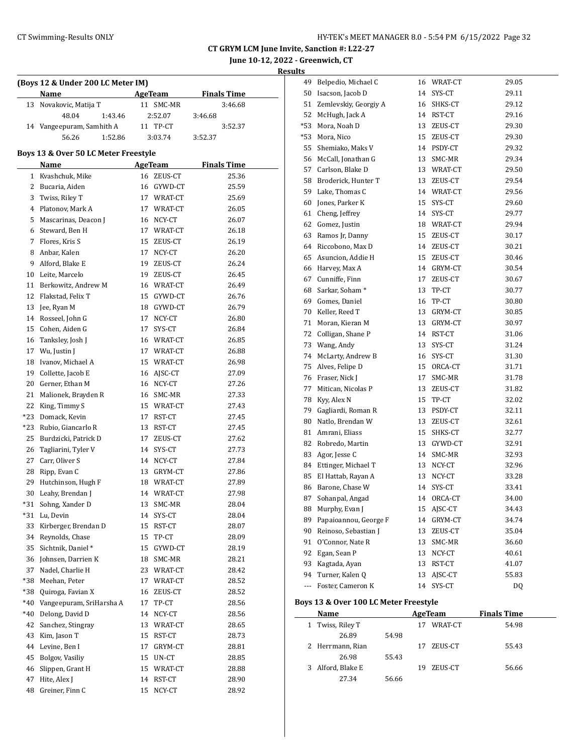CT GRYM LCM June Invite, Sanction #: L22-27

June 10-12, 2022 - Greenwich, CT

Results

### (Boys 12 & Under 200 LC Meter IM)

| | Name | Age | Team | Finals Time |
|---|---|---|---|---|
| 13 | Novakovic, Matija T | 11 | SMC-MR | 3:46.68 |
| | 48.04 | 1:43.46 | 2:52.07 | 3:46.68 |
| 14 | Vangeepuram, Samhith A | 11 | TP-CT | 3:52.37 |
| | 56.26 | 1:52.86 | 3:03.74 | 3:52.37 |

### Boys 13 & Over 50 LC Meter Freestyle

| | Name | Age | Team | Finals Time |
|---|---|---|---|---|
| 1 | Kvashchuk, Mike | 16 | ZEUS-CT | 25.36 |
| 2 | Bucaria, Aiden | 16 | GYWD-CT | 25.59 |
| 3 | Twiss, Riley T | 17 | WRAT-CT | 25.69 |
| 4 | Platonov, Mark A | 17 | WRAT-CT | 26.05 |
| 5 | Mascarinas, Deacon J | 16 | NCY-CT | 26.07 |
| 6 | Steward, Ben H | 17 | WRAT-CT | 26.18 |
| 7 | Flores, Kris S | 15 | ZEUS-CT | 26.19 |
| 8 | Anbar, Kalen | 17 | NCY-CT | 26.20 |
| 9 | Alford, Blake E | 19 | ZEUS-CT | 26.24 |
| 10 | Leite, Marcelo | 19 | ZEUS-CT | 26.45 |
| 11 | Berkowitz, Andrew M | 16 | WRAT-CT | 26.49 |
| 12 | Flakstad, Felix T | 15 | GYWD-CT | 26.76 |
| 13 | Jee, Ryan M | 18 | GYWD-CT | 26.79 |
| 14 | Rosseel, John G | 17 | NCY-CT | 26.80 |
| 15 | Cohen, Aiden G | 17 | SYS-CT | 26.84 |
| 16 | Tanksley, Josh J | 16 | WRAT-CT | 26.85 |
| 17 | Wu, Justin J | 17 | WRAT-CT | 26.88 |
| 18 | Ivanov, Michael A | 15 | WRAT-CT | 26.98 |
| 19 | Collette, Jacob E | 16 | AJSC-CT | 27.09 |
| 20 | Gerner, Ethan M | 16 | NCY-CT | 27.26 |
| 21 | Malionek, Brayden R | 16 | SMC-MR | 27.33 |
| 22 | King, Timmy S | 15 | WRAT-CT | 27.43 |
| *23 | Domack, Kevin | 17 | RST-CT | 27.45 |
| *23 | Rubio, Giancarlo R | 13 | RST-CT | 27.45 |
| 25 | Burdzicki, Patrick D | 17 | ZEUS-CT | 27.62 |
| 26 | Tagliarini, Tyler V | 14 | SYS-CT | 27.73 |
| 27 | Carr, Oliver S | 14 | NCY-CT | 27.84 |
| 28 | Ripp, Evan C | 13 | GRYM-CT | 27.86 |
| 29 | Hutchinson, Hugh F | 18 | WRAT-CT | 27.89 |
| 30 | Leahy, Brendan J | 14 | WRAT-CT | 27.98 |
| *31 | Sohng, Xander D | 13 | SMC-MR | 28.04 |
| *31 | Lu, Devin | 14 | SYS-CT | 28.04 |
| 33 | Kirberger, Brendan D | 15 | RST-CT | 28.07 |
| 34 | Reynolds, Chase | 15 | TP-CT | 28.09 |
| 35 | Sichtnik, Daniel * | 15 | GYWD-CT | 28.19 |
| 36 | Johnsen, Darrien K | 18 | SMC-MR | 28.21 |
| 37 | Nadel, Charlie H | 23 | WRAT-CT | 28.42 |
| *38 | Meehan, Peter | 17 | WRAT-CT | 28.52 |
| *38 | Quiroga, Favian X | 16 | ZEUS-CT | 28.52 |
| *40 | Vangeepuram, SriHarsha A | 17 | TP-CT | 28.56 |
| *40 | Delong, David D | 14 | NCY-CT | 28.56 |
| 42 | Sanchez, Stingray | 13 | WRAT-CT | 28.65 |
| 43 | Kim, Jason T | 15 | RST-CT | 28.73 |
| 44 | Levine, Ben I | 17 | GRYM-CT | 28.81 |
| 45 | Bolgov, Vasiliy | 15 | UN-CT | 28.85 |
| 46 | Slippen, Grant H | 15 | WRAT-CT | 28.88 |
| 47 | Hite, Alex J | 14 | RST-CT | 28.90 |
| 48 | Greiner, Finn C | 15 | NCY-CT | 28.92 |
| 49 | Belpedio, Michael C | 16 | WRAT-CT | 29.05 |
| 50 | Isacson, Jacob D | 14 | SYS-CT | 29.11 |
| 51 | Zemlevskiy, Georgiy A | 16 | SHKS-CT | 29.12 |
| 52 | McHugh, Jack A | 14 | RST-CT | 29.16 |
| *53 | Mora, Noah D | 13 | ZEUS-CT | 29.30 |
| *53 | Mora, Nico | 15 | ZEUS-CT | 29.30 |
| 55 | Shemiako, Maks V | 14 | PSDY-CT | 29.32 |
| 56 | McCall, Jonathan G | 13 | SMC-MR | 29.34 |
| 57 | Carlson, Blake D | 13 | WRAT-CT | 29.50 |
| 58 | Broderick, Hunter T | 13 | ZEUS-CT | 29.54 |
| 59 | Lake, Thomas C | 14 | WRAT-CT | 29.56 |
| 60 | Jones, Parker K | 15 | SYS-CT | 29.60 |
| 61 | Cheng, Jeffrey | 14 | SYS-CT | 29.77 |
| 62 | Gomez, Justin | 18 | WRAT-CT | 29.94 |
| 63 | Ramos Jr, Danny | 15 | ZEUS-CT | 30.17 |
| 64 | Riccobono, Max D | 14 | ZEUS-CT | 30.21 |
| 65 | Asuncion, Addie H | 15 | ZEUS-CT | 30.46 |
| 66 | Harvey, Max A | 14 | GRYM-CT | 30.54 |
| 67 | Cunniffe, Finn | 17 | ZEUS-CT | 30.67 |
| 68 | Sarkar, Soham * | 13 | TP-CT | 30.77 |
| 69 | Gomes, Daniel | 16 | TP-CT | 30.80 |
| 70 | Keller, Reed T | 13 | GRYM-CT | 30.85 |
| 71 | Moran, Kieran M | 13 | GRYM-CT | 30.97 |
| 72 | Colligan, Shane P | 14 | RST-CT | 31.06 |
| 73 | Wang, Andy | 13 | SYS-CT | 31.24 |
| 74 | McLarty, Andrew B | 16 | SYS-CT | 31.30 |
| 75 | Alves, Felipe D | 15 | ORCA-CT | 31.71 |
| 76 | Fraser, Nick J | 17 | SMC-MR | 31.78 |
| 77 | Mitican, Nicolas P | 13 | ZEUS-CT | 31.82 |
| 78 | Kyy, Alex N | 15 | TP-CT | 32.02 |
| 79 | Gagliardi, Roman R | 13 | PSDY-CT | 32.11 |
| 80 | Natlo, Brendan W | 13 | ZEUS-CT | 32.61 |
| 81 | Amrani, Eliass | 15 | SHKS-CT | 32.77 |
| 82 | Robredo, Martin | 13 | GYWD-CT | 32.91 |
| 83 | Agor, Jesse C | 14 | SMC-MR | 32.93 |
| 84 | Ettinger, Michael T | 13 | NCY-CT | 32.96 |
| 85 | El Hattab, Rayan A | 13 | NCY-CT | 33.28 |
| 86 | Barone, Chase W | 14 | SYS-CT | 33.41 |
| 87 | Sohanpal, Angad | 14 | ORCA-CT | 34.00 |
| 88 | Murphy, Evan J | 15 | AJSC-CT | 34.43 |
| 89 | Papaioannou, George F | 14 | GRYM-CT | 34.74 |
| 90 | Reinoso, Sebastian J | 13 | ZEUS-CT | 35.04 |
| 91 | O'Connor, Nate R | 13 | SMC-MR | 36.60 |
| 92 | Egan, Sean P | 13 | NCY-CT | 40.61 |
| 93 | Kagtada, Ayan | 13 | RST-CT | 41.07 |
| 94 | Turner, Kalen Q | 13 | AJSC-CT | 55.83 |
| --- | Foster, Cameron K | 14 | SYS-CT | DQ |

### Boys 13 & Over 100 LC Meter Freestyle

| | Name | Age | Team | Finals Time |
|---|---|---|---|---|
| 1 | Twiss, Riley T | 17 | WRAT-CT | 54.98 |
| | 26.89 | 54.98 | | |
| 2 | Herrmann, Rian | 17 | ZEUS-CT | 55.43 |
| | 26.98 | 55.43 | | |
| 3 | Alford, Blake E | 19 | ZEUS-CT | 56.66 |
| | 27.34 | 56.66 | | |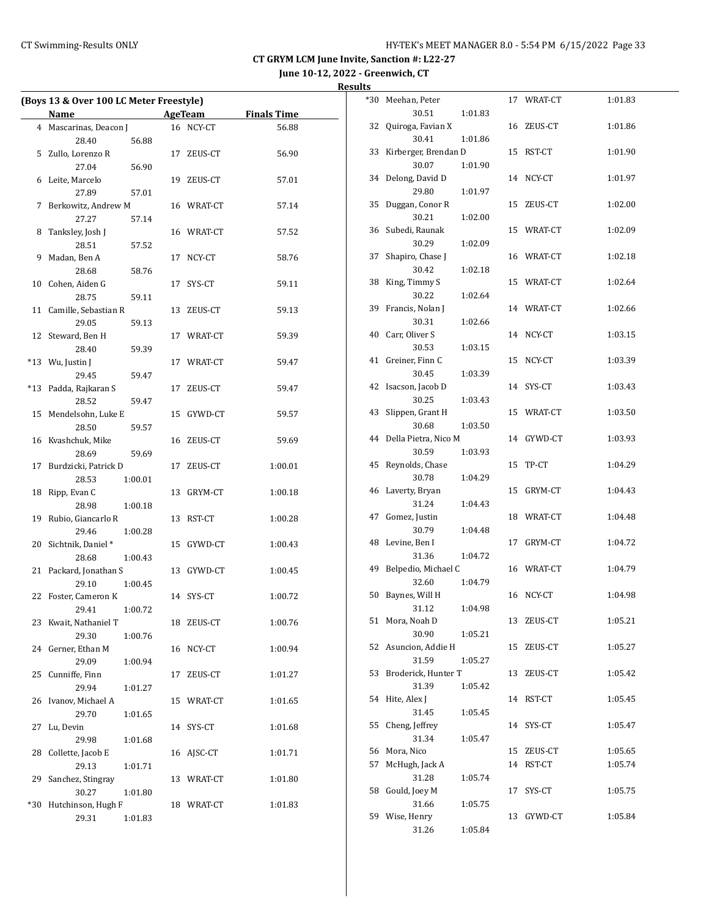**CT GRYM LCM June Invite, Sanction #: L22-27**

**June 10-12, 2022 - Greenwich, CT**

**Results**

### (Boys 13 & Over 100 LC Meter Freestyle)

| | Name | Age | Team | Splits | Finals Time |
|---|---|---|---|---|---|
| 4 | Mascarinas, Deacon J | 16 | NCY-CT | 28.40 56.88 | 56.88 |
| 5 | Zullo, Lorenzo R | 17 | ZEUS-CT | 27.04 56.90 | 56.90 |
| 6 | Leite, Marcelo | 19 | ZEUS-CT | 27.89 57.01 | 57.01 |
| 7 | Berkowitz, Andrew M | 16 | WRAT-CT | 27.27 57.14 | 57.14 |
| 8 | Tanksley, Josh J | 16 | WRAT-CT | 28.51 57.52 | 57.52 |
| 9 | Madan, Ben A | 17 | NCY-CT | 28.68 58.76 | 58.76 |
| 10 | Cohen, Aiden G | 17 | SYS-CT | 28.75 59.11 | 59.11 |
| 11 | Camille, Sebastian R | 13 | ZEUS-CT | 29.05 59.13 | 59.13 |
| 12 | Steward, Ben H | 17 | WRAT-CT | 28.40 59.39 | 59.39 |
| *13 | Wu, Justin J | 17 | WRAT-CT | 29.45 59.47 | 59.47 |
| *13 | Padda, Rajkaran S | 17 | ZEUS-CT | 28.52 59.47 | 59.47 |
| 15 | Mendelsohn, Luke E | 15 | GYWD-CT | 28.50 59.57 | 59.57 |
| 16 | Kvashchuk, Mike | 16 | ZEUS-CT | 28.69 59.69 | 59.69 |
| 17 | Burdzicki, Patrick D | 17 | ZEUS-CT | 28.53 1:00.01 | 1:00.01 |
| 18 | Ripp, Evan C | 13 | GRYM-CT | 28.98 1:00.18 | 1:00.18 |
| 19 | Rubio, Giancarlo R | 13 | RST-CT | 29.46 1:00.28 | 1:00.28 |
| 20 | Sichtnik, Daniel * | 15 | GYWD-CT | 28.68 1:00.43 | 1:00.43 |
| 21 | Packard, Jonathan S | 13 | GYWD-CT | 29.10 1:00.45 | 1:00.45 |
| 22 | Foster, Cameron K | 14 | SYS-CT | 29.41 1:00.72 | 1:00.72 |
| 23 | Kwait, Nathaniel T | 18 | ZEUS-CT | 29.30 1:00.76 | 1:00.76 |
| 24 | Gerner, Ethan M | 16 | NCY-CT | 29.09 1:00.94 | 1:00.94 |
| 25 | Cunniffe, Finn | 17 | ZEUS-CT | 29.94 1:01.27 | 1:01.27 |
| 26 | Ivanov, Michael A | 15 | WRAT-CT | 29.70 1:01.65 | 1:01.65 |
| 27 | Lu, Devin | 14 | SYS-CT | 29.98 1:01.68 | 1:01.68 |
| 28 | Collette, Jacob E | 16 | AJSC-CT | 29.13 1:01.71 | 1:01.71 |
| 29 | Sanchez, Stingray | 13 | WRAT-CT | 30.27 1:01.80 | 1:01.80 |
| *30 | Hutchinson, Hugh F | 18 | WRAT-CT | 29.31 1:01.83 | 1:01.83 |
| *30 | Meehan, Peter | 17 | WRAT-CT | 30.51 1:01.83 | 1:01.83 |
| 32 | Quiroga, Favian X | 16 | ZEUS-CT | 30.41 1:01.86 | 1:01.86 |
| 33 | Kirberger, Brendan D | 15 | RST-CT | 30.07 1:01.90 | 1:01.90 |
| 34 | Delong, David D | 14 | NCY-CT | 29.80 1:01.97 | 1:01.97 |
| 35 | Duggan, Conor R | 15 | ZEUS-CT | 30.21 1:02.00 | 1:02.00 |
| 36 | Subedi, Raunak | 15 | WRAT-CT | 30.29 1:02.09 | 1:02.09 |
| 37 | Shapiro, Chase J | 16 | WRAT-CT | 30.42 1:02.18 | 1:02.18 |
| 38 | King, Timmy S | 15 | WRAT-CT | 30.22 1:02.64 | 1:02.64 |
| 39 | Francis, Nolan J | 14 | WRAT-CT | 30.31 1:02.66 | 1:02.66 |
| 40 | Carr, Oliver S | 14 | NCY-CT | 30.53 1:03.15 | 1:03.15 |
| 41 | Greiner, Finn C | 15 | NCY-CT | 30.45 1:03.39 | 1:03.39 |
| 42 | Isacson, Jacob D | 14 | SYS-CT | 30.25 1:03.43 | 1:03.43 |
| 43 | Slippen, Grant H | 15 | WRAT-CT | 30.68 1:03.50 | 1:03.50 |
| 44 | Della Pietra, Nico M | 14 | GYWD-CT | 30.59 1:03.93 | 1:03.93 |
| 45 | Reynolds, Chase | 15 | TP-CT | 30.78 1:04.29 | 1:04.29 |
| 46 | Laverty, Bryan | 15 | GRYM-CT | 31.24 1:04.43 | 1:04.43 |
| 47 | Gomez, Justin | 18 | WRAT-CT | 30.79 1:04.48 | 1:04.48 |
| 48 | Levine, Ben I | 17 | GRYM-CT | 31.36 1:04.72 | 1:04.72 |
| 49 | Belpedio, Michael C | 16 | WRAT-CT | 32.60 1:04.79 | 1:04.79 |
| 50 | Baynes, Will H | 16 | NCY-CT | 31.12 1:04.98 | 1:04.98 |
| 51 | Mora, Noah D | 13 | ZEUS-CT | 30.90 1:05.21 | 1:05.21 |
| 52 | Asuncion, Addie H | 15 | ZEUS-CT | 31.59 1:05.27 | 1:05.27 |
| 53 | Broderick, Hunter T | 13 | ZEUS-CT | 31.39 1:05.42 | 1:05.42 |
| 54 | Hite, Alex J | 14 | RST-CT | 31.45 1:05.45 | 1:05.45 |
| 55 | Cheng, Jeffrey | 14 | SYS-CT | 31.34 1:05.47 | 1:05.47 |
| 56 | Mora, Nico | 15 | ZEUS-CT | | 1:05.65 |
| 57 | McHugh, Jack A | 14 | RST-CT | 31.28 1:05.74 | 1:05.74 |
| 58 | Gould, Joey M | 17 | SYS-CT | 31.66 1:05.75 | 1:05.75 |
| 59 | Wise, Henry | 13 | GYWD-CT | 31.26 1:05.84 | 1:05.84 |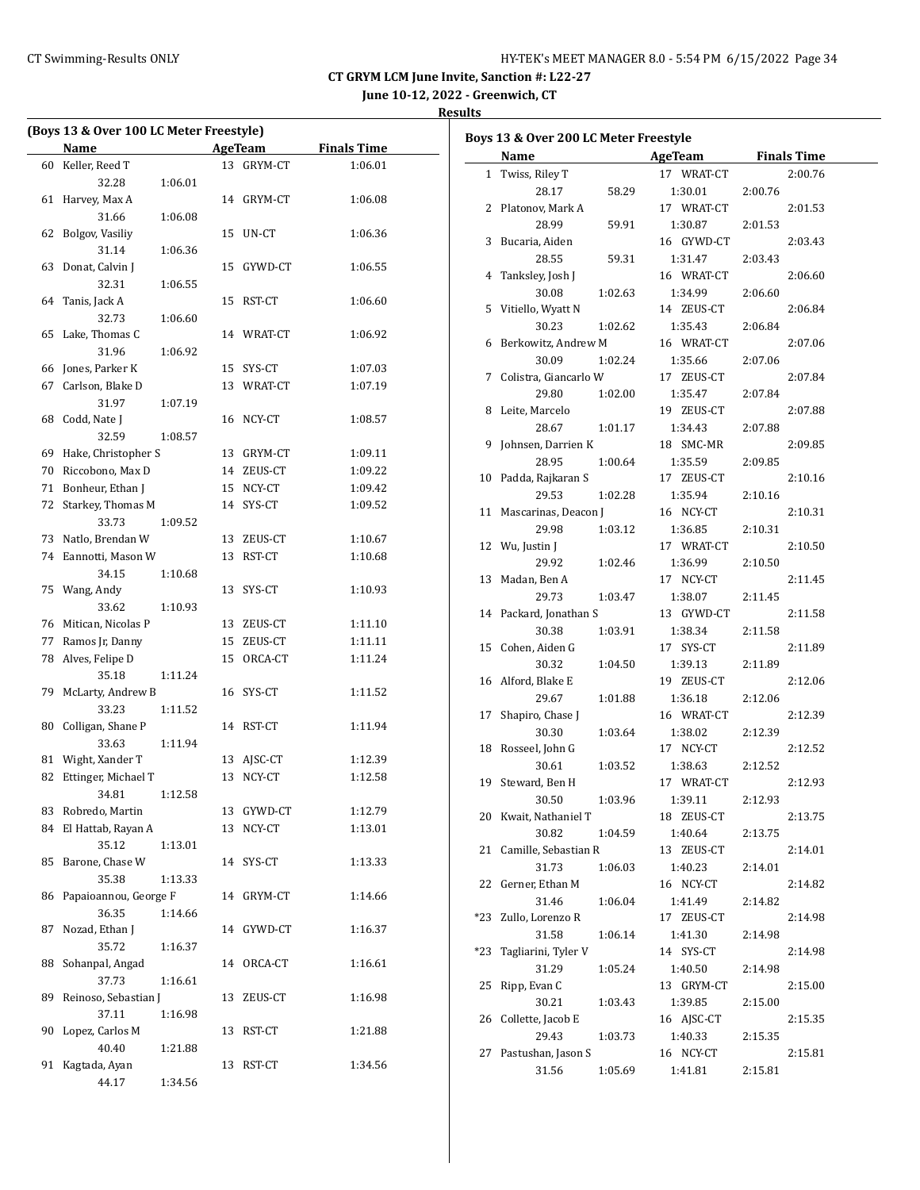CT GRYM LCM June Invite, Sanction #: L22-27

June 10-12, 2022 - Greenwich, CT

Results

### (Boys 13 & Over 100 LC Meter Freestyle)

| | Name | Age | Team | Finals Time |
|---|---|---|---|---|
| 60 | Keller, Reed T | 13 | GRYM-CT | 1:06.01 |
| | 32.28 1:06.01 | | | |
| 61 | Harvey, Max A | 14 | GRYM-CT | 1:06.08 |
| | 31.66 1:06.08 | | | |
| 62 | Bolgov, Vasiliy | 15 | UN-CT | 1:06.36 |
| | 31.14 1:06.36 | | | |
| 63 | Donat, Calvin J | 15 | GYWD-CT | 1:06.55 |
| | 32.31 1:06.55 | | | |
| 64 | Tanis, Jack A | 15 | RST-CT | 1:06.60 |
| | 32.73 1:06.60 | | | |
| 65 | Lake, Thomas C | 14 | WRAT-CT | 1:06.92 |
| | 31.96 1:06.92 | | | |
| 66 | Jones, Parker K | 15 | SYS-CT | 1:07.03 |
| 67 | Carlson, Blake D | 13 | WRAT-CT | 1:07.19 |
| | 31.97 1:07.19 | | | |
| 68 | Codd, Nate J | 16 | NCY-CT | 1:08.57 |
| | 32.59 1:08.57 | | | |
| 69 | Hake, Christopher S | 13 | GRYM-CT | 1:09.11 |
| 70 | Riccobono, Max D | 14 | ZEUS-CT | 1:09.22 |
| 71 | Bonheur, Ethan J | 15 | NCY-CT | 1:09.42 |
| 72 | Starkey, Thomas M | 14 | SYS-CT | 1:09.52 |
| | 33.73 1:09.52 | | | |
| 73 | Natlo, Brendan W | 13 | ZEUS-CT | 1:10.67 |
| 74 | Eannotti, Mason W | 13 | RST-CT | 1:10.68 |
| | 34.15 1:10.68 | | | |
| 75 | Wang, Andy | 13 | SYS-CT | 1:10.93 |
| | 33.62 1:10.93 | | | |
| 76 | Mitican, Nicolas P | 13 | ZEUS-CT | 1:11.10 |
| 77 | Ramos Jr, Danny | 15 | ZEUS-CT | 1:11.11 |
| 78 | Alves, Felipe D | 15 | ORCA-CT | 1:11.24 |
| | 35.18 1:11.24 | | | |
| 79 | McLarty, Andrew B | 16 | SYS-CT | 1:11.52 |
| | 33.23 1:11.52 | | | |
| 80 | Colligan, Shane P | 14 | RST-CT | 1:11.94 |
| | 33.63 1:11.94 | | | |
| 81 | Wight, Xander T | 13 | AJSC-CT | 1:12.39 |
| 82 | Ettinger, Michael T | 13 | NCY-CT | 1:12.58 |
| | 34.81 1:12.58 | | | |
| 83 | Robredo, Martin | 13 | GYWD-CT | 1:12.79 |
| 84 | El Hattab, Rayan A | 13 | NCY-CT | 1:13.01 |
| | 35.12 1:13.01 | | | |
| 85 | Barone, Chase W | 14 | SYS-CT | 1:13.33 |
| | 35.38 1:13.33 | | | |
| 86 | Papaioannou, George F | 14 | GRYM-CT | 1:14.66 |
| | 36.35 1:14.66 | | | |
| 87 | Nozad, Ethan J | 14 | GYWD-CT | 1:16.37 |
| | 35.72 1:16.37 | | | |
| 88 | Sohanpal, Angad | 14 | ORCA-CT | 1:16.61 |
| | 37.73 1:16.61 | | | |
| 89 | Reinoso, Sebastian J | 13 | ZEUS-CT | 1:16.98 |
| | 37.11 1:16.98 | | | |
| 90 | Lopez, Carlos M | 13 | RST-CT | 1:21.88 |
| | 40.40 1:21.88 | | | |
| 91 | Kagtada, Ayan | 13 | RST-CT | 1:34.56 |
| | 44.17 1:34.56 | | | |

### Boys 13 & Over 200 LC Meter Freestyle

| | Name | Age | Team | Finals Time |
|---|---|---|---|---|
| 1 | Twiss, Riley T | 17 | WRAT-CT | 2:00.76 |
| | 28.17 58.29 1:30.01 2:00.76 | | | |
| 2 | Platonov, Mark A | 17 | WRAT-CT | 2:01.53 |
| | 28.99 59.91 1:30.87 2:01.53 | | | |
| 3 | Bucaria, Aiden | 16 | GYWD-CT | 2:03.43 |
| | 28.55 59.31 1:31.47 2:03.43 | | | |
| 4 | Tanksley, Josh J | 16 | WRAT-CT | 2:06.60 |
| | 30.08 1:02.63 1:34.99 2:06.60 | | | |
| 5 | Vitiello, Wyatt N | 14 | ZEUS-CT | 2:06.84 |
| | 30.23 1:02.62 1:35.43 2:06.84 | | | |
| 6 | Berkowitz, Andrew M | 16 | WRAT-CT | 2:07.06 |
| | 30.09 1:02.24 1:35.66 2:07.06 | | | |
| 7 | Colistra, Giancarlo W | 17 | ZEUS-CT | 2:07.84 |
| | 29.80 1:02.00 1:35.47 2:07.84 | | | |
| 8 | Leite, Marcelo | 19 | ZEUS-CT | 2:07.88 |
| | 28.67 1:01.17 1:34.43 2:07.88 | | | |
| 9 | Johnsen, Darrien K | 18 | SMC-MR | 2:09.85 |
| | 28.95 1:00.64 1:35.59 2:09.85 | | | |
| 10 | Padda, Rajkaran S | 17 | ZEUS-CT | 2:10.16 |
| | 29.53 1:02.28 1:35.94 2:10.16 | | | |
| 11 | Mascarinas, Deacon J | 16 | NCY-CT | 2:10.31 |
| | 29.98 1:03.12 1:36.85 2:10.31 | | | |
| 12 | Wu, Justin J | 17 | WRAT-CT | 2:10.50 |
| | 29.92 1:02.46 1:36.99 2:10.50 | | | |
| 13 | Madan, Ben A | 17 | NCY-CT | 2:11.45 |
| | 29.73 1:03.47 1:38.07 2:11.45 | | | |
| 14 | Packard, Jonathan S | 13 | GYWD-CT | 2:11.58 |
| | 30.38 1:03.91 1:38.34 2:11.58 | | | |
| 15 | Cohen, Aiden G | 17 | SYS-CT | 2:11.89 |
| | 30.32 1:04.50 1:39.13 2:11.89 | | | |
| 16 | Alford, Blake E | 19 | ZEUS-CT | 2:12.06 |
| | 29.67 1:01.88 1:36.18 2:12.06 | | | |
| 17 | Shapiro, Chase J | 16 | WRAT-CT | 2:12.39 |
| | 30.30 1:03.64 1:38.02 2:12.39 | | | |
| 18 | Rosseel, John G | 17 | NCY-CT | 2:12.52 |
| | 30.61 1:03.52 1:38.63 2:12.52 | | | |
| 19 | Steward, Ben H | 17 | WRAT-CT | 2:12.93 |
| | 30.50 1:03.96 1:39.11 2:12.93 | | | |
| 20 | Kwait, Nathaniel T | 18 | ZEUS-CT | 2:13.75 |
| | 30.82 1:04.59 1:40.64 2:13.75 | | | |
| 21 | Camille, Sebastian R | 13 | ZEUS-CT | 2:14.01 |
| | 31.73 1:06.03 1:40.23 2:14.01 | | | |
| 22 | Gerner, Ethan M | 16 | NCY-CT | 2:14.82 |
| | 31.46 1:06.04 1:41.49 2:14.82 | | | |
| *23 | Zullo, Lorenzo R | 17 | ZEUS-CT | 2:14.98 |
| | 31.58 1:06.14 1:41.30 2:14.98 | | | |
| *23 | Tagliarini, Tyler V | 14 | SYS-CT | 2:14.98 |
| | 31.29 1:05.24 1:40.50 2:14.98 | | | |
| 25 | Ripp, Evan C | 13 | GRYM-CT | 2:15.00 |
| | 30.21 1:03.43 1:39.85 2:15.00 | | | |
| 26 | Collette, Jacob E | 16 | AJSC-CT | 2:15.35 |
| | 29.43 1:03.73 1:40.33 2:15.35 | | | |
| 27 | Pastushan, Jason S | 16 | NCY-CT | 2:15.81 |
| | 31.56 1:05.69 1:41.81 2:15.81 | | | |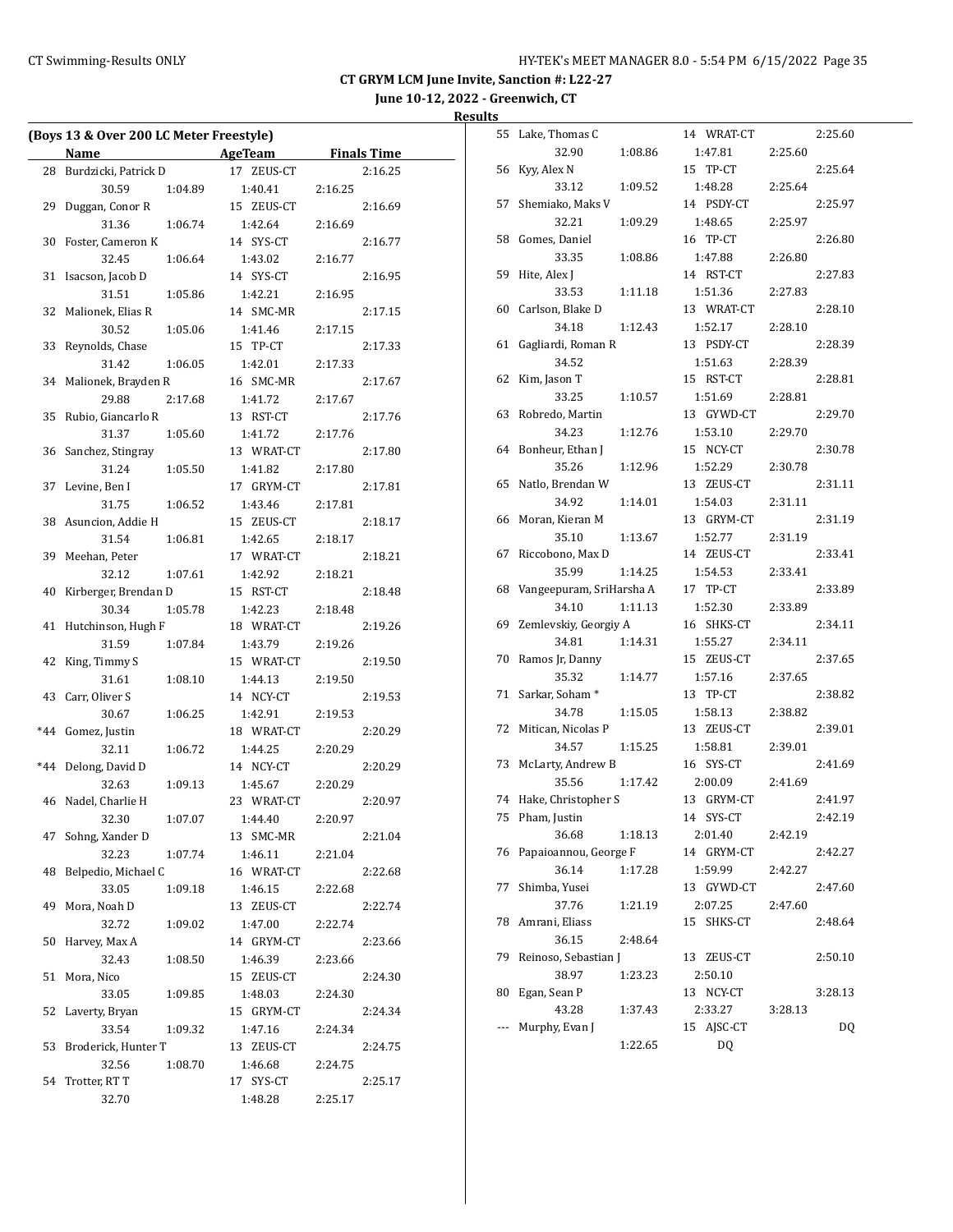**CT GRYM LCM June Invite, Sanction #: L22-27**

**June 10-12, 2022 - Greenwich, CT**

**Results**

**(Boys 13 & Over 200 LC Meter Freestyle)**

| | Name | AgeTeam | | Finals Time |
|---|---|---|---|---|
| 28 | Burdzicki, Patrick D | 17 ZEUS-CT | | 2:16.25 |
| | 30.59 | 1:04.89 | 1:40.41 | 2:16.25 |
| 29 | Duggan, Conor R | 15 ZEUS-CT | | 2:16.69 |
| | 31.36 | 1:06.74 | 1:42.64 | 2:16.69 |
| 30 | Foster, Cameron K | 14 SYS-CT | | 2:16.77 |
| | 32.45 | 1:06.64 | 1:43.02 | 2:16.77 |
| 31 | Isacson, Jacob D | 14 SYS-CT | | 2:16.95 |
| | 31.51 | 1:05.86 | 1:42.21 | 2:16.95 |
| 32 | Malionek, Elias R | 14 SMC-MR | | 2:17.15 |
| | 30.52 | 1:05.06 | 1:41.46 | 2:17.15 |
| 33 | Reynolds, Chase | 15 TP-CT | | 2:17.33 |
| | 31.42 | 1:06.05 | 1:42.01 | 2:17.33 |
| 34 | Malionek, Brayden R | 16 SMC-MR | | 2:17.67 |
| | 29.88 | 2:17.68 | 1:41.72 | 2:17.67 |
| 35 | Rubio, Giancarlo R | 13 RST-CT | | 2:17.76 |
| | 31.37 | 1:05.60 | 1:41.72 | 2:17.76 |
| 36 | Sanchez, Stingray | 13 WRAT-CT | | 2:17.80 |
| | 31.24 | 1:05.50 | 1:41.82 | 2:17.80 |
| 37 | Levine, Ben I | 17 GRYM-CT | | 2:17.81 |
| | 31.75 | 1:06.52 | 1:43.46 | 2:17.81 |
| 38 | Asuncion, Addie H | 15 ZEUS-CT | | 2:18.17 |
| | 31.54 | 1:06.81 | 1:42.65 | 2:18.17 |
| 39 | Meehan, Peter | 17 WRAT-CT | | 2:18.21 |
| | 32.12 | 1:07.61 | 1:42.92 | 2:18.21 |
| 40 | Kirberger, Brendan D | 15 RST-CT | | 2:18.48 |
| | 30.34 | 1:05.78 | 1:42.23 | 2:18.48 |
| 41 | Hutchinson, Hugh F | 18 WRAT-CT | | 2:19.26 |
| | 31.59 | 1:07.84 | 1:43.79 | 2:19.26 |
| 42 | King, Timmy S | 15 WRAT-CT | | 2:19.50 |
| | 31.61 | 1:08.10 | 1:44.13 | 2:19.50 |
| 43 | Carr, Oliver S | 14 NCY-CT | | 2:19.53 |
| | 30.67 | 1:06.25 | 1:42.91 | 2:19.53 |
| *44 | Gomez, Justin | 18 WRAT-CT | | 2:20.29 |
| | 32.11 | 1:06.72 | 1:44.25 | 2:20.29 |
| *44 | Delong, David D | 14 NCY-CT | | 2:20.29 |
| | 32.63 | 1:09.13 | 1:45.67 | 2:20.29 |
| 46 | Nadel, Charlie H | 23 WRAT-CT | | 2:20.97 |
| | 32.30 | 1:07.07 | 1:44.40 | 2:20.97 |
| 47 | Sohng, Xander D | 13 SMC-MR | | 2:21.04 |
| | 32.23 | 1:07.74 | 1:46.11 | 2:21.04 |
| 48 | Belpedio, Michael C | 16 WRAT-CT | | 2:22.68 |
| | 33.05 | 1:09.18 | 1:46.15 | 2:22.68 |
| 49 | Mora, Noah D | 13 ZEUS-CT | | 2:22.74 |
| | 32.72 | 1:09.02 | 1:47.00 | 2:22.74 |
| 50 | Harvey, Max A | 14 GRYM-CT | | 2:23.66 |
| | 32.43 | 1:08.50 | 1:46.39 | 2:23.66 |
| 51 | Mora, Nico | 15 ZEUS-CT | | 2:24.30 |
| | 33.05 | 1:09.85 | 1:48.03 | 2:24.30 |
| 52 | Laverty, Bryan | 15 GRYM-CT | | 2:24.34 |
| | 33.54 | 1:09.32 | 1:47.16 | 2:24.34 |
| 53 | Broderick, Hunter T | 13 ZEUS-CT | | 2:24.75 |
| | 32.56 | 1:08.70 | 1:46.68 | 2:24.75 |
| 54 | Trotter, RT T | 17 SYS-CT | | 2:25.17 |
| | 32.70 | | 1:48.28 | 2:25.17 |
| 55 | Lake, Thomas C | 14 WRAT-CT | | 2:25.60 |
| | 32.90 | 1:08.86 | 1:47.81 | 2:25.60 |
| 56 | Kyy, Alex N | 15 TP-CT | | 2:25.64 |
| | 33.12 | 1:09.52 | 1:48.28 | 2:25.64 |
| 57 | Shemiako, Maks V | 14 PSDY-CT | | 2:25.97 |
| | 32.21 | 1:09.29 | 1:48.65 | 2:25.97 |
| 58 | Gomes, Daniel | 16 TP-CT | | 2:26.80 |
| | 33.35 | 1:08.86 | 1:47.88 | 2:26.80 |
| 59 | Hite, Alex J | 14 RST-CT | | 2:27.83 |
| | 33.53 | 1:11.18 | 1:51.36 | 2:27.83 |
| 60 | Carlson, Blake D | 13 WRAT-CT | | 2:28.10 |
| | 34.18 | 1:12.43 | 1:52.17 | 2:28.10 |
| 61 | Gagliardi, Roman R | 13 PSDY-CT | | 2:28.39 |
| | 34.52 | | 1:51.63 | 2:28.39 |
| 62 | Kim, Jason T | 15 RST-CT | | 2:28.81 |
| | 33.25 | 1:10.57 | 1:51.69 | 2:28.81 |
| 63 | Robredo, Martin | 13 GYWD-CT | | 2:29.70 |
| | 34.23 | 1:12.76 | 1:53.10 | 2:29.70 |
| 64 | Bonheur, Ethan J | 15 NCY-CT | | 2:30.78 |
| | 35.26 | 1:12.96 | 1:52.29 | 2:30.78 |
| 65 | Natlo, Brendan W | 13 ZEUS-CT | | 2:31.11 |
| | 34.92 | 1:14.01 | 1:54.03 | 2:31.11 |
| 66 | Moran, Kieran M | 13 GRYM-CT | | 2:31.19 |
| | 35.10 | 1:13.67 | 1:52.77 | 2:31.19 |
| 67 | Riccobono, Max D | 14 ZEUS-CT | | 2:33.41 |
| | 35.99 | 1:14.25 | 1:54.53 | 2:33.41 |
| 68 | Vangeepuram, SriHarsha A | 17 TP-CT | | 2:33.89 |
| | 34.10 | 1:11.13 | 1:52.30 | 2:33.89 |
| 69 | Zemlevskiy, Georgiy A | 16 SHKS-CT | | 2:34.11 |
| | 34.81 | 1:14.31 | 1:55.27 | 2:34.11 |
| 70 | Ramos Jr, Danny | 15 ZEUS-CT | | 2:37.65 |
| | 35.32 | 1:14.77 | 1:57.16 | 2:37.65 |
| 71 | Sarkar, Soham * | 13 TP-CT | | 2:38.82 |
| | 34.78 | 1:15.05 | 1:58.13 | 2:38.82 |
| 72 | Mitican, Nicolas P | 13 ZEUS-CT | | 2:39.01 |
| | 34.57 | 1:15.25 | 1:58.81 | 2:39.01 |
| 73 | McLarty, Andrew B | 16 SYS-CT | | 2:41.69 |
| | 35.56 | 1:17.42 | 2:00.09 | 2:41.69 |
| 74 | Hake, Christopher S | 13 GRYM-CT | | 2:41.97 |
| 75 | Pham, Justin | 14 SYS-CT | | 2:42.19 |
| | 36.68 | 1:18.13 | 2:01.40 | 2:42.19 |
| 76 | Papaioannou, George F | 14 GRYM-CT | | 2:42.27 |
| | 36.14 | 1:17.28 | 1:59.99 | 2:42.27 |
| 77 | Shimba, Yusei | 13 GYWD-CT | | 2:47.60 |
| | 37.76 | 1:21.19 | 2:07.25 | 2:47.60 |
| 78 | Amrani, Eliass | 15 SHKS-CT | | 2:48.64 |
| | 36.15 | 2:48.64 | | |
| 79 | Reinoso, Sebastian J | 13 ZEUS-CT | | 2:50.10 |
| | 38.97 | 1:23.23 | 2:50.10 | |
| 80 | Egan, Sean P | 13 NCY-CT | | 3:28.13 |
| | 43.28 | 1:37.43 | 2:33.27 | 3:28.13 |
| --- | Murphy, Evan J | 15 AJSC-CT | | DQ |
| | | 1:22.65 | DQ | |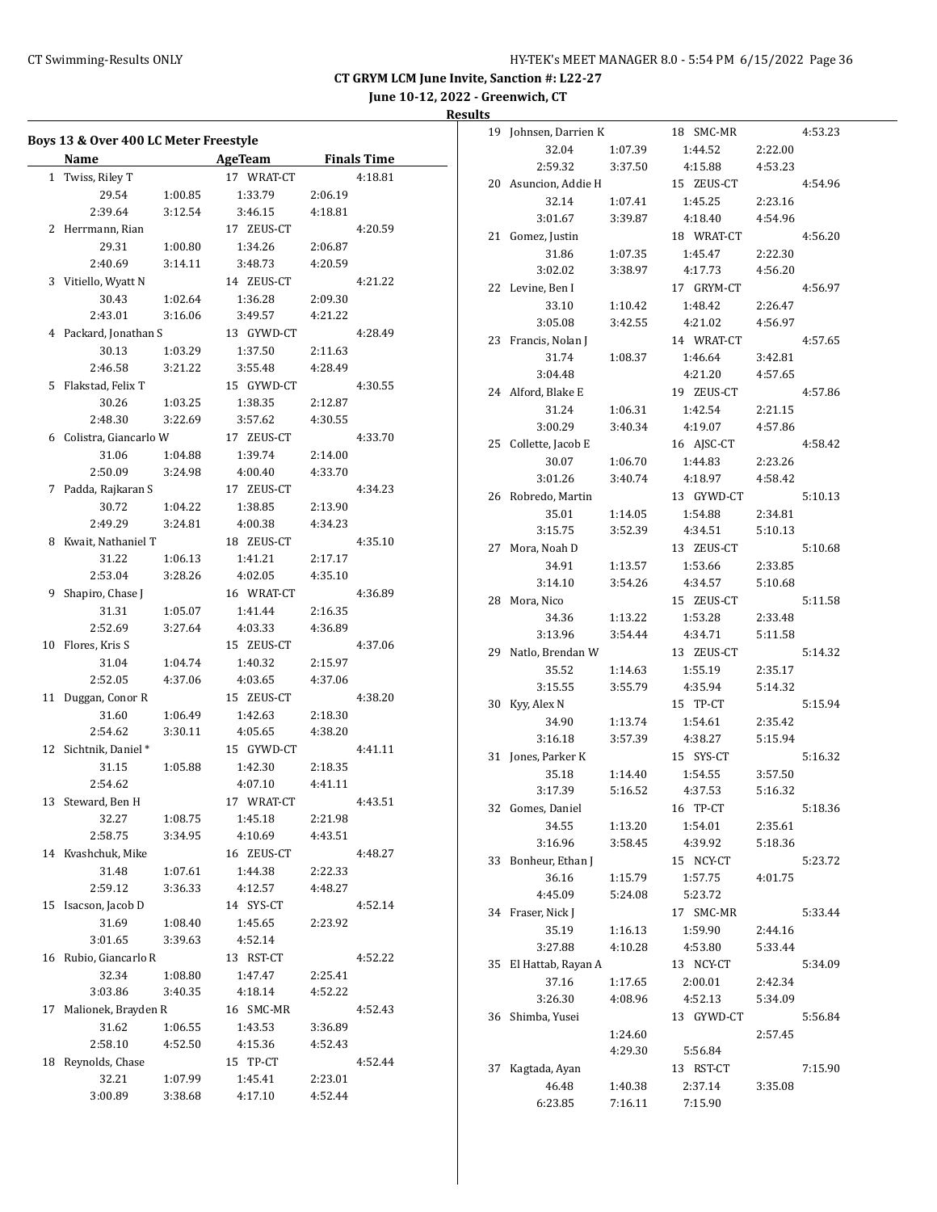CT GRYM LCM June Invite, Sanction #: L22-27

June 10-12, 2022 - Greenwich, CT

Results

### Boys 13 & Over 400 LC Meter Freestyle

| | Name | AgeTeam | | Finals Time |
|---|---|---|---|---|
| 1 | Twiss, Riley T | 17 WRAT-CT | | 4:18.81 |
| | 29.54 | 1:00.85 | 1:33.79 | 2:06.19 |
| | 2:39.64 | 3:12.54 | 3:46.15 | 4:18.81 |
| 2 | Herrmann, Rian | 17 ZEUS-CT | | 4:20.59 |
| | 29.31 | 1:00.80 | 1:34.26 | 2:06.87 |
| | 2:40.69 | 3:14.11 | 3:48.73 | 4:20.59 |
| 3 | Vitiello, Wyatt N | 14 ZEUS-CT | | 4:21.22 |
| | 30.43 | 1:02.64 | 1:36.28 | 2:09.30 |
| | 2:43.01 | 3:16.06 | 3:49.57 | 4:21.22 |
| 4 | Packard, Jonathan S | 13 GYWD-CT | | 4:28.49 |
| | 30.13 | 1:03.29 | 1:37.50 | 2:11.63 |
| | 2:46.58 | 3:21.22 | 3:55.48 | 4:28.49 |
| 5 | Flakstad, Felix T | 15 GYWD-CT | | 4:30.55 |
| | 30.26 | 1:03.25 | 1:38.35 | 2:12.87 |
| | 2:48.30 | 3:22.69 | 3:57.62 | 4:30.55 |
| 6 | Colistra, Giancarlo W | 17 ZEUS-CT | | 4:33.70 |
| | 31.06 | 1:04.88 | 1:39.74 | 2:14.00 |
| | 2:50.09 | 3:24.98 | 4:00.40 | 4:33.70 |
| 7 | Padda, Rajkaran S | 17 ZEUS-CT | | 4:34.23 |
| | 30.72 | 1:04.22 | 1:38.85 | 2:13.90 |
| | 2:49.29 | 3:24.81 | 4:00.38 | 4:34.23 |
| 8 | Kwait, Nathaniel T | 18 ZEUS-CT | | 4:35.10 |
| | 31.22 | 1:06.13 | 1:41.21 | 2:17.17 |
| | 2:53.04 | 3:28.26 | 4:02.05 | 4:35.10 |
| 9 | Shapiro, Chase J | 16 WRAT-CT | | 4:36.89 |
| | 31.31 | 1:05.07 | 1:41.44 | 2:16.35 |
| | 2:52.69 | 3:27.64 | 4:03.33 | 4:36.89 |
| 10 | Flores, Kris S | 15 ZEUS-CT | | 4:37.06 |
| | 31.04 | 1:04.74 | 1:40.32 | 2:15.97 |
| | 2:52.05 | 4:37.06 | 4:03.65 | 4:37.06 |
| 11 | Duggan, Conor R | 15 ZEUS-CT | | 4:38.20 |
| | 31.60 | 1:06.49 | 1:42.63 | 2:18.30 |
| | 2:54.62 | 3:30.11 | 4:05.65 | 4:38.20 |
| 12 | Sichtnik, Daniel * | 15 GYWD-CT | | 4:41.11 |
| | 31.15 | 1:05.88 | 1:42.30 | 2:18.35 |
| | 2:54.62 | | 4:07.10 | 4:41.11 |
| 13 | Steward, Ben H | 17 WRAT-CT | | 4:43.51 |
| | 32.27 | 1:08.75 | 1:45.18 | 2:21.98 |
| | 2:58.75 | 3:34.95 | 4:10.69 | 4:43.51 |
| 14 | Kvashchuk, Mike | 16 ZEUS-CT | | 4:48.27 |
| | 31.48 | 1:07.61 | 1:44.38 | 2:22.33 |
| | 2:59.12 | 3:36.33 | 4:12.57 | 4:48.27 |
| 15 | Isacson, Jacob D | 14 SYS-CT | | 4:52.14 |
| | 31.69 | 1:08.40 | 1:45.65 | 2:23.92 |
| | 3:01.65 | 3:39.63 | 4:52.14 | |
| 16 | Rubio, Giancarlo R | 13 RST-CT | | 4:52.22 |
| | 32.34 | 1:08.80 | 1:47.47 | 2:25.41 |
| | 3:03.86 | 3:40.35 | 4:18.14 | 4:52.22 |
| 17 | Malionek, Brayden R | 16 SMC-MR | | 4:52.43 |
| | 31.62 | 1:06.55 | 1:43.53 | 3:36.89 |
| | 2:58.10 | 4:52.50 | 4:15.36 | 4:52.43 |
| 18 | Reynolds, Chase | 15 TP-CT | | 4:52.44 |
| | 32.21 | 1:07.99 | 1:45.41 | 2:23.01 |
| | 3:00.89 | 3:38.68 | 4:17.10 | 4:52.44 |
| 19 | Johnsen, Darrien K | 18 SMC-MR | | 4:53.23 |
| | 32.04 | 1:07.39 | 1:44.52 | 2:22.00 |
| | 2:59.32 | 3:37.50 | 4:15.88 | 4:53.23 |
| 20 | Asuncion, Addie H | 15 ZEUS-CT | | 4:54.96 |
| | 32.14 | 1:07.41 | 1:45.25 | 2:23.16 |
| | 3:01.67 | 3:39.87 | 4:18.40 | 4:54.96 |
| 21 | Gomez, Justin | 18 WRAT-CT | | 4:56.20 |
| | 31.86 | 1:07.35 | 1:45.47 | 2:22.30 |
| | 3:02.02 | 3:38.97 | 4:17.73 | 4:56.20 |
| 22 | Levine, Ben I | 17 GRYM-CT | | 4:56.97 |
| | 33.10 | 1:10.42 | 1:48.42 | 2:26.47 |
| | 3:05.08 | 3:42.55 | 4:21.02 | 4:56.97 |
| 23 | Francis, Nolan J | 14 WRAT-CT | | 4:57.65 |
| | 31.74 | 1:08.37 | 1:46.64 | 3:42.81 |
| | 3:04.48 | | 4:21.20 | 4:57.65 |
| 24 | Alford, Blake E | 19 ZEUS-CT | | 4:57.86 |
| | 31.24 | 1:06.31 | 1:42.54 | 2:21.15 |
| | 3:00.29 | 3:40.34 | 4:19.07 | 4:57.86 |
| 25 | Collette, Jacob E | 16 AJSC-CT | | 4:58.42 |
| | 30.07 | 1:06.70 | 1:44.83 | 2:23.26 |
| | 3:01.26 | 3:40.74 | 4:18.97 | 4:58.42 |
| 26 | Robredo, Martin | 13 GYWD-CT | | 5:10.13 |
| | 35.01 | 1:14.05 | 1:54.88 | 2:34.81 |
| | 3:15.75 | 3:52.39 | 4:34.51 | 5:10.13 |
| 27 | Mora, Noah D | 13 ZEUS-CT | | 5:10.68 |
| | 34.91 | 1:13.57 | 1:53.66 | 2:33.85 |
| | 3:14.10 | 3:54.26 | 4:34.57 | 5:10.68 |
| 28 | Mora, Nico | 15 ZEUS-CT | | 5:11.58 |
| | 34.36 | 1:13.22 | 1:53.28 | 2:33.48 |
| | 3:13.96 | 3:54.44 | 4:34.71 | 5:11.58 |
| 29 | Natlo, Brendan W | 13 ZEUS-CT | | 5:14.32 |
| | 35.52 | 1:14.63 | 1:55.19 | 2:35.17 |
| | 3:15.55 | 3:55.79 | 4:35.94 | 5:14.32 |
| 30 | Kyy, Alex N | 15 TP-CT | | 5:15.94 |
| | 34.90 | 1:13.74 | 1:54.61 | 2:35.42 |
| | 3:16.18 | 3:57.39 | 4:38.27 | 5:15.94 |
| 31 | Jones, Parker K | 15 SYS-CT | | 5:16.32 |
| | 35.18 | 1:14.40 | 1:54.55 | 3:57.50 |
| | 3:17.39 | 5:16.52 | 4:37.53 | 5:16.32 |
| 32 | Gomes, Daniel | 16 TP-CT | | 5:18.36 |
| | 34.55 | 1:13.20 | 1:54.01 | 2:35.61 |
| | 3:16.96 | 3:58.45 | 4:39.92 | 5:18.36 |
| 33 | Bonheur, Ethan J | 15 NCY-CT | | 5:23.72 |
| | 36.16 | 1:15.79 | 1:57.75 | 4:01.75 |
| | 4:45.09 | 5:24.08 | 5:23.72 | |
| 34 | Fraser, Nick J | 17 SMC-MR | | 5:33.44 |
| | 35.19 | 1:16.13 | 1:59.90 | 2:44.16 |
| | 3:27.88 | 4:10.28 | 4:53.80 | 5:33.44 |
| 35 | El Hattab, Rayan A | 13 NCY-CT | | 5:34.09 |
| | 37.16 | 1:17.65 | 2:00.01 | 2:42.34 |
| | 3:26.30 | 4:08.96 | 4:52.13 | 5:34.09 |
| 36 | Shimba, Yusei | 13 GYWD-CT | | 5:56.84 |
| | | 1:24.60 | | 2:57.45 |
| | | 4:29.30 | 5:56.84 | |
| 37 | Kagtada, Ayan | 13 RST-CT | | 7:15.90 |
| | 46.48 | 1:40.38 | 2:37.14 | 3:35.08 |
| | 6:23.85 | 7:16.11 | 7:15.90 | |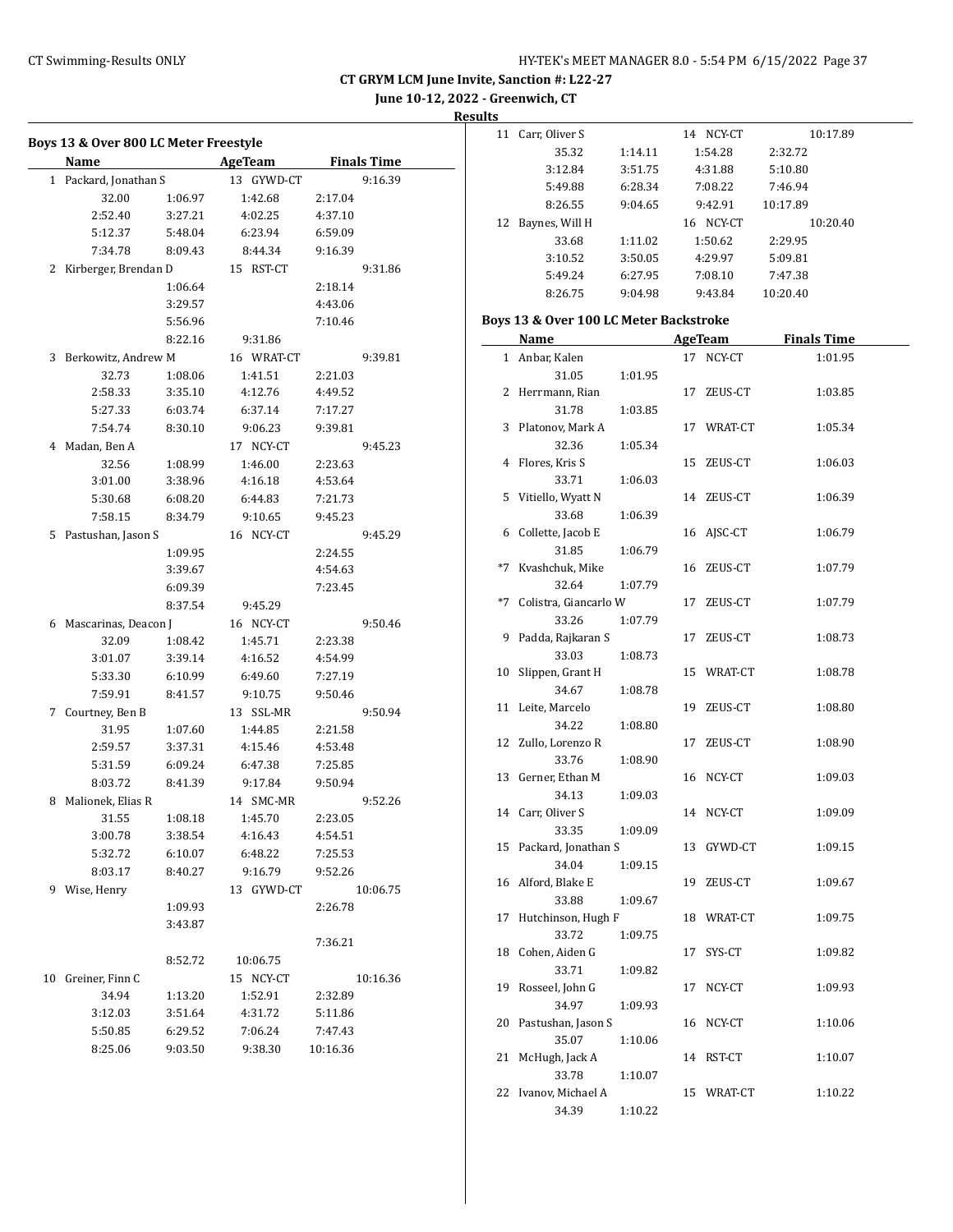CT GRYM LCM June Invite, Sanction #: L22-27

June 10-12, 2022 - Greenwich, CT

Results

### Boys 13 & Over 800 LC Meter Freestyle

| | Name | AgeTeam | | Finals Time |
|---|---|---|---|---|
| 1 | Packard, Jonathan S | 13 GYWD-CT | | 9:16.39 |
| 32.00 | 1:06.97 | 1:42.68 | 2:17.04 | |
| 2:52.40 | 3:27.21 | 4:02.25 | 4:37.10 | |
| 5:12.37 | 5:48.04 | 6:23.94 | 6:59.09 | |
| 7:34.78 | 8:09.43 | 8:44.34 | 9:16.39 | |
| 2 | Kirberger, Brendan D | 15 RST-CT | | 9:31.86 |
| | 1:06.64 | | 2:18.14 | |
| | 3:29.57 | | 4:43.06 | |
| | 5:56.96 | | 7:10.46 | |
| | 8:22.16 | 9:31.86 | | |
| 3 | Berkowitz, Andrew M | 16 WRAT-CT | | 9:39.81 |
| 32.73 | 1:08.06 | 1:41.51 | 2:21.03 | |
| 2:58.33 | 3:35.10 | 4:12.76 | 4:49.52 | |
| 5:27.33 | 6:03.74 | 6:37.14 | 7:17.27 | |
| 7:54.74 | 8:30.10 | 9:06.23 | 9:39.81 | |
| 4 | Madan, Ben A | 17 NCY-CT | | 9:45.23 |
| 32.56 | 1:08.99 | 1:46.00 | 2:23.63 | |
| 3:01.00 | 3:38.96 | 4:16.18 | 4:53.64 | |
| 5:30.68 | 6:08.20 | 6:44.83 | 7:21.73 | |
| 7:58.15 | 8:34.79 | 9:10.65 | 9:45.23 | |
| 5 | Pastushan, Jason S | 16 NCY-CT | | 9:45.29 |
| | 1:09.95 | | 2:24.55 | |
| | 3:39.67 | | 4:54.63 | |
| | 6:09.39 | | 7:23.45 | |
| | 8:37.54 | 9:45.29 | | |
| 6 | Mascarinas, Deacon J | 16 NCY-CT | | 9:50.46 |
| 32.09 | 1:08.42 | 1:45.71 | 2:23.38 | |
| 3:01.07 | 3:39.14 | 4:16.52 | 4:54.99 | |
| 5:33.30 | 6:10.99 | 6:49.60 | 7:27.19 | |
| 7:59.91 | 8:41.57 | 9:10.75 | 9:50.46 | |
| 7 | Courtney, Ben B | 13 SSL-MR | | 9:50.94 |
| 31.95 | 1:07.60 | 1:44.85 | 2:21.58 | |
| 2:59.57 | 3:37.31 | 4:15.46 | 4:53.48 | |
| 5:31.59 | 6:09.24 | 6:47.38 | 7:25.85 | |
| 8:03.72 | 8:41.39 | 9:17.84 | 9:50.94 | |
| 8 | Malionek, Elias R | 14 SMC-MR | | 9:52.26 |
| 31.55 | 1:08.18 | 1:45.70 | 2:23.05 | |
| 3:00.78 | 3:38.54 | 4:16.43 | 4:54.51 | |
| 5:32.72 | 6:10.07 | 6:48.22 | 7:25.53 | |
| 8:03.17 | 8:40.27 | 9:16.79 | 9:52.26 | |
| 9 | Wise, Henry | 13 GYWD-CT | | 10:06.75 |
| | 1:09.93 | | 2:26.78 | |
| | 3:43.87 | | | |
| | | | 7:36.21 | |
| | 8:52.72 | 10:06.75 | | |
| 10 | Greiner, Finn C | 15 NCY-CT | | 10:16.36 |
| 34.94 | 1:13.20 | 1:52.91 | 2:32.89 | |
| 3:12.03 | 3:51.64 | 4:31.72 | 5:11.86 | |
| 5:50.85 | 6:29.52 | 7:06.24 | 7:47.43 | |
| 8:25.06 | 9:03.50 | 9:38.30 | 10:16.36 | |
| 11 | Carr, Oliver S | 14 NCY-CT | | 10:17.89 |
| 35.32 | 1:14.11 | 1:54.28 | 2:32.72 | |
| 3:12.84 | 3:51.75 | 4:31.88 | 5:10.80 | |
| 5:49.88 | 6:28.34 | 7:08.22 | 7:46.94 | |
| 8:26.55 | 9:04.65 | 9:42.91 | 10:17.89 | |
| 12 | Baynes, Will H | 16 NCY-CT | | 10:20.40 |
| 33.68 | 1:11.02 | 1:50.62 | 2:29.95 | |
| 3:10.52 | 3:50.05 | 4:29.97 | 5:09.81 | |
| 5:49.24 | 6:27.95 | 7:08.10 | 7:47.38 | |
| 8:26.75 | 9:04.98 | 9:43.84 | 10:20.40 | |

### Boys 13 & Over 100 LC Meter Backstroke

| | Name | AgeTeam | Finals Time |
|---|---|---|---|
| 1 | Anbar, Kalen | 17 NCY-CT | 1:01.95 |
| | 31.05 | 1:01.95 | |
| 2 | Herrmann, Rian | 17 ZEUS-CT | 1:03.85 |
| | 31.78 | 1:03.85 | |
| 3 | Platonov, Mark A | 17 WRAT-CT | 1:05.34 |
| | 32.36 | 1:05.34 | |
| 4 | Flores, Kris S | 15 ZEUS-CT | 1:06.03 |
| | 33.71 | 1:06.03 | |
| 5 | Vitiello, Wyatt N | 14 ZEUS-CT | 1:06.39 |
| | 33.68 | 1:06.39 | |
| 6 | Collette, Jacob E | 16 AJSC-CT | 1:06.79 |
| | 31.85 | 1:06.79 | |
| *7 | Kvashchuk, Mike | 16 ZEUS-CT | 1:07.79 |
| | 32.64 | 1:07.79 | |
| *7 | Colistra, Giancarlo W | 17 ZEUS-CT | 1:07.79 |
| | 33.26 | 1:07.79 | |
| 9 | Padda, Rajkaran S | 17 ZEUS-CT | 1:08.73 |
| | 33.03 | 1:08.73 | |
| 10 | Slippen, Grant H | 15 WRAT-CT | 1:08.78 |
| | 34.67 | 1:08.78 | |
| 11 | Leite, Marcelo | 19 ZEUS-CT | 1:08.80 |
| | 34.22 | 1:08.80 | |
| 12 | Zullo, Lorenzo R | 17 ZEUS-CT | 1:08.90 |
| | 33.76 | 1:08.90 | |
| 13 | Gerner, Ethan M | 16 NCY-CT | 1:09.03 |
| | 34.13 | 1:09.03 | |
| 14 | Carr, Oliver S | 14 NCY-CT | 1:09.09 |
| | 33.35 | 1:09.09 | |
| 15 | Packard, Jonathan S | 13 GYWD-CT | 1:09.15 |
| | 34.04 | 1:09.15 | |
| 16 | Alford, Blake E | 19 ZEUS-CT | 1:09.67 |
| | 33.88 | 1:09.67 | |
| 17 | Hutchinson, Hugh F | 18 WRAT-CT | 1:09.75 |
| | 33.72 | 1:09.75 | |
| 18 | Cohen, Aiden G | 17 SYS-CT | 1:09.82 |
| | 33.71 | 1:09.82 | |
| 19 | Rosseel, John G | 17 NCY-CT | 1:09.93 |
| | 34.97 | 1:09.93 | |
| 20 | Pastushan, Jason S | 16 NCY-CT | 1:10.06 |
| | 35.07 | 1:10.06 | |
| 21 | McHugh, Jack A | 14 RST-CT | 1:10.07 |
| | 33.78 | 1:10.07 | |
| 22 | Ivanov, Michael A | 15 WRAT-CT | 1:10.22 |
| | 34.39 | 1:10.22 | |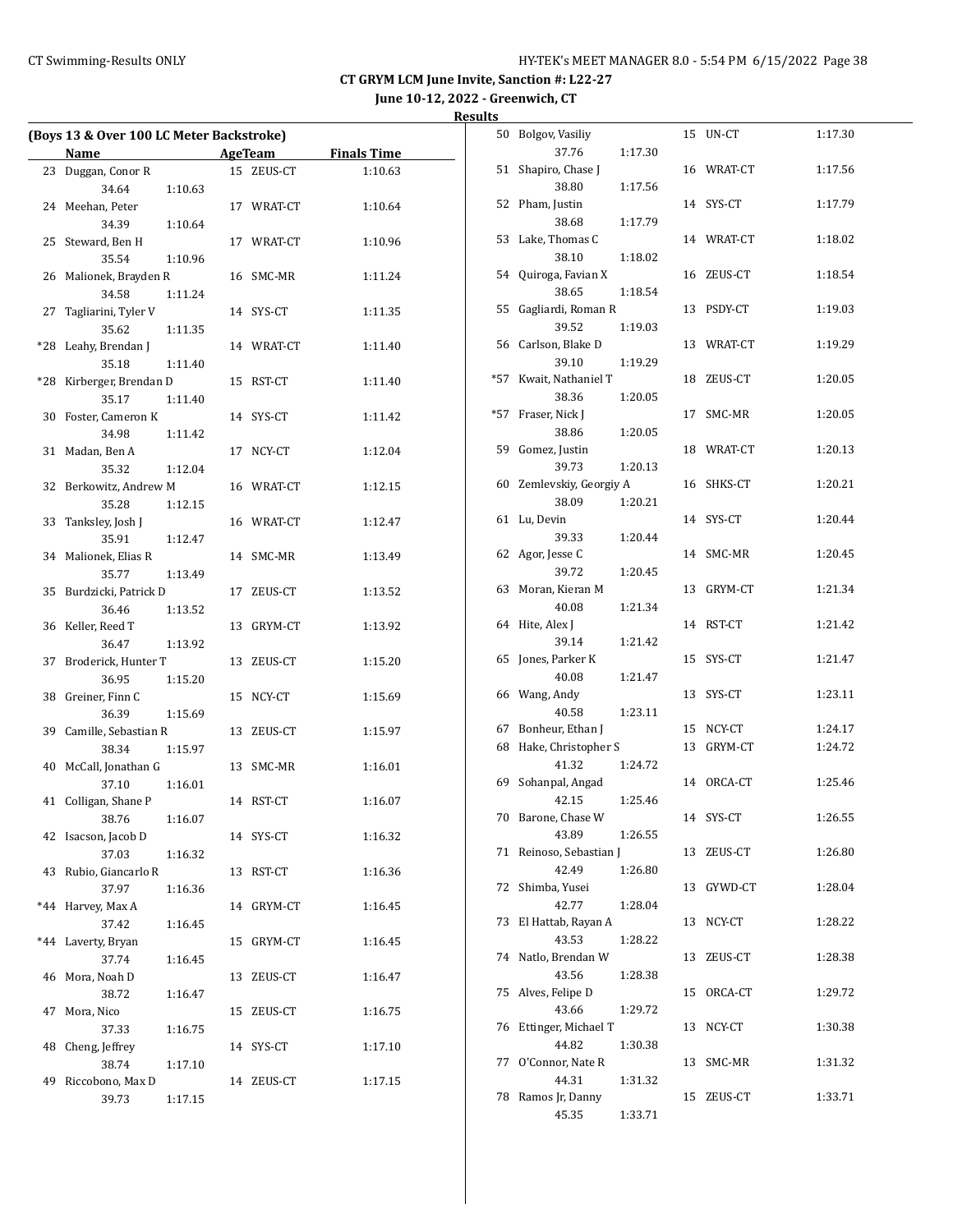**CT GRYM LCM June Invite, Sanction #: L22-27**

**June 10-12, 2022 - Greenwich, CT**

**Results**

### (Boys 13 & Over 100 LC Meter Backstroke)

| | Name | Age | Team | Finals Time | Splits |
|---|---|---|---|---|---|
| 23 | Duggan, Conor R | 15 | ZEUS-CT | 1:10.63 | 34.64 1:10.63 |
| 24 | Meehan, Peter | 17 | WRAT-CT | 1:10.64 | 34.39 1:10.64 |
| 25 | Steward, Ben H | 17 | WRAT-CT | 1:10.96 | 35.54 1:10.96 |
| 26 | Malionek, Brayden R | 16 | SMC-MR | 1:11.24 | 34.58 1:11.24 |
| 27 | Tagliarini, Tyler V | 14 | SYS-CT | 1:11.35 | 35.62 1:11.35 |
| *28 | Leahy, Brendan J | 14 | WRAT-CT | 1:11.40 | 35.18 1:11.40 |
| *28 | Kirberger, Brendan D | 15 | RST-CT | 1:11.40 | 35.17 1:11.40 |
| 30 | Foster, Cameron K | 14 | SYS-CT | 1:11.42 | 34.98 1:11.42 |
| 31 | Madan, Ben A | 17 | NCY-CT | 1:12.04 | 35.32 1:12.04 |
| 32 | Berkowitz, Andrew M | 16 | WRAT-CT | 1:12.15 | 35.28 1:12.15 |
| 33 | Tanksley, Josh J | 16 | WRAT-CT | 1:12.47 | 35.91 1:12.47 |
| 34 | Malionek, Elias R | 14 | SMC-MR | 1:13.49 | 35.77 1:13.49 |
| 35 | Burdzicki, Patrick D | 17 | ZEUS-CT | 1:13.52 | 36.46 1:13.52 |
| 36 | Keller, Reed T | 13 | GRYM-CT | 1:13.92 | 36.47 1:13.92 |
| 37 | Broderick, Hunter T | 13 | ZEUS-CT | 1:15.20 | 36.95 1:15.20 |
| 38 | Greiner, Finn C | 15 | NCY-CT | 1:15.69 | 36.39 1:15.69 |
| 39 | Camille, Sebastian R | 13 | ZEUS-CT | 1:15.97 | 38.34 1:15.97 |
| 40 | McCall, Jonathan G | 13 | SMC-MR | 1:16.01 | 37.10 1:16.01 |
| 41 | Colligan, Shane P | 14 | RST-CT | 1:16.07 | 38.76 1:16.07 |
| 42 | Isacson, Jacob D | 14 | SYS-CT | 1:16.32 | 37.03 1:16.32 |
| 43 | Rubio, Giancarlo R | 13 | RST-CT | 1:16.36 | 37.97 1:16.36 |
| *44 | Harvey, Max A | 14 | GRYM-CT | 1:16.45 | 37.42 1:16.45 |
| *44 | Laverty, Bryan | 15 | GRYM-CT | 1:16.45 | 37.74 1:16.45 |
| 46 | Mora, Noah D | 13 | ZEUS-CT | 1:16.47 | 38.72 1:16.47 |
| 47 | Mora, Nico | 15 | ZEUS-CT | 1:16.75 | 37.33 1:16.75 |
| 48 | Cheng, Jeffrey | 14 | SYS-CT | 1:17.10 | 38.74 1:17.10 |
| 49 | Riccobono, Max D | 14 | ZEUS-CT | 1:17.15 | 39.73 1:17.15 |
| 50 | Bolgov, Vasiliy | 15 | UN-CT | 1:17.30 | 37.76 1:17.30 |
| 51 | Shapiro, Chase J | 16 | WRAT-CT | 1:17.56 | 38.80 1:17.56 |
| 52 | Pham, Justin | 14 | SYS-CT | 1:17.79 | 38.68 1:17.79 |
| 53 | Lake, Thomas C | 14 | WRAT-CT | 1:18.02 | 38.10 1:18.02 |
| 54 | Quiroga, Favian X | 16 | ZEUS-CT | 1:18.54 | 38.65 1:18.54 |
| 55 | Gagliardi, Roman R | 13 | PSDY-CT | 1:19.03 | 39.52 1:19.03 |
| 56 | Carlson, Blake D | 13 | WRAT-CT | 1:19.29 | 39.10 1:19.29 |
| *57 | Kwait, Nathaniel T | 18 | ZEUS-CT | 1:20.05 | 38.36 1:20.05 |
| *57 | Fraser, Nick J | 17 | SMC-MR | 1:20.05 | 38.86 1:20.05 |
| 59 | Gomez, Justin | 18 | WRAT-CT | 1:20.13 | 39.73 1:20.13 |
| 60 | Zemlevskiy, Georgiy A | 16 | SHKS-CT | 1:20.21 | 38.09 1:20.21 |
| 61 | Lu, Devin | 14 | SYS-CT | 1:20.44 | 39.33 1:20.44 |
| 62 | Agor, Jesse C | 14 | SMC-MR | 1:20.45 | 39.72 1:20.45 |
| 63 | Moran, Kieran M | 13 | GRYM-CT | 1:21.34 | 40.08 1:21.34 |
| 64 | Hite, Alex J | 14 | RST-CT | 1:21.42 | 39.14 1:21.42 |
| 65 | Jones, Parker K | 15 | SYS-CT | 1:21.47 | 40.08 1:21.47 |
| 66 | Wang, Andy | 13 | SYS-CT | 1:23.11 | 40.58 1:23.11 |
| 67 | Bonheur, Ethan J | 15 | NCY-CT | 1:24.17 | |
| 68 | Hake, Christopher S | 13 | GRYM-CT | 1:24.72 | 41.32 1:24.72 |
| 69 | Sohanpal, Angad | 14 | ORCA-CT | 1:25.46 | 42.15 1:25.46 |
| 70 | Barone, Chase W | 14 | SYS-CT | 1:26.55 | 43.89 1:26.55 |
| 71 | Reinoso, Sebastian J | 13 | ZEUS-CT | 1:26.80 | 42.49 1:26.80 |
| 72 | Shimba, Yusei | 13 | GYWD-CT | 1:28.04 | 42.77 1:28.04 |
| 73 | El Hattab, Rayan A | 13 | NCY-CT | 1:28.22 | 43.53 1:28.22 |
| 74 | Natlo, Brendan W | 13 | ZEUS-CT | 1:28.38 | 43.56 1:28.38 |
| 75 | Alves, Felipe D | 15 | ORCA-CT | 1:29.72 | 43.66 1:29.72 |
| 76 | Ettinger, Michael T | 13 | NCY-CT | 1:30.38 | 44.82 1:30.38 |
| 77 | O'Connor, Nate R | 13 | SMC-MR | 1:31.32 | 44.31 1:31.32 |
| 78 | Ramos Jr, Danny | 15 | ZEUS-CT | 1:33.71 | 45.35 1:33.71 |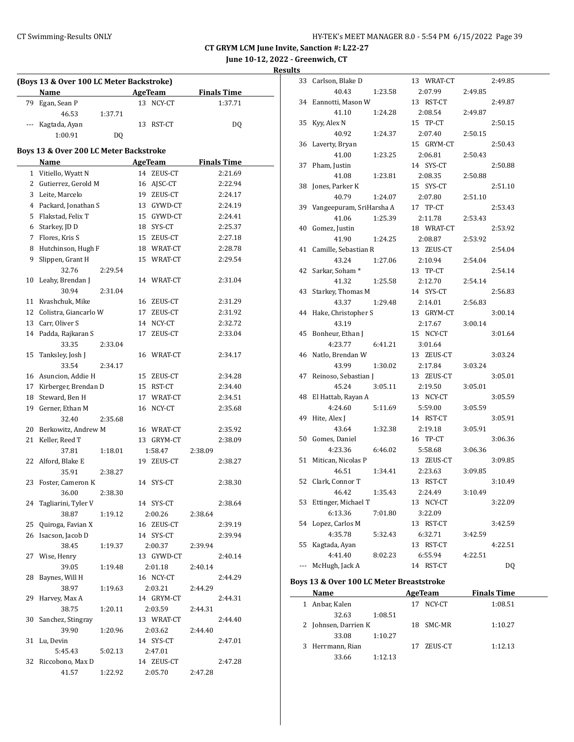CT GRYM LCM June Invite, Sanction #: L22-27

June 10-12, 2022 - Greenwich, CT

Results

### (Boys 13 & Over 100 LC Meter Backstroke)

| | Name | AgeTeam | Finals Time |
|---|---|---|---|
| 79 | Egan, Sean P | 13 NCY-CT | 1:37.71 |
| | 46.53 1:37.71 | | |
| --- | Kagtada, Ayan | 13 RST-CT | DQ |
| | 1:00.91 DQ | | |

### Boys 13 & Over 200 LC Meter Backstroke

| | Name | AgeTeam | Finals Time |
|---|---|---|---|
| 1 | Vitiello, Wyatt N | 14 ZEUS-CT | 2:21.69 |
| 2 | Gutierrez, Gerold M | 16 AJSC-CT | 2:22.94 |
| 3 | Leite, Marcelo | 19 ZEUS-CT | 2:24.17 |
| 4 | Packard, Jonathan S | 13 GYWD-CT | 2:24.19 |
| 5 | Flakstad, Felix T | 15 GYWD-CT | 2:24.41 |
| 6 | Starkey, JD D | 18 SYS-CT | 2:25.37 |
| 7 | Flores, Kris S | 15 ZEUS-CT | 2:27.18 |
| 8 | Hutchinson, Hugh F | 18 WRAT-CT | 2:28.78 |
| 9 | Slippen, Grant H | 15 WRAT-CT | 2:29.54 |
| | 32.76 2:29.54 | | |
| 10 | Leahy, Brendan J | 14 WRAT-CT | 2:31.04 |
| | 30.94 2:31.04 | | |
| 11 | Kvashchuk, Mike | 16 ZEUS-CT | 2:31.29 |
| 12 | Colistra, Giancarlo W | 17 ZEUS-CT | 2:31.92 |
| 13 | Carr, Oliver S | 14 NCY-CT | 2:32.72 |
| 14 | Padda, Rajkaran S | 17 ZEUS-CT | 2:33.04 |
| | 33.35 2:33.04 | | |
| 15 | Tanksley, Josh J | 16 WRAT-CT | 2:34.17 |
| | 33.54 2:34.17 | | |
| 16 | Asuncion, Addie H | 15 ZEUS-CT | 2:34.28 |
| 17 | Kirberger, Brendan D | 15 RST-CT | 2:34.40 |
| 18 | Steward, Ben H | 17 WRAT-CT | 2:34.51 |
| 19 | Gerner, Ethan M | 16 NCY-CT | 2:35.68 |
| | 32.40 2:35.68 | | |
| 20 | Berkowitz, Andrew M | 16 WRAT-CT | 2:35.92 |
| 21 | Keller, Reed T | 13 GRYM-CT | 2:38.09 |
| | 37.81 1:18.01 1:58.47 2:38.09 | | |
| 22 | Alford, Blake E | 19 ZEUS-CT | 2:38.27 |
| | 35.91 2:38.27 | | |
| 23 | Foster, Cameron K | 14 SYS-CT | 2:38.30 |
| | 36.00 2:38.30 | | |
| 24 | Tagliarini, Tyler V | 14 SYS-CT | 2:38.64 |
| | 38.87 1:19.12 2:00.26 2:38.64 | | |
| 25 | Quiroga, Favian X | 16 ZEUS-CT | 2:39.19 |
| 26 | Isacson, Jacob D | 14 SYS-CT | 2:39.94 |
| | 38.45 1:19.37 2:00.37 2:39.94 | | |
| 27 | Wise, Henry | 13 GYWD-CT | 2:40.14 |
| | 39.05 1:19.48 2:01.18 2:40.14 | | |
| 28 | Baynes, Will H | 16 NCY-CT | 2:44.29 |
| | 38.97 1:19.63 2:03.21 2:44.29 | | |
| 29 | Harvey, Max A | 14 GRYM-CT | 2:44.31 |
| | 38.75 1:20.11 2:03.59 2:44.31 | | |
| 30 | Sanchez, Stingray | 13 WRAT-CT | 2:44.40 |
| | 39.90 1:20.96 2:03.62 2:44.40 | | |
| 31 | Lu, Devin | 14 SYS-CT | 2:47.01 |
| | 5:45.43 5:02.13 2:47.01 | | |
| 32 | Riccobono, Max D | 14 ZEUS-CT | 2:47.28 |
| | 41.57 1:22.92 2:05.70 2:47.28 | | |
| 33 | Carlson, Blake D | 13 WRAT-CT | 2:49.85 |
| | 40.43 1:23.58 2:07.99 2:49.85 | | |
| 34 | Eannotti, Mason W | 13 RST-CT | 2:49.87 |
| | 41.10 1:24.28 2:08.54 2:49.87 | | |
| 35 | Kyy, Alex N | 15 TP-CT | 2:50.15 |
| | 40.92 1:24.37 2:07.40 2:50.15 | | |
| 36 | Laverty, Bryan | 15 GRYM-CT | 2:50.43 |
| | 41.00 1:23.25 2:06.81 2:50.43 | | |
| 37 | Pham, Justin | 14 SYS-CT | 2:50.88 |
| | 41.08 1:23.81 2:08.35 2:50.88 | | |
| 38 | Jones, Parker K | 15 SYS-CT | 2:51.10 |
| | 40.79 1:24.07 2:07.80 2:51.10 | | |
| 39 | Vangeepuram, SriHarsha A | 17 TP-CT | 2:53.43 |
| | 41.06 1:25.39 2:11.78 2:53.43 | | |
| 40 | Gomez, Justin | 18 WRAT-CT | 2:53.92 |
| | 41.90 1:24.25 2:08.87 2:53.92 | | |
| 41 | Camille, Sebastian R | 13 ZEUS-CT | 2:54.04 |
| | 43.24 1:27.06 2:10.94 2:54.04 | | |
| 42 | Sarkar, Soham * | 13 TP-CT | 2:54.14 |
| | 41.32 1:25.58 2:12.70 2:54.14 | | |
| 43 | Starkey, Thomas M | 14 SYS-CT | 2:56.83 |
| | 43.37 1:29.48 2:14.01 2:56.83 | | |
| 44 | Hake, Christopher S | 13 GRYM-CT | 3:00.14 |
| | 43.19 2:17.67 3:00.14 | | |
| 45 | Bonheur, Ethan J | 15 NCY-CT | 3:01.64 |
| | 4:23.77 6:41.21 3:01.64 | | |
| 46 | Natlo, Brendan W | 13 ZEUS-CT | 3:03.24 |
| | 43.99 1:30.02 2:17.84 3:03.24 | | |
| 47 | Reinoso, Sebastian J | 13 ZEUS-CT | 3:05.01 |
| | 45.24 3:05.11 2:19.50 3:05.01 | | |
| 48 | El Hattab, Rayan A | 13 NCY-CT | 3:05.59 |
| | 4:24.60 5:11.69 5:59.00 3:05.59 | | |
| 49 | Hite, Alex J | 14 RST-CT | 3:05.91 |
| | 43.64 1:32.38 2:19.18 3:05.91 | | |
| 50 | Gomes, Daniel | 16 TP-CT | 3:06.36 |
| | 4:23.36 6:46.02 5:58.68 3:06.36 | | |
| 51 | Mitican, Nicolas P | 13 ZEUS-CT | 3:09.85 |
| | 46.51 1:34.41 2:23.63 3:09.85 | | |
| 52 | Clark, Connor T | 13 RST-CT | 3:10.49 |
| | 46.42 1:35.43 2:24.49 3:10.49 | | |
| 53 | Ettinger, Michael T | 13 NCY-CT | 3:22.09 |
| | 6:13.36 7:01.80 3:22.09 | | |
| 54 | Lopez, Carlos M | 13 RST-CT | 3:42.59 |
| | 4:35.78 5:32.43 6:32.71 3:42.59 | | |
| 55 | Kagtada, Ayan | 13 RST-CT | 4:22.51 |
| | 4:41.40 8:02.23 6:55.94 4:22.51 | | |
| --- | McHugh, Jack A | 14 RST-CT | DQ |

### Boys 13 & Over 100 LC Meter Breaststroke

| | Name | AgeTeam | Finals Time |
|---|---|---|---|
| 1 | Anbar, Kalen | 17 NCY-CT | 1:08.51 |
| | 32.63 1:08.51 | | |
| 2 | Johnsen, Darrien K | 18 SMC-MR | 1:10.27 |
| | 33.08 1:10.27 | | |
| 3 | Herrmann, Rian | 17 ZEUS-CT | 1:12.13 |
| | 33.66 1:12.13 | | |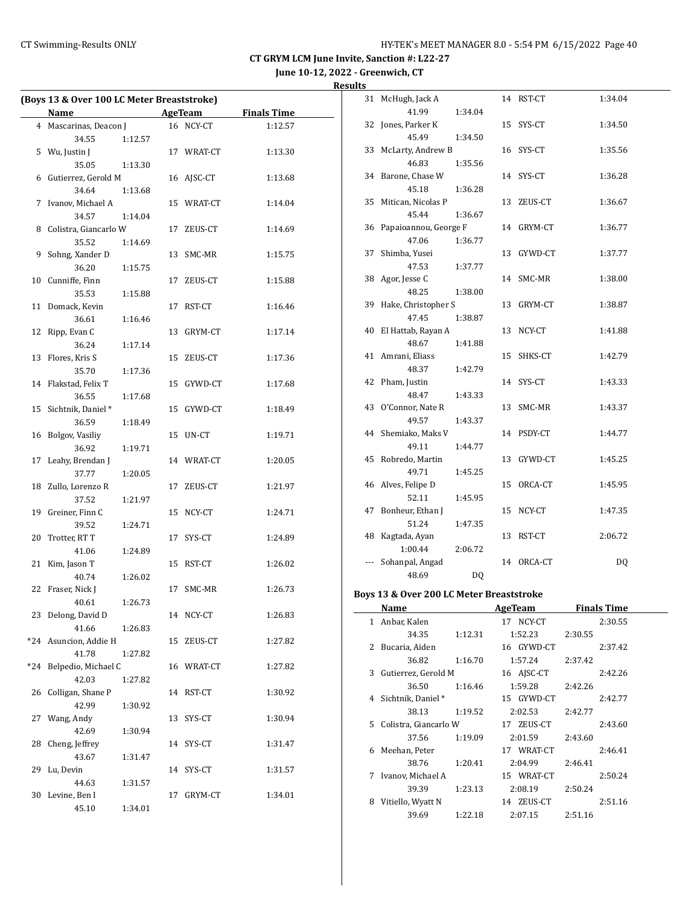**CT GRYM LCM June Invite, Sanction #: L22-27**

**June 10-12, 2022 - Greenwich, CT**

**Results**

### (Boys 13 & Over 100 LC Meter Breaststroke)

| | Name | Age | Team | Finals Time |
|---|---|---|---|---|
| 4 | Mascarinas, Deacon J | 16 | NCY-CT | 1:12.57 |
| | 34.55 1:12.57 | | | |
| 5 | Wu, Justin J | 17 | WRAT-CT | 1:13.30 |
| | 35.05 1:13.30 | | | |
| 6 | Gutierrez, Gerold M | 16 | AJSC-CT | 1:13.68 |
| | 34.64 1:13.68 | | | |
| 7 | Ivanov, Michael A | 15 | WRAT-CT | 1:14.04 |
| | 34.57 1:14.04 | | | |
| 8 | Colistra, Giancarlo W | 17 | ZEUS-CT | 1:14.69 |
| | 35.52 1:14.69 | | | |
| 9 | Sohng, Xander D | 13 | SMC-MR | 1:15.75 |
| | 36.20 1:15.75 | | | |
| 10 | Cunniffe, Finn | 17 | ZEUS-CT | 1:15.88 |
| | 35.53 1:15.88 | | | |
| 11 | Domack, Kevin | 17 | RST-CT | 1:16.46 |
| | 36.61 1:16.46 | | | |
| 12 | Ripp, Evan C | 13 | GRYM-CT | 1:17.14 |
| | 36.24 1:17.14 | | | |
| 13 | Flores, Kris S | 15 | ZEUS-CT | 1:17.36 |
| | 35.70 1:17.36 | | | |
| 14 | Flakstad, Felix T | 15 | GYWD-CT | 1:17.68 |
| | 36.55 1:17.68 | | | |
| 15 | Sichtnik, Daniel * | 15 | GYWD-CT | 1:18.49 |
| | 36.59 1:18.49 | | | |
| 16 | Bolgov, Vasiliy | 15 | UN-CT | 1:19.71 |
| | 36.92 1:19.71 | | | |
| 17 | Leahy, Brendan J | 14 | WRAT-CT | 1:20.05 |
| | 37.77 1:20.05 | | | |
| 18 | Zullo, Lorenzo R | 17 | ZEUS-CT | 1:21.97 |
| | 37.52 1:21.97 | | | |
| 19 | Greiner, Finn C | 15 | NCY-CT | 1:24.71 |
| | 39.52 1:24.71 | | | |
| 20 | Trotter, RT T | 17 | SYS-CT | 1:24.89 |
| | 41.06 1:24.89 | | | |
| 21 | Kim, Jason T | 15 | RST-CT | 1:26.02 |
| | 40.74 1:26.02 | | | |
| 22 | Fraser, Nick J | 17 | SMC-MR | 1:26.73 |
| | 40.61 1:26.73 | | | |
| 23 | Delong, David D | 14 | NCY-CT | 1:26.83 |
| | 41.66 1:26.83 | | | |
| *24 | Asuncion, Addie H | 15 | ZEUS-CT | 1:27.82 |
| | 41.78 1:27.82 | | | |
| *24 | Belpedio, Michael C | 16 | WRAT-CT | 1:27.82 |
| | 42.03 1:27.82 | | | |
| 26 | Colligan, Shane P | 14 | RST-CT | 1:30.92 |
| | 42.99 1:30.92 | | | |
| 27 | Wang, Andy | 13 | SYS-CT | 1:30.94 |
| | 42.69 1:30.94 | | | |
| 28 | Cheng, Jeffrey | 14 | SYS-CT | 1:31.47 |
| | 43.67 1:31.47 | | | |
| 29 | Lu, Devin | 14 | SYS-CT | 1:31.57 |
| | 44.63 1:31.57 | | | |
| 30 | Levine, Ben I | 17 | GRYM-CT | 1:34.01 |
| | 45.10 1:34.01 | | | |
| 31 | McHugh, Jack A | 14 | RST-CT | 1:34.04 |
| | 41.99 1:34.04 | | | |
| 32 | Jones, Parker K | 15 | SYS-CT | 1:34.50 |
| | 45.49 1:34.50 | | | |
| 33 | McLarty, Andrew B | 16 | SYS-CT | 1:35.56 |
| | 46.83 1:35.56 | | | |
| 34 | Barone, Chase W | 14 | SYS-CT | 1:36.28 |
| | 45.18 1:36.28 | | | |
| 35 | Mitican, Nicolas P | 13 | ZEUS-CT | 1:36.67 |
| | 45.44 1:36.67 | | | |
| 36 | Papaioannou, George F | 14 | GRYM-CT | 1:36.77 |
| | 47.06 1:36.77 | | | |
| 37 | Shimba, Yusei | 13 | GYWD-CT | 1:37.77 |
| | 47.53 1:37.77 | | | |
| 38 | Agor, Jesse C | 14 | SMC-MR | 1:38.00 |
| | 48.25 1:38.00 | | | |
| 39 | Hake, Christopher S | 13 | GRYM-CT | 1:38.87 |
| | 47.45 1:38.87 | | | |
| 40 | El Hattab, Rayan A | 13 | NCY-CT | 1:41.88 |
| | 48.67 1:41.88 | | | |
| 41 | Amrani, Eliass | 15 | SHKS-CT | 1:42.79 |
| | 48.37 1:42.79 | | | |
| 42 | Pham, Justin | 14 | SYS-CT | 1:43.33 |
| | 48.47 1:43.33 | | | |
| 43 | O'Connor, Nate R | 13 | SMC-MR | 1:43.37 |
| | 49.57 1:43.37 | | | |
| 44 | Shemiako, Maks V | 14 | PSDY-CT | 1:44.77 |
| | 49.11 1:44.77 | | | |
| 45 | Robredo, Martin | 13 | GYWD-CT | 1:45.25 |
| | 49.71 1:45.25 | | | |
| 46 | Alves, Felipe D | 15 | ORCA-CT | 1:45.95 |
| | 52.11 1:45.95 | | | |
| 47 | Bonheur, Ethan J | 15 | NCY-CT | 1:47.35 |
| | 51.24 1:47.35 | | | |
| 48 | Kagtada, Ayan | 13 | RST-CT | 2:06.72 |
| | 1:00.44 2:06.72 | | | |
| --- | Sohanpal, Angad | 14 | ORCA-CT | DQ |
| | 48.69 DQ | | | |

### Boys 13 & Over 200 LC Meter Breaststroke

| | Name | Age | Team | Finals Time |
|---|---|---|---|---|
| 1 | Anbar, Kalen | 17 | NCY-CT | 2:30.55 |
| | 34.35 1:12.31 1:52.23 2:30.55 | | | |
| 2 | Bucaria, Aiden | 16 | GYWD-CT | 2:37.42 |
| | 36.82 1:16.70 1:57.24 2:37.42 | | | |
| 3 | Gutierrez, Gerold M | 16 | AJSC-CT | 2:42.26 |
| | 36.50 1:16.46 1:59.28 2:42.26 | | | |
| 4 | Sichtnik, Daniel * | 15 | GYWD-CT | 2:42.77 |
| | 38.13 1:19.52 2:02.53 2:42.77 | | | |
| 5 | Colistra, Giancarlo W | 17 | ZEUS-CT | 2:43.60 |
| | 37.56 1:19.09 2:01.59 2:43.60 | | | |
| 6 | Meehan, Peter | 17 | WRAT-CT | 2:46.41 |
| | 38.76 1:20.41 2:04.99 2:46.41 | | | |
| 7 | Ivanov, Michael A | 15 | WRAT-CT | 2:50.24 |
| | 39.39 1:23.13 2:08.19 2:50.24 | | | |
| 8 | Vitiello, Wyatt N | 14 | ZEUS-CT | 2:51.16 |
| | 39.69 1:22.18 2:07.15 2:51.16 | | | |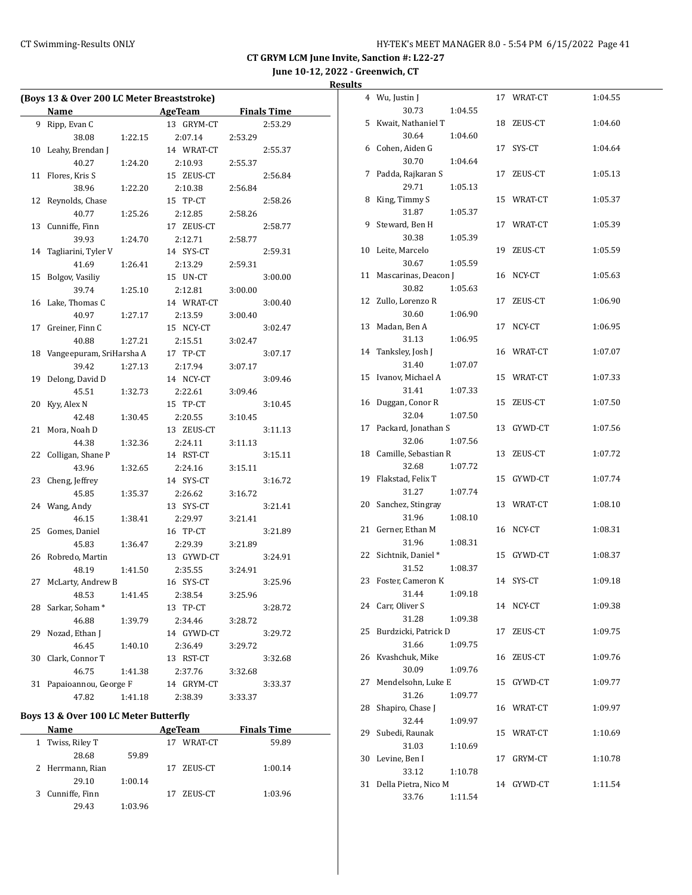CT GRYM LCM June Invite, Sanction #: L22-27

June 10-12, 2022 - Greenwich, CT

Results

## (Boys 13 & Over 200 LC Meter Breaststroke)

| | Name | AgeTeam | | Finals Time |
|---|---|---|---|---|
| 9 | Ripp, Evan C | 13 | GRYM-CT | 2:53.29 |
| | 38.08 1:22.15 2:07.14 2:53.29 | | | |
| 10 | Leahy, Brendan J | 14 | WRAT-CT | 2:55.37 |
| | 40.27 1:24.20 2:10.93 2:55.37 | | | |
| 11 | Flores, Kris S | 15 | ZEUS-CT | 2:56.84 |
| | 38.96 1:22.20 2:10.38 2:56.84 | | | |
| 12 | Reynolds, Chase | 15 | TP-CT | 2:58.26 |
| | 40.77 1:25.26 2:12.85 2:58.26 | | | |
| 13 | Cunniffe, Finn | 17 | ZEUS-CT | 2:58.77 |
| | 39.93 1:24.70 2:12.71 2:58.77 | | | |
| 14 | Tagliarini, Tyler V | 14 | SYS-CT | 2:59.31 |
| | 41.69 1:26.41 2:13.29 2:59.31 | | | |
| 15 | Bolgov, Vasiliy | 15 | UN-CT | 3:00.00 |
| | 39.74 1:25.10 2:12.81 3:00.00 | | | |
| 16 | Lake, Thomas C | 14 | WRAT-CT | 3:00.40 |
| | 40.97 1:27.17 2:13.59 3:00.40 | | | |
| 17 | Greiner, Finn C | 15 | NCY-CT | 3:02.47 |
| | 40.88 1:27.21 2:15.51 3:02.47 | | | |
| 18 | Vangeepuram, SriHarsha A | 17 | TP-CT | 3:07.17 |
| | 39.42 1:27.13 2:17.94 3:07.17 | | | |
| 19 | Delong, David D | 14 | NCY-CT | 3:09.46 |
| | 45.51 1:32.73 2:22.61 3:09.46 | | | |
| 20 | Kyy, Alex N | 15 | TP-CT | 3:10.45 |
| | 42.48 1:30.45 2:20.55 3:10.45 | | | |
| 21 | Mora, Noah D | 13 | ZEUS-CT | 3:11.13 |
| | 44.38 1:32.36 2:24.11 3:11.13 | | | |
| 22 | Colligan, Shane P | 14 | RST-CT | 3:15.11 |
| | 43.96 1:32.65 2:24.16 3:15.11 | | | |
| 23 | Cheng, Jeffrey | 14 | SYS-CT | 3:16.72 |
| | 45.85 1:35.37 2:26.62 3:16.72 | | | |
| 24 | Wang, Andy | 13 | SYS-CT | 3:21.41 |
| | 46.15 1:38.41 2:29.97 3:21.41 | | | |
| 25 | Gomes, Daniel | 16 | TP-CT | 3:21.89 |
| | 45.83 1:36.47 2:29.39 3:21.89 | | | |
| 26 | Robredo, Martin | 13 | GYWD-CT | 3:24.91 |
| | 48.19 1:41.50 2:35.55 3:24.91 | | | |
| 27 | McLarty, Andrew B | 16 | SYS-CT | 3:25.96 |
| | 48.53 1:41.45 2:38.54 3:25.96 | | | |
| 28 | Sarkar, Soham * | 13 | TP-CT | 3:28.72 |
| | 46.88 1:39.79 2:34.46 3:28.72 | | | |
| 29 | Nozad, Ethan J | 14 | GYWD-CT | 3:29.72 |
| | 46.45 1:40.10 2:36.49 3:29.72 | | | |
| 30 | Clark, Connor T | 13 | RST-CT | 3:32.68 |
| | 46.75 1:41.38 2:37.76 3:32.68 | | | |
| 31 | Papaioannou, George F | 14 | GRYM-CT | 3:33.37 |
| | 47.82 1:41.18 2:38.39 3:33.37 | | | |

## Boys 13 & Over 100 LC Meter Butterfly

| | Name | AgeTeam | | Finals Time |
|---|---|---|---|---|
| 1 | Twiss, Riley T | 17 | WRAT-CT | 59.89 |
| | 28.68 59.89 | | | |
| 2 | Herrmann, Rian | 17 | ZEUS-CT | 1:00.14 |
| | 29.10 1:00.14 | | | |
| 3 | Cunniffe, Finn | 17 | ZEUS-CT | 1:03.96 |
| | 29.43 1:03.96 | | | |
| 4 | Wu, Justin J | 17 | WRAT-CT | 1:04.55 |
| | 30.73 1:04.55 | | | |
| 5 | Kwait, Nathaniel T | 18 | ZEUS-CT | 1:04.60 |
| | 30.64 1:04.60 | | | |
| 6 | Cohen, Aiden G | 17 | SYS-CT | 1:04.64 |
| | 30.70 1:04.64 | | | |
| 7 | Padda, Rajkaran S | 17 | ZEUS-CT | 1:05.13 |
| | 29.71 1:05.13 | | | |
| 8 | King, Timmy S | 15 | WRAT-CT | 1:05.37 |
| | 31.87 1:05.37 | | | |
| 9 | Steward, Ben H | 17 | WRAT-CT | 1:05.39 |
| | 30.38 1:05.39 | | | |
| 10 | Leite, Marcelo | 19 | ZEUS-CT | 1:05.59 |
| | 30.67 1:05.59 | | | |
| 11 | Mascarinas, Deacon J | 16 | NCY-CT | 1:05.63 |
| | 30.82 1:05.63 | | | |
| 12 | Zullo, Lorenzo R | 17 | ZEUS-CT | 1:06.90 |
| | 30.60 1:06.90 | | | |
| 13 | Madan, Ben A | 17 | NCY-CT | 1:06.95 |
| | 31.13 1:06.95 | | | |
| 14 | Tanksley, Josh J | 16 | WRAT-CT | 1:07.07 |
| | 31.40 1:07.07 | | | |
| 15 | Ivanov, Michael A | 15 | WRAT-CT | 1:07.33 |
| | 31.41 1:07.33 | | | |
| 16 | Duggan, Conor R | 15 | ZEUS-CT | 1:07.50 |
| | 32.04 1:07.50 | | | |
| 17 | Packard, Jonathan S | 13 | GYWD-CT | 1:07.56 |
| | 32.06 1:07.56 | | | |
| 18 | Camille, Sebastian R | 13 | ZEUS-CT | 1:07.72 |
| | 32.68 1:07.72 | | | |
| 19 | Flakstad, Felix T | 15 | GYWD-CT | 1:07.74 |
| | 31.27 1:07.74 | | | |
| 20 | Sanchez, Stingray | 13 | WRAT-CT | 1:08.10 |
| | 31.96 1:08.10 | | | |
| 21 | Gerner, Ethan M | 16 | NCY-CT | 1:08.31 |
| | 31.96 1:08.31 | | | |
| 22 | Sichtnik, Daniel * | 15 | GYWD-CT | 1:08.37 |
| | 31.52 1:08.37 | | | |
| 23 | Foster, Cameron K | 14 | SYS-CT | 1:09.18 |
| | 31.44 1:09.18 | | | |
| 24 | Carr, Oliver S | 14 | NCY-CT | 1:09.38 |
| | 31.28 1:09.38 | | | |
| 25 | Burdzicki, Patrick D | 17 | ZEUS-CT | 1:09.75 |
| | 31.66 1:09.75 | | | |
| 26 | Kvashchuk, Mike | 16 | ZEUS-CT | 1:09.76 |
| | 30.09 1:09.76 | | | |
| 27 | Mendelsohn, Luke E | 15 | GYWD-CT | 1:09.77 |
| | 31.26 1:09.77 | | | |
| 28 | Shapiro, Chase J | 16 | WRAT-CT | 1:09.97 |
| | 32.44 1:09.97 | | | |
| 29 | Subedi, Raunak | 15 | WRAT-CT | 1:10.69 |
| | 31.03 1:10.69 | | | |
| 30 | Levine, Ben I | 17 | GRYM-CT | 1:10.78 |
| | 33.12 1:10.78 | | | |
| 31 | Della Pietra, Nico M | 14 | GYWD-CT | 1:11.54 |
| | 33.76 1:11.54 | | | |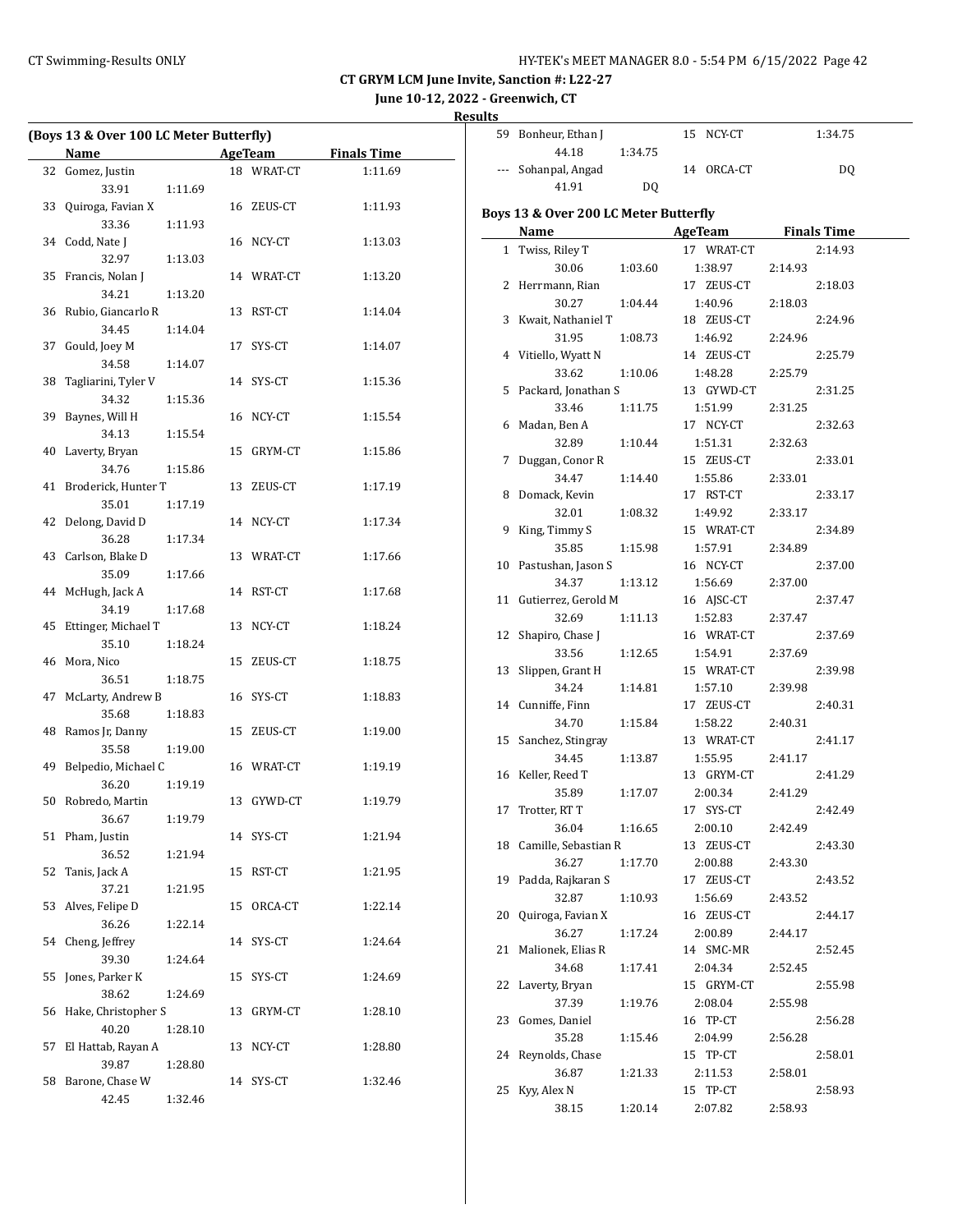# CT GRYM LCM June Invite, Sanction #: L22-27

**June 10-12, 2022 - Greenwich, CT**

**Results**

### (Boys 13 & Over 100 LC Meter Butterfly)

| | Name | AgeTeam | | Finals Time |
|---|---|---|---|---|
| 32 | Gomez, Justin | 18 | WRAT-CT | 1:11.69 |
| | 33.91 1:11.69 | | | |
| 33 | Quiroga, Favian X | 16 | ZEUS-CT | 1:11.93 |
| | 33.36 1:11.93 | | | |
| 34 | Codd, Nate J | 16 | NCY-CT | 1:13.03 |
| | 32.97 1:13.03 | | | |
| 35 | Francis, Nolan J | 14 | WRAT-CT | 1:13.20 |
| | 34.21 1:13.20 | | | |
| 36 | Rubio, Giancarlo R | 13 | RST-CT | 1:14.04 |
| | 34.45 1:14.04 | | | |
| 37 | Gould, Joey M | 17 | SYS-CT | 1:14.07 |
| | 34.58 1:14.07 | | | |
| 38 | Tagliarini, Tyler V | 14 | SYS-CT | 1:15.36 |
| | 34.32 1:15.36 | | | |
| 39 | Baynes, Will H | 16 | NCY-CT | 1:15.54 |
| | 34.13 1:15.54 | | | |
| 40 | Laverty, Bryan | 15 | GRYM-CT | 1:15.86 |
| | 34.76 1:15.86 | | | |
| 41 | Broderick, Hunter T | 13 | ZEUS-CT | 1:17.19 |
| | 35.01 1:17.19 | | | |
| 42 | Delong, David D | 14 | NCY-CT | 1:17.34 |
| | 36.28 1:17.34 | | | |
| 43 | Carlson, Blake D | 13 | WRAT-CT | 1:17.66 |
| | 35.09 1:17.66 | | | |
| 44 | McHugh, Jack A | 14 | RST-CT | 1:17.68 |
| | 34.19 1:17.68 | | | |
| 45 | Ettinger, Michael T | 13 | NCY-CT | 1:18.24 |
| | 35.10 1:18.24 | | | |
| 46 | Mora, Nico | 15 | ZEUS-CT | 1:18.75 |
| | 36.51 1:18.75 | | | |
| 47 | McLarty, Andrew B | 16 | SYS-CT | 1:18.83 |
| | 35.68 1:18.83 | | | |
| 48 | Ramos Jr, Danny | 15 | ZEUS-CT | 1:19.00 |
| | 35.58 1:19.00 | | | |
| 49 | Belpedio, Michael C | 16 | WRAT-CT | 1:19.19 |
| | 36.20 1:19.19 | | | |
| 50 | Robredo, Martin | 13 | GYWD-CT | 1:19.79 |
| | 36.67 1:19.79 | | | |
| 51 | Pham, Justin | 14 | SYS-CT | 1:21.94 |
| | 36.52 1:21.94 | | | |
| 52 | Tanis, Jack A | 15 | RST-CT | 1:21.95 |
| | 37.21 1:21.95 | | | |
| 53 | Alves, Felipe D | 15 | ORCA-CT | 1:22.14 |
| | 36.26 1:22.14 | | | |
| 54 | Cheng, Jeffrey | 14 | SYS-CT | 1:24.64 |
| | 39.30 1:24.64 | | | |
| 55 | Jones, Parker K | 15 | SYS-CT | 1:24.69 |
| | 38.62 1:24.69 | | | |
| 56 | Hake, Christopher S | 13 | GRYM-CT | 1:28.10 |
| | 40.20 1:28.10 | | | |
| 57 | El Hattab, Rayan A | 13 | NCY-CT | 1:28.80 |
| | 39.87 1:28.80 | | | |
| 58 | Barone, Chase W | 14 | SYS-CT | 1:32.46 |
| | 42.45 1:32.46 | | | |
| 59 | Bonheur, Ethan J | 15 | NCY-CT | 1:34.75 |
| | 44.18 1:34.75 | | | |
| --- | Sohanpal, Angad | 14 | ORCA-CT | DQ |
| | 41.91 DQ | | | |

### Boys 13 & Over 200 LC Meter Butterfly

| | Name | AgeTeam | | Finals Time |
|---|---|---|---|---|
| 1 | Twiss, Riley T | 17 | WRAT-CT | 2:14.93 |
| | 30.06 1:03.60 1:38.97 2:14.93 | | | |
| 2 | Herrmann, Rian | 17 | ZEUS-CT | 2:18.03 |
| | 30.27 1:04.44 1:40.96 2:18.03 | | | |
| 3 | Kwait, Nathaniel T | 18 | ZEUS-CT | 2:24.96 |
| | 31.95 1:08.73 1:46.92 2:24.96 | | | |
| 4 | Vitiello, Wyatt N | 14 | ZEUS-CT | 2:25.79 |
| | 33.62 1:10.06 1:48.28 2:25.79 | | | |
| 5 | Packard, Jonathan S | 13 | GYWD-CT | 2:31.25 |
| | 33.46 1:11.75 1:51.99 2:31.25 | | | |
| 6 | Madan, Ben A | 17 | NCY-CT | 2:32.63 |
| | 32.89 1:10.44 1:51.31 2:32.63 | | | |
| 7 | Duggan, Conor R | 15 | ZEUS-CT | 2:33.01 |
| | 34.47 1:14.40 1:55.86 2:33.01 | | | |
| 8 | Domack, Kevin | 17 | RST-CT | 2:33.17 |
| | 32.01 1:08.32 1:49.92 2:33.17 | | | |
| 9 | King, Timmy S | 15 | WRAT-CT | 2:34.89 |
| | 35.85 1:15.98 1:57.91 2:34.89 | | | |
| 10 | Pastushan, Jason S | 16 | NCY-CT | 2:37.00 |
| | 34.37 1:13.12 1:56.69 2:37.00 | | | |
| 11 | Gutierrez, Gerold M | 16 | AJSC-CT | 2:37.47 |
| | 32.69 1:11.13 1:52.83 2:37.47 | | | |
| 12 | Shapiro, Chase J | 16 | WRAT-CT | 2:37.69 |
| | 33.56 1:12.65 1:54.91 2:37.69 | | | |
| 13 | Slippen, Grant H | 15 | WRAT-CT | 2:39.98 |
| | 34.24 1:14.81 1:57.10 2:39.98 | | | |
| 14 | Cunniffe, Finn | 17 | ZEUS-CT | 2:40.31 |
| | 34.70 1:15.84 1:58.22 2:40.31 | | | |
| 15 | Sanchez, Stingray | 13 | WRAT-CT | 2:41.17 |
| | 34.45 1:13.87 1:55.95 2:41.17 | | | |
| 16 | Keller, Reed T | 13 | GRYM-CT | 2:41.29 |
| | 35.89 1:17.07 2:00.34 2:41.29 | | | |
| 17 | Trotter, RT T | 17 | SYS-CT | 2:42.49 |
| | 36.04 1:16.65 2:00.10 2:42.49 | | | |
| 18 | Camille, Sebastian R | 13 | ZEUS-CT | 2:43.30 |
| | 36.27 1:17.70 2:00.88 2:43.30 | | | |
| 19 | Padda, Rajkaran S | 17 | ZEUS-CT | 2:43.52 |
| | 32.87 1:10.93 1:56.69 2:43.52 | | | |
| 20 | Quiroga, Favian X | 16 | ZEUS-CT | 2:44.17 |
| | 36.27 1:17.24 2:00.89 2:44.17 | | | |
| 21 | Malionek, Elias R | 14 | SMC-MR | 2:52.45 |
| | 34.68 1:17.41 2:04.34 2:52.45 | | | |
| 22 | Laverty, Bryan | 15 | GRYM-CT | 2:55.98 |
| | 37.39 1:19.76 2:08.04 2:55.98 | | | |
| 23 | Gomes, Daniel | 16 | TP-CT | 2:56.28 |
| | 35.28 1:15.46 2:04.99 2:56.28 | | | |
| 24 | Reynolds, Chase | 15 | TP-CT | 2:58.01 |
| | 36.87 1:21.33 2:11.53 2:58.01 | | | |
| 25 | Kyy, Alex N | 15 | TP-CT | 2:58.93 |
| | 38.15 1:20.14 2:07.82 2:58.93 | | | |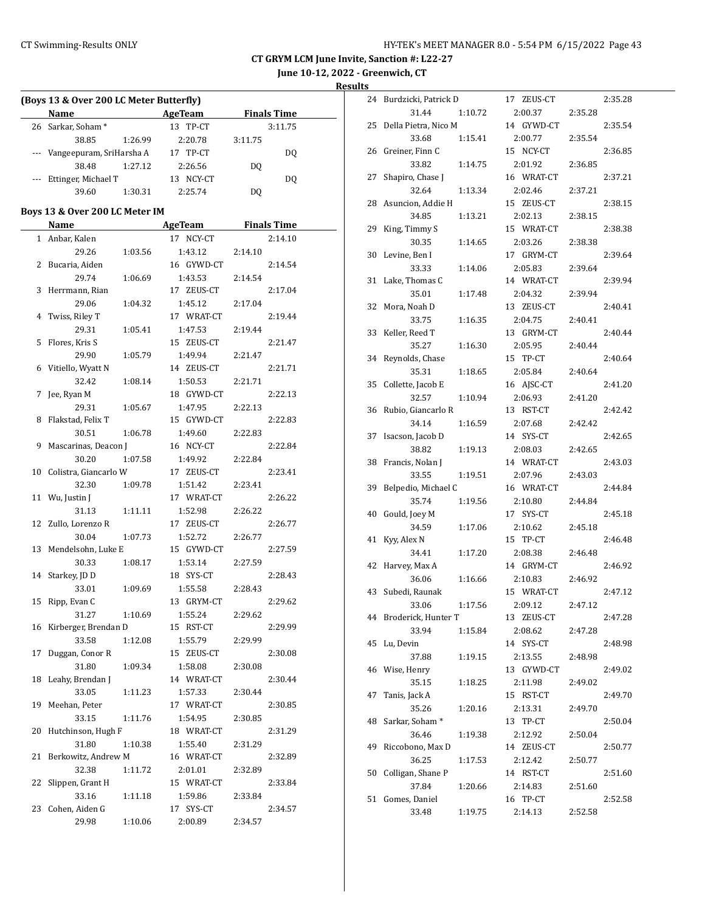**CT GRYM LCM June Invite, Sanction #: L22-27**

**June 10-12, 2022 - Greenwich, CT**

**Results**

### (Boys 13 & Over 200 LC Meter Butterfly)

| | Name | AgeTeam | Finals Time |
|---|---|---|---|
| 26 | Sarkar, Soham * | 13 TP-CT | 3:11.75 |
| | 38.85 1:26.99 | 2:20.78 | 3:11.75 |
| --- | Vangeepuram, SriHarsha A | 17 TP-CT | DQ |
| | 38.48 1:27.12 | 2:26.56 | DQ |
| --- | Ettinger, Michael T | 13 NCY-CT | DQ |
| | 39.60 1:30.31 | 2:25.74 | DQ |

### Boys 13 & Over 200 LC Meter IM

| | Name | AgeTeam | Finals Time |
|---|---|---|---|
| 1 | Anbar, Kalen | 17 NCY-CT | 2:14.10 |
| | 29.26 1:03.56 | 1:43.12 | 2:14.10 |
| 2 | Bucaria, Aiden | 16 GYWD-CT | 2:14.54 |
| | 29.74 1:06.69 | 1:43.53 | 2:14.54 |
| 3 | Herrmann, Rian | 17 ZEUS-CT | 2:17.04 |
| | 29.06 1:04.32 | 1:45.12 | 2:17.04 |
| 4 | Twiss, Riley T | 17 WRAT-CT | 2:19.44 |
| | 29.31 1:05.41 | 1:47.53 | 2:19.44 |
| 5 | Flores, Kris S | 15 ZEUS-CT | 2:21.47 |
| | 29.90 1:05.79 | 1:49.94 | 2:21.47 |
| 6 | Vitiello, Wyatt N | 14 ZEUS-CT | 2:21.71 |
| | 32.42 1:08.14 | 1:50.53 | 2:21.71 |
| 7 | Jee, Ryan M | 18 GYWD-CT | 2:22.13 |
| | 29.31 1:05.67 | 1:47.95 | 2:22.13 |
| 8 | Flakstad, Felix T | 15 GYWD-CT | 2:22.83 |
| | 30.51 1:06.78 | 1:49.60 | 2:22.83 |
| 9 | Mascarinas, Deacon J | 16 NCY-CT | 2:22.84 |
| | 30.20 1:07.58 | 1:49.92 | 2:22.84 |
| 10 | Colistra, Giancarlo W | 17 ZEUS-CT | 2:23.41 |
| | 32.30 1:09.78 | 1:51.42 | 2:23.41 |
| 11 | Wu, Justin J | 17 WRAT-CT | 2:26.22 |
| | 31.13 1:11.11 | 1:52.98 | 2:26.22 |
| 12 | Zullo, Lorenzo R | 17 ZEUS-CT | 2:26.77 |
| | 30.04 1:07.73 | 1:52.72 | 2:26.77 |
| 13 | Mendelsohn, Luke E | 15 GYWD-CT | 2:27.59 |
| | 30.33 1:08.17 | 1:53.14 | 2:27.59 |
| 14 | Starkey, JD D | 18 SYS-CT | 2:28.43 |
| | 33.01 1:09.69 | 1:55.58 | 2:28.43 |
| 15 | Ripp, Evan C | 13 GRYM-CT | 2:29.62 |
| | 31.27 1:10.69 | 1:55.24 | 2:29.62 |
| 16 | Kirberger, Brendan D | 15 RST-CT | 2:29.99 |
| | 33.58 1:12.08 | 1:55.79 | 2:29.99 |
| 17 | Duggan, Conor R | 15 ZEUS-CT | 2:30.08 |
| | 31.80 1:09.34 | 1:58.08 | 2:30.08 |
| 18 | Leahy, Brendan J | 14 WRAT-CT | 2:30.44 |
| | 33.05 1:11.23 | 1:57.33 | 2:30.44 |
| 19 | Meehan, Peter | 17 WRAT-CT | 2:30.85 |
| | 33.15 1:11.76 | 1:54.95 | 2:30.85 |
| 20 | Hutchinson, Hugh F | 18 WRAT-CT | 2:31.29 |
| | 31.80 1:10.38 | 1:55.40 | 2:31.29 |
| 21 | Berkowitz, Andrew M | 16 WRAT-CT | 2:32.89 |
| | 32.38 1:11.72 | 2:01.01 | 2:32.89 |
| 22 | Slippen, Grant H | 15 WRAT-CT | 2:33.84 |
| | 33.16 1:11.18 | 1:59.86 | 2:33.84 |
| 23 | Cohen, Aiden G | 17 SYS-CT | 2:34.57 |
| | 29.98 1:10.06 | 2:00.89 | 2:34.57 |
| 24 | Burdzicki, Patrick D | 17 ZEUS-CT | 2:35.28 |
| | 31.44 1:10.72 | 2:00.37 | 2:35.28 |
| 25 | Della Pietra, Nico M | 14 GYWD-CT | 2:35.54 |
| | 33.68 1:15.41 | 2:00.77 | 2:35.54 |
| 26 | Greiner, Finn C | 15 NCY-CT | 2:36.85 |
| | 33.82 1:14.75 | 2:01.92 | 2:36.85 |
| 27 | Shapiro, Chase J | 16 WRAT-CT | 2:37.21 |
| | 32.64 1:13.34 | 2:02.46 | 2:37.21 |
| 28 | Asuncion, Addie H | 15 ZEUS-CT | 2:38.15 |
| | 34.85 1:13.21 | 2:02.13 | 2:38.15 |
| 29 | King, Timmy S | 15 WRAT-CT | 2:38.38 |
| | 30.35 1:14.65 | 2:03.26 | 2:38.38 |
| 30 | Levine, Ben I | 17 GRYM-CT | 2:39.64 |
| | 33.33 1:14.06 | 2:05.83 | 2:39.64 |
| 31 | Lake, Thomas C | 14 WRAT-CT | 2:39.94 |
| | 35.01 1:17.48 | 2:04.32 | 2:39.94 |
| 32 | Mora, Noah D | 13 ZEUS-CT | 2:40.41 |
| | 33.75 1:16.35 | 2:04.75 | 2:40.41 |
| 33 | Keller, Reed T | 13 GRYM-CT | 2:40.44 |
| | 35.27 1:16.30 | 2:05.95 | 2:40.44 |
| 34 | Reynolds, Chase | 15 TP-CT | 2:40.64 |
| | 35.31 1:18.65 | 2:05.84 | 2:40.64 |
| 35 | Collette, Jacob E | 16 AJSC-CT | 2:41.20 |
| | 32.57 1:10.94 | 2:06.93 | 2:41.20 |
| 36 | Rubio, Giancarlo R | 13 RST-CT | 2:42.42 |
| | 34.14 1:16.59 | 2:07.68 | 2:42.42 |
| 37 | Isacson, Jacob D | 14 SYS-CT | 2:42.65 |
| | 38.82 1:19.13 | 2:08.03 | 2:42.65 |
| 38 | Francis, Nolan J | 14 WRAT-CT | 2:43.03 |
| | 33.55 1:19.51 | 2:07.96 | 2:43.03 |
| 39 | Belpedio, Michael C | 16 WRAT-CT | 2:44.84 |
| | 35.74 1:19.56 | 2:10.80 | 2:44.84 |
| 40 | Gould, Joey M | 17 SYS-CT | 2:45.18 |
| | 34.59 1:17.06 | 2:10.62 | 2:45.18 |
| 41 | Kyy, Alex N | 15 TP-CT | 2:46.48 |
| | 34.41 1:17.20 | 2:08.38 | 2:46.48 |
| 42 | Harvey, Max A | 14 GRYM-CT | 2:46.92 |
| | 36.06 1:16.66 | 2:10.83 | 2:46.92 |
| 43 | Subedi, Raunak | 15 WRAT-CT | 2:47.12 |
| | 33.06 1:17.56 | 2:09.12 | 2:47.12 |
| 44 | Broderick, Hunter T | 13 ZEUS-CT | 2:47.28 |
| | 33.94 1:15.84 | 2:08.62 | 2:47.28 |
| 45 | Lu, Devin | 14 SYS-CT | 2:48.98 |
| | 37.88 1:19.15 | 2:13.55 | 2:48.98 |
| 46 | Wise, Henry | 13 GYWD-CT | 2:49.02 |
| | 35.15 1:18.25 | 2:11.98 | 2:49.02 |
| 47 | Tanis, Jack A | 15 RST-CT | 2:49.70 |
| | 35.26 1:20.16 | 2:13.31 | 2:49.70 |
| 48 | Sarkar, Soham * | 13 TP-CT | 2:50.04 |
| | 36.46 1:19.38 | 2:12.92 | 2:50.04 |
| 49 | Riccobono, Max D | 14 ZEUS-CT | 2:50.77 |
| | 36.25 1:17.53 | 2:12.42 | 2:50.77 |
| 50 | Colligan, Shane P | 14 RST-CT | 2:51.60 |
| | 37.84 1:20.66 | 2:14.83 | 2:51.60 |
| 51 | Gomes, Daniel | 16 TP-CT | 2:52.58 |
| | 33.48 1:19.75 | 2:14.13 | 2:52.58 |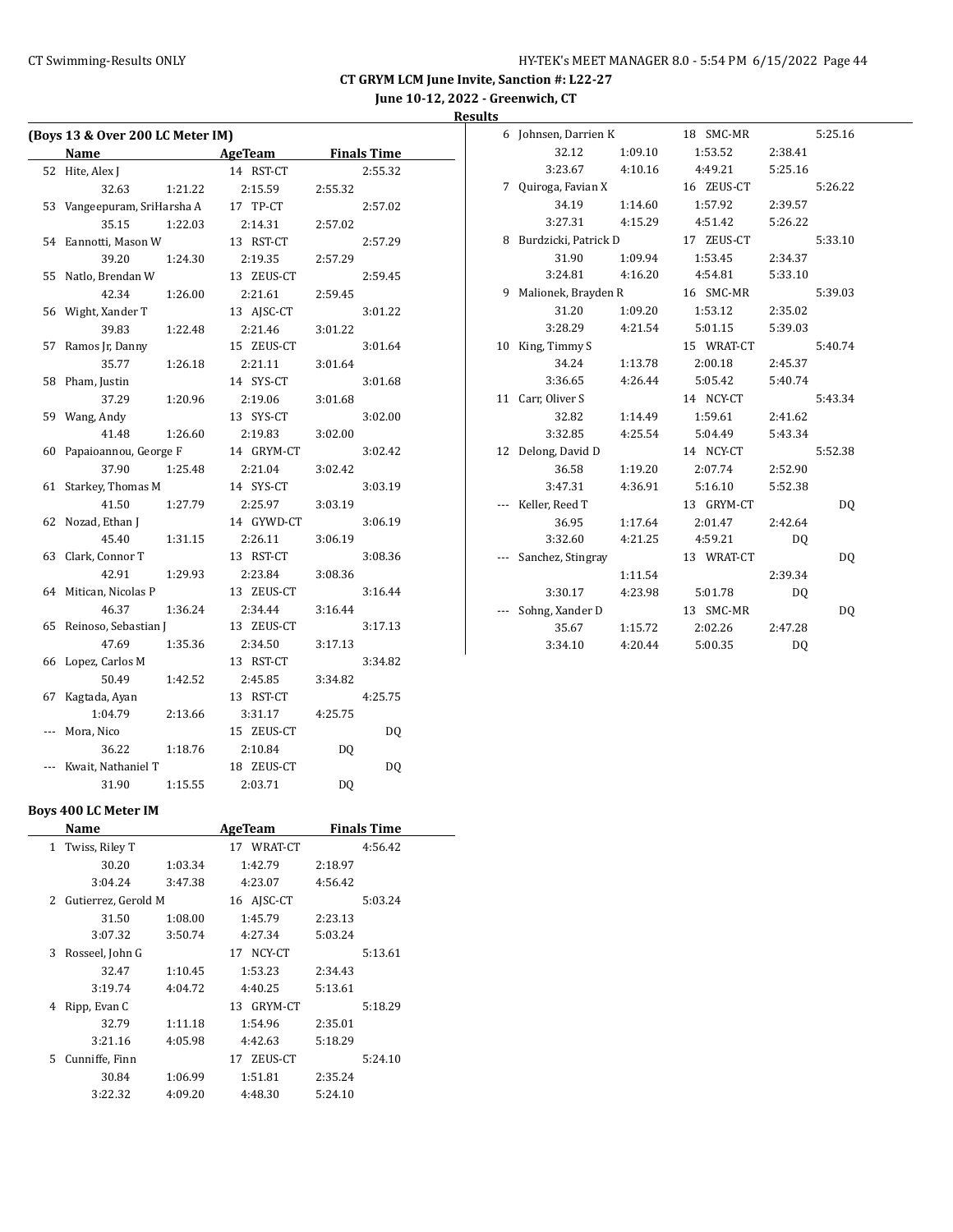**CT GRYM LCM June Invite, Sanction #: L22-27**

**June 10-12, 2022 - Greenwich, CT**

**Results**

### (Boys 13 & Over 200 LC Meter IM)

| | Name | AgeTeam | Finals Time |
|---|---|---|---|
| 52 | Hite, Alex J | 14 RST-CT | 2:55.32 |
| | 32.63 · 1:21.22 · 2:15.59 · 2:55.32 | | |
| 53 | Vangeepuram, SriHarsha A | 17 TP-CT | 2:57.02 |
| | 35.15 · 1:22.03 · 2:14.31 · 2:57.02 | | |
| 54 | Eannotti, Mason W | 13 RST-CT | 2:57.29 |
| | 39.20 · 1:24.30 · 2:19.35 · 2:57.29 | | |
| 55 | Natlo, Brendan W | 13 ZEUS-CT | 2:59.45 |
| | 42.34 · 1:26.00 · 2:21.61 · 2:59.45 | | |
| 56 | Wight, Xander T | 13 AJSC-CT | 3:01.22 |
| | 39.83 · 1:22.48 · 2:21.46 · 3:01.22 | | |
| 57 | Ramos Jr, Danny | 15 ZEUS-CT | 3:01.64 |
| | 35.77 · 1:26.18 · 2:21.11 · 3:01.64 | | |
| 58 | Pham, Justin | 14 SYS-CT | 3:01.68 |
| | 37.29 · 1:20.96 · 2:19.06 · 3:01.68 | | |
| 59 | Wang, Andy | 13 SYS-CT | 3:02.00 |
| | 41.48 · 1:26.60 · 2:19.83 · 3:02.00 | | |
| 60 | Papaioannou, George F | 14 GRYM-CT | 3:02.42 |
| | 37.90 · 1:25.48 · 2:21.04 · 3:02.42 | | |
| 61 | Starkey, Thomas M | 14 SYS-CT | 3:03.19 |
| | 41.50 · 1:27.79 · 2:25.97 · 3:03.19 | | |
| 62 | Nozad, Ethan J | 14 GYWD-CT | 3:06.19 |
| | 45.40 · 1:31.15 · 2:26.11 · 3:06.19 | | |
| 63 | Clark, Connor T | 13 RST-CT | 3:08.36 |
| | 42.91 · 1:29.93 · 2:23.84 · 3:08.36 | | |
| 64 | Mitican, Nicolas P | 13 ZEUS-CT | 3:16.44 |
| | 46.37 · 1:36.24 · 2:34.44 · 3:16.44 | | |
| 65 | Reinoso, Sebastian J | 13 ZEUS-CT | 3:17.13 |
| | 47.69 · 1:35.36 · 2:34.50 · 3:17.13 | | |
| 66 | Lopez, Carlos M | 13 RST-CT | 3:34.82 |
| | 50.49 · 1:42.52 · 2:45.85 · 3:34.82 | | |
| 67 | Kagtada, Ayan | 13 RST-CT | 4:25.75 |
| | 1:04.79 · 2:13.66 · 3:31.17 · 4:25.75 | | |
| --- | Mora, Nico | 15 ZEUS-CT | DQ |
| | 36.22 · 1:18.76 · 2:10.84 · DQ | | |
| --- | Kwait, Nathaniel T | 18 ZEUS-CT | DQ |
| | 31.90 · 1:15.55 · 2:03.71 · DQ | | |

### Boys 400 LC Meter IM

| | Name | AgeTeam | Finals Time |
|---|---|---|---|
| 1 | Twiss, Riley T | 17 WRAT-CT | 4:56.42 |
| | 30.20 · 1:03.34 · 1:42.79 · 2:18.97 · 3:04.24 · 3:47.38 · 4:23.07 · 4:56.42 | | |
| 2 | Gutierrez, Gerold M | 16 AJSC-CT | 5:03.24 |
| | 31.50 · 1:08.00 · 1:45.79 · 2:23.13 · 3:07.32 · 3:50.74 · 4:27.34 · 5:03.24 | | |
| 3 | Rosseel, John G | 17 NCY-CT | 5:13.61 |
| | 32.47 · 1:10.45 · 1:53.23 · 2:34.43 · 3:19.74 · 4:04.72 · 4:40.25 · 5:13.61 | | |
| 4 | Ripp, Evan C | 13 GRYM-CT | 5:18.29 |
| | 32.79 · 1:11.18 · 1:54.96 · 2:35.01 · 3:21.16 · 4:05.98 · 4:42.63 · 5:18.29 | | |
| 5 | Cunniffe, Finn | 17 ZEUS-CT | 5:24.10 |
| | 30.84 · 1:06.99 · 1:51.81 · 2:35.24 · 3:22.32 · 4:09.20 · 4:48.30 · 5:24.10 | | |
| 6 | Johnsen, Darrien K | 18 SMC-MR | 5:25.16 |
| | 32.12 · 1:09.10 · 1:53.52 · 2:38.41 · 3:23.67 · 4:10.16 · 4:49.21 · 5:25.16 | | |
| 7 | Quiroga, Favian X | 16 ZEUS-CT | 5:26.22 |
| | 34.19 · 1:14.60 · 1:57.92 · 2:39.57 · 3:27.31 · 4:15.29 · 4:51.42 · 5:26.22 | | |
| 8 | Burdzicki, Patrick D | 17 ZEUS-CT | 5:33.10 |
| | 31.90 · 1:09.94 · 1:53.45 · 2:34.37 · 3:24.81 · 4:16.20 · 4:54.81 · 5:33.10 | | |
| 9 | Malionek, Brayden R | 16 SMC-MR | 5:39.03 |
| | 31.20 · 1:09.20 · 1:53.12 · 2:35.02 · 3:28.29 · 4:21.54 · 5:01.15 · 5:39.03 | | |
| 10 | King, Timmy S | 15 WRAT-CT | 5:40.74 |
| | 34.24 · 1:13.78 · 2:00.18 · 2:45.37 · 3:36.65 · 4:26.44 · 5:05.42 · 5:40.74 | | |
| 11 | Carr, Oliver S | 14 NCY-CT | 5:43.34 |
| | 32.82 · 1:14.49 · 1:59.61 · 2:41.62 · 3:32.85 · 4:25.54 · 5:04.49 · 5:43.34 | | |
| 12 | Delong, David D | 14 NCY-CT | 5:52.38 |
| | 36.58 · 1:19.20 · 2:07.74 · 2:52.90 · 3:47.31 · 4:36.91 · 5:16.10 · 5:52.38 | | |
| --- | Keller, Reed T | 13 GRYM-CT | DQ |
| | 36.95 · 1:17.64 · 2:01.47 · 2:42.64 · 3:32.60 · 4:21.25 · 4:59.21 · DQ | | |
| --- | Sanchez, Stingray | 13 WRAT-CT | DQ |
| | 1:11.54 · 2:39.34 · 3:30.17 · 4:23.98 · 5:01.78 · DQ | | |
| --- | Sohng, Xander D | 13 SMC-MR | DQ |
| | 35.67 · 1:15.72 · 2:02.26 · 2:47.28 · 3:34.10 · 4:20.44 · 5:00.35 · DQ | | |